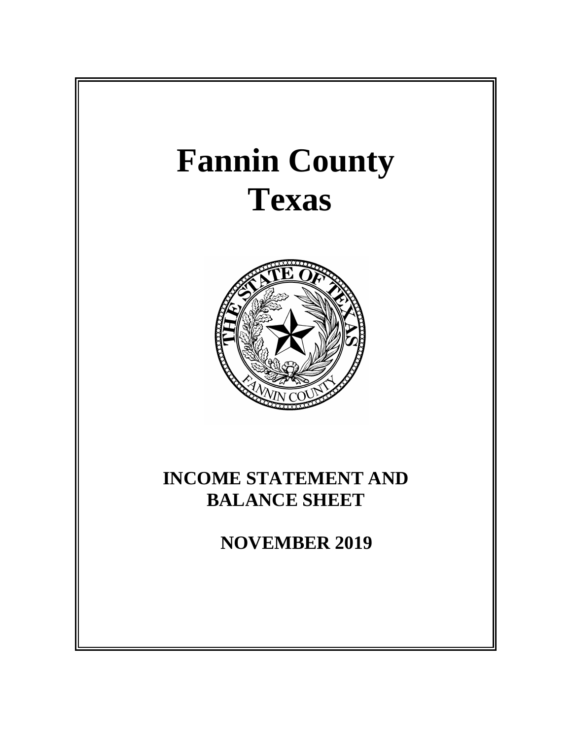# Fannin County
# Texas

## INCOME STATEMENT AND BALANCE SHEET

## NOVEMBER 2019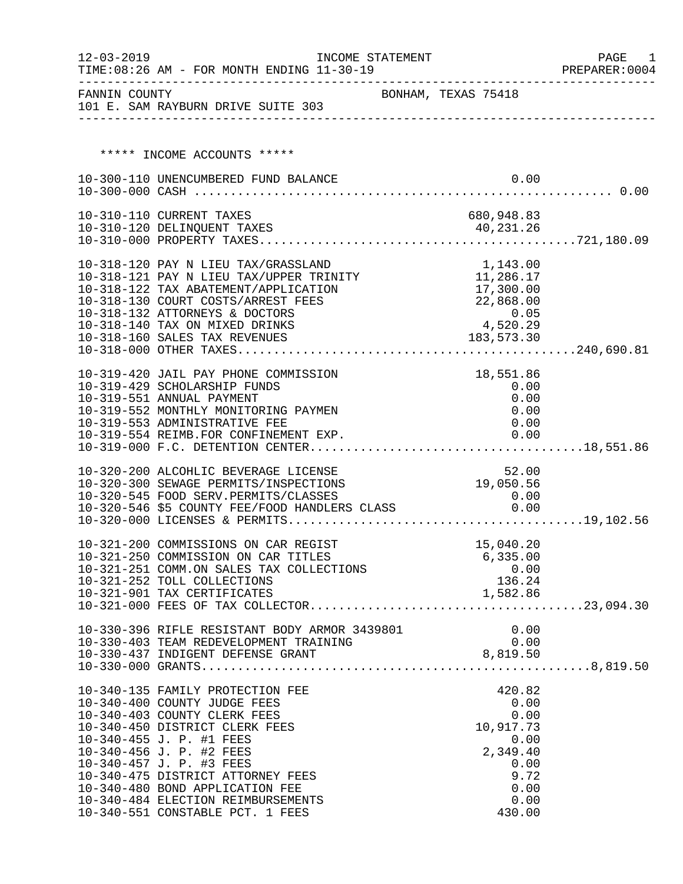12-03-2019 INCOME STATEMENT
TIME:08:26 AM - FOR MONTH ENDING 11-30-19 PREPARER:0004

FANNIN COUNTY BONHAM, TEXAS 75418
101 E. SAM RAYBURN DRIVE SUITE 303

***** INCOME ACCOUNTS *****

| Account | Description | Amount | Total |
|---|---|---|---|
| 10-300-110 | UNENCUMBERED FUND BALANCE | 0.00 | |
| 10-300-000 | CASH | | 0.00 |
| 10-310-110 | CURRENT TAXES | 680,948.83 | |
| 10-310-120 | DELINQUENT TAXES | 40,231.26 | |
| 10-310-000 | PROPERTY TAXES | | 721,180.09 |
| 10-318-120 | PAY N LIEU TAX/GRASSLAND | 1,143.00 | |
| 10-318-121 | PAY N LIEU TAX/UPPER TRINITY | 11,286.17 | |
| 10-318-122 | TAX ABATEMENT/APPLICATION | 17,300.00 | |
| 10-318-130 | COURT COSTS/ARREST FEES | 22,868.00 | |
| 10-318-132 | ATTORNEYS & DOCTORS | 0.05 | |
| 10-318-140 | TAX ON MIXED DRINKS | 4,520.29 | |
| 10-318-160 | SALES TAX REVENUES | 183,573.30 | |
| 10-318-000 | OTHER TAXES | | 240,690.81 |
| 10-319-420 | JAIL PAY PHONE COMMISSION | 18,551.86 | |
| 10-319-429 | SCHOLARSHIP FUNDS | 0.00 | |
| 10-319-551 | ANNUAL PAYMENT | 0.00 | |
| 10-319-552 | MONTHLY MONITORING PAYMEN | 0.00 | |
| 10-319-553 | ADMINISTRATIVE FEE | 0.00 | |
| 10-319-554 | REIMB.FOR CONFINEMENT EXP. | 0.00 | |
| 10-319-000 | F.C. DETENTION CENTER | | 18,551.86 |
| 10-320-200 | ALCOHLIC BEVERAGE LICENSE | 52.00 | |
| 10-320-300 | SEWAGE PERMITS/INSPECTIONS | 19,050.56 | |
| 10-320-545 | FOOD SERV.PERMITS/CLASSES | 0.00 | |
| 10-320-546 | $5 COUNTY FEE/FOOD HANDLERS CLASS | 0.00 | |
| 10-320-000 | LICENSES & PERMITS | | 19,102.56 |
| 10-321-200 | COMMISSIONS ON CAR REGIST | 15,040.20 | |
| 10-321-250 | COMMISSION ON CAR TITLES | 6,335.00 | |
| 10-321-251 | COMM.ON SALES TAX COLLECTIONS | 0.00 | |
| 10-321-252 | TOLL COLLECTIONS | 136.24 | |
| 10-321-901 | TAX CERTIFICATES | 1,582.86 | |
| 10-321-000 | FEES OF TAX COLLECTOR | | 23,094.30 |
| 10-330-396 | RIFLE RESISTANT BODY ARMOR 3439801 | 0.00 | |
| 10-330-403 | TEAM REDEVELOPMENT TRAINING | 0.00 | |
| 10-330-437 | INDIGENT DEFENSE GRANT | 8,819.50 | |
| 10-330-000 | GRANTS | | 8,819.50 |
| 10-340-135 | FAMILY PROTECTION FEE | 420.82 | |
| 10-340-400 | COUNTY JUDGE FEES | 0.00 | |
| 10-340-403 | COUNTY CLERK FEES | 0.00 | |
| 10-340-450 | DISTRICT CLERK FEES | 10,917.73 | |
| 10-340-455 | J. P. #1 FEES | 0.00 | |
| 10-340-456 | J. P. #2 FEES | 2,349.40 | |
| 10-340-457 | J. P. #3 FEES | 0.00 | |
| 10-340-475 | DISTRICT ATTORNEY FEES | 9.72 | |
| 10-340-480 | BOND APPLICATION FEE | 0.00 | |
| 10-340-484 | ELECTION REIMBURSEMENTS | 0.00 | |
| 10-340-551 | CONSTABLE PCT. 1 FEES | 430.00 | |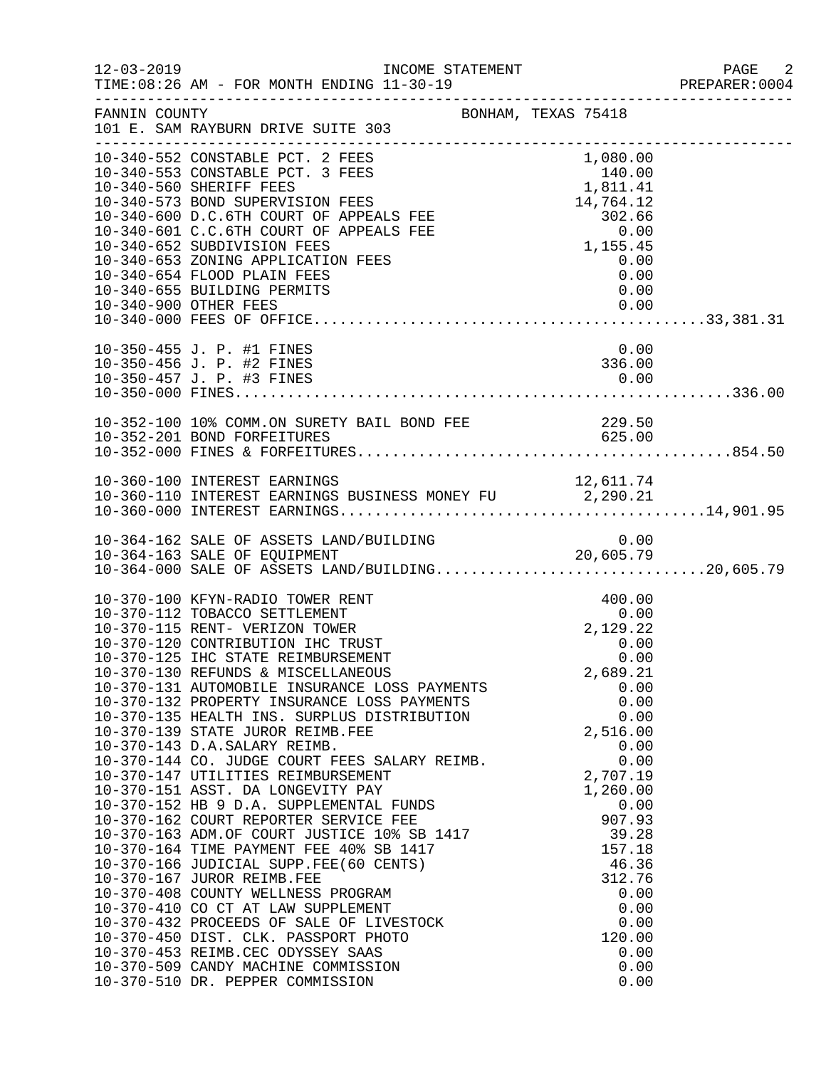FANNIN COUNTY BONHAM, TEXAS 75418
101 E. SAM RAYBURN DRIVE SUITE 303

INCOME STATEMENT — FOR MONTH ENDING 11-30-19

| Account | Description | Amount | Total |
|---|---|---|---|
| 10-340-552 | CONSTABLE PCT. 2 FEES | 1,080.00 | |
| 10-340-553 | CONSTABLE PCT. 3 FEES | 140.00 | |
| 10-340-560 | SHERIFF FEES | 1,811.41 | |
| 10-340-573 | BOND SUPERVISION FEES | 14,764.12 | |
| 10-340-600 | D.C.6TH COURT OF APPEALS FEE | 302.66 | |
| 10-340-601 | C.C.6TH COURT OF APPEALS FEE | 0.00 | |
| 10-340-652 | SUBDIVISION FEES | 1,155.45 | |
| 10-340-653 | ZONING APPLICATION FEES | 0.00 | |
| 10-340-654 | FLOOD PLAIN FEES | 0.00 | |
| 10-340-655 | BUILDING PERMITS | 0.00 | |
| 10-340-900 | OTHER FEES | 0.00 | |
| 10-340-000 | FEES OF OFFICE | | 33,381.31 |
| 10-350-455 | J. P. #1 FINES | 0.00 | |
| 10-350-456 | J. P. #2 FINES | 336.00 | |
| 10-350-457 | J. P. #3 FINES | 0.00 | |
| 10-350-000 | FINES | | 336.00 |
| 10-352-100 | 10% COMM.ON SURETY BAIL BOND FEE | 229.50 | |
| 10-352-201 | BOND FORFEITURES | 625.00 | |
| 10-352-000 | FINES & FORFEITURES | | 854.50 |
| 10-360-100 | INTEREST EARNINGS | 12,611.74 | |
| 10-360-110 | INTEREST EARNINGS BUSINESS MONEY FU | 2,290.21 | |
| 10-360-000 | INTEREST EARNINGS | | 14,901.95 |
| 10-364-162 | SALE OF ASSETS LAND/BUILDING | 0.00 | |
| 10-364-163 | SALE OF EQUIPMENT | 20,605.79 | |
| 10-364-000 | SALE OF ASSETS LAND/BUILDING | | 20,605.79 |
| 10-370-100 | KFYN-RADIO TOWER RENT | 400.00 | |
| 10-370-112 | TOBACCO SETTLEMENT | 0.00 | |
| 10-370-115 | RENT- VERIZON TOWER | 2,129.22 | |
| 10-370-120 | CONTRIBUTION IHC TRUST | 0.00 | |
| 10-370-125 | IHC STATE REIMBURSEMENT | 0.00 | |
| 10-370-130 | REFUNDS & MISCELLANEOUS | 2,689.21 | |
| 10-370-131 | AUTOMOBILE INSURANCE LOSS PAYMENTS | 0.00 | |
| 10-370-132 | PROPERTY INSURANCE LOSS PAYMENTS | 0.00 | |
| 10-370-135 | HEALTH INS. SURPLUS DISTRIBUTION | 0.00 | |
| 10-370-139 | STATE JUROR REIMB.FEE | 2,516.00 | |
| 10-370-143 | D.A.SALARY REIMB. | 0.00 | |
| 10-370-144 | CO. JUDGE COURT FEES SALARY REIMB. | 0.00 | |
| 10-370-147 | UTILITIES REIMBURSEMENT | 2,707.19 | |
| 10-370-151 | ASST. DA LONGEVITY PAY | 1,260.00 | |
| 10-370-152 | HB 9 D.A. SUPPLEMENTAL FUNDS | 0.00 | |
| 10-370-162 | COURT REPORTER SERVICE FEE | 907.93 | |
| 10-370-163 | ADM.OF COURT JUSTICE 10% SB 1417 | 39.28 | |
| 10-370-164 | TIME PAYMENT FEE 40% SB 1417 | 157.18 | |
| 10-370-166 | JUDICIAL SUPP.FEE(60 CENTS) | 46.36 | |
| 10-370-167 | JUROR REIMB.FEE | 312.76 | |
| 10-370-408 | COUNTY WELLNESS PROGRAM | 0.00 | |
| 10-370-410 | CO CT AT LAW SUPPLEMENT | 0.00 | |
| 10-370-432 | PROCEEDS OF SALE OF LIVESTOCK | 0.00 | |
| 10-370-450 | DIST. CLK. PASSPORT PHOTO | 120.00 | |
| 10-370-453 | REIMB.CEC ODYSSEY SAAS | 0.00 | |
| 10-370-509 | CANDY MACHINE COMMISSION | 0.00 | |
| 10-370-510 | DR. PEPPER COMMISSION | 0.00 | |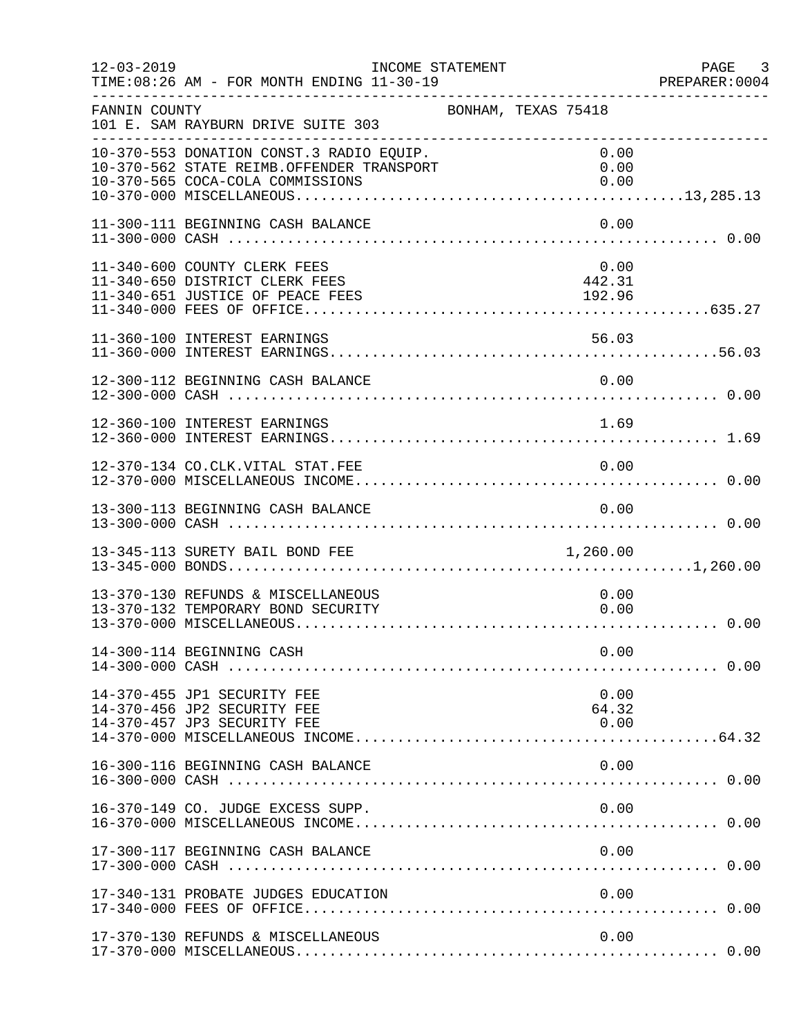FANNIN COUNTY — BONHAM, TEXAS 75418
101 E. SAM RAYBURN DRIVE SUITE 303

INCOME STATEMENT
TIME:08:26 AM - FOR MONTH ENDING 11-30-19

| Account | Description | Amount | Total |
|---|---|---|---|
| 10-370-553 | DONATION CONST.3 RADIO EQUIP. | 0.00 | |
| 10-370-562 | STATE REIMB.OFFENDER TRANSPORT | 0.00 | |
| 10-370-565 | COCA-COLA COMMISSIONS | 0.00 | |
| 10-370-000 | MISCELLANEOUS | | 13,285.13 |
| 11-300-111 | BEGINNING CASH BALANCE | 0.00 | |
| 11-300-000 | CASH | | 0.00 |
| 11-340-600 | COUNTY CLERK FEES | 0.00 | |
| 11-340-650 | DISTRICT CLERK FEES | 442.31 | |
| 11-340-651 | JUSTICE OF PEACE FEES | 192.96 | |
| 11-340-000 | FEES OF OFFICE | | 635.27 |
| 11-360-100 | INTEREST EARNINGS | 56.03 | |
| 11-360-000 | INTEREST EARNINGS | | 56.03 |
| 12-300-112 | BEGINNING CASH BALANCE | 0.00 | |
| 12-300-000 | CASH | | 0.00 |
| 12-360-100 | INTEREST EARNINGS | 1.69 | |
| 12-360-000 | INTEREST EARNINGS | | 1.69 |
| 12-370-134 | CO.CLK.VITAL STAT.FEE | 0.00 | |
| 12-370-000 | MISCELLANEOUS INCOME | | 0.00 |
| 13-300-113 | BEGINNING CASH BALANCE | 0.00 | |
| 13-300-000 | CASH | | 0.00 |
| 13-345-113 | SURETY BAIL BOND FEE | 1,260.00 | |
| 13-345-000 | BONDS | | 1,260.00 |
| 13-370-130 | REFUNDS & MISCELLANEOUS | 0.00 | |
| 13-370-132 | TEMPORARY BOND SECURITY | 0.00 | |
| 13-370-000 | MISCELLANEOUS | | 0.00 |
| 14-300-114 | BEGINNING CASH | 0.00 | |
| 14-300-000 | CASH | | 0.00 |
| 14-370-455 | JP1 SECURITY FEE | 0.00 | |
| 14-370-456 | JP2 SECURITY FEE | 64.32 | |
| 14-370-457 | JP3 SECURITY FEE | 0.00 | |
| 14-370-000 | MISCELLANEOUS INCOME | | 64.32 |
| 16-300-116 | BEGINNING CASH BALANCE | 0.00 | |
| 16-300-000 | CASH | | 0.00 |
| 16-370-149 | CO. JUDGE EXCESS SUPP. | 0.00 | |
| 16-370-000 | MISCELLANEOUS INCOME | | 0.00 |
| 17-300-117 | BEGINNING CASH BALANCE | 0.00 | |
| 17-300-000 | CASH | | 0.00 |
| 17-340-131 | PROBATE JUDGES EDUCATION | 0.00 | |
| 17-340-000 | FEES OF OFFICE | | 0.00 |
| 17-370-130 | REFUNDS & MISCELLANEOUS | 0.00 | |
| 17-370-000 | MISCELLANEOUS | | 0.00 |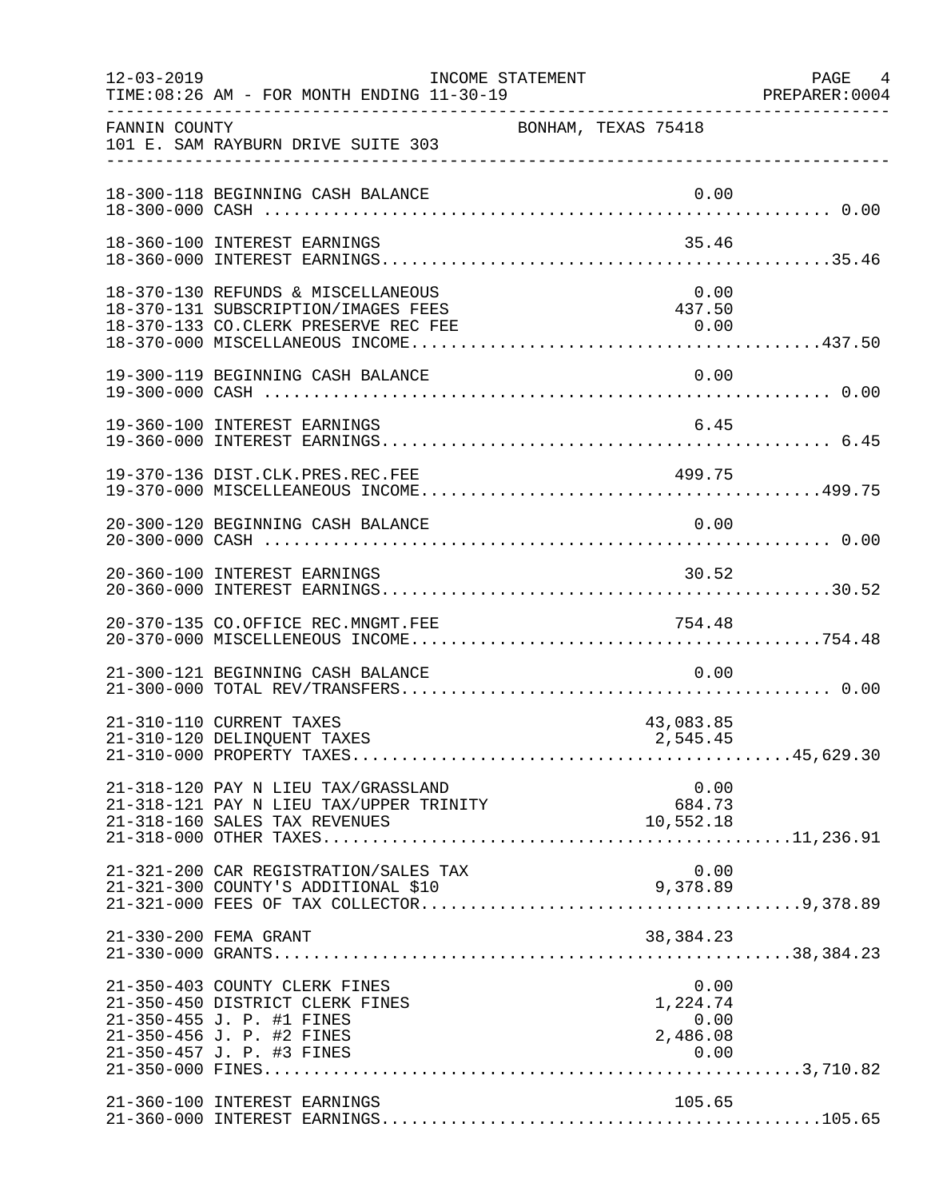12-03-2019 INCOME STATEMENT
TIME:08:26 AM - FOR MONTH ENDING 11-30-19 PREPARER:0004

FANNIN COUNTY BONHAM, TEXAS 75418
101 E. SAM RAYBURN DRIVE SUITE 303

| Account | Description | Amount | Total |
|---|---|---|---|
| 18-300-118 | BEGINNING CASH BALANCE | 0.00 | |
| 18-300-000 | CASH | | 0.00 |
| 18-360-100 | INTEREST EARNINGS | 35.46 | |
| 18-360-000 | INTEREST EARNINGS | | 35.46 |
| 18-370-130 | REFUNDS & MISCELLANEOUS | 0.00 | |
| 18-370-131 | SUBSCRIPTION/IMAGES FEES | 437.50 | |
| 18-370-133 | CO.CLERK PRESERVE REC FEE | 0.00 | |
| 18-370-000 | MISCELLANEOUS INCOME | | 437.50 |
| 19-300-119 | BEGINNING CASH BALANCE | 0.00 | |
| 19-300-000 | CASH | | 0.00 |
| 19-360-100 | INTEREST EARNINGS | 6.45 | |
| 19-360-000 | INTEREST EARNINGS | | 6.45 |
| 19-370-136 | DIST.CLK.PRES.REC.FEE | 499.75 | |
| 19-370-000 | MISCELLEANEOUS INCOME | | 499.75 |
| 20-300-120 | BEGINNING CASH BALANCE | 0.00 | |
| 20-300-000 | CASH | | 0.00 |
| 20-360-100 | INTEREST EARNINGS | 30.52 | |
| 20-360-000 | INTEREST EARNINGS | | 30.52 |
| 20-370-135 | CO.OFFICE REC.MNGMT.FEE | 754.48 | |
| 20-370-000 | MISCELLENEOUS INCOME | | 754.48 |
| 21-300-121 | BEGINNING CASH BALANCE | 0.00 | |
| 21-300-000 | TOTAL REV/TRANSFERS | | 0.00 |
| 21-310-110 | CURRENT TAXES | 43,083.85 | |
| 21-310-120 | DELINQUENT TAXES | 2,545.45 | |
| 21-310-000 | PROPERTY TAXES | | 45,629.30 |
| 21-318-120 | PAY N LIEU TAX/GRASSLAND | 0.00 | |
| 21-318-121 | PAY N LIEU TAX/UPPER TRINITY | 684.73 | |
| 21-318-160 | SALES TAX REVENUES | 10,552.18 | |
| 21-318-000 | OTHER TAXES | | 11,236.91 |
| 21-321-200 | CAR REGISTRATION/SALES TAX | 0.00 | |
| 21-321-300 | COUNTY'S ADDITIONAL $10 | 9,378.89 | |
| 21-321-000 | FEES OF TAX COLLECTOR | | 9,378.89 |
| 21-330-200 | FEMA GRANT | 38,384.23 | |
| 21-330-000 | GRANTS | | 38,384.23 |
| 21-350-403 | COUNTY CLERK FINES | 0.00 | |
| 21-350-450 | DISTRICT CLERK FINES | 1,224.74 | |
| 21-350-455 | J. P. #1 FINES | 0.00 | |
| 21-350-456 | J. P. #2 FINES | 2,486.08 | |
| 21-350-457 | J. P. #3 FINES | 0.00 | |
| 21-350-000 | FINES | | 3,710.82 |
| 21-360-100 | INTEREST EARNINGS | 105.65 | |
| 21-360-000 | INTEREST EARNINGS | | 105.65 |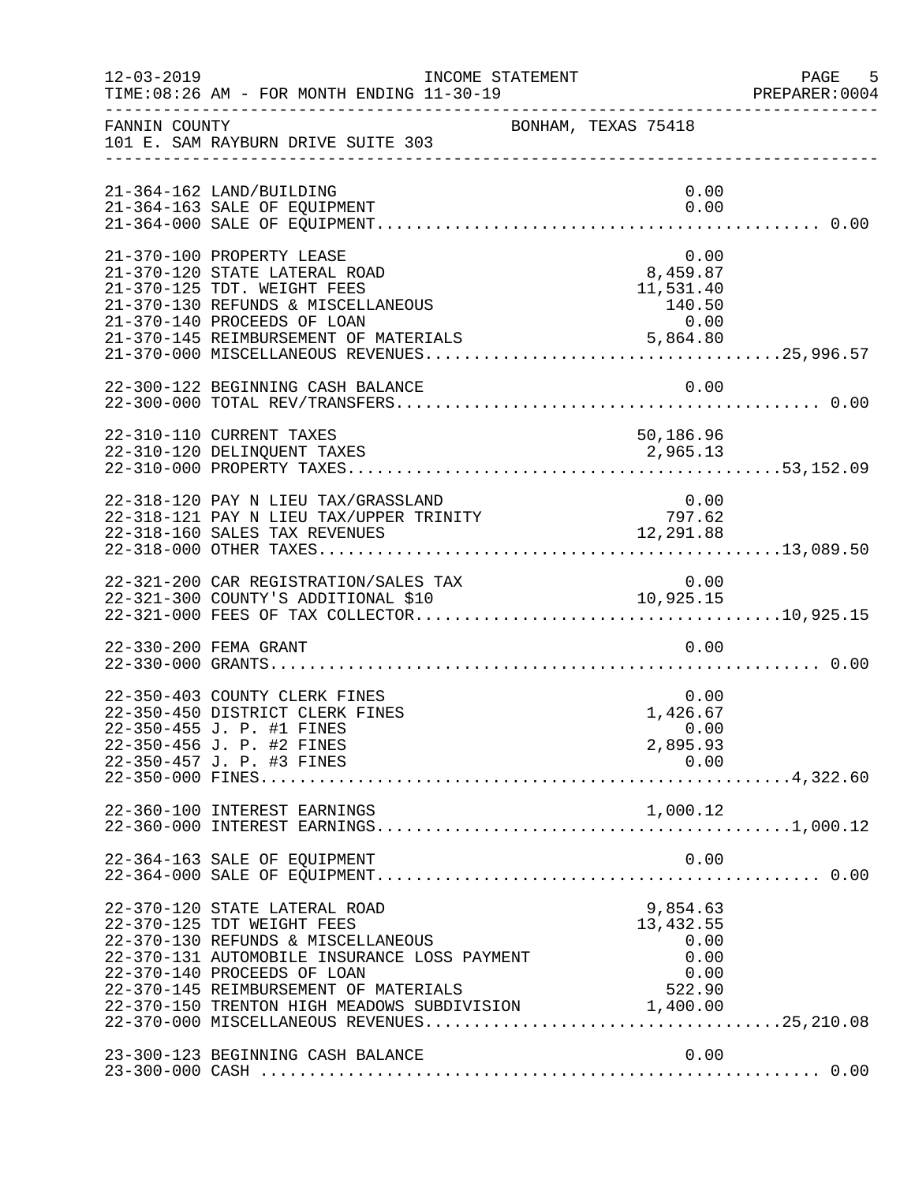FANNIN COUNTY BONHAM, TEXAS 75418
101 E. SAM RAYBURN DRIVE SUITE 303

INCOME STATEMENT
FOR MONTH ENDING 11-30-19

| Account | Description | Amount | Total |
|---|---|---|---|
| 21-364-162 | LAND/BUILDING | 0.00 | |
| 21-364-163 | SALE OF EQUIPMENT | 0.00 | |
| 21-364-000 | SALE OF EQUIPMENT | | 0.00 |
| 21-370-100 | PROPERTY LEASE | 0.00 | |
| 21-370-120 | STATE LATERAL ROAD | 8,459.87 | |
| 21-370-125 | TDT. WEIGHT FEES | 11,531.40 | |
| 21-370-130 | REFUNDS & MISCELLANEOUS | 140.50 | |
| 21-370-140 | PROCEEDS OF LOAN | 0.00 | |
| 21-370-145 | REIMBURSEMENT OF MATERIALS | 5,864.80 | |
| 21-370-000 | MISCELLANEOUS REVENUES | | 25,996.57 |
| 22-300-122 | BEGINNING CASH BALANCE | 0.00 | |
| 22-300-000 | TOTAL REV/TRANSFERS | | 0.00 |
| 22-310-110 | CURRENT TAXES | 50,186.96 | |
| 22-310-120 | DELINQUENT TAXES | 2,965.13 | |
| 22-310-000 | PROPERTY TAXES | | 53,152.09 |
| 22-318-120 | PAY N LIEU TAX/GRASSLAND | 0.00 | |
| 22-318-121 | PAY N LIEU TAX/UPPER TRINITY | 797.62 | |
| 22-318-160 | SALES TAX REVENUES | 12,291.88 | |
| 22-318-000 | OTHER TAXES | | 13,089.50 |
| 22-321-200 | CAR REGISTRATION/SALES TAX | 0.00 | |
| 22-321-300 | COUNTY'S ADDITIONAL $10 | 10,925.15 | |
| 22-321-000 | FEES OF TAX COLLECTOR | | 10,925.15 |
| 22-330-200 | FEMA GRANT | 0.00 | |
| 22-330-000 | GRANTS | | 0.00 |
| 22-350-403 | COUNTY CLERK FINES | 0.00 | |
| 22-350-450 | DISTRICT CLERK FINES | 1,426.67 | |
| 22-350-455 | J. P. #1 FINES | 0.00 | |
| 22-350-456 | J. P. #2 FINES | 2,895.93 | |
| 22-350-457 | J. P. #3 FINES | 0.00 | |
| 22-350-000 | FINES | | 4,322.60 |
| 22-360-100 | INTEREST EARNINGS | 1,000.12 | |
| 22-360-000 | INTEREST EARNINGS | | 1,000.12 |
| 22-364-163 | SALE OF EQUIPMENT | 0.00 | |
| 22-364-000 | SALE OF EQUIPMENT | | 0.00 |
| 22-370-120 | STATE LATERAL ROAD | 9,854.63 | |
| 22-370-125 | TDT WEIGHT FEES | 13,432.55 | |
| 22-370-130 | REFUNDS & MISCELLANEOUS | 0.00 | |
| 22-370-131 | AUTOMOBILE INSURANCE LOSS PAYMENT | 0.00 | |
| 22-370-140 | PROCEEDS OF LOAN | 0.00 | |
| 22-370-145 | REIMBURSEMENT OF MATERIALS | 522.90 | |
| 22-370-150 | TRENTON HIGH MEADOWS SUBDIVISION | 1,400.00 | |
| 22-370-000 | MISCELLANEOUS REVENUES | | 25,210.08 |
| 23-300-123 | BEGINNING CASH BALANCE | 0.00 | |
| 23-300-000 | CASH | | 0.00 |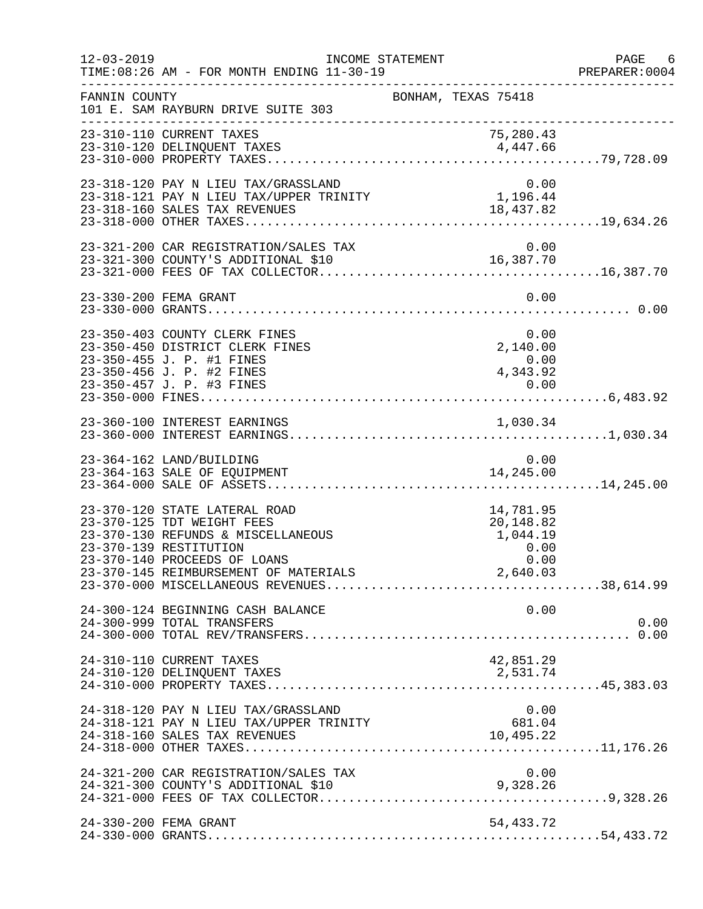12-03-2019 INCOME STATEMENT
TIME:08:26 AM - FOR MONTH ENDING 11-30-19 PREPARER:0004

FANNIN COUNTY BONHAM, TEXAS 75418
101 E. SAM RAYBURN DRIVE SUITE 303

| Account | Description | Amount | Total |
|---|---|---|---|
| 23-310-110 | CURRENT TAXES | 75,280.43 | |
| 23-310-120 | DELINQUENT TAXES | 4,447.66 | |
| 23-310-000 | PROPERTY TAXES | | 79,728.09 |
| 23-318-120 | PAY N LIEU TAX/GRASSLAND | 0.00 | |
| 23-318-121 | PAY N LIEU TAX/UPPER TRINITY | 1,196.44 | |
| 23-318-160 | SALES TAX REVENUES | 18,437.82 | |
| 23-318-000 | OTHER TAXES | | 19,634.26 |
| 23-321-200 | CAR REGISTRATION/SALES TAX | 0.00 | |
| 23-321-300 | COUNTY'S ADDITIONAL $10 | 16,387.70 | |
| 23-321-000 | FEES OF TAX COLLECTOR | | 16,387.70 |
| 23-330-200 | FEMA GRANT | 0.00 | |
| 23-330-000 | GRANTS | | 0.00 |
| 23-350-403 | COUNTY CLERK FINES | 0.00 | |
| 23-350-450 | DISTRICT CLERK FINES | 2,140.00 | |
| 23-350-455 | J. P. #1 FINES | 0.00 | |
| 23-350-456 | J. P. #2 FINES | 4,343.92 | |
| 23-350-457 | J. P. #3 FINES | 0.00 | |
| 23-350-000 | FINES | | 6,483.92 |
| 23-360-100 | INTEREST EARNINGS | 1,030.34 | |
| 23-360-000 | INTEREST EARNINGS | | 1,030.34 |
| 23-364-162 | LAND/BUILDING | 0.00 | |
| 23-364-163 | SALE OF EQUIPMENT | 14,245.00 | |
| 23-364-000 | SALE OF ASSETS | | 14,245.00 |
| 23-370-120 | STATE LATERAL ROAD | 14,781.95 | |
| 23-370-125 | TDT WEIGHT FEES | 20,148.82 | |
| 23-370-130 | REFUNDS & MISCELLANEOUS | 1,044.19 | |
| 23-370-139 | RESTITUTION | 0.00 | |
| 23-370-140 | PROCEEDS OF LOANS | 0.00 | |
| 23-370-145 | REIMBURSEMENT OF MATERIALS | 2,640.03 | |
| 23-370-000 | MISCELLANEOUS REVENUES | | 38,614.99 |
| 24-300-124 | BEGINNING CASH BALANCE | 0.00 | |
| 24-300-999 | TOTAL TRANSFERS | | 0.00 |
| 24-300-000 | TOTAL REV/TRANSFERS | | 0.00 |
| 24-310-110 | CURRENT TAXES | 42,851.29 | |
| 24-310-120 | DELINQUENT TAXES | 2,531.74 | |
| 24-310-000 | PROPERTY TAXES | | 45,383.03 |
| 24-318-120 | PAY N LIEU TAX/GRASSLAND | 0.00 | |
| 24-318-121 | PAY N LIEU TAX/UPPER TRINITY | 681.04 | |
| 24-318-160 | SALES TAX REVENUES | 10,495.22 | |
| 24-318-000 | OTHER TAXES | | 11,176.26 |
| 24-321-200 | CAR REGISTRATION/SALES TAX | 0.00 | |
| 24-321-300 | COUNTY'S ADDITIONAL $10 | 9,328.26 | |
| 24-321-000 | FEES OF TAX COLLECTOR | | 9,328.26 |
| 24-330-200 | FEMA GRANT | 54,433.72 | |
| 24-330-000 | GRANTS | | 54,433.72 |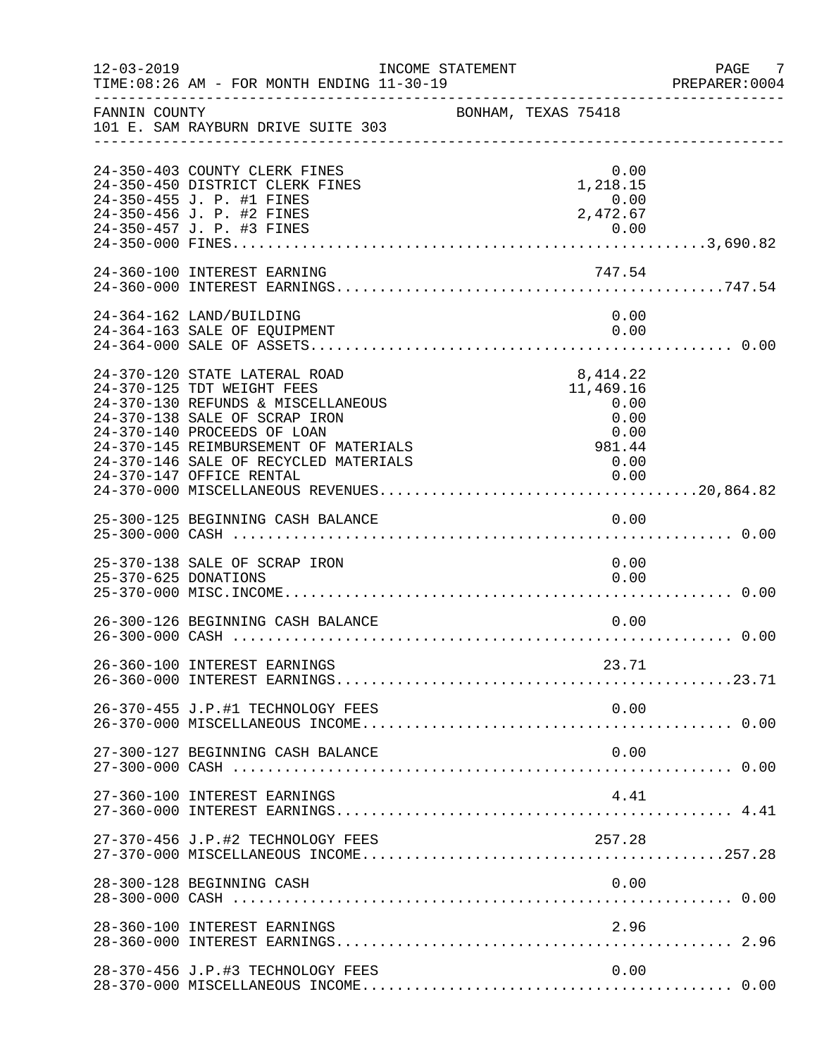12-03-2019 INCOME STATEMENT
TIME:08:26 AM - FOR MONTH ENDING 11-30-19

FANNIN COUNTY BONHAM, TEXAS 75418
101 E. SAM RAYBURN DRIVE SUITE 303

| Account | Description | Amount | Total |
|---|---|---|---|
| 24-350-403 | COUNTY CLERK FINES | 0.00 | |
| 24-350-450 | DISTRICT CLERK FINES | 1,218.15 | |
| 24-350-455 | J. P. #1 FINES | 0.00 | |
| 24-350-456 | J. P. #2 FINES | 2,472.67 | |
| 24-350-457 | J. P. #3 FINES | 0.00 | |
| 24-350-000 | FINES | | 3,690.82 |
| 24-360-100 | INTEREST EARNING | 747.54 | |
| 24-360-000 | INTEREST EARNINGS | | 747.54 |
| 24-364-162 | LAND/BUILDING | 0.00 | |
| 24-364-163 | SALE OF EQUIPMENT | 0.00 | |
| 24-364-000 | SALE OF ASSETS | | 0.00 |
| 24-370-120 | STATE LATERAL ROAD | 8,414.22 | |
| 24-370-125 | TDT WEIGHT FEES | 11,469.16 | |
| 24-370-130 | REFUNDS & MISCELLANEOUS | 0.00 | |
| 24-370-138 | SALE OF SCRAP IRON | 0.00 | |
| 24-370-140 | PROCEEDS OF LOAN | 0.00 | |
| 24-370-145 | REIMBURSEMENT OF MATERIALS | 981.44 | |
| 24-370-146 | SALE OF RECYCLED MATERIALS | 0.00 | |
| 24-370-147 | OFFICE RENTAL | 0.00 | |
| 24-370-000 | MISCELLANEOUS REVENUES | | 20,864.82 |
| 25-300-125 | BEGINNING CASH BALANCE | 0.00 | |
| 25-300-000 | CASH | | 0.00 |
| 25-370-138 | SALE OF SCRAP IRON | 0.00 | |
| 25-370-625 | DONATIONS | 0.00 | |
| 25-370-000 | MISC.INCOME | | 0.00 |
| 26-300-126 | BEGINNING CASH BALANCE | 0.00 | |
| 26-300-000 | CASH | | 0.00 |
| 26-360-100 | INTEREST EARNINGS | 23.71 | |
| 26-360-000 | INTEREST EARNINGS | | 23.71 |
| 26-370-455 | J.P.#1 TECHNOLOGY FEES | 0.00 | |
| 26-370-000 | MISCELLANEOUS INCOME | | 0.00 |
| 27-300-127 | BEGINNING CASH BALANCE | 0.00 | |
| 27-300-000 | CASH | | 0.00 |
| 27-360-100 | INTEREST EARNINGS | 4.41 | |
| 27-360-000 | INTEREST EARNINGS | | 4.41 |
| 27-370-456 | J.P.#2 TECHNOLOGY FEES | 257.28 | |
| 27-370-000 | MISCELLANEOUS INCOME | | 257.28 |
| 28-300-128 | BEGINNING CASH | 0.00 | |
| 28-300-000 | CASH | | 0.00 |
| 28-360-100 | INTEREST EARNINGS | 2.96 | |
| 28-360-000 | INTEREST EARNINGS | | 2.96 |
| 28-370-456 | J.P.#3 TECHNOLOGY FEES | 0.00 | |
| 28-370-000 | MISCELLANEOUS INCOME | | 0.00 |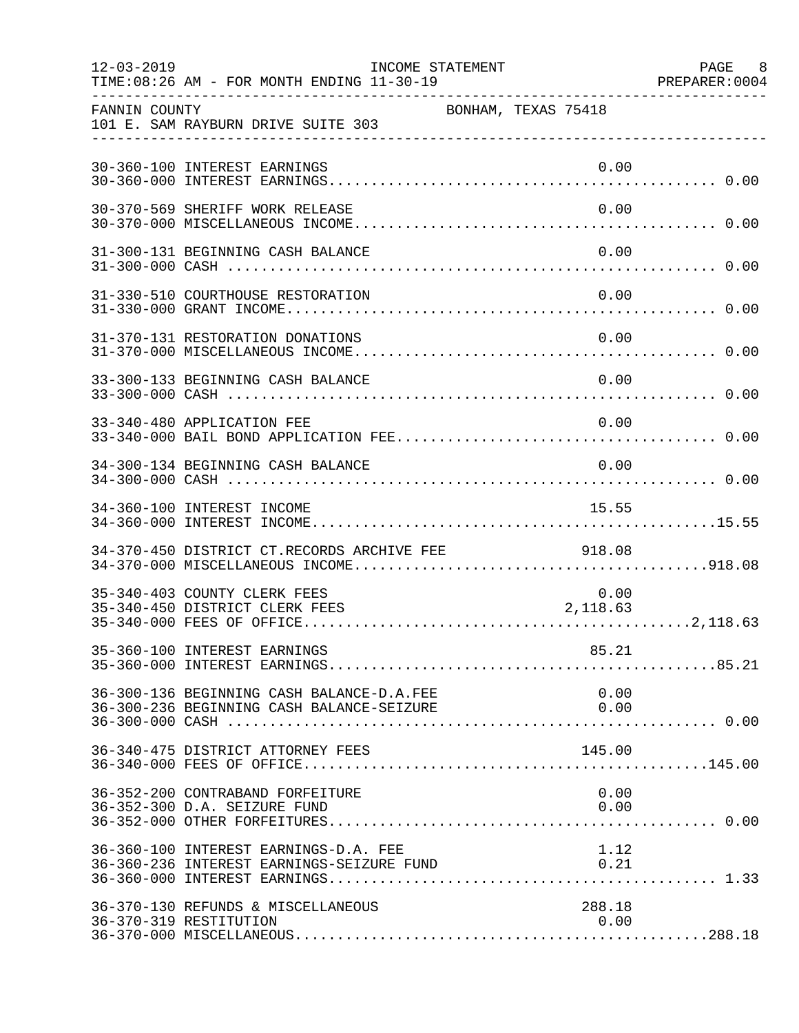FANNIN COUNTY BONHAM, TEXAS 75418
101 E. SAM RAYBURN DRIVE SUITE 303

INCOME STATEMENT — FOR MONTH ENDING 11-30-19

| Account | Description | Amount | Total |
|---|---|---|---|
| 30-360-100 | INTEREST EARNINGS | 0.00 | |
| 30-360-000 | INTEREST EARNINGS | | 0.00 |
| 30-370-569 | SHERIFF WORK RELEASE | 0.00 | |
| 30-370-000 | MISCELLANEOUS INCOME | | 0.00 |
| 31-300-131 | BEGINNING CASH BALANCE | 0.00 | |
| 31-300-000 | CASH | | 0.00 |
| 31-330-510 | COURTHOUSE RESTORATION | 0.00 | |
| 31-330-000 | GRANT INCOME | | 0.00 |
| 31-370-131 | RESTORATION DONATIONS | 0.00 | |
| 31-370-000 | MISCELLANEOUS INCOME | | 0.00 |
| 33-300-133 | BEGINNING CASH BALANCE | 0.00 | |
| 33-300-000 | CASH | | 0.00 |
| 33-340-480 | APPLICATION FEE | 0.00 | |
| 33-340-000 | BAIL BOND APPLICATION FEE | | 0.00 |
| 34-300-134 | BEGINNING CASH BALANCE | 0.00 | |
| 34-300-000 | CASH | | 0.00 |
| 34-360-100 | INTEREST INCOME | 15.55 | |
| 34-360-000 | INTEREST INCOME | | 15.55 |
| 34-370-450 | DISTRICT CT.RECORDS ARCHIVE FEE | 918.08 | |
| 34-370-000 | MISCELLANEOUS INCOME | | 918.08 |
| 35-340-403 | COUNTY CLERK FEES | 0.00 | |
| 35-340-450 | DISTRICT CLERK FEES | 2,118.63 | |
| 35-340-000 | FEES OF OFFICE | | 2,118.63 |
| 35-360-100 | INTEREST EARNINGS | 85.21 | |
| 35-360-000 | INTEREST EARNINGS | | 85.21 |
| 36-300-136 | BEGINNING CASH BALANCE-D.A.FEE | 0.00 | |
| 36-300-236 | BEGINNING CASH BALANCE-SEIZURE | 0.00 | |
| 36-300-000 | CASH | | 0.00 |
| 36-340-475 | DISTRICT ATTORNEY FEES | 145.00 | |
| 36-340-000 | FEES OF OFFICE | | 145.00 |
| 36-352-200 | CONTRABAND FORFEITURE | 0.00 | |
| 36-352-300 | D.A. SEIZURE FUND | 0.00 | |
| 36-352-000 | OTHER FORFEITURES | | 0.00 |
| 36-360-100 | INTEREST EARNINGS-D.A. FEE | 1.12 | |
| 36-360-236 | INTEREST EARNINGS-SEIZURE FUND | 0.21 | |
| 36-360-000 | INTEREST EARNINGS | | 1.33 |
| 36-370-130 | REFUNDS & MISCELLANEOUS | 288.18 | |
| 36-370-319 | RESTITUTION | 0.00 | |
| 36-370-000 | MISCELLANEOUS | | 288.18 |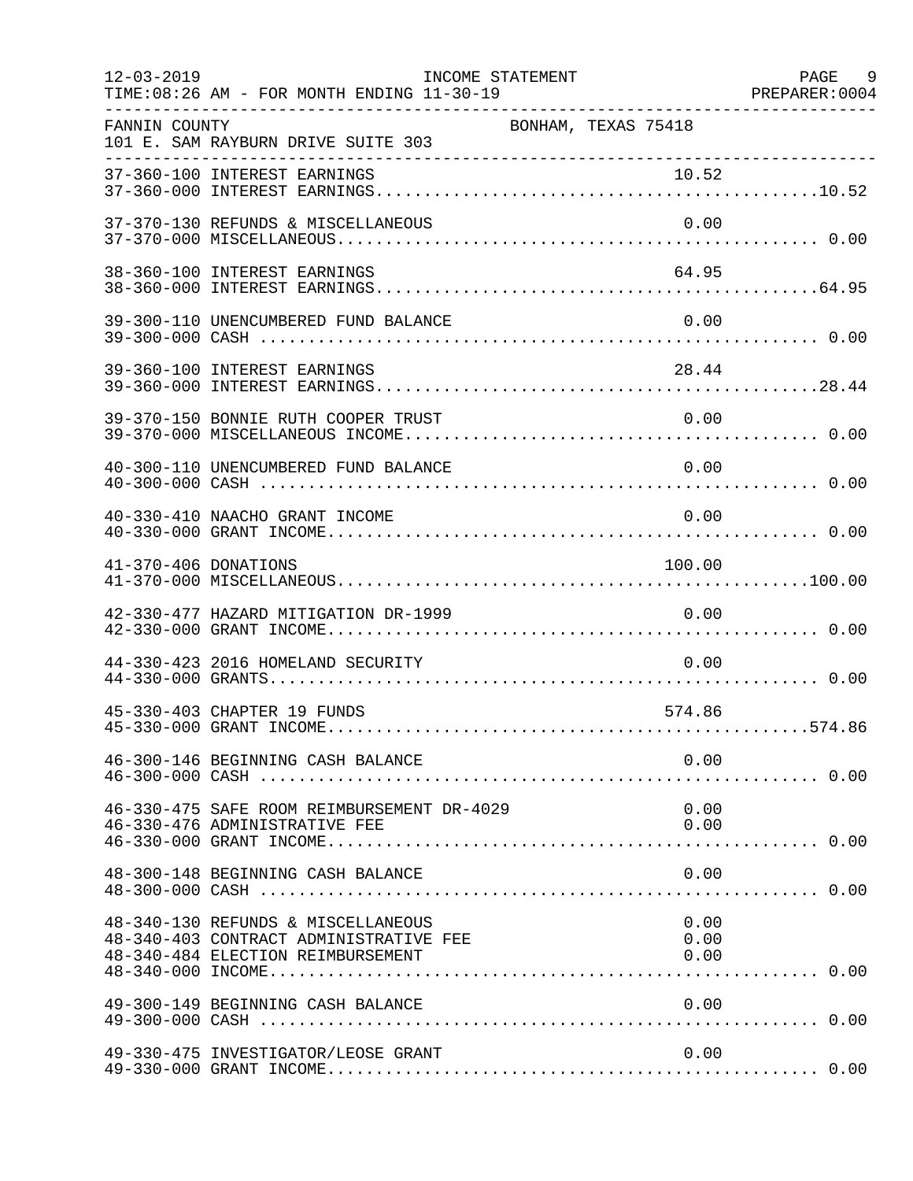FANNIN COUNTY — BONHAM, TEXAS 75418
101 E. SAM RAYBURN DRIVE SUITE 303

INCOME STATEMENT — FOR MONTH ENDING 11-30-19

| Account | Description | Amount | Total |
|---|---|---|---|
| 37-360-100 | INTEREST EARNINGS | 10.52 | |
| 37-360-000 | INTEREST EARNINGS | | 10.52 |
| 37-370-130 | REFUNDS & MISCELLANEOUS | 0.00 | |
| 37-370-000 | MISCELLANEOUS | | 0.00 |
| 38-360-100 | INTEREST EARNINGS | 64.95 | |
| 38-360-000 | INTEREST EARNINGS | | 64.95 |
| 39-300-110 | UNENCUMBERED FUND BALANCE | 0.00 | |
| 39-300-000 | CASH | | 0.00 |
| 39-360-100 | INTEREST EARNINGS | 28.44 | |
| 39-360-000 | INTEREST EARNINGS | | 28.44 |
| 39-370-150 | BONNIE RUTH COOPER TRUST | 0.00 | |
| 39-370-000 | MISCELLANEOUS INCOME | | 0.00 |
| 40-300-110 | UNENCUMBERED FUND BALANCE | 0.00 | |
| 40-300-000 | CASH | | 0.00 |
| 40-330-410 | NAACHO GRANT INCOME | 0.00 | |
| 40-330-000 | GRANT INCOME | | 0.00 |
| 41-370-406 | DONATIONS | 100.00 | |
| 41-370-000 | MISCELLANEOUS | | 100.00 |
| 42-330-477 | HAZARD MITIGATION DR-1999 | 0.00 | |
| 42-330-000 | GRANT INCOME | | 0.00 |
| 44-330-423 | 2016 HOMELAND SECURITY | 0.00 | |
| 44-330-000 | GRANTS | | 0.00 |
| 45-330-403 | CHAPTER 19 FUNDS | 574.86 | |
| 45-330-000 | GRANT INCOME | | 574.86 |
| 46-300-146 | BEGINNING CASH BALANCE | 0.00 | |
| 46-300-000 | CASH | | 0.00 |
| 46-330-475 | SAFE ROOM REIMBURSEMENT DR-4029 | 0.00 | |
| 46-330-476 | ADMINISTRATIVE FEE | 0.00 | |
| 46-330-000 | GRANT INCOME | | 0.00 |
| 48-300-148 | BEGINNING CASH BALANCE | 0.00 | |
| 48-300-000 | CASH | | 0.00 |
| 48-340-130 | REFUNDS & MISCELLANEOUS | 0.00 | |
| 48-340-403 | CONTRACT ADMINISTRATIVE FEE | 0.00 | |
| 48-340-484 | ELECTION REIMBURSEMENT | 0.00 | |
| 48-340-000 | INCOME | | 0.00 |
| 49-300-149 | BEGINNING CASH BALANCE | 0.00 | |
| 49-300-000 | CASH | | 0.00 |
| 49-330-475 | INVESTIGATOR/LEOSE GRANT | 0.00 | |
| 49-330-000 | GRANT INCOME | | 0.00 |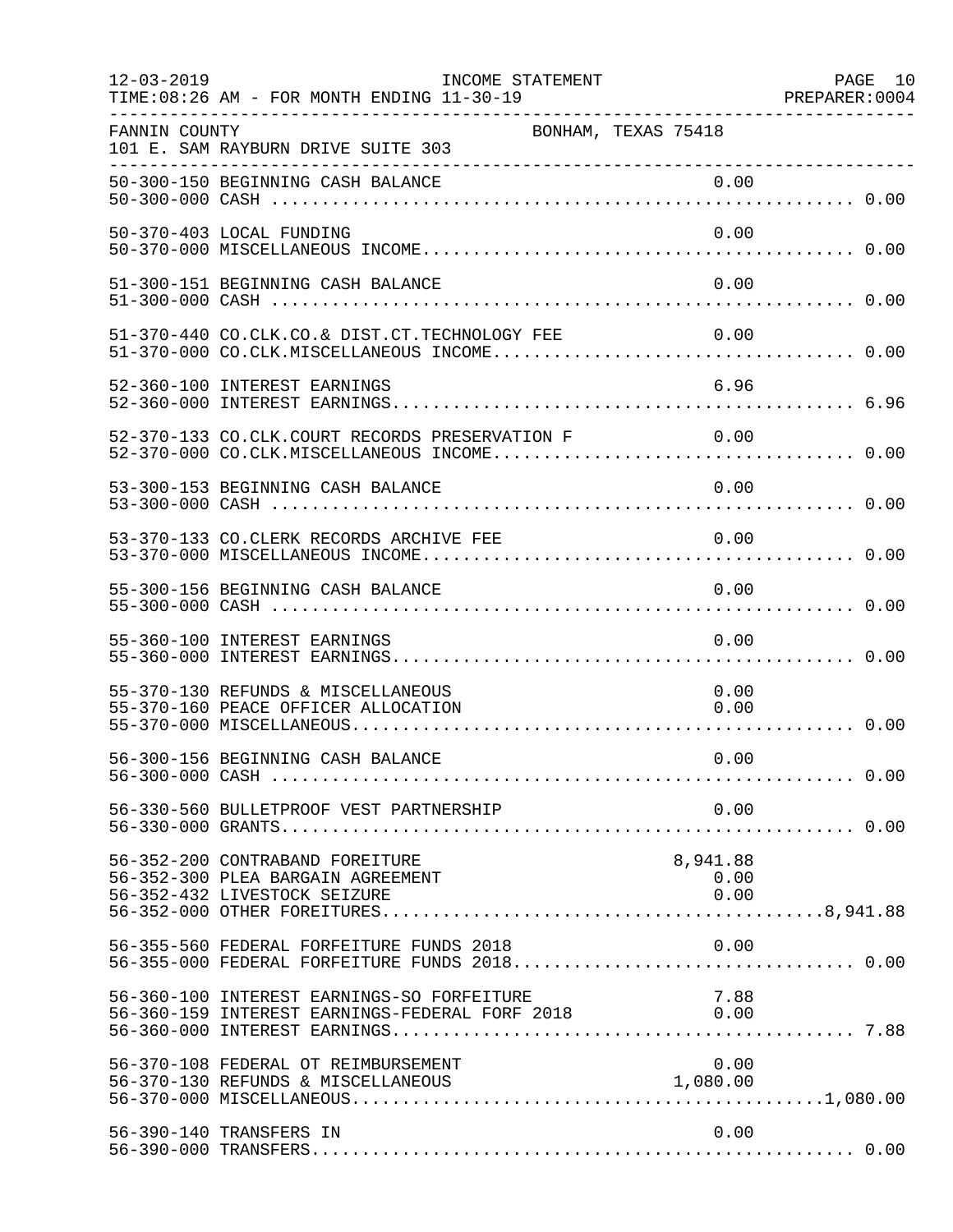FANNIN COUNTY — BONHAM, TEXAS 75418
101 E. SAM RAYBURN DRIVE SUITE 303

INCOME STATEMENT — FOR MONTH ENDING 11-30-19

| Account | Description | Detail | Total |
|---|---|---|---|
| 50-300-150 | BEGINNING CASH BALANCE | 0.00 | |
| 50-300-000 | CASH | | 0.00 |
| 50-370-403 | LOCAL FUNDING | 0.00 | |
| 50-370-000 | MISCELLANEOUS INCOME | | 0.00 |
| 51-300-151 | BEGINNING CASH BALANCE | 0.00 | |
| 51-300-000 | CASH | | 0.00 |
| 51-370-440 | CO.CLK.CO.& DIST.CT.TECHNOLOGY FEE | 0.00 | |
| 51-370-000 | CO.CLK.MISCELLANEOUS INCOME | | 0.00 |
| 52-360-100 | INTEREST EARNINGS | 6.96 | |
| 52-360-000 | INTEREST EARNINGS | | 6.96 |
| 52-370-133 | CO.CLK.COURT RECORDS PRESERVATION F | 0.00 | |
| 52-370-000 | CO.CLK.MISCELLANEOUS INCOME | | 0.00 |
| 53-300-153 | BEGINNING CASH BALANCE | 0.00 | |
| 53-300-000 | CASH | | 0.00 |
| 53-370-133 | CO.CLERK RECORDS ARCHIVE FEE | 0.00 | |
| 53-370-000 | MISCELLANEOUS INCOME | | 0.00 |
| 55-300-156 | BEGINNING CASH BALANCE | 0.00 | |
| 55-300-000 | CASH | | 0.00 |
| 55-360-100 | INTEREST EARNINGS | 0.00 | |
| 55-360-000 | INTEREST EARNINGS | | 0.00 |
| 55-370-130 | REFUNDS & MISCELLANEOUS | 0.00 | |
| 55-370-160 | PEACE OFFICER ALLOCATION | 0.00 | |
| 55-370-000 | MISCELLANEOUS | | 0.00 |
| 56-300-156 | BEGINNING CASH BALANCE | 0.00 | |
| 56-300-000 | CASH | | 0.00 |
| 56-330-560 | BULLETPROOF VEST PARTNERSHIP | 0.00 | |
| 56-330-000 | GRANTS | | 0.00 |
| 56-352-200 | CONTRABAND FOREITURE | 8,941.88 | |
| 56-352-300 | PLEA BARGAIN AGREEMENT | 0.00 | |
| 56-352-432 | LIVESTOCK SEIZURE | 0.00 | |
| 56-352-000 | OTHER FOREITURES | | 8,941.88 |
| 56-355-560 | FEDERAL FORFEITURE FUNDS 2018 | 0.00 | |
| 56-355-000 | FEDERAL FORFEITURE FUNDS 2018 | | 0.00 |
| 56-360-100 | INTEREST EARNINGS-SO FORFEITURE | 7.88 | |
| 56-360-159 | INTEREST EARNINGS-FEDERAL FORF 2018 | 0.00 | |
| 56-360-000 | INTEREST EARNINGS | | 7.88 |
| 56-370-108 | FEDERAL OT REIMBURSEMENT | 0.00 | |
| 56-370-130 | REFUNDS & MISCELLANEOUS | 1,080.00 | |
| 56-370-000 | MISCELLANEOUS | | 1,080.00 |
| 56-390-140 | TRANSFERS IN | 0.00 | |
| 56-390-000 | TRANSFERS | | 0.00 |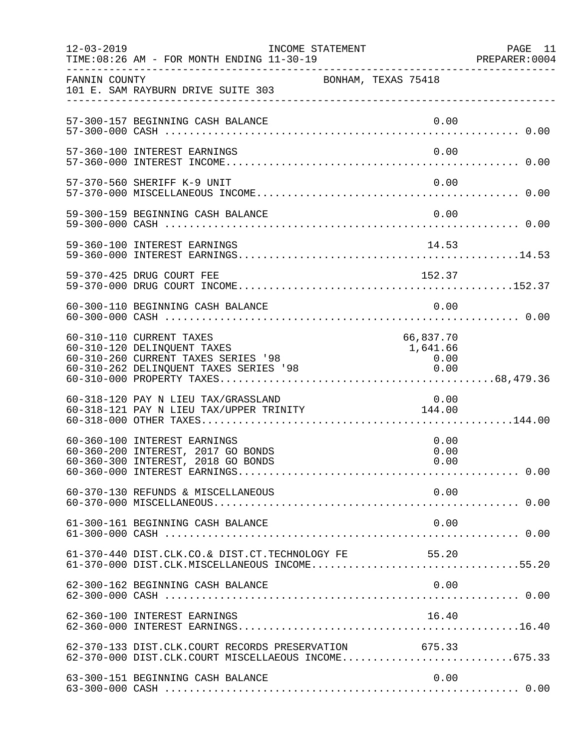FANNIN COUNTY — BONHAM, TEXAS 75418
101 E. SAM RAYBURN DRIVE SUITE 303

INCOME STATEMENT — FOR MONTH ENDING 11-30-19

| Account | Description | Detail | Total |
|---|---|---|---|
| 57-300-157 | BEGINNING CASH BALANCE | 0.00 | |
| 57-300-000 | CASH | | 0.00 |
| 57-360-100 | INTEREST EARNINGS | 0.00 | |
| 57-360-000 | INTEREST INCOME | | 0.00 |
| 57-370-560 | SHERIFF K-9 UNIT | 0.00 | |
| 57-370-000 | MISCELLANEOUS INCOME | | 0.00 |
| 59-300-159 | BEGINNING CASH BALANCE | 0.00 | |
| 59-300-000 | CASH | | 0.00 |
| 59-360-100 | INTEREST EARNINGS | 14.53 | |
| 59-360-000 | INTEREST EARNINGS | | 14.53 |
| 59-370-425 | DRUG COURT FEE | 152.37 | |
| 59-370-000 | DRUG COURT INCOME | | 152.37 |
| 60-300-110 | BEGINNING CASH BALANCE | 0.00 | |
| 60-300-000 | CASH | | 0.00 |
| 60-310-110 | CURRENT TAXES | 66,837.70 | |
| 60-310-120 | DELINQUENT TAXES | 1,641.66 | |
| 60-310-260 | CURRENT TAXES SERIES '98 | 0.00 | |
| 60-310-262 | DELINQUENT TAXES SERIES '98 | 0.00 | |
| 60-310-000 | PROPERTY TAXES | | 68,479.36 |
| 60-318-120 | PAY N LIEU TAX/GRASSLAND | 0.00 | |
| 60-318-121 | PAY N LIEU TAX/UPPER TRINITY | 144.00 | |
| 60-318-000 | OTHER TAXES | | 144.00 |
| 60-360-100 | INTEREST EARNINGS | 0.00 | |
| 60-360-200 | INTEREST, 2017 GO BONDS | 0.00 | |
| 60-360-300 | INTEREST, 2018 GO BONDS | 0.00 | |
| 60-360-000 | INTEREST EARNINGS | | 0.00 |
| 60-370-130 | REFUNDS & MISCELLANEOUS | 0.00 | |
| 60-370-000 | MISCELLANEOUS | | 0.00 |
| 61-300-161 | BEGINNING CASH BALANCE | 0.00 | |
| 61-300-000 | CASH | | 0.00 |
| 61-370-440 | DIST.CLK.CO.& DIST.CT.TECHNOLOGY FE | 55.20 | |
| 61-370-000 | DIST.CLK.MISCELLANEOUS INCOME | | 55.20 |
| 62-300-162 | BEGINNING CASH BALANCE | 0.00 | |
| 62-300-000 | CASH | | 0.00 |
| 62-360-100 | INTEREST EARNINGS | 16.40 | |
| 62-360-000 | INTEREST EARNINGS | | 16.40 |
| 62-370-133 | DIST.CLK.COURT RECORDS PRESERVATION | 675.33 | |
| 62-370-000 | DIST.CLK.COURT MISCELLAEOUS INCOME | | 675.33 |
| 63-300-151 | BEGINNING CASH BALANCE | 0.00 | |
| 63-300-000 | CASH | | 0.00 |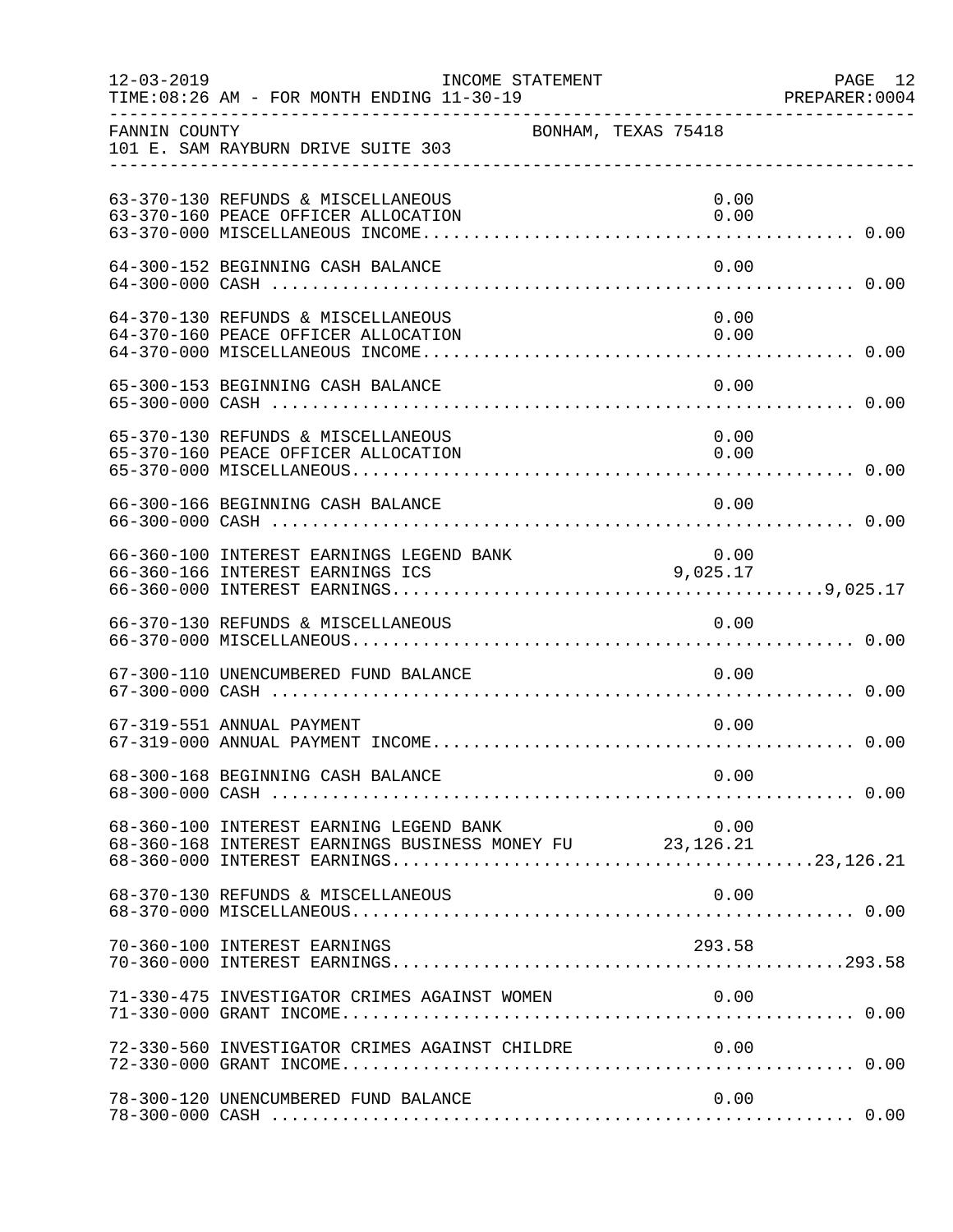FANNIN COUNTY — BONHAM, TEXAS 75418
101 E. SAM RAYBURN DRIVE SUITE 303

INCOME STATEMENT — FOR MONTH ENDING 11-30-19

| Account | Description | Amount | Total |
|---|---|---|---|
| 63-370-130 | REFUNDS & MISCELLANEOUS | 0.00 | |
| 63-370-160 | PEACE OFFICER ALLOCATION | 0.00 | |
| 63-370-000 | MISCELLANEOUS INCOME | | 0.00 |
| 64-300-152 | BEGINNING CASH BALANCE | 0.00 | |
| 64-300-000 | CASH | | 0.00 |
| 64-370-130 | REFUNDS & MISCELLANEOUS | 0.00 | |
| 64-370-160 | PEACE OFFICER ALLOCATION | 0.00 | |
| 64-370-000 | MISCELLANEOUS INCOME | | 0.00 |
| 65-300-153 | BEGINNING CASH BALANCE | 0.00 | |
| 65-300-000 | CASH | | 0.00 |
| 65-370-130 | REFUNDS & MISCELLANEOUS | 0.00 | |
| 65-370-160 | PEACE OFFICER ALLOCATION | 0.00 | |
| 65-370-000 | MISCELLANEOUS | | 0.00 |
| 66-300-166 | BEGINNING CASH BALANCE | 0.00 | |
| 66-300-000 | CASH | | 0.00 |
| 66-360-100 | INTEREST EARNINGS LEGEND BANK | 0.00 | |
| 66-360-166 | INTEREST EARNINGS ICS | 9,025.17 | |
| 66-360-000 | INTEREST EARNINGS | | 9,025.17 |
| 66-370-130 | REFUNDS & MISCELLANEOUS | 0.00 | |
| 66-370-000 | MISCELLANEOUS | | 0.00 |
| 67-300-110 | UNENCUMBERED FUND BALANCE | 0.00 | |
| 67-300-000 | CASH | | 0.00 |
| 67-319-551 | ANNUAL PAYMENT | 0.00 | |
| 67-319-000 | ANNUAL PAYMENT INCOME | | 0.00 |
| 68-300-168 | BEGINNING CASH BALANCE | 0.00 | |
| 68-300-000 | CASH | | 0.00 |
| 68-360-100 | INTEREST EARNING LEGEND BANK | 0.00 | |
| 68-360-168 | INTEREST EARNINGS BUSINESS MONEY FU | 23,126.21 | |
| 68-360-000 | INTEREST EARNINGS | | 23,126.21 |
| 68-370-130 | REFUNDS & MISCELLANEOUS | 0.00 | |
| 68-370-000 | MISCELLANEOUS | | 0.00 |
| 70-360-100 | INTEREST EARNINGS | 293.58 | |
| 70-360-000 | INTEREST EARNINGS | | 293.58 |
| 71-330-475 | INVESTIGATOR CRIMES AGAINST WOMEN | 0.00 | |
| 71-330-000 | GRANT INCOME | | 0.00 |
| 72-330-560 | INVESTIGATOR CRIMES AGAINST CHILDRE | 0.00 | |
| 72-330-000 | GRANT INCOME | | 0.00 |
| 78-300-120 | UNENCUMBERED FUND BALANCE | 0.00 | |
| 78-300-000 | CASH | | 0.00 |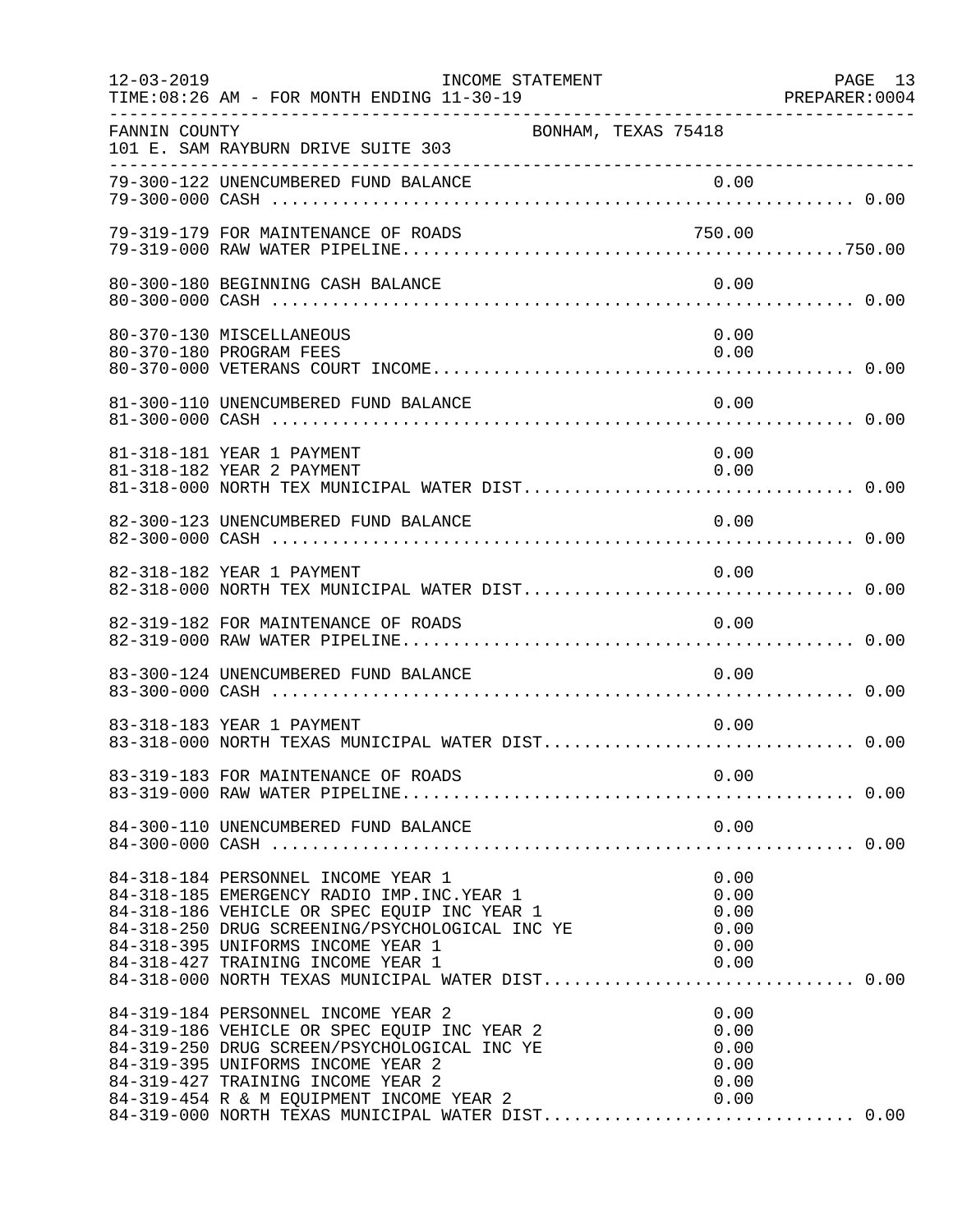FANNIN COUNTY — BONHAM, TEXAS 75418
101 E. SAM RAYBURN DRIVE SUITE 303

INCOME STATEMENT
TIME:08:26 AM - FOR MONTH ENDING 11-30-19

| Account | Description | Amount | Total |
|---|---|---|---|
| 79-300-122 | UNENCUMBERED FUND BALANCE | 0.00 | |
| 79-300-000 | CASH | | 0.00 |
| 79-319-179 | FOR MAINTENANCE OF ROADS | 750.00 | |
| 79-319-000 | RAW WATER PIPELINE | | 750.00 |
| 80-300-180 | BEGINNING CASH BALANCE | 0.00 | |
| 80-300-000 | CASH | | 0.00 |
| 80-370-130 | MISCELLANEOUS | 0.00 | |
| 80-370-180 | PROGRAM FEES | 0.00 | |
| 80-370-000 | VETERANS COURT INCOME | | 0.00 |
| 81-300-110 | UNENCUMBERED FUND BALANCE | 0.00 | |
| 81-300-000 | CASH | | 0.00 |
| 81-318-181 | YEAR 1 PAYMENT | 0.00 | |
| 81-318-182 | YEAR 2 PAYMENT | 0.00 | |
| 81-318-000 | NORTH TEX MUNICIPAL WATER DIST | | 0.00 |
| 82-300-123 | UNENCUMBERED FUND BALANCE | 0.00 | |
| 82-300-000 | CASH | | 0.00 |
| 82-318-182 | YEAR 1 PAYMENT | 0.00 | |
| 82-318-000 | NORTH TEX MUNICIPAL WATER DIST | | 0.00 |
| 82-319-182 | FOR MAINTENANCE OF ROADS | 0.00 | |
| 82-319-000 | RAW WATER PIPELINE | | 0.00 |
| 83-300-124 | UNENCUMBERED FUND BALANCE | 0.00 | |
| 83-300-000 | CASH | | 0.00 |
| 83-318-183 | YEAR 1 PAYMENT | 0.00 | |
| 83-318-000 | NORTH TEXAS MUNICIPAL WATER DIST | | 0.00 |
| 83-319-183 | FOR MAINTENANCE OF ROADS | 0.00 | |
| 83-319-000 | RAW WATER PIPELINE | | 0.00 |
| 84-300-110 | UNENCUMBERED FUND BALANCE | 0.00 | |
| 84-300-000 | CASH | | 0.00 |
| 84-318-184 | PERSONNEL INCOME YEAR 1 | 0.00 | |
| 84-318-185 | EMERGENCY RADIO IMP.INC.YEAR 1 | 0.00 | |
| 84-318-186 | VEHICLE OR SPEC EQUIP INC YEAR 1 | 0.00 | |
| 84-318-250 | DRUG SCREENING/PSYCHOLOGICAL INC YE | 0.00 | |
| 84-318-395 | UNIFORMS INCOME YEAR 1 | 0.00 | |
| 84-318-427 | TRAINING INCOME YEAR 1 | 0.00 | |
| 84-318-000 | NORTH TEXAS MUNICIPAL WATER DIST | | 0.00 |
| 84-319-184 | PERSONNEL INCOME YEAR 2 | 0.00 | |
| 84-319-186 | VEHICLE OR SPEC EQUIP INC YEAR 2 | 0.00 | |
| 84-319-250 | DRUG SCREEN/PSYCHOLOGICAL INC YE | 0.00 | |
| 84-319-395 | UNIFORMS INCOME YEAR 2 | 0.00 | |
| 84-319-427 | TRAINING INCOME YEAR 2 | 0.00 | |
| 84-319-454 | R & M EQUIPMENT INCOME YEAR 2 | 0.00 | |
| 84-319-000 | NORTH TEXAS MUNICIPAL WATER DIST | | 0.00 |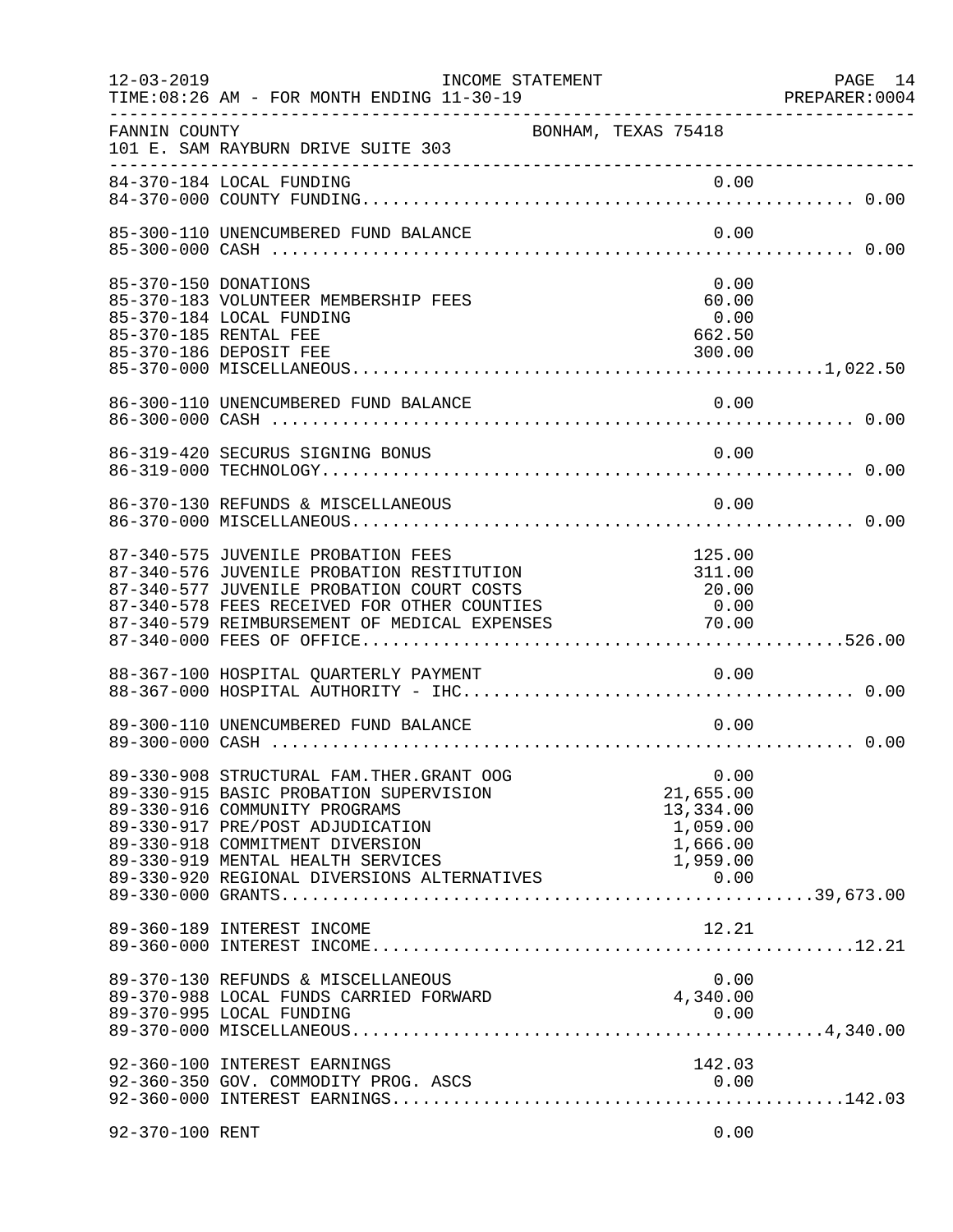FANNIN COUNTY — BONHAM, TEXAS 75418
101 E. SAM RAYBURN DRIVE SUITE 303

INCOME STATEMENT — FOR MONTH ENDING 11-30-19

| Account | Description | Amount | Total |
|---|---|---|---|
| 84-370-184 | LOCAL FUNDING | 0.00 | |
| 84-370-000 | COUNTY FUNDING | | 0.00 |
| 85-300-110 | UNENCUMBERED FUND BALANCE | 0.00 | |
| 85-300-000 | CASH | | 0.00 |
| 85-370-150 | DONATIONS | 0.00 | |
| 85-370-183 | VOLUNTEER MEMBERSHIP FEES | 60.00 | |
| 85-370-184 | LOCAL FUNDING | 0.00 | |
| 85-370-185 | RENTAL FEE | 662.50 | |
| 85-370-186 | DEPOSIT FEE | 300.00 | |
| 85-370-000 | MISCELLANEOUS | | 1,022.50 |
| 86-300-110 | UNENCUMBERED FUND BALANCE | 0.00 | |
| 86-300-000 | CASH | | 0.00 |
| 86-319-420 | SECURUS SIGNING BONUS | 0.00 | |
| 86-319-000 | TECHNOLOGY | | 0.00 |
| 86-370-130 | REFUNDS & MISCELLANEOUS | 0.00 | |
| 86-370-000 | MISCELLANEOUS | | 0.00 |
| 87-340-575 | JUVENILE PROBATION FEES | 125.00 | |
| 87-340-576 | JUVENILE PROBATION RESTITUTION | 311.00 | |
| 87-340-577 | JUVENILE PROBATION COURT COSTS | 20.00 | |
| 87-340-578 | FEES RECEIVED FOR OTHER COUNTIES | 0.00 | |
| 87-340-579 | REIMBURSEMENT OF MEDICAL EXPENSES | 70.00 | |
| 87-340-000 | FEES OF OFFICE | | 526.00 |
| 88-367-100 | HOSPITAL QUARTERLY PAYMENT | 0.00 | |
| 88-367-000 | HOSPITAL AUTHORITY - IHC | | 0.00 |
| 89-300-110 | UNENCUMBERED FUND BALANCE | 0.00 | |
| 89-300-000 | CASH | | 0.00 |
| 89-330-908 | STRUCTURAL FAM.THER.GRANT OOG | 0.00 | |
| 89-330-915 | BASIC PROBATION SUPERVISION | 21,655.00 | |
| 89-330-916 | COMMUNITY PROGRAMS | 13,334.00 | |
| 89-330-917 | PRE/POST ADJUDICATION | 1,059.00 | |
| 89-330-918 | COMMITMENT DIVERSION | 1,666.00 | |
| 89-330-919 | MENTAL HEALTH SERVICES | 1,959.00 | |
| 89-330-920 | REGIONAL DIVERSIONS ALTERNATIVES | 0.00 | |
| 89-330-000 | GRANTS | | 39,673.00 |
| 89-360-189 | INTEREST INCOME | 12.21 | |
| 89-360-000 | INTEREST INCOME | | 12.21 |
| 89-370-130 | REFUNDS & MISCELLANEOUS | 0.00 | |
| 89-370-988 | LOCAL FUNDS CARRIED FORWARD | 4,340.00 | |
| 89-370-995 | LOCAL FUNDING | 0.00 | |
| 89-370-000 | MISCELLANEOUS | | 4,340.00 |
| 92-360-100 | INTEREST EARNINGS | 142.03 | |
| 92-360-350 | GOV. COMMODITY PROG. ASCS | 0.00 | |
| 92-360-000 | INTEREST EARNINGS | | 142.03 |
| 92-370-100 | RENT | 0.00 | |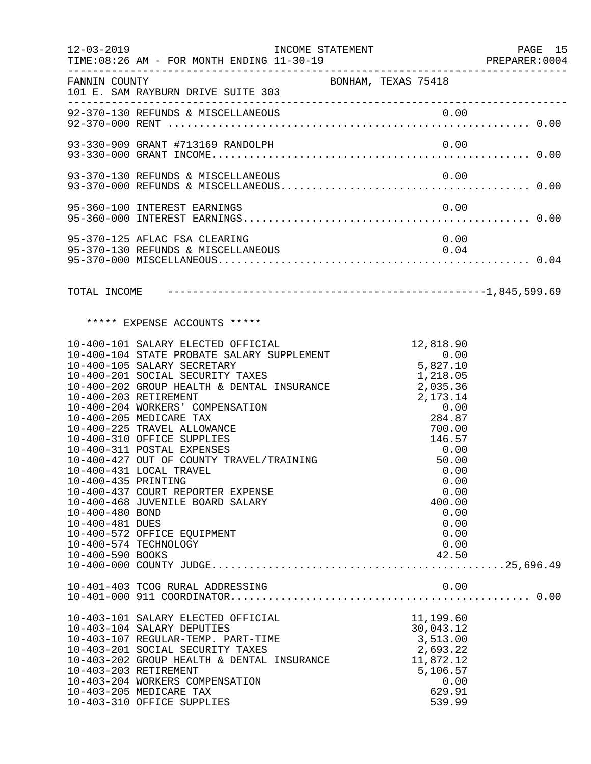FANNIN COUNTY — BONHAM, TEXAS 75418
101 E. SAM RAYBURN DRIVE SUITE 303

INCOME STATEMENT — FOR MONTH ENDING 11-30-19

| Account | Description | Amount | Total |
|---|---|---|---|
| 92-370-130 | REFUNDS & MISCELLANEOUS | 0.00 | |
| 92-370-000 | RENT | | 0.00 |
| 93-330-909 | GRANT #713169 RANDOLPH | 0.00 | |
| 93-330-000 | GRANT INCOME | | 0.00 |
| 93-370-130 | REFUNDS & MISCELLANEOUS | 0.00 | |
| 93-370-000 | REFUNDS & MISCELLANEOUS | | 0.00 |
| 95-360-100 | INTEREST EARNINGS | 0.00 | |
| 95-360-000 | INTEREST EARNINGS | | 0.00 |
| 95-370-125 | AFLAC FSA CLEARING | 0.00 | |
| 95-370-130 | REFUNDS & MISCELLANEOUS | 0.04 | |
| 95-370-000 | MISCELLANEOUS | | 0.04 |

TOTAL INCOME ---------------------------------------------------------------1,845,599.69

***** EXPENSE ACCOUNTS *****

| Account | Description | Amount | Total |
|---|---|---|---|
| 10-400-101 | SALARY ELECTED OFFICIAL | 12,818.90 | |
| 10-400-104 | STATE PROBATE SALARY SUPPLEMENT | 0.00 | |
| 10-400-105 | SALARY SECRETARY | 5,827.10 | |
| 10-400-201 | SOCIAL SECURITY TAXES | 1,218.05 | |
| 10-400-202 | GROUP HEALTH & DENTAL INSURANCE | 2,035.36 | |
| 10-400-203 | RETIREMENT | 2,173.14 | |
| 10-400-204 | WORKERS' COMPENSATION | 0.00 | |
| 10-400-205 | MEDICARE TAX | 284.87 | |
| 10-400-225 | TRAVEL ALLOWANCE | 700.00 | |
| 10-400-310 | OFFICE SUPPLIES | 146.57 | |
| 10-400-311 | POSTAL EXPENSES | 0.00 | |
| 10-400-427 | OUT OF COUNTY TRAVEL/TRAINING | 50.00 | |
| 10-400-431 | LOCAL TRAVEL | 0.00 | |
| 10-400-435 | PRINTING | 0.00 | |
| 10-400-437 | COURT REPORTER EXPENSE | 0.00 | |
| 10-400-468 | JUVENILE BOARD SALARY | 400.00 | |
| 10-400-480 | BOND | 0.00 | |
| 10-400-481 | DUES | 0.00 | |
| 10-400-572 | OFFICE EQUIPMENT | 0.00 | |
| 10-400-574 | TECHNOLOGY | 0.00 | |
| 10-400-590 | BOOKS | 42.50 | |
| 10-400-000 | COUNTY JUDGE | | 25,696.49 |
| 10-401-403 | TCOG RURAL ADDRESSING | 0.00 | |
| 10-401-000 | 911 COORDINATOR | | 0.00 |
| 10-403-101 | SALARY ELECTED OFFICIAL | 11,199.60 | |
| 10-403-104 | SALARY DEPUTIES | 30,043.12 | |
| 10-403-107 | REGULAR-TEMP. PART-TIME | 3,513.00 | |
| 10-403-201 | SOCIAL SECURITY TAXES | 2,693.22 | |
| 10-403-202 | GROUP HEALTH & DENTAL INSURANCE | 11,872.12 | |
| 10-403-203 | RETIREMENT | 5,106.57 | |
| 10-403-204 | WORKERS COMPENSATION | 0.00 | |
| 10-403-205 | MEDICARE TAX | 629.91 | |
| 10-403-310 | OFFICE SUPPLIES | 539.99 | |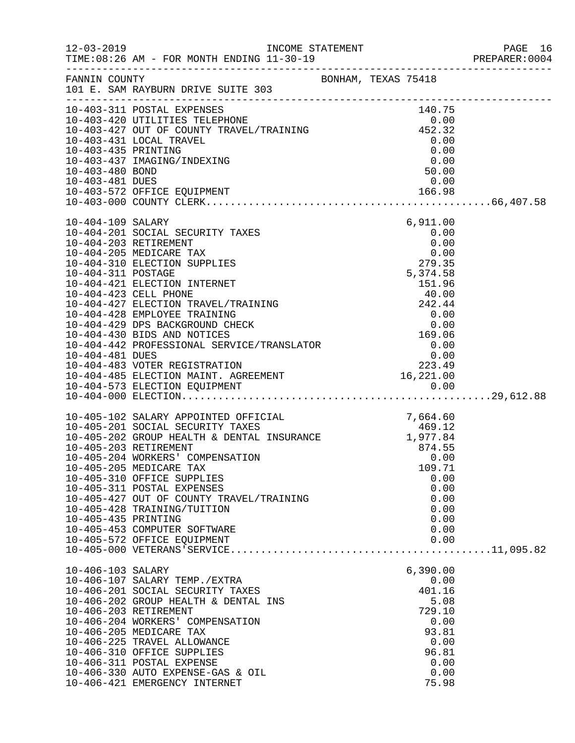FANNIN COUNTY — BONHAM, TEXAS 75418
101 E. SAM RAYBURN DRIVE SUITE 303

INCOME STATEMENT
TIME:08:26 AM - FOR MONTH ENDING 11-30-19

| Account | Description | Amount | Total |
|---|---|---|---|
| 10-403-311 | POSTAL EXPENSES | 140.75 | |
| 10-403-420 | UTILITIES TELEPHONE | 0.00 | |
| 10-403-427 | OUT OF COUNTY TRAVEL/TRAINING | 452.32 | |
| 10-403-431 | LOCAL TRAVEL | 0.00 | |
| 10-403-435 | PRINTING | 0.00 | |
| 10-403-437 | IMAGING/INDEXING | 0.00 | |
| 10-403-480 | BOND | 50.00 | |
| 10-403-481 | DUES | 0.00 | |
| 10-403-572 | OFFICE EQUIPMENT | 166.98 | |
| 10-403-000 | COUNTY CLERK | | 66,407.58 |
| 10-404-109 | SALARY | 6,911.00 | |
| 10-404-201 | SOCIAL SECURITY TAXES | 0.00 | |
| 10-404-203 | RETIREMENT | 0.00 | |
| 10-404-205 | MEDICARE TAX | 0.00 | |
| 10-404-310 | ELECTION SUPPLIES | 279.35 | |
| 10-404-311 | POSTAGE | 5,374.58 | |
| 10-404-421 | ELECTION INTERNET | 151.96 | |
| 10-404-423 | CELL PHONE | 40.00 | |
| 10-404-427 | ELECTION TRAVEL/TRAINING | 242.44 | |
| 10-404-428 | EMPLOYEE TRAINING | 0.00 | |
| 10-404-429 | DPS BACKGROUND CHECK | 0.00 | |
| 10-404-430 | BIDS AND NOTICES | 169.06 | |
| 10-404-442 | PROFESSIONAL SERVICE/TRANSLATOR | 0.00 | |
| 10-404-481 | DUES | 0.00 | |
| 10-404-483 | VOTER REGISTRATION | 223.49 | |
| 10-404-485 | ELECTION MAINT. AGREEMENT | 16,221.00 | |
| 10-404-573 | ELECTION EQUIPMENT | 0.00 | |
| 10-404-000 | ELECTION | | 29,612.88 |
| 10-405-102 | SALARY APPOINTED OFFICIAL | 7,664.60 | |
| 10-405-201 | SOCIAL SECURITY TAXES | 469.12 | |
| 10-405-202 | GROUP HEALTH & DENTAL INSURANCE | 1,977.84 | |
| 10-405-203 | RETIREMENT | 874.55 | |
| 10-405-204 | WORKERS' COMPENSATION | 0.00 | |
| 10-405-205 | MEDICARE TAX | 109.71 | |
| 10-405-310 | OFFICE SUPPLIES | 0.00 | |
| 10-405-311 | POSTAL EXPENSES | 0.00 | |
| 10-405-427 | OUT OF COUNTY TRAVEL/TRAINING | 0.00 | |
| 10-405-428 | TRAINING/TUITION | 0.00 | |
| 10-405-435 | PRINTING | 0.00 | |
| 10-405-453 | COMPUTER SOFTWARE | 0.00 | |
| 10-405-572 | OFFICE EQUIPMENT | 0.00 | |
| 10-405-000 | VETERANS'SERVICE | | 11,095.82 |
| 10-406-103 | SALARY | 6,390.00 | |
| 10-406-107 | SALARY TEMP./EXTRA | 0.00 | |
| 10-406-201 | SOCIAL SECURITY TAXES | 401.16 | |
| 10-406-202 | GROUP HEALTH & DENTAL INS | 5.08 | |
| 10-406-203 | RETIREMENT | 729.10 | |
| 10-406-204 | WORKERS' COMPENSATION | 0.00 | |
| 10-406-205 | MEDICARE TAX | 93.81 | |
| 10-406-225 | TRAVEL ALLOWANCE | 0.00 | |
| 10-406-310 | OFFICE SUPPLIES | 96.81 | |
| 10-406-311 | POSTAL EXPENSE | 0.00 | |
| 10-406-330 | AUTO EXPENSE-GAS & OIL | 0.00 | |
| 10-406-421 | EMERGENCY INTERNET | 75.98 | |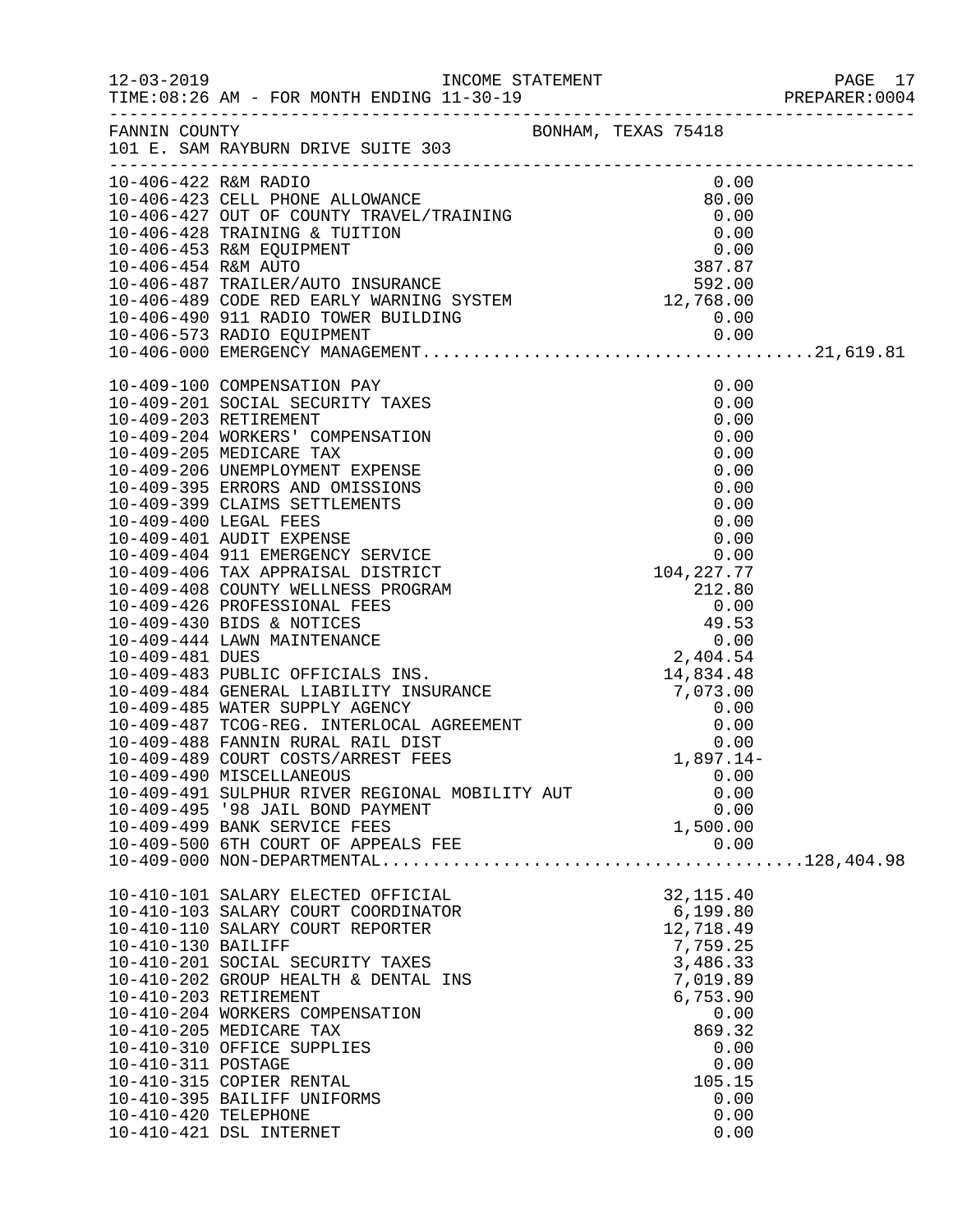12-03-2019 INCOME STATEMENT
TIME:08:26 AM - FOR MONTH ENDING 11-30-19 PREPARER:0004

FANNIN COUNTY BONHAM, TEXAS 75418
101 E. SAM RAYBURN DRIVE SUITE 303

| Account | Description | Amount | Total |
|---|---|---|---|
| 10-406-422 | R&M RADIO | 0.00 | |
| 10-406-423 | CELL PHONE ALLOWANCE | 80.00 | |
| 10-406-427 | OUT OF COUNTY TRAVEL/TRAINING | 0.00 | |
| 10-406-428 | TRAINING & TUITION | 0.00 | |
| 10-406-453 | R&M EQUIPMENT | 0.00 | |
| 10-406-454 | R&M AUTO | 387.87 | |
| 10-406-487 | TRAILER/AUTO INSURANCE | 592.00 | |
| 10-406-489 | CODE RED EARLY WARNING SYSTEM | 12,768.00 | |
| 10-406-490 | 911 RADIO TOWER BUILDING | 0.00 | |
| 10-406-573 | RADIO EQUIPMENT | 0.00 | |
| 10-406-000 | EMERGENCY MANAGEMENT | | 21,619.81 |
| 10-409-100 | COMPENSATION PAY | 0.00 | |
| 10-409-201 | SOCIAL SECURITY TAXES | 0.00 | |
| 10-409-203 | RETIREMENT | 0.00 | |
| 10-409-204 | WORKERS' COMPENSATION | 0.00 | |
| 10-409-205 | MEDICARE TAX | 0.00 | |
| 10-409-206 | UNEMPLOYMENT EXPENSE | 0.00 | |
| 10-409-395 | ERRORS AND OMISSIONS | 0.00 | |
| 10-409-399 | CLAIMS SETTLEMENTS | 0.00 | |
| 10-409-400 | LEGAL FEES | 0.00 | |
| 10-409-401 | AUDIT EXPENSE | 0.00 | |
| 10-409-404 | 911 EMERGENCY SERVICE | 0.00 | |
| 10-409-406 | TAX APPRAISAL DISTRICT | 104,227.77 | |
| 10-409-408 | COUNTY WELLNESS PROGRAM | 212.80 | |
| 10-409-426 | PROFESSIONAL FEES | 0.00 | |
| 10-409-430 | BIDS & NOTICES | 49.53 | |
| 10-409-444 | LAWN MAINTENANCE | 0.00 | |
| 10-409-481 | DUES | 2,404.54 | |
| 10-409-483 | PUBLIC OFFICIALS INS. | 14,834.48 | |
| 10-409-484 | GENERAL LIABILITY INSURANCE | 7,073.00 | |
| 10-409-485 | WATER SUPPLY AGENCY | 0.00 | |
| 10-409-487 | TCOG-REG. INTERLOCAL AGREEMENT | 0.00 | |
| 10-409-488 | FANNIN RURAL RAIL DIST | 0.00 | |
| 10-409-489 | COURT COSTS/ARREST FEES | 1,897.14- | |
| 10-409-490 | MISCELLANEOUS | 0.00 | |
| 10-409-491 | SULPHUR RIVER REGIONAL MOBILITY AUT | 0.00 | |
| 10-409-495 | '98 JAIL BOND PAYMENT | 0.00 | |
| 10-409-499 | BANK SERVICE FEES | 1,500.00 | |
| 10-409-500 | 6TH COURT OF APPEALS FEE | 0.00 | |
| 10-409-000 | NON-DEPARTMENTAL | | 128,404.98 |
| 10-410-101 | SALARY ELECTED OFFICIAL | 32,115.40 | |
| 10-410-103 | SALARY COURT COORDINATOR | 6,199.80 | |
| 10-410-110 | SALARY COURT REPORTER | 12,718.49 | |
| 10-410-130 | BAILIFF | 7,759.25 | |
| 10-410-201 | SOCIAL SECURITY TAXES | 3,486.33 | |
| 10-410-202 | GROUP HEALTH & DENTAL INS | 7,019.89 | |
| 10-410-203 | RETIREMENT | 6,753.90 | |
| 10-410-204 | WORKERS COMPENSATION | 0.00 | |
| 10-410-205 | MEDICARE TAX | 869.32 | |
| 10-410-310 | OFFICE SUPPLIES | 0.00 | |
| 10-410-311 | POSTAGE | 0.00 | |
| 10-410-315 | COPIER RENTAL | 105.15 | |
| 10-410-395 | BAILIFF UNIFORMS | 0.00 | |
| 10-410-420 | TELEPHONE | 0.00 | |
| 10-410-421 | DSL INTERNET | 0.00 | |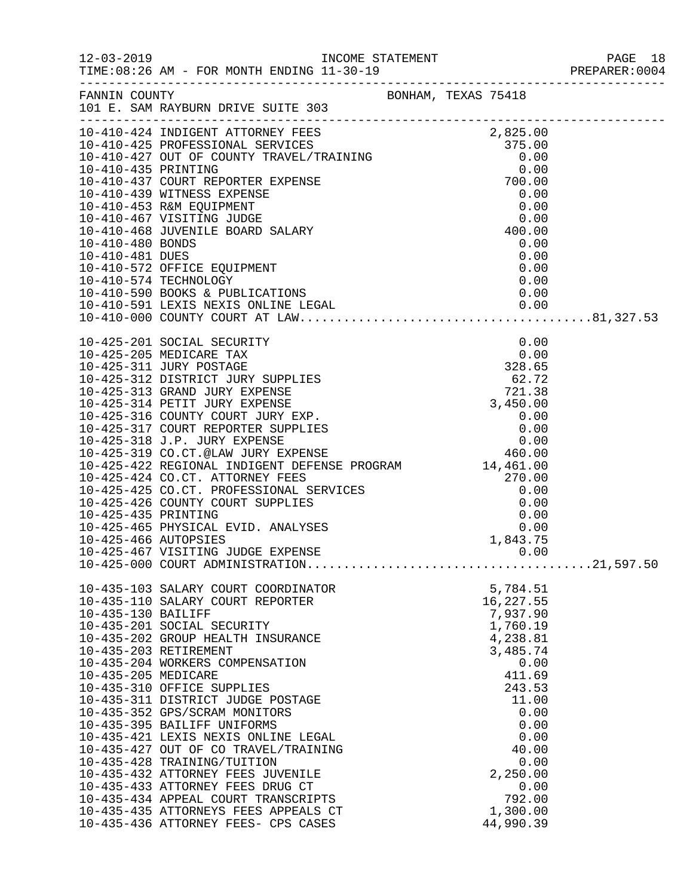FANNIN COUNTY BONHAM, TEXAS 75418
101 E. SAM RAYBURN DRIVE SUITE 303

| Account | Description | Amount | Total |
|---|---|---|---|
| 10-410-424 | INDIGENT ATTORNEY FEES | 2,825.00 | |
| 10-410-425 | PROFESSIONAL SERVICES | 375.00 | |
| 10-410-427 | OUT OF COUNTY TRAVEL/TRAINING | 0.00 | |
| 10-410-435 | PRINTING | 0.00 | |
| 10-410-437 | COURT REPORTER EXPENSE | 700.00 | |
| 10-410-439 | WITNESS EXPENSE | 0.00 | |
| 10-410-453 | R&M EQUIPMENT | 0.00 | |
| 10-410-467 | VISITING JUDGE | 0.00 | |
| 10-410-468 | JUVENILE BOARD SALARY | 400.00 | |
| 10-410-480 | BONDS | 0.00 | |
| 10-410-481 | DUES | 0.00 | |
| 10-410-572 | OFFICE EQUIPMENT | 0.00 | |
| 10-410-574 | TECHNOLOGY | 0.00 | |
| 10-410-590 | BOOKS & PUBLICATIONS | 0.00 | |
| 10-410-591 | LEXIS NEXIS ONLINE LEGAL | 0.00 | |
| 10-410-000 | COUNTY COURT AT LAW | | 81,327.53 |
| 10-425-201 | SOCIAL SECURITY | 0.00 | |
| 10-425-205 | MEDICARE TAX | 0.00 | |
| 10-425-311 | JURY POSTAGE | 328.65 | |
| 10-425-312 | DISTRICT JURY SUPPLIES | 62.72 | |
| 10-425-313 | GRAND JURY EXPENSE | 721.38 | |
| 10-425-314 | PETIT JURY EXPENSE | 3,450.00 | |
| 10-425-316 | COUNTY COURT JURY EXP. | 0.00 | |
| 10-425-317 | COURT REPORTER SUPPLIES | 0.00 | |
| 10-425-318 | J.P. JURY EXPENSE | 0.00 | |
| 10-425-319 | CO.CT.@LAW JURY EXPENSE | 460.00 | |
| 10-425-422 | REGIONAL INDIGENT DEFENSE PROGRAM | 14,461.00 | |
| 10-425-424 | CO.CT. ATTORNEY FEES | 270.00 | |
| 10-425-425 | CO.CT. PROFESSIONAL SERVICES | 0.00 | |
| 10-425-426 | COUNTY COURT SUPPLIES | 0.00 | |
| 10-425-435 | PRINTING | 0.00 | |
| 10-425-465 | PHYSICAL EVID. ANALYSES | 0.00 | |
| 10-425-466 | AUTOPSIES | 1,843.75 | |
| 10-425-467 | VISITING JUDGE EXPENSE | 0.00 | |
| 10-425-000 | COURT ADMINISTRATION | | 21,597.50 |
| 10-435-103 | SALARY COURT COORDINATOR | 5,784.51 | |
| 10-435-110 | SALARY COURT REPORTER | 16,227.55 | |
| 10-435-130 | BAILIFF | 7,937.90 | |
| 10-435-201 | SOCIAL SECURITY | 1,760.19 | |
| 10-435-202 | GROUP HEALTH INSURANCE | 4,238.81 | |
| 10-435-203 | RETIREMENT | 3,485.74 | |
| 10-435-204 | WORKERS COMPENSATION | 0.00 | |
| 10-435-205 | MEDICARE | 411.69 | |
| 10-435-310 | OFFICE SUPPLIES | 243.53 | |
| 10-435-311 | DISTRICT JUDGE POSTAGE | 11.00 | |
| 10-435-352 | GPS/SCRAM MONITORS | 0.00 | |
| 10-435-395 | BAILIFF UNIFORMS | 0.00 | |
| 10-435-421 | LEXIS NEXIS ONLINE LEGAL | 0.00 | |
| 10-435-427 | OUT OF CO TRAVEL/TRAINING | 40.00 | |
| 10-435-428 | TRAINING/TUITION | 0.00 | |
| 10-435-432 | ATTORNEY FEES JUVENILE | 2,250.00 | |
| 10-435-433 | ATTORNEY FEES DRUG CT | 0.00 | |
| 10-435-434 | APPEAL COURT TRANSCRIPTS | 792.00 | |
| 10-435-435 | ATTORNEYS FEES APPEALS CT | 1,300.00 | |
| 10-435-436 | ATTORNEY FEES- CPS CASES | 44,990.39 | |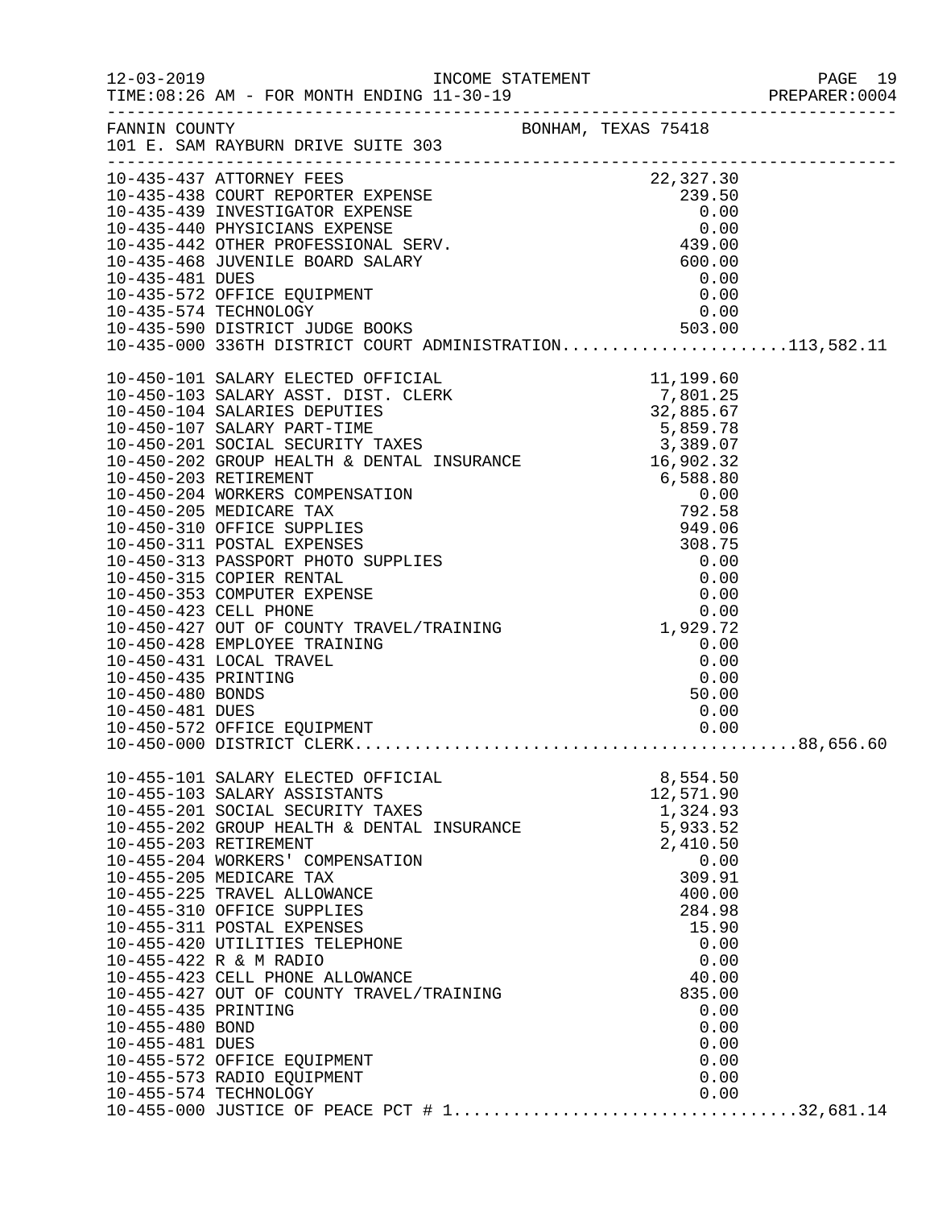FANNIN COUNTY — BONHAM, TEXAS 75418
101 E. SAM RAYBURN DRIVE SUITE 303

INCOME STATEMENT — FOR MONTH ENDING 11-30-19

| Account | Description | Amount | Total |
|---|---|---|---|
| 10-435-437 | ATTORNEY FEES | 22,327.30 | |
| 10-435-438 | COURT REPORTER EXPENSE | 239.50 | |
| 10-435-439 | INVESTIGATOR EXPENSE | 0.00 | |
| 10-435-440 | PHYSICIANS EXPENSE | 0.00 | |
| 10-435-442 | OTHER PROFESSIONAL SERV. | 439.00 | |
| 10-435-468 | JUVENILE BOARD SALARY | 600.00 | |
| 10-435-481 | DUES | 0.00 | |
| 10-435-572 | OFFICE EQUIPMENT | 0.00 | |
| 10-435-574 | TECHNOLOGY | 0.00 | |
| 10-435-590 | DISTRICT JUDGE BOOKS | 503.00 | |
| 10-435-000 | 336TH DISTRICT COURT ADMINISTRATION | | 113,582.11 |
| 10-450-101 | SALARY ELECTED OFFICIAL | 11,199.60 | |
| 10-450-103 | SALARY ASST. DIST. CLERK | 7,801.25 | |
| 10-450-104 | SALARIES DEPUTIES | 32,885.67 | |
| 10-450-107 | SALARY PART-TIME | 5,859.78 | |
| 10-450-201 | SOCIAL SECURITY TAXES | 3,389.07 | |
| 10-450-202 | GROUP HEALTH & DENTAL INSURANCE | 16,902.32 | |
| 10-450-203 | RETIREMENT | 6,588.80 | |
| 10-450-204 | WORKERS COMPENSATION | 0.00 | |
| 10-450-205 | MEDICARE TAX | 792.58 | |
| 10-450-310 | OFFICE SUPPLIES | 949.06 | |
| 10-450-311 | POSTAL EXPENSES | 308.75 | |
| 10-450-313 | PASSPORT PHOTO SUPPLIES | 0.00 | |
| 10-450-315 | COPIER RENTAL | 0.00 | |
| 10-450-353 | COMPUTER EXPENSE | 0.00 | |
| 10-450-423 | CELL PHONE | 0.00 | |
| 10-450-427 | OUT OF COUNTY TRAVEL/TRAINING | 1,929.72 | |
| 10-450-428 | EMPLOYEE TRAINING | 0.00 | |
| 10-450-431 | LOCAL TRAVEL | 0.00 | |
| 10-450-435 | PRINTING | 0.00 | |
| 10-450-480 | BONDS | 50.00 | |
| 10-450-481 | DUES | 0.00 | |
| 10-450-572 | OFFICE EQUIPMENT | 0.00 | |
| 10-450-000 | DISTRICT CLERK | | 88,656.60 |
| 10-455-101 | SALARY ELECTED OFFICIAL | 8,554.50 | |
| 10-455-103 | SALARY ASSISTANTS | 12,571.90 | |
| 10-455-201 | SOCIAL SECURITY TAXES | 1,324.93 | |
| 10-455-202 | GROUP HEALTH & DENTAL INSURANCE | 5,933.52 | |
| 10-455-203 | RETIREMENT | 2,410.50 | |
| 10-455-204 | WORKERS' COMPENSATION | 0.00 | |
| 10-455-205 | MEDICARE TAX | 309.91 | |
| 10-455-225 | TRAVEL ALLOWANCE | 400.00 | |
| 10-455-310 | OFFICE SUPPLIES | 284.98 | |
| 10-455-311 | POSTAL EXPENSES | 15.90 | |
| 10-455-420 | UTILITIES TELEPHONE | 0.00 | |
| 10-455-422 | R & M RADIO | 0.00 | |
| 10-455-423 | CELL PHONE ALLOWANCE | 40.00 | |
| 10-455-427 | OUT OF COUNTY TRAVEL/TRAINING | 835.00 | |
| 10-455-435 | PRINTING | 0.00 | |
| 10-455-480 | BOND | 0.00 | |
| 10-455-481 | DUES | 0.00 | |
| 10-455-572 | OFFICE EQUIPMENT | 0.00 | |
| 10-455-573 | RADIO EQUIPMENT | 0.00 | |
| 10-455-574 | TECHNOLOGY | 0.00 | |
| 10-455-000 | JUSTICE OF PEACE PCT # 1 | | 32,681.14 |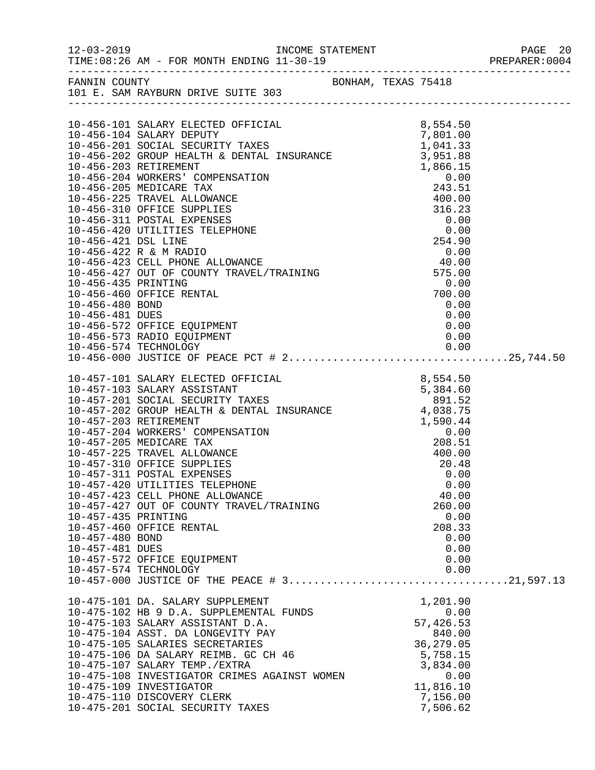FANNIN COUNTY — BONHAM, TEXAS 75418
101 E. SAM RAYBURN DRIVE SUITE 303

INCOME STATEMENT — TIME:08:26 AM - FOR MONTH ENDING 11-30-19

| Account | Description | Amount | Total |
|---|---|---|---|
| 10-456-101 | SALARY ELECTED OFFICIAL | 8,554.50 | |
| 10-456-104 | SALARY DEPUTY | 7,801.00 | |
| 10-456-201 | SOCIAL SECURITY TAXES | 1,041.33 | |
| 10-456-202 | GROUP HEALTH & DENTAL INSURANCE | 3,951.88 | |
| 10-456-203 | RETIREMENT | 1,866.15 | |
| 10-456-204 | WORKERS' COMPENSATION | 0.00 | |
| 10-456-205 | MEDICARE TAX | 243.51 | |
| 10-456-225 | TRAVEL ALLOWANCE | 400.00 | |
| 10-456-310 | OFFICE SUPPLIES | 316.23 | |
| 10-456-311 | POSTAL EXPENSES | 0.00 | |
| 10-456-420 | UTILITIES TELEPHONE | 0.00 | |
| 10-456-421 | DSL LINE | 254.90 | |
| 10-456-422 | R & M RADIO | 0.00 | |
| 10-456-423 | CELL PHONE ALLOWANCE | 40.00 | |
| 10-456-427 | OUT OF COUNTY TRAVEL/TRAINING | 575.00 | |
| 10-456-435 | PRINTING | 0.00 | |
| 10-456-460 | OFFICE RENTAL | 700.00 | |
| 10-456-480 | BOND | 0.00 | |
| 10-456-481 | DUES | 0.00 | |
| 10-456-572 | OFFICE EQUIPMENT | 0.00 | |
| 10-456-573 | RADIO EQUIPMENT | 0.00 | |
| 10-456-574 | TECHNOLOGY | 0.00 | |
| 10-456-000 | JUSTICE OF PEACE PCT # 2 | | 25,744.50 |
| 10-457-101 | SALARY ELECTED OFFICIAL | 8,554.50 | |
| 10-457-103 | SALARY ASSISTANT | 5,384.60 | |
| 10-457-201 | SOCIAL SECURITY TAXES | 891.52 | |
| 10-457-202 | GROUP HEALTH & DENTAL INSURANCE | 4,038.75 | |
| 10-457-203 | RETIREMENT | 1,590.44 | |
| 10-457-204 | WORKERS' COMPENSATION | 0.00 | |
| 10-457-205 | MEDICARE TAX | 208.51 | |
| 10-457-225 | TRAVEL ALLOWANCE | 400.00 | |
| 10-457-310 | OFFICE SUPPLIES | 20.48 | |
| 10-457-311 | POSTAL EXPENSES | 0.00 | |
| 10-457-420 | UTILITIES TELEPHONE | 0.00 | |
| 10-457-423 | CELL PHONE ALLOWANCE | 40.00 | |
| 10-457-427 | OUT OF COUNTY TRAVEL/TRAINING | 260.00 | |
| 10-457-435 | PRINTING | 0.00 | |
| 10-457-460 | OFFICE RENTAL | 208.33 | |
| 10-457-480 | BOND | 0.00 | |
| 10-457-481 | DUES | 0.00 | |
| 10-457-572 | OFFICE EQUIPMENT | 0.00 | |
| 10-457-574 | TECHNOLOGY | 0.00 | |
| 10-457-000 | JUSTICE OF THE PEACE # 3 | | 21,597.13 |
| 10-475-101 | DA. SALARY SUPPLEMENT | 1,201.90 | |
| 10-475-102 | HB 9 D.A. SUPPLEMENTAL FUNDS | 0.00 | |
| 10-475-103 | SALARY ASSISTANT D.A. | 57,426.53 | |
| 10-475-104 | ASST. DA LONGEVITY PAY | 840.00 | |
| 10-475-105 | SALARIES SECRETARIES | 36,279.05 | |
| 10-475-106 | DA SALARY REIMB. GC CH 46 | 5,758.15 | |
| 10-475-107 | SALARY TEMP./EXTRA | 3,834.00 | |
| 10-475-108 | INVESTIGATOR CRIMES AGAINST WOMEN | 0.00 | |
| 10-475-109 | INVESTIGATOR | 11,816.10 | |
| 10-475-110 | DISCOVERY CLERK | 7,156.00 | |
| 10-475-201 | SOCIAL SECURITY TAXES | 7,506.62 | |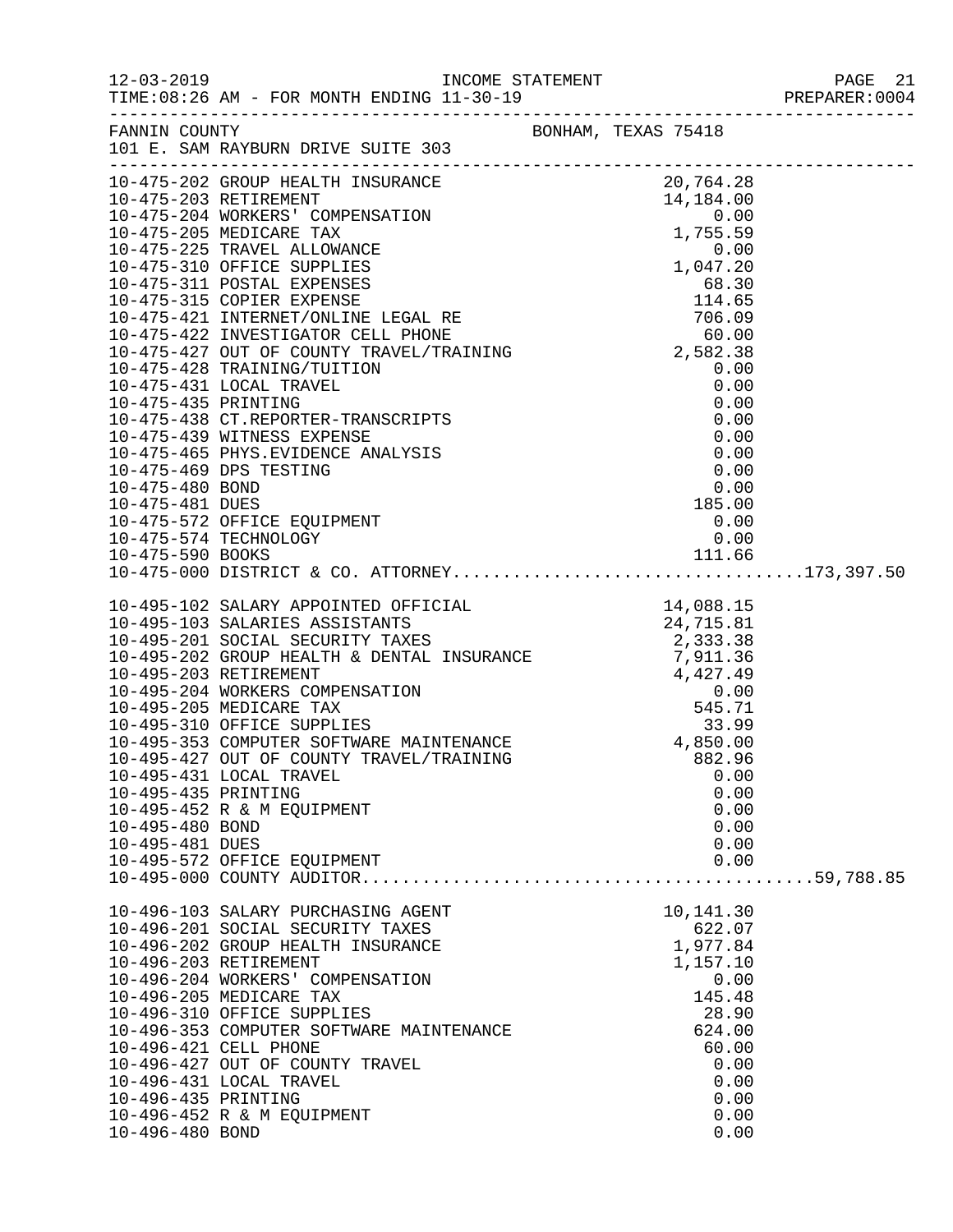FANNIN COUNTY BONHAM, TEXAS 75418
101 E. SAM RAYBURN DRIVE SUITE 303

INCOME STATEMENT — FOR MONTH ENDING 11-30-19

| Account | Description | Amount | Total |
|---|---|---|---|
| 10-475-202 | GROUP HEALTH INSURANCE | 20,764.28 | |
| 10-475-203 | RETIREMENT | 14,184.00 | |
| 10-475-204 | WORKERS' COMPENSATION | 0.00 | |
| 10-475-205 | MEDICARE TAX | 1,755.59 | |
| 10-475-225 | TRAVEL ALLOWANCE | 0.00 | |
| 10-475-310 | OFFICE SUPPLIES | 1,047.20 | |
| 10-475-311 | POSTAL EXPENSES | 68.30 | |
| 10-475-315 | COPIER EXPENSE | 114.65 | |
| 10-475-421 | INTERNET/ONLINE LEGAL RE | 706.09 | |
| 10-475-422 | INVESTIGATOR CELL PHONE | 60.00 | |
| 10-475-427 | OUT OF COUNTY TRAVEL/TRAINING | 2,582.38 | |
| 10-475-428 | TRAINING/TUITION | 0.00 | |
| 10-475-431 | LOCAL TRAVEL | 0.00 | |
| 10-475-435 | PRINTING | 0.00 | |
| 10-475-438 | CT.REPORTER-TRANSCRIPTS | 0.00 | |
| 10-475-439 | WITNESS EXPENSE | 0.00 | |
| 10-475-465 | PHYS.EVIDENCE ANALYSIS | 0.00 | |
| 10-475-469 | DPS TESTING | 0.00 | |
| 10-475-480 | BOND | 0.00 | |
| 10-475-481 | DUES | 185.00 | |
| 10-475-572 | OFFICE EQUIPMENT | 0.00 | |
| 10-475-574 | TECHNOLOGY | 0.00 | |
| 10-475-590 | BOOKS | 111.66 | |
| 10-475-000 | DISTRICT & CO. ATTORNEY | | 173,397.50 |
| 10-495-102 | SALARY APPOINTED OFFICIAL | 14,088.15 | |
| 10-495-103 | SALARIES ASSISTANTS | 24,715.81 | |
| 10-495-201 | SOCIAL SECURITY TAXES | 2,333.38 | |
| 10-495-202 | GROUP HEALTH & DENTAL INSURANCE | 7,911.36 | |
| 10-495-203 | RETIREMENT | 4,427.49 | |
| 10-495-204 | WORKERS COMPENSATION | 0.00 | |
| 10-495-205 | MEDICARE TAX | 545.71 | |
| 10-495-310 | OFFICE SUPPLIES | 33.99 | |
| 10-495-353 | COMPUTER SOFTWARE MAINTENANCE | 4,850.00 | |
| 10-495-427 | OUT OF COUNTY TRAVEL/TRAINING | 882.96 | |
| 10-495-431 | LOCAL TRAVEL | 0.00 | |
| 10-495-435 | PRINTING | 0.00 | |
| 10-495-452 | R & M EQUIPMENT | 0.00 | |
| 10-495-480 | BOND | 0.00 | |
| 10-495-481 | DUES | 0.00 | |
| 10-495-572 | OFFICE EQUIPMENT | 0.00 | |
| 10-495-000 | COUNTY AUDITOR | | 59,788.85 |
| 10-496-103 | SALARY PURCHASING AGENT | 10,141.30 | |
| 10-496-201 | SOCIAL SECURITY TAXES | 622.07 | |
| 10-496-202 | GROUP HEALTH INSURANCE | 1,977.84 | |
| 10-496-203 | RETIREMENT | 1,157.10 | |
| 10-496-204 | WORKERS' COMPENSATION | 0.00 | |
| 10-496-205 | MEDICARE TAX | 145.48 | |
| 10-496-310 | OFFICE SUPPLIES | 28.90 | |
| 10-496-353 | COMPUTER SOFTWARE MAINTENANCE | 624.00 | |
| 10-496-421 | CELL PHONE | 60.00 | |
| 10-496-427 | OUT OF COUNTY TRAVEL | 0.00 | |
| 10-496-431 | LOCAL TRAVEL | 0.00 | |
| 10-496-435 | PRINTING | 0.00 | |
| 10-496-452 | R & M EQUIPMENT | 0.00 | |
| 10-496-480 | BOND | 0.00 | |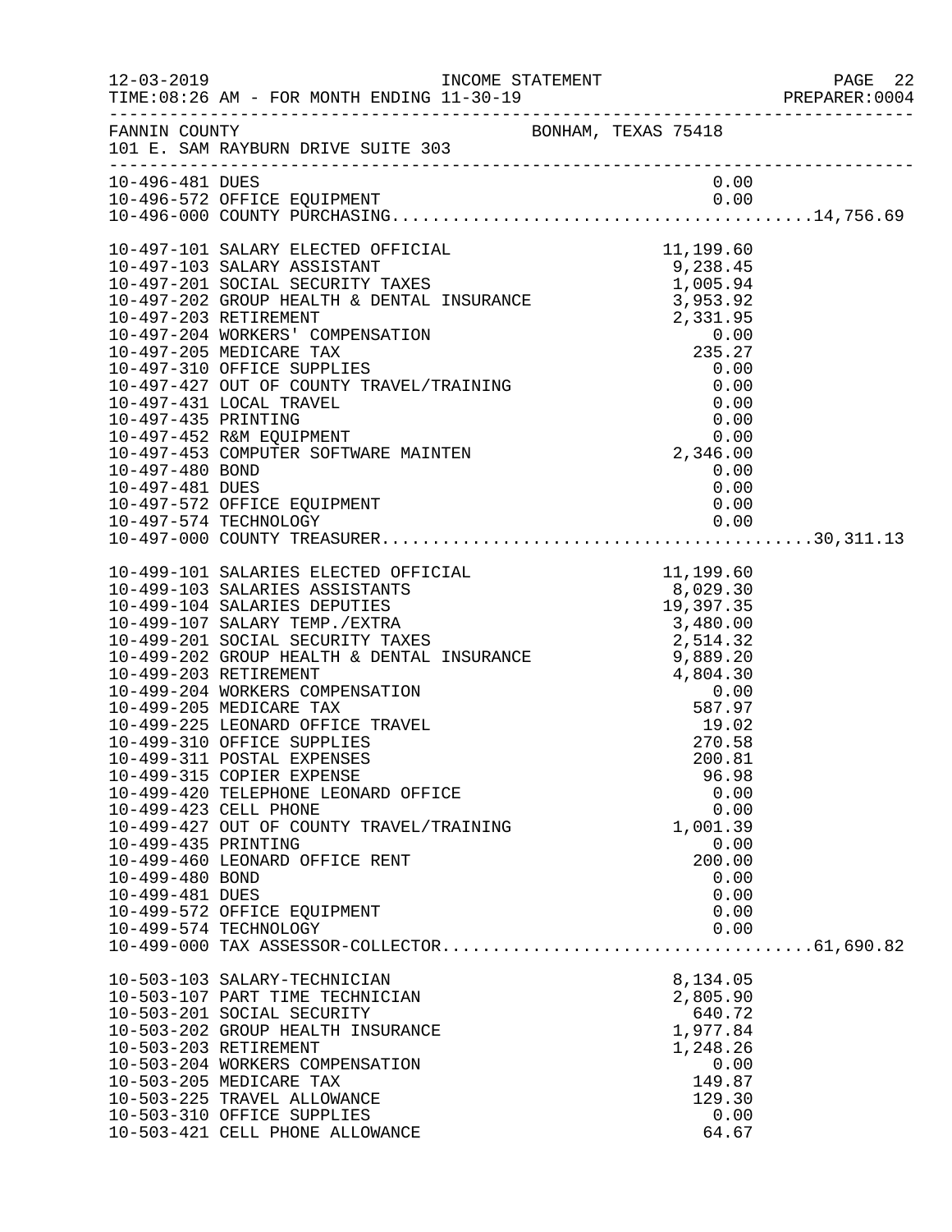12-03-2019 INCOME STATEMENT
TIME:08:26 AM - FOR MONTH ENDING 11-30-19

FANNIN COUNTY BONHAM, TEXAS 75418
101 E. SAM RAYBURN DRIVE SUITE 303

| Account | Description | Amount | Total |
|---|---|---|---|
| 10-496-481 | DUES | 0.00 | |
| 10-496-572 | OFFICE EQUIPMENT | 0.00 | |
| 10-496-000 | COUNTY PURCHASING | | 14,756.69 |
| 10-497-101 | SALARY ELECTED OFFICIAL | 11,199.60 | |
| 10-497-103 | SALARY ASSISTANT | 9,238.45 | |
| 10-497-201 | SOCIAL SECURITY TAXES | 1,005.94 | |
| 10-497-202 | GROUP HEALTH & DENTAL INSURANCE | 3,953.92 | |
| 10-497-203 | RETIREMENT | 2,331.95 | |
| 10-497-204 | WORKERS' COMPENSATION | 0.00 | |
| 10-497-205 | MEDICARE TAX | 235.27 | |
| 10-497-310 | OFFICE SUPPLIES | 0.00 | |
| 10-497-427 | OUT OF COUNTY TRAVEL/TRAINING | 0.00 | |
| 10-497-431 | LOCAL TRAVEL | 0.00 | |
| 10-497-435 | PRINTING | 0.00 | |
| 10-497-452 | R&M EQUIPMENT | 0.00 | |
| 10-497-453 | COMPUTER SOFTWARE MAINTEN | 2,346.00 | |
| 10-497-480 | BOND | 0.00 | |
| 10-497-481 | DUES | 0.00 | |
| 10-497-572 | OFFICE EQUIPMENT | 0.00 | |
| 10-497-574 | TECHNOLOGY | 0.00 | |
| 10-497-000 | COUNTY TREASURER | | 30,311.13 |
| 10-499-101 | SALARIES ELECTED OFFICIAL | 11,199.60 | |
| 10-499-103 | SALARIES ASSISTANTS | 8,029.30 | |
| 10-499-104 | SALARIES DEPUTIES | 19,397.35 | |
| 10-499-107 | SALARY TEMP./EXTRA | 3,480.00 | |
| 10-499-201 | SOCIAL SECURITY TAXES | 2,514.32 | |
| 10-499-202 | GROUP HEALTH & DENTAL INSURANCE | 9,889.20 | |
| 10-499-203 | RETIREMENT | 4,804.30 | |
| 10-499-204 | WORKERS COMPENSATION | 0.00 | |
| 10-499-205 | MEDICARE TAX | 587.97 | |
| 10-499-225 | LEONARD OFFICE TRAVEL | 19.02 | |
| 10-499-310 | OFFICE SUPPLIES | 270.58 | |
| 10-499-311 | POSTAL EXPENSES | 200.81 | |
| 10-499-315 | COPIER EXPENSE | 96.98 | |
| 10-499-420 | TELEPHONE LEONARD OFFICE | 0.00 | |
| 10-499-423 | CELL PHONE | 0.00 | |
| 10-499-427 | OUT OF COUNTY TRAVEL/TRAINING | 1,001.39 | |
| 10-499-435 | PRINTING | 0.00 | |
| 10-499-460 | LEONARD OFFICE RENT | 200.00 | |
| 10-499-480 | BOND | 0.00 | |
| 10-499-481 | DUES | 0.00 | |
| 10-499-572 | OFFICE EQUIPMENT | 0.00 | |
| 10-499-574 | TECHNOLOGY | 0.00 | |
| 10-499-000 | TAX ASSESSOR-COLLECTOR | | 61,690.82 |
| 10-503-103 | SALARY-TECHNICIAN | 8,134.05 | |
| 10-503-107 | PART TIME TECHNICIAN | 2,805.90 | |
| 10-503-201 | SOCIAL SECURITY | 640.72 | |
| 10-503-202 | GROUP HEALTH INSURANCE | 1,977.84 | |
| 10-503-203 | RETIREMENT | 1,248.26 | |
| 10-503-204 | WORKERS COMPENSATION | 0.00 | |
| 10-503-205 | MEDICARE TAX | 149.87 | |
| 10-503-225 | TRAVEL ALLOWANCE | 129.30 | |
| 10-503-310 | OFFICE SUPPLIES | 0.00 | |
| 10-503-421 | CELL PHONE ALLOWANCE | 64.67 | |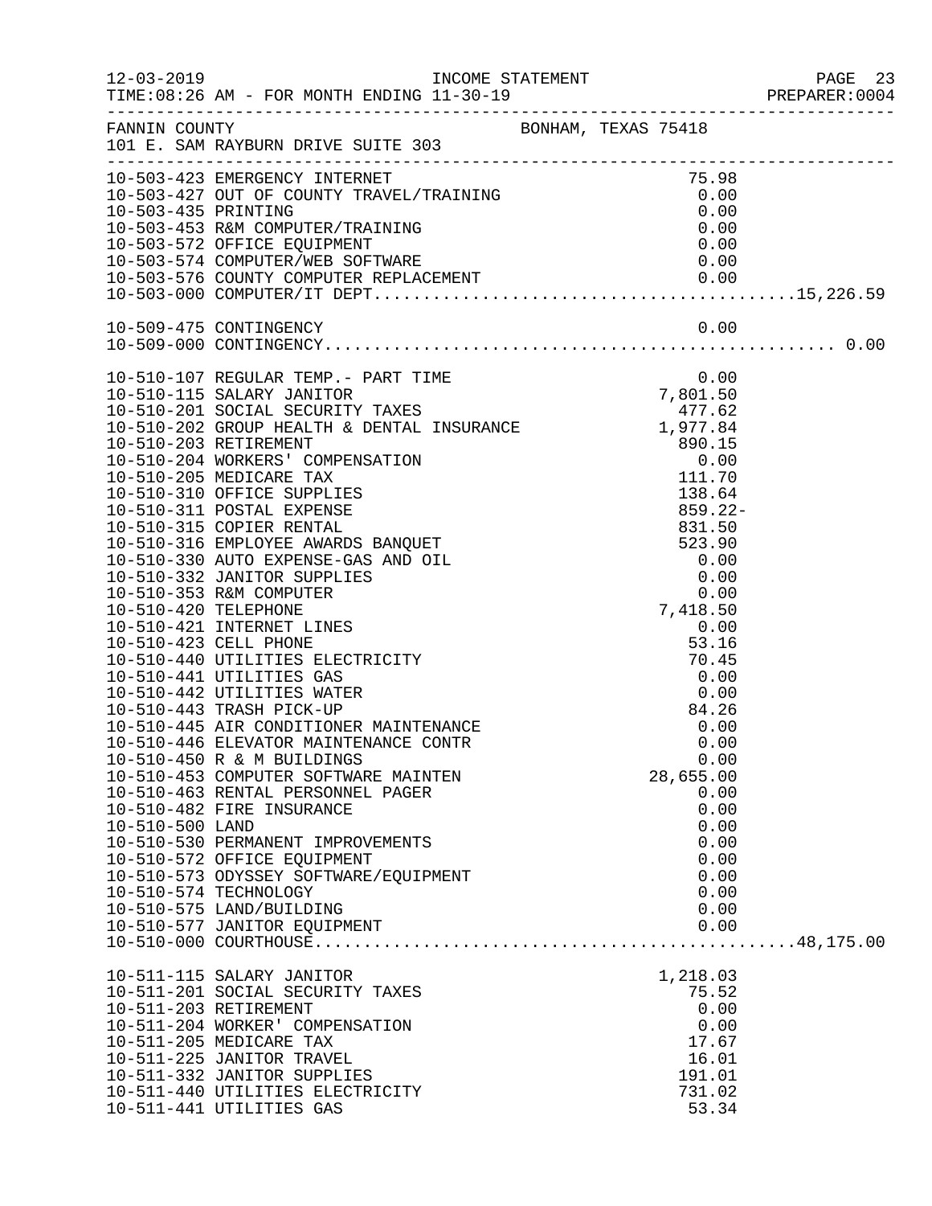FANNIN COUNTY BONHAM, TEXAS 75418
101 E. SAM RAYBURN DRIVE SUITE 303

| Account | Description | Amount | Total |
|---|---|---|---|
| 10-503-423 | EMERGENCY INTERNET | 75.98 | |
| 10-503-427 | OUT OF COUNTY TRAVEL/TRAINING | 0.00 | |
| 10-503-435 | PRINTING | 0.00 | |
| 10-503-453 | R&M COMPUTER/TRAINING | 0.00 | |
| 10-503-572 | OFFICE EQUIPMENT | 0.00 | |
| 10-503-574 | COMPUTER/WEB SOFTWARE | 0.00 | |
| 10-503-576 | COUNTY COMPUTER REPLACEMENT | 0.00 | |
| 10-503-000 | COMPUTER/IT DEPT | | 15,226.59 |
| 10-509-475 | CONTINGENCY | 0.00 | |
| 10-509-000 | CONTINGENCY | | 0.00 |
| 10-510-107 | REGULAR TEMP.- PART TIME | 0.00 | |
| 10-510-115 | SALARY JANITOR | 7,801.50 | |
| 10-510-201 | SOCIAL SECURITY TAXES | 477.62 | |
| 10-510-202 | GROUP HEALTH & DENTAL INSURANCE | 1,977.84 | |
| 10-510-203 | RETIREMENT | 890.15 | |
| 10-510-204 | WORKERS' COMPENSATION | 0.00 | |
| 10-510-205 | MEDICARE TAX | 111.70 | |
| 10-510-310 | OFFICE SUPPLIES | 138.64 | |
| 10-510-311 | POSTAL EXPENSE | 859.22- | |
| 10-510-315 | COPIER RENTAL | 831.50 | |
| 10-510-316 | EMPLOYEE AWARDS BANQUET | 523.90 | |
| 10-510-330 | AUTO EXPENSE-GAS AND OIL | 0.00 | |
| 10-510-332 | JANITOR SUPPLIES | 0.00 | |
| 10-510-353 | R&M COMPUTER | 0.00 | |
| 10-510-420 | TELEPHONE | 7,418.50 | |
| 10-510-421 | INTERNET LINES | 0.00 | |
| 10-510-423 | CELL PHONE | 53.16 | |
| 10-510-440 | UTILITIES ELECTRICITY | 70.45 | |
| 10-510-441 | UTILITIES GAS | 0.00 | |
| 10-510-442 | UTILITIES WATER | 0.00 | |
| 10-510-443 | TRASH PICK-UP | 84.26 | |
| 10-510-445 | AIR CONDITIONER MAINTENANCE | 0.00 | |
| 10-510-446 | ELEVATOR MAINTENANCE CONTR | 0.00 | |
| 10-510-450 | R & M BUILDINGS | 0.00 | |
| 10-510-453 | COMPUTER SOFTWARE MAINTEN | 28,655.00 | |
| 10-510-463 | RENTAL PERSONNEL PAGER | 0.00 | |
| 10-510-482 | FIRE INSURANCE | 0.00 | |
| 10-510-500 | LAND | 0.00 | |
| 10-510-530 | PERMANENT IMPROVEMENTS | 0.00 | |
| 10-510-572 | OFFICE EQUIPMENT | 0.00 | |
| 10-510-573 | ODYSSEY SOFTWARE/EQUIPMENT | 0.00 | |
| 10-510-574 | TECHNOLOGY | 0.00 | |
| 10-510-575 | LAND/BUILDING | 0.00 | |
| 10-510-577 | JANITOR EQUIPMENT | 0.00 | |
| 10-510-000 | COURTHOUSE | | 48,175.00 |
| 10-511-115 | SALARY JANITOR | 1,218.03 | |
| 10-511-201 | SOCIAL SECURITY TAXES | 75.52 | |
| 10-511-203 | RETIREMENT | 0.00 | |
| 10-511-204 | WORKER' COMPENSATION | 0.00 | |
| 10-511-205 | MEDICARE TAX | 17.67 | |
| 10-511-225 | JANITOR TRAVEL | 16.01 | |
| 10-511-332 | JANITOR SUPPLIES | 191.01 | |
| 10-511-440 | UTILITIES ELECTRICITY | 731.02 | |
| 10-511-441 | UTILITIES GAS | 53.34 | |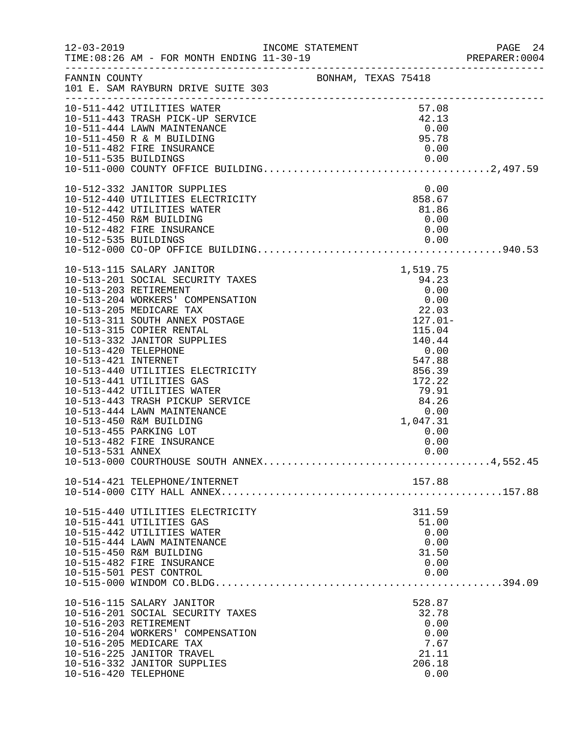INCOME STATEMENT

TIME:08:26 AM - FOR MONTH ENDING 11-30-19

FANNIN COUNTY BONHAM, TEXAS 75418
101 E. SAM RAYBURN DRIVE SUITE 303

| Account | Description | Amount | Total |
|---|---|---|---|
| 10-511-442 | UTILITIES WATER | 57.08 | |
| 10-511-443 | TRASH PICK-UP SERVICE | 42.13 | |
| 10-511-444 | LAWN MAINTENANCE | 0.00 | |
| 10-511-450 | R & M BUILDING | 95.78 | |
| 10-511-482 | FIRE INSURANCE | 0.00 | |
| 10-511-535 | BUILDINGS | 0.00 | |
| 10-511-000 | COUNTY OFFICE BUILDING | | 2,497.59 |
| 10-512-332 | JANITOR SUPPLIES | 0.00 | |
| 10-512-440 | UTILITIES ELECTRICITY | 858.67 | |
| 10-512-442 | UTILITIES WATER | 81.86 | |
| 10-512-450 | R&M BUILDING | 0.00 | |
| 10-512-482 | FIRE INSURANCE | 0.00 | |
| 10-512-535 | BUILDINGS | 0.00 | |
| 10-512-000 | CO-OP OFFICE BUILDING | | 940.53 |
| 10-513-115 | SALARY JANITOR | 1,519.75 | |
| 10-513-201 | SOCIAL SECURITY TAXES | 94.23 | |
| 10-513-203 | RETIREMENT | 0.00 | |
| 10-513-204 | WORKERS' COMPENSATION | 0.00 | |
| 10-513-205 | MEDICARE TAX | 22.03 | |
| 10-513-311 | SOUTH ANNEX POSTAGE | 127.01- | |
| 10-513-315 | COPIER RENTAL | 115.04 | |
| 10-513-332 | JANITOR SUPPLIES | 140.44 | |
| 10-513-420 | TELEPHONE | 0.00 | |
| 10-513-421 | INTERNET | 547.88 | |
| 10-513-440 | UTILITIES ELECTRICITY | 856.39 | |
| 10-513-441 | UTILITIES GAS | 172.22 | |
| 10-513-442 | UTILITIES WATER | 79.91 | |
| 10-513-443 | TRASH PICKUP SERVICE | 84.26 | |
| 10-513-444 | LAWN MAINTENANCE | 0.00 | |
| 10-513-450 | R&M BUILDING | 1,047.31 | |
| 10-513-455 | PARKING LOT | 0.00 | |
| 10-513-482 | FIRE INSURANCE | 0.00 | |
| 10-513-531 | ANNEX | 0.00 | |
| 10-513-000 | COURTHOUSE SOUTH ANNEX | | 4,552.45 |
| 10-514-421 | TELEPHONE/INTERNET | 157.88 | |
| 10-514-000 | CITY HALL ANNEX | | 157.88 |
| 10-515-440 | UTILITIES ELECTRICITY | 311.59 | |
| 10-515-441 | UTILITIES GAS | 51.00 | |
| 10-515-442 | UTILITIES WATER | 0.00 | |
| 10-515-444 | LAWN MAINTENANCE | 0.00 | |
| 10-515-450 | R&M BUILDING | 31.50 | |
| 10-515-482 | FIRE INSURANCE | 0.00 | |
| 10-515-501 | PEST CONTROL | 0.00 | |
| 10-515-000 | WINDOM CO.BLDG | | 394.09 |
| 10-516-115 | SALARY JANITOR | 528.87 | |
| 10-516-201 | SOCIAL SECURITY TAXES | 32.78 | |
| 10-516-203 | RETIREMENT | 0.00 | |
| 10-516-204 | WORKERS' COMPENSATION | 0.00 | |
| 10-516-205 | MEDICARE TAX | 7.67 | |
| 10-516-225 | JANITOR TRAVEL | 21.11 | |
| 10-516-332 | JANITOR SUPPLIES | 206.18 | |
| 10-516-420 | TELEPHONE | 0.00 | |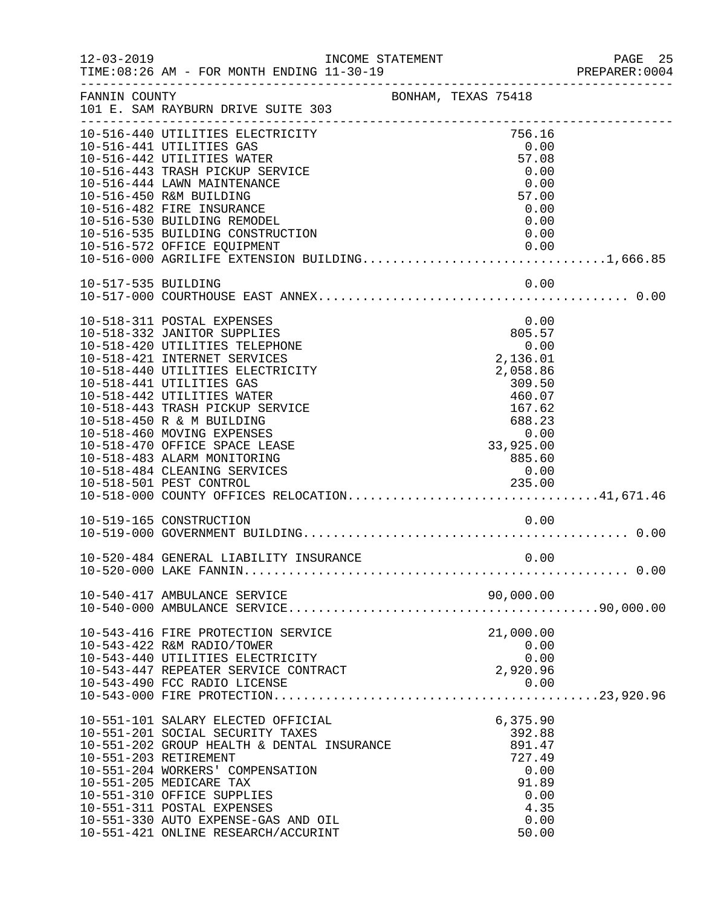FANNIN COUNTY — BONHAM, TEXAS 75418
101 E. SAM RAYBURN DRIVE SUITE 303

INCOME STATEMENT — TIME:08:26 AM - FOR MONTH ENDING 11-30-19

| Account | Description | Amount | Total |
|---|---|---|---|
| 10-516-440 | UTILITIES ELECTRICITY | 756.16 | |
| 10-516-441 | UTILITIES GAS | 0.00 | |
| 10-516-442 | UTILITIES WATER | 57.08 | |
| 10-516-443 | TRASH PICKUP SERVICE | 0.00 | |
| 10-516-444 | LAWN MAINTENANCE | 0.00 | |
| 10-516-450 | R&M BUILDING | 57.00 | |
| 10-516-482 | FIRE INSURANCE | 0.00 | |
| 10-516-530 | BUILDING REMODEL | 0.00 | |
| 10-516-535 | BUILDING CONSTRUCTION | 0.00 | |
| 10-516-572 | OFFICE EQUIPMENT | 0.00 | |
| 10-516-000 | AGRILIFE EXTENSION BUILDING | | 1,666.85 |
| 10-517-535 | BUILDING | 0.00 | |
| 10-517-000 | COURTHOUSE EAST ANNEX | | 0.00 |
| 10-518-311 | POSTAL EXPENSES | 0.00 | |
| 10-518-332 | JANITOR SUPPLIES | 805.57 | |
| 10-518-420 | UTILITIES TELEPHONE | 0.00 | |
| 10-518-421 | INTERNET SERVICES | 2,136.01 | |
| 10-518-440 | UTILITIES ELECTRICITY | 2,058.86 | |
| 10-518-441 | UTILITIES GAS | 309.50 | |
| 10-518-442 | UTILITIES WATER | 460.07 | |
| 10-518-443 | TRASH PICKUP SERVICE | 167.62 | |
| 10-518-450 | R & M BUILDING | 688.23 | |
| 10-518-460 | MOVING EXPENSES | 0.00 | |
| 10-518-470 | OFFICE SPACE LEASE | 33,925.00 | |
| 10-518-483 | ALARM MONITORING | 885.60 | |
| 10-518-484 | CLEANING SERVICES | 0.00 | |
| 10-518-501 | PEST CONTROL | 235.00 | |
| 10-518-000 | COUNTY OFFICES RELOCATION | | 41,671.46 |
| 10-519-165 | CONSTRUCTION | 0.00 | |
| 10-519-000 | GOVERNMENT BUILDING | | 0.00 |
| 10-520-484 | GENERAL LIABILITY INSURANCE | 0.00 | |
| 10-520-000 | LAKE FANNIN | | 0.00 |
| 10-540-417 | AMBULANCE SERVICE | 90,000.00 | |
| 10-540-000 | AMBULANCE SERVICE | | 90,000.00 |
| 10-543-416 | FIRE PROTECTION SERVICE | 21,000.00 | |
| 10-543-422 | R&M RADIO/TOWER | 0.00 | |
| 10-543-440 | UTILITIES ELECTRICITY | 0.00 | |
| 10-543-447 | REPEATER SERVICE CONTRACT | 2,920.96 | |
| 10-543-490 | FCC RADIO LICENSE | 0.00 | |
| 10-543-000 | FIRE PROTECTION | | 23,920.96 |
| 10-551-101 | SALARY ELECTED OFFICIAL | 6,375.90 | |
| 10-551-201 | SOCIAL SECURITY TAXES | 392.88 | |
| 10-551-202 | GROUP HEALTH & DENTAL INSURANCE | 891.47 | |
| 10-551-203 | RETIREMENT | 727.49 | |
| 10-551-204 | WORKERS' COMPENSATION | 0.00 | |
| 10-551-205 | MEDICARE TAX | 91.89 | |
| 10-551-310 | OFFICE SUPPLIES | 0.00 | |
| 10-551-311 | POSTAL EXPENSES | 4.35 | |
| 10-551-330 | AUTO EXPENSE-GAS AND OIL | 0.00 | |
| 10-551-421 | ONLINE RESEARCH/ACCURINT | 50.00 | |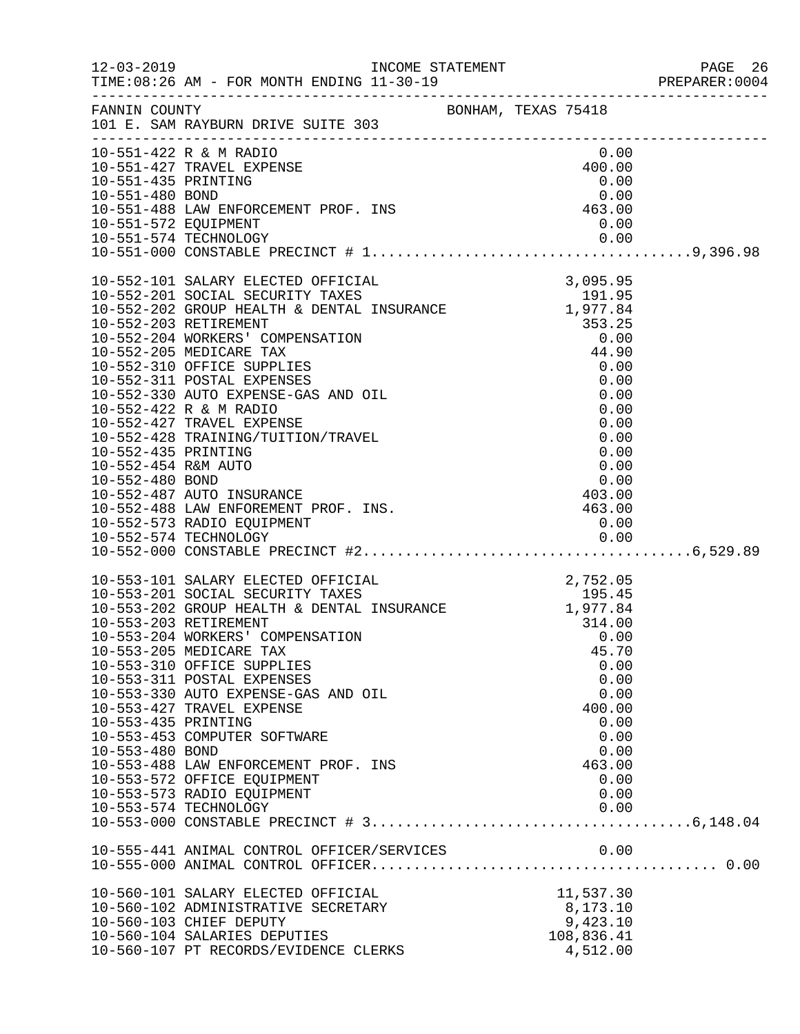FANNIN COUNTY BONHAM, TEXAS 75418
101 E. SAM RAYBURN DRIVE SUITE 303

INCOME STATEMENT — FOR MONTH ENDING 11-30-19

| Account | Description | Amount | Total |
|---|---|---|---|
| 10-551-422 | R & M RADIO | 0.00 | |
| 10-551-427 | TRAVEL EXPENSE | 400.00 | |
| 10-551-435 | PRINTING | 0.00 | |
| 10-551-480 | BOND | 0.00 | |
| 10-551-488 | LAW ENFORCEMENT PROF. INS | 463.00 | |
| 10-551-572 | EQUIPMENT | 0.00 | |
| 10-551-574 | TECHNOLOGY | 0.00 | |
| 10-551-000 | CONSTABLE PRECINCT # 1 | | 9,396.98 |
| 10-552-101 | SALARY ELECTED OFFICIAL | 3,095.95 | |
| 10-552-201 | SOCIAL SECURITY TAXES | 191.95 | |
| 10-552-202 | GROUP HEALTH & DENTAL INSURANCE | 1,977.84 | |
| 10-552-203 | RETIREMENT | 353.25 | |
| 10-552-204 | WORKERS' COMPENSATION | 0.00 | |
| 10-552-205 | MEDICARE TAX | 44.90 | |
| 10-552-310 | OFFICE SUPPLIES | 0.00 | |
| 10-552-311 | POSTAL EXPENSES | 0.00 | |
| 10-552-330 | AUTO EXPENSE-GAS AND OIL | 0.00 | |
| 10-552-422 | R & M RADIO | 0.00 | |
| 10-552-427 | TRAVEL EXPENSE | 0.00 | |
| 10-552-428 | TRAINING/TUITION/TRAVEL | 0.00 | |
| 10-552-435 | PRINTING | 0.00 | |
| 10-552-454 | R&M AUTO | 0.00 | |
| 10-552-480 | BOND | 0.00 | |
| 10-552-487 | AUTO INSURANCE | 403.00 | |
| 10-552-488 | LAW ENFOREMENT PROF. INS. | 463.00 | |
| 10-552-573 | RADIO EQUIPMENT | 0.00 | |
| 10-552-574 | TECHNOLOGY | 0.00 | |
| 10-552-000 | CONSTABLE PRECINCT #2 | | 6,529.89 |
| 10-553-101 | SALARY ELECTED OFFICIAL | 2,752.05 | |
| 10-553-201 | SOCIAL SECURITY TAXES | 195.45 | |
| 10-553-202 | GROUP HEALTH & DENTAL INSURANCE | 1,977.84 | |
| 10-553-203 | RETIREMENT | 314.00 | |
| 10-553-204 | WORKERS' COMPENSATION | 0.00 | |
| 10-553-205 | MEDICARE TAX | 45.70 | |
| 10-553-310 | OFFICE SUPPLIES | 0.00 | |
| 10-553-311 | POSTAL EXPENSES | 0.00 | |
| 10-553-330 | AUTO EXPENSE-GAS AND OIL | 0.00 | |
| 10-553-427 | TRAVEL EXPENSE | 400.00 | |
| 10-553-435 | PRINTING | 0.00 | |
| 10-553-453 | COMPUTER SOFTWARE | 0.00 | |
| 10-553-480 | BOND | 0.00 | |
| 10-553-488 | LAW ENFORCEMENT PROF. INS | 463.00 | |
| 10-553-572 | OFFICE EQUIPMENT | 0.00 | |
| 10-553-573 | RADIO EQUIPMENT | 0.00 | |
| 10-553-574 | TECHNOLOGY | 0.00 | |
| 10-553-000 | CONSTABLE PRECINCT # 3 | | 6,148.04 |
| 10-555-441 | ANIMAL CONTROL OFFICER/SERVICES | 0.00 | |
| 10-555-000 | ANIMAL CONTROL OFFICER | | 0.00 |
| 10-560-101 | SALARY ELECTED OFFICIAL | 11,537.30 | |
| 10-560-102 | ADMINISTRATIVE SECRETARY | 8,173.10 | |
| 10-560-103 | CHIEF DEPUTY | 9,423.10 | |
| 10-560-104 | SALARIES DEPUTIES | 108,836.41 | |
| 10-560-107 | PT RECORDS/EVIDENCE CLERKS | 4,512.00 | |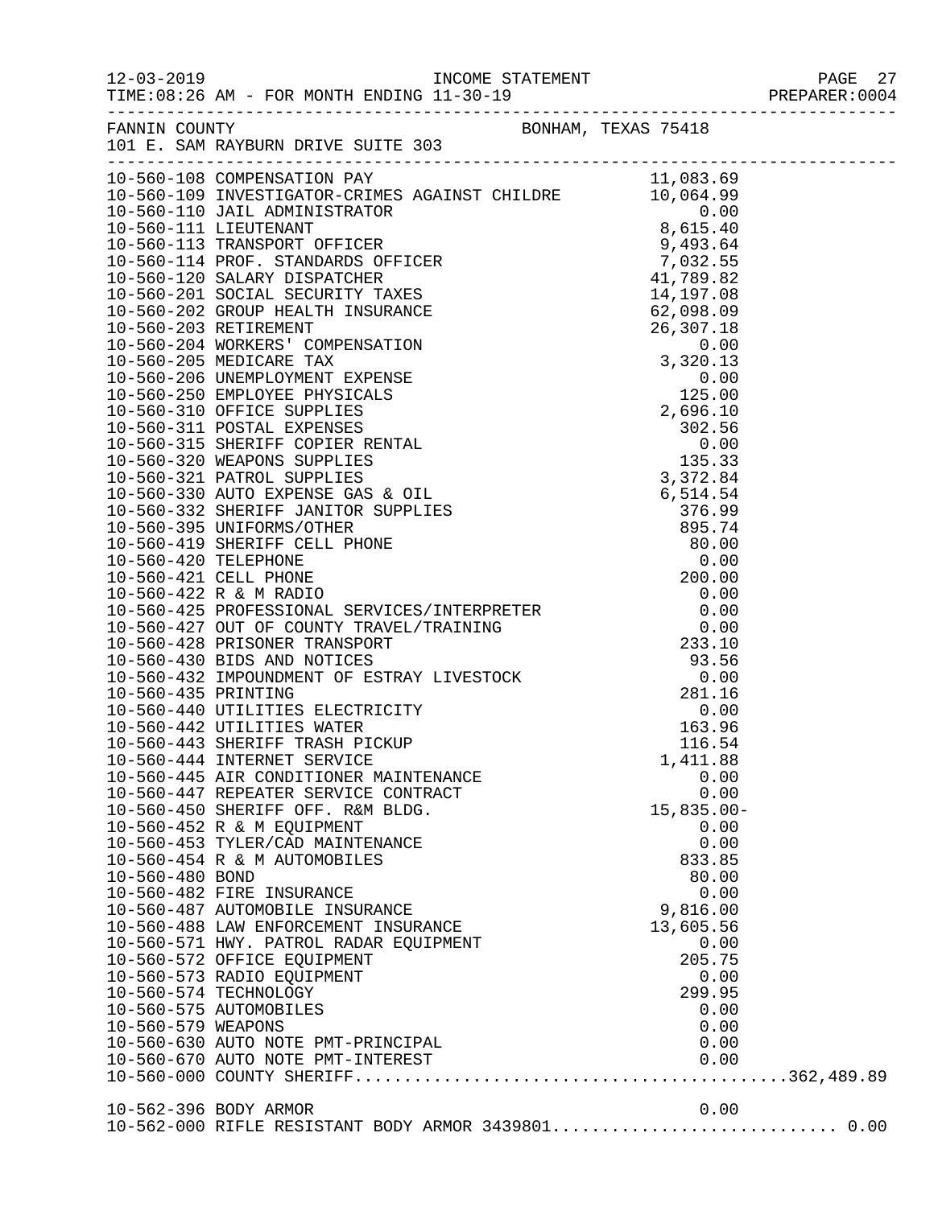FANNIN COUNTY BONHAM, TEXAS 75418
101 E. SAM RAYBURN DRIVE SUITE 303

| Account | Description | Amount | Total |
|---|---|---|---|
| 10-560-108 | COMPENSATION PAY | 11,083.69 | |
| 10-560-109 | INVESTIGATOR-CRIMES AGAINST CHILDRE | 10,064.99 | |
| 10-560-110 | JAIL ADMINISTRATOR | 0.00 | |
| 10-560-111 | LIEUTENANT | 8,615.40 | |
| 10-560-113 | TRANSPORT OFFICER | 9,493.64 | |
| 10-560-114 | PROF. STANDARDS OFFICER | 7,032.55 | |
| 10-560-120 | SALARY DISPATCHER | 41,789.82 | |
| 10-560-201 | SOCIAL SECURITY TAXES | 14,197.08 | |
| 10-560-202 | GROUP HEALTH INSURANCE | 62,098.09 | |
| 10-560-203 | RETIREMENT | 26,307.18 | |
| 10-560-204 | WORKERS' COMPENSATION | 0.00 | |
| 10-560-205 | MEDICARE TAX | 3,320.13 | |
| 10-560-206 | UNEMPLOYMENT EXPENSE | 0.00 | |
| 10-560-250 | EMPLOYEE PHYSICALS | 125.00 | |
| 10-560-310 | OFFICE SUPPLIES | 2,696.10 | |
| 10-560-311 | POSTAL EXPENSES | 302.56 | |
| 10-560-315 | SHERIFF COPIER RENTAL | 0.00 | |
| 10-560-320 | WEAPONS SUPPLIES | 135.33 | |
| 10-560-321 | PATROL SUPPLIES | 3,372.84 | |
| 10-560-330 | AUTO EXPENSE GAS & OIL | 6,514.54 | |
| 10-560-332 | SHERIFF JANITOR SUPPLIES | 376.99 | |
| 10-560-395 | UNIFORMS/OTHER | 895.74 | |
| 10-560-419 | SHERIFF CELL PHONE | 80.00 | |
| 10-560-420 | TELEPHONE | 0.00 | |
| 10-560-421 | CELL PHONE | 200.00 | |
| 10-560-422 | R & M RADIO | 0.00 | |
| 10-560-425 | PROFESSIONAL SERVICES/INTERPRETER | 0.00 | |
| 10-560-427 | OUT OF COUNTY TRAVEL/TRAINING | 0.00 | |
| 10-560-428 | PRISONER TRANSPORT | 233.10 | |
| 10-560-430 | BIDS AND NOTICES | 93.56 | |
| 10-560-432 | IMPOUNDMENT OF ESTRAY LIVESTOCK | 0.00 | |
| 10-560-435 | PRINTING | 281.16 | |
| 10-560-440 | UTILITIES ELECTRICITY | 0.00 | |
| 10-560-442 | UTILITIES WATER | 163.96 | |
| 10-560-443 | SHERIFF TRASH PICKUP | 116.54 | |
| 10-560-444 | INTERNET SERVICE | 1,411.88 | |
| 10-560-445 | AIR CONDITIONER MAINTENANCE | 0.00 | |
| 10-560-447 | REPEATER SERVICE CONTRACT | 0.00 | |
| 10-560-450 | SHERIFF OFF. R&M BLDG. | 15,835.00- | |
| 10-560-452 | R & M EQUIPMENT | 0.00 | |
| 10-560-453 | TYLER/CAD MAINTENANCE | 0.00 | |
| 10-560-454 | R & M AUTOMOBILES | 833.85 | |
| 10-560-480 | BOND | 80.00 | |
| 10-560-482 | FIRE INSURANCE | 0.00 | |
| 10-560-487 | AUTOMOBILE INSURANCE | 9,816.00 | |
| 10-560-488 | LAW ENFORCEMENT INSURANCE | 13,605.56 | |
| 10-560-571 | HWY. PATROL RADAR EQUIPMENT | 0.00 | |
| 10-560-572 | OFFICE EQUIPMENT | 205.75 | |
| 10-560-573 | RADIO EQUIPMENT | 0.00 | |
| 10-560-574 | TECHNOLOGY | 299.95 | |
| 10-560-575 | AUTOMOBILES | 0.00 | |
| 10-560-579 | WEAPONS | 0.00 | |
| 10-560-630 | AUTO NOTE PMT-PRINCIPAL | 0.00 | |
| 10-560-670 | AUTO NOTE PMT-INTEREST | 0.00 | |
| 10-560-000 | COUNTY SHERIFF | | 362,489.89 |
| 10-562-396 | BODY ARMOR | 0.00 | |
| 10-562-000 | RIFLE RESISTANT BODY ARMOR 3439801 | | 0.00 |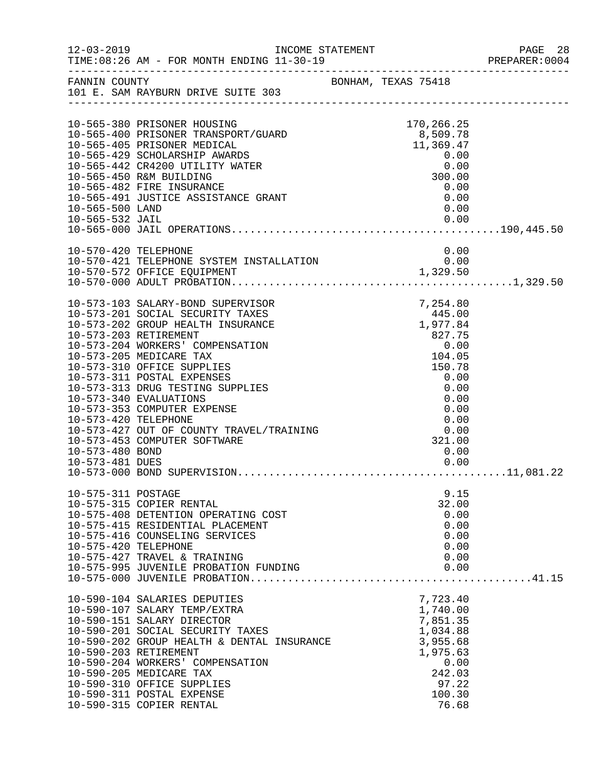INCOME STATEMENT

TIME:08:26 AM - FOR MONTH ENDING 11-30-19

FANNIN COUNTY — BONHAM, TEXAS 75418

101 E. SAM RAYBURN DRIVE SUITE 303

| Account | Description | Amount | Total |
|---|---|---|---|
| 10-565-380 | PRISONER HOUSING | 170,266.25 | |
| 10-565-400 | PRISONER TRANSPORT/GUARD | 8,509.78 | |
| 10-565-405 | PRISONER MEDICAL | 11,369.47 | |
| 10-565-429 | SCHOLARSHIP AWARDS | 0.00 | |
| 10-565-442 | CR4200 UTILITY WATER | 0.00 | |
| 10-565-450 | R&M BUILDING | 300.00 | |
| 10-565-482 | FIRE INSURANCE | 0.00 | |
| 10-565-491 | JUSTICE ASSISTANCE GRANT | 0.00 | |
| 10-565-500 | LAND | 0.00 | |
| 10-565-532 | JAIL | 0.00 | |
| 10-565-000 | JAIL OPERATIONS | | 190,445.50 |
| 10-570-420 | TELEPHONE | 0.00 | |
| 10-570-421 | TELEPHONE SYSTEM INSTALLATION | 0.00 | |
| 10-570-572 | OFFICE EQUIPMENT | 1,329.50 | |
| 10-570-000 | ADULT PROBATION | | 1,329.50 |
| 10-573-103 | SALARY-BOND SUPERVISOR | 7,254.80 | |
| 10-573-201 | SOCIAL SECURITY TAXES | 445.00 | |
| 10-573-202 | GROUP HEALTH INSURANCE | 1,977.84 | |
| 10-573-203 | RETIREMENT | 827.75 | |
| 10-573-204 | WORKERS' COMPENSATION | 0.00 | |
| 10-573-205 | MEDICARE TAX | 104.05 | |
| 10-573-310 | OFFICE SUPPLIES | 150.78 | |
| 10-573-311 | POSTAL EXPENSES | 0.00 | |
| 10-573-313 | DRUG TESTING SUPPLIES | 0.00 | |
| 10-573-340 | EVALUATIONS | 0.00 | |
| 10-573-353 | COMPUTER EXPENSE | 0.00 | |
| 10-573-420 | TELEPHONE | 0.00 | |
| 10-573-427 | OUT OF COUNTY TRAVEL/TRAINING | 0.00 | |
| 10-573-453 | COMPUTER SOFTWARE | 321.00 | |
| 10-573-480 | BOND | 0.00 | |
| 10-573-481 | DUES | 0.00 | |
| 10-573-000 | BOND SUPERVISION | | 11,081.22 |
| 10-575-311 | POSTAGE | 9.15 | |
| 10-575-315 | COPIER RENTAL | 32.00 | |
| 10-575-408 | DETENTION OPERATING COST | 0.00 | |
| 10-575-415 | RESIDENTIAL PLACEMENT | 0.00 | |
| 10-575-416 | COUNSELING SERVICES | 0.00 | |
| 10-575-420 | TELEPHONE | 0.00 | |
| 10-575-427 | TRAVEL & TRAINING | 0.00 | |
| 10-575-995 | JUVENILE PROBATION FUNDING | 0.00 | |
| 10-575-000 | JUVENILE PROBATION | | 41.15 |
| 10-590-104 | SALARIES DEPUTIES | 7,723.40 | |
| 10-590-107 | SALARY TEMP/EXTRA | 1,740.00 | |
| 10-590-151 | SALARY DIRECTOR | 7,851.35 | |
| 10-590-201 | SOCIAL SECURITY TAXES | 1,034.88 | |
| 10-590-202 | GROUP HEALTH & DENTAL INSURANCE | 3,955.68 | |
| 10-590-203 | RETIREMENT | 1,975.63 | |
| 10-590-204 | WORKERS' COMPENSATION | 0.00 | |
| 10-590-205 | MEDICARE TAX | 242.03 | |
| 10-590-310 | OFFICE SUPPLIES | 97.22 | |
| 10-590-311 | POSTAL EXPENSE | 100.30 | |
| 10-590-315 | COPIER RENTAL | 76.68 | |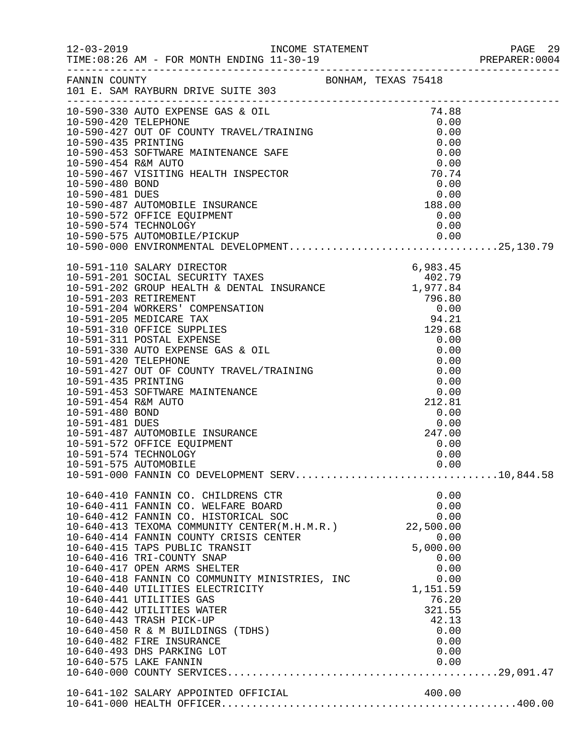FANNIN COUNTY — BONHAM, TEXAS 75418
101 E. SAM RAYBURN DRIVE SUITE 303

INCOME STATEMENT
TIME:08:26 AM - FOR MONTH ENDING 11-30-19

| Account | Description | Amount | Total |
|---|---|---|---|
| 10-590-330 | AUTO EXPENSE GAS & OIL | 74.88 | |
| 10-590-420 | TELEPHONE | 0.00 | |
| 10-590-427 | OUT OF COUNTY TRAVEL/TRAINING | 0.00 | |
| 10-590-435 | PRINTING | 0.00 | |
| 10-590-453 | SOFTWARE MAINTENANCE SAFE | 0.00 | |
| 10-590-454 | R&M AUTO | 0.00 | |
| 10-590-467 | VISITING HEALTH INSPECTOR | 70.74 | |
| 10-590-480 | BOND | 0.00 | |
| 10-590-481 | DUES | 0.00 | |
| 10-590-487 | AUTOMOBILE INSURANCE | 188.00 | |
| 10-590-572 | OFFICE EQUIPMENT | 0.00 | |
| 10-590-574 | TECHNOLOGY | 0.00 | |
| 10-590-575 | AUTOMOBILE/PICKUP | 0.00 | |
| 10-590-000 | ENVIRONMENTAL DEVELOPMENT | | 25,130.79 |
| 10-591-110 | SALARY DIRECTOR | 6,983.45 | |
| 10-591-201 | SOCIAL SECURITY TAXES | 402.79 | |
| 10-591-202 | GROUP HEALTH & DENTAL INSURANCE | 1,977.84 | |
| 10-591-203 | RETIREMENT | 796.80 | |
| 10-591-204 | WORKERS' COMPENSATION | 0.00 | |
| 10-591-205 | MEDICARE TAX | 94.21 | |
| 10-591-310 | OFFICE SUPPLIES | 129.68 | |
| 10-591-311 | POSTAL EXPENSE | 0.00 | |
| 10-591-330 | AUTO EXPENSE GAS & OIL | 0.00 | |
| 10-591-420 | TELEPHONE | 0.00 | |
| 10-591-427 | OUT OF COUNTY TRAVEL/TRAINING | 0.00 | |
| 10-591-435 | PRINTING | 0.00 | |
| 10-591-453 | SOFTWARE MAINTENANCE | 0.00 | |
| 10-591-454 | R&M AUTO | 212.81 | |
| 10-591-480 | BOND | 0.00 | |
| 10-591-481 | DUES | 0.00 | |
| 10-591-487 | AUTOMOBILE INSURANCE | 247.00 | |
| 10-591-572 | OFFICE EQUIPMENT | 0.00 | |
| 10-591-574 | TECHNOLOGY | 0.00 | |
| 10-591-575 | AUTOMOBILE | 0.00 | |
| 10-591-000 | FANNIN CO DEVELOPMENT SERV | | 10,844.58 |
| 10-640-410 | FANNIN CO. CHILDRENS CTR | 0.00 | |
| 10-640-411 | FANNIN CO. WELFARE BOARD | 0.00 | |
| 10-640-412 | FANNIN CO. HISTORICAL SOC | 0.00 | |
| 10-640-413 | TEXOMA COMMUNITY CENTER(M.H.M.R.) | 22,500.00 | |
| 10-640-414 | FANNIN COUNTY CRISIS CENTER | 0.00 | |
| 10-640-415 | TAPS PUBLIC TRANSIT | 5,000.00 | |
| 10-640-416 | TRI-COUNTY SNAP | 0.00 | |
| 10-640-417 | OPEN ARMS SHELTER | 0.00 | |
| 10-640-418 | FANNIN CO COMMUNITY MINISTRIES, INC | 0.00 | |
| 10-640-440 | UTILITIES ELECTRICITY | 1,151.59 | |
| 10-640-441 | UTILITIES GAS | 76.20 | |
| 10-640-442 | UTILITIES WATER | 321.55 | |
| 10-640-443 | TRASH PICK-UP | 42.13 | |
| 10-640-450 | R & M BUILDINGS (TDHS) | 0.00 | |
| 10-640-482 | FIRE INSURANCE | 0.00 | |
| 10-640-493 | DHS PARKING LOT | 0.00 | |
| 10-640-575 | LAKE FANNIN | 0.00 | |
| 10-640-000 | COUNTY SERVICES | | 29,091.47 |
| 10-641-102 | SALARY APPOINTED OFFICIAL | 400.00 | |
| 10-641-000 | HEALTH OFFICER | | 400.00 |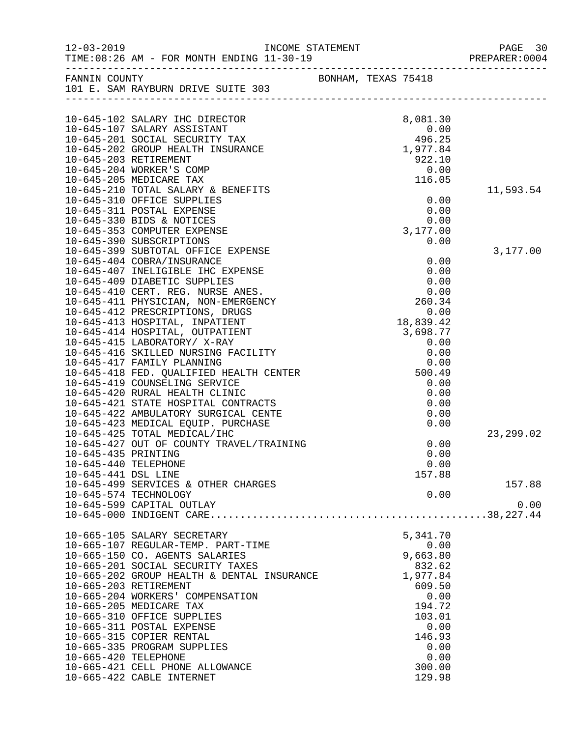12-03-2019 INCOME STATEMENT
TIME:08:26 AM - FOR MONTH ENDING 11-30-19 PREPARER:0004

FANNIN COUNTY BONHAM, TEXAS 75418
101 E. SAM RAYBURN DRIVE SUITE 303

| Account | Description | Amount | Total |
|---|---|---|---|
| 10-645-102 | SALARY IHC DIRECTOR | 8,081.30 | |
| 10-645-107 | SALARY ASSISTANT | 0.00 | |
| 10-645-201 | SOCIAL SECURITY TAX | 496.25 | |
| 10-645-202 | GROUP HEALTH INSURANCE | 1,977.84 | |
| 10-645-203 | RETIREMENT | 922.10 | |
| 10-645-204 | WORKER'S COMP | 0.00 | |
| 10-645-205 | MEDICARE TAX | 116.05 | |
| 10-645-210 | TOTAL SALARY & BENEFITS | | 11,593.54 |
| 10-645-310 | OFFICE SUPPLIES | 0.00 | |
| 10-645-311 | POSTAL EXPENSE | 0.00 | |
| 10-645-330 | BIDS & NOTICES | 0.00 | |
| 10-645-353 | COMPUTER EXPENSE | 3,177.00 | |
| 10-645-390 | SUBSCRIPTIONS | 0.00 | |
| 10-645-399 | SUBTOTAL OFFICE EXPENSE | | 3,177.00 |
| 10-645-404 | COBRA/INSURANCE | 0.00 | |
| 10-645-407 | INELIGIBLE IHC EXPENSE | 0.00 | |
| 10-645-409 | DIABETIC SUPPLIES | 0.00 | |
| 10-645-410 | CERT. REG. NURSE ANES. | 0.00 | |
| 10-645-411 | PHYSICIAN, NON-EMERGENCY | 260.34 | |
| 10-645-412 | PRESCRIPTIONS, DRUGS | 0.00 | |
| 10-645-413 | HOSPITAL, INPATIENT | 18,839.42 | |
| 10-645-414 | HOSPITAL, OUTPATIENT | 3,698.77 | |
| 10-645-415 | LABORATORY/ X-RAY | 0.00 | |
| 10-645-416 | SKILLED NURSING FACILITY | 0.00 | |
| 10-645-417 | FAMILY PLANNING | 0.00 | |
| 10-645-418 | FED. QUALIFIED HEALTH CENTER | 500.49 | |
| 10-645-419 | COUNSELING SERVICE | 0.00 | |
| 10-645-420 | RURAL HEALTH CLINIC | 0.00 | |
| 10-645-421 | STATE HOSPITAL CONTRACTS | 0.00 | |
| 10-645-422 | AMBULATORY SURGICAL CENTE | 0.00 | |
| 10-645-423 | MEDICAL EQUIP. PURCHASE | 0.00 | |
| 10-645-425 | TOTAL MEDICAL/IHC | | 23,299.02 |
| 10-645-427 | OUT OF COUNTY TRAVEL/TRAINING | 0.00 | |
| 10-645-435 | PRINTING | 0.00 | |
| 10-645-440 | TELEPHONE | 0.00 | |
| 10-645-441 | DSL LINE | 157.88 | |
| 10-645-499 | SERVICES & OTHER CHARGES | | 157.88 |
| 10-645-574 | TECHNOLOGY | 0.00 | |
| 10-645-599 | CAPITAL OUTLAY | | 0.00 |
| 10-645-000 | INDIGENT CARE | | 38,227.44 |
| 10-665-105 | SALARY SECRETARY | 5,341.70 | |
| 10-665-107 | REGULAR-TEMP. PART-TIME | 0.00 | |
| 10-665-150 | CO. AGENTS SALARIES | 9,663.80 | |
| 10-665-201 | SOCIAL SECURITY TAXES | 832.62 | |
| 10-665-202 | GROUP HEALTH & DENTAL INSURANCE | 1,977.84 | |
| 10-665-203 | RETIREMENT | 609.50 | |
| 10-665-204 | WORKERS' COMPENSATION | 0.00 | |
| 10-665-205 | MEDICARE TAX | 194.72 | |
| 10-665-310 | OFFICE SUPPLIES | 103.01 | |
| 10-665-311 | POSTAL EXPENSE | 0.00 | |
| 10-665-315 | COPIER RENTAL | 146.93 | |
| 10-665-335 | PROGRAM SUPPLIES | 0.00 | |
| 10-665-420 | TELEPHONE | 0.00 | |
| 10-665-421 | CELL PHONE ALLOWANCE | 300.00 | |
| 10-665-422 | CABLE INTERNET | 129.98 | |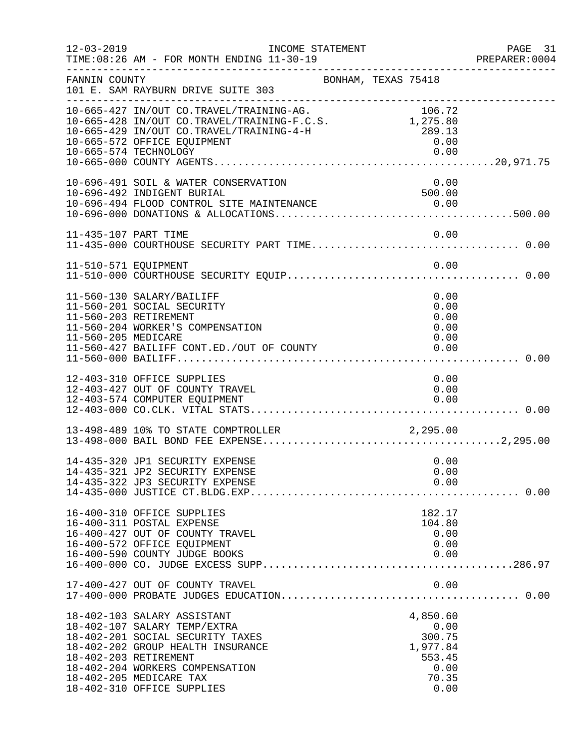12-03-2019 INCOME STATEMENT
TIME:08:26 AM - FOR MONTH ENDING 11-30-19

FANNIN COUNTY BONHAM, TEXAS 75418
101 E. SAM RAYBURN DRIVE SUITE 303

| Account | Description | Amount | Total |
|---|---|---|---|
| 10-665-427 | IN/OUT CO.TRAVEL/TRAINING-AG. | 106.72 | |
| 10-665-428 | IN/OUT CO.TRAVEL/TRAINING-F.C.S. | 1,275.80 | |
| 10-665-429 | IN/OUT CO.TRAVEL/TRAINING-4-H | 289.13 | |
| 10-665-572 | OFFICE EQUIPMENT | 0.00 | |
| 10-665-574 | TECHNOLOGY | 0.00 | |
| 10-665-000 | COUNTY AGENTS | | 20,971.75 |
| 10-696-491 | SOIL & WATER CONSERVATION | 0.00 | |
| 10-696-492 | INDIGENT BURIAL | 500.00 | |
| 10-696-494 | FLOOD CONTROL SITE MAINTENANCE | 0.00 | |
| 10-696-000 | DONATIONS & ALLOCATIONS | | 500.00 |
| 11-435-107 | PART TIME | 0.00 | |
| 11-435-000 | COURTHOUSE SECURITY PART TIME | | 0.00 |
| 11-510-571 | EQUIPMENT | 0.00 | |
| 11-510-000 | COURTHOUSE SECURITY EQUIP | | 0.00 |
| 11-560-130 | SALARY/BAILIFF | 0.00 | |
| 11-560-201 | SOCIAL SECURITY | 0.00 | |
| 11-560-203 | RETIREMENT | 0.00 | |
| 11-560-204 | WORKER'S COMPENSATION | 0.00 | |
| 11-560-205 | MEDICARE | 0.00 | |
| 11-560-427 | BAILIFF CONT.ED./OUT OF COUNTY | 0.00 | |
| 11-560-000 | BAILIFF | | 0.00 |
| 12-403-310 | OFFICE SUPPLIES | 0.00 | |
| 12-403-427 | OUT OF COUNTY TRAVEL | 0.00 | |
| 12-403-574 | COMPUTER EQUIPMENT | 0.00 | |
| 12-403-000 | CO.CLK. VITAL STATS | | 0.00 |
| 13-498-489 | 10% TO STATE COMPTROLLER | 2,295.00 | |
| 13-498-000 | BAIL BOND FEE EXPENSE | | 2,295.00 |
| 14-435-320 | JP1 SECURITY EXPENSE | 0.00 | |
| 14-435-321 | JP2 SECURITY EXPENSE | 0.00 | |
| 14-435-322 | JP3 SECURITY EXPENSE | 0.00 | |
| 14-435-000 | JUSTICE CT.BLDG.EXP | | 0.00 |
| 16-400-310 | OFFICE SUPPLIES | 182.17 | |
| 16-400-311 | POSTAL EXPENSE | 104.80 | |
| 16-400-427 | OUT OF COUNTY TRAVEL | 0.00 | |
| 16-400-572 | OFFICE EQUIPMENT | 0.00 | |
| 16-400-590 | COUNTY JUDGE BOOKS | 0.00 | |
| 16-400-000 | CO. JUDGE EXCESS SUPP | | 286.97 |
| 17-400-427 | OUT OF COUNTY TRAVEL | 0.00 | |
| 17-400-000 | PROBATE JUDGES EDUCATION | | 0.00 |
| 18-402-103 | SALARY ASSISTANT | 4,850.60 | |
| 18-402-107 | SALARY TEMP/EXTRA | 0.00 | |
| 18-402-201 | SOCIAL SECURITY TAXES | 300.75 | |
| 18-402-202 | GROUP HEALTH INSURANCE | 1,977.84 | |
| 18-402-203 | RETIREMENT | 553.45 | |
| 18-402-204 | WORKERS COMPENSATION | 0.00 | |
| 18-402-205 | MEDICARE TAX | 70.35 | |
| 18-402-310 | OFFICE SUPPLIES | 0.00 | |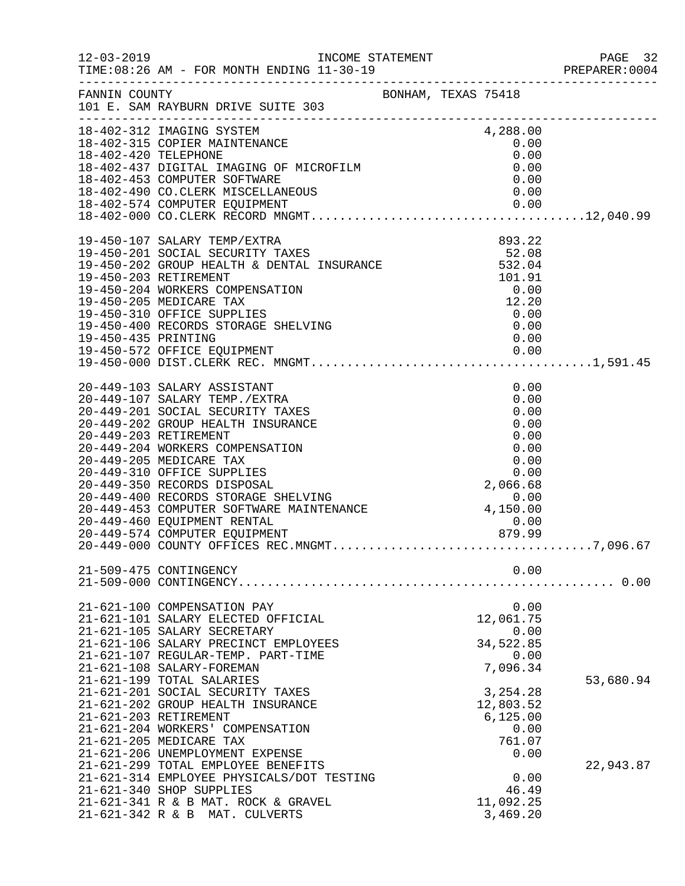FANNIN COUNTY — BONHAM, TEXAS 75418
101 E. SAM RAYBURN DRIVE SUITE 303

INCOME STATEMENT — FOR MONTH ENDING 11-30-19

| Account | Description | Amount | Total |
|---|---|---|---|
| 18-402-312 | IMAGING SYSTEM | 4,288.00 | |
| 18-402-315 | COPIER MAINTENANCE | 0.00 | |
| 18-402-420 | TELEPHONE | 0.00 | |
| 18-402-437 | DIGITAL IMAGING OF MICROFILM | 0.00 | |
| 18-402-453 | COMPUTER SOFTWARE | 0.00 | |
| 18-402-490 | CO.CLERK MISCELLANEOUS | 0.00 | |
| 18-402-574 | COMPUTER EQUIPMENT | 0.00 | |
| 18-402-000 | CO.CLERK RECORD MNGMT. | | 12,040.99 |
| 19-450-107 | SALARY TEMP/EXTRA | 893.22 | |
| 19-450-201 | SOCIAL SECURITY TAXES | 52.08 | |
| 19-450-202 | GROUP HEALTH & DENTAL INSURANCE | 532.04 | |
| 19-450-203 | RETIREMENT | 101.91 | |
| 19-450-204 | WORKERS COMPENSATION | 0.00 | |
| 19-450-205 | MEDICARE TAX | 12.20 | |
| 19-450-310 | OFFICE SUPPLIES | 0.00 | |
| 19-450-400 | RECORDS STORAGE SHELVING | 0.00 | |
| 19-450-435 | PRINTING | 0.00 | |
| 19-450-572 | OFFICE EQUIPMENT | 0.00 | |
| 19-450-000 | DIST.CLERK REC. MNGMT. | | 1,591.45 |
| 20-449-103 | SALARY ASSISTANT | 0.00 | |
| 20-449-107 | SALARY TEMP./EXTRA | 0.00 | |
| 20-449-201 | SOCIAL SECURITY TAXES | 0.00 | |
| 20-449-202 | GROUP HEALTH INSURANCE | 0.00 | |
| 20-449-203 | RETIREMENT | 0.00 | |
| 20-449-204 | WORKERS COMPENSATION | 0.00 | |
| 20-449-205 | MEDICARE TAX | 0.00 | |
| 20-449-310 | OFFICE SUPPLIES | 0.00 | |
| 20-449-350 | RECORDS DISPOSAL | 2,066.68 | |
| 20-449-400 | RECORDS STORAGE SHELVING | 0.00 | |
| 20-449-453 | COMPUTER SOFTWARE MAINTENANCE | 4,150.00 | |
| 20-449-460 | EQUIPMENT RENTAL | 0.00 | |
| 20-449-574 | COMPUTER EQUIPMENT | 879.99 | |
| 20-449-000 | COUNTY OFFICES REC.MNGMT. | | 7,096.67 |
| 21-509-475 | CONTINGENCY | 0.00 | |
| 21-509-000 | CONTINGENCY | | 0.00 |
| 21-621-100 | COMPENSATION PAY | 0.00 | |
| 21-621-101 | SALARY ELECTED OFFICIAL | 12,061.75 | |
| 21-621-105 | SALARY SECRETARY | 0.00 | |
| 21-621-106 | SALARY PRECINCT EMPLOYEES | 34,522.85 | |
| 21-621-107 | REGULAR-TEMP. PART-TIME | 0.00 | |
| 21-621-108 | SALARY-FOREMAN | 7,096.34 | |
| 21-621-199 | TOTAL SALARIES | | 53,680.94 |
| 21-621-201 | SOCIAL SECURITY TAXES | 3,254.28 | |
| 21-621-202 | GROUP HEALTH INSURANCE | 12,803.52 | |
| 21-621-203 | RETIREMENT | 6,125.00 | |
| 21-621-204 | WORKERS' COMPENSATION | 0.00 | |
| 21-621-205 | MEDICARE TAX | 761.07 | |
| 21-621-206 | UNEMPLOYMENT EXPENSE | 0.00 | |
| 21-621-299 | TOTAL EMPLOYEE BENEFITS | | 22,943.87 |
| 21-621-314 | EMPLOYEE PHYSICALS/DOT TESTING | 0.00 | |
| 21-621-340 | SHOP SUPPLIES | 46.49 | |
| 21-621-341 | R & B MAT. ROCK & GRAVEL | 11,092.25 | |
| 21-621-342 | R & B MAT. CULVERTS | 3,469.20 | |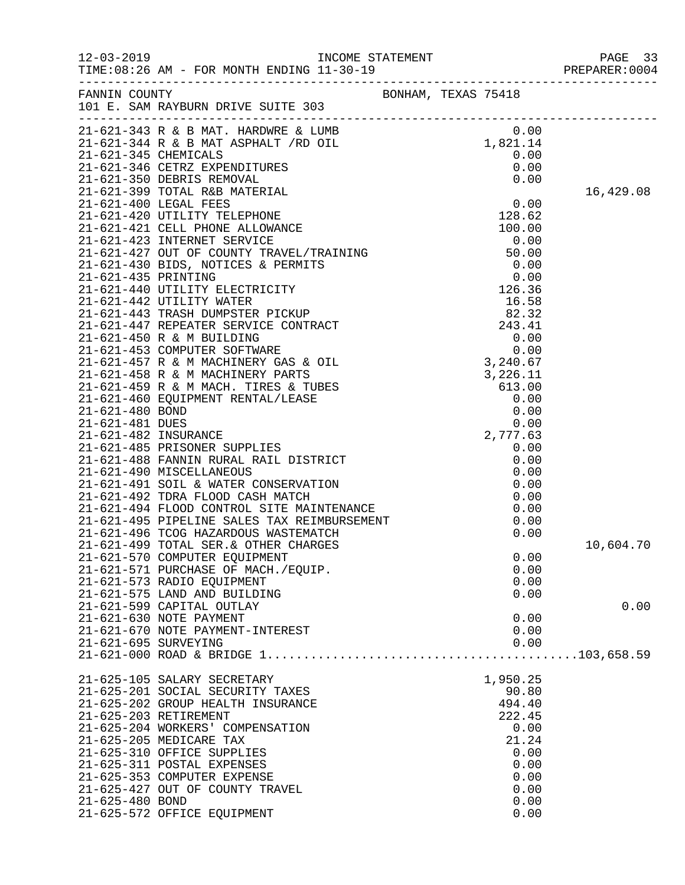FANNIN COUNTY  BONHAM, TEXAS 75418
101 E. SAM RAYBURN DRIVE SUITE 303

| Account | Description | Amount | Total |
|---|---|---|---|
| 21-621-343 | R & B MAT. HARDWRE & LUMB | 0.00 | |
| 21-621-344 | R & B MAT ASPHALT /RD OIL | 1,821.14 | |
| 21-621-345 | CHEMICALS | 0.00 | |
| 21-621-346 | CETRZ EXPENDITURES | 0.00 | |
| 21-621-350 | DEBRIS REMOVAL | 0.00 | |
| 21-621-399 | TOTAL R&B MATERIAL | | 16,429.08 |
| 21-621-400 | LEGAL FEES | 0.00 | |
| 21-621-420 | UTILITY TELEPHONE | 128.62 | |
| 21-621-421 | CELL PHONE ALLOWANCE | 100.00 | |
| 21-621-423 | INTERNET SERVICE | 0.00 | |
| 21-621-427 | OUT OF COUNTY TRAVEL/TRAINING | 50.00 | |
| 21-621-430 | BIDS, NOTICES & PERMITS | 0.00 | |
| 21-621-435 | PRINTING | 0.00 | |
| 21-621-440 | UTILITY ELECTRICITY | 126.36 | |
| 21-621-442 | UTILITY WATER | 16.58 | |
| 21-621-443 | TRASH DUMPSTER PICKUP | 82.32 | |
| 21-621-447 | REPEATER SERVICE CONTRACT | 243.41 | |
| 21-621-450 | R & M BUILDING | 0.00 | |
| 21-621-453 | COMPUTER SOFTWARE | 0.00 | |
| 21-621-457 | R & M MACHINERY GAS & OIL | 3,240.67 | |
| 21-621-458 | R & M MACHINERY PARTS | 3,226.11 | |
| 21-621-459 | R & M MACH. TIRES & TUBES | 613.00 | |
| 21-621-460 | EQUIPMENT RENTAL/LEASE | 0.00 | |
| 21-621-480 | BOND | 0.00 | |
| 21-621-481 | DUES | 0.00 | |
| 21-621-482 | INSURANCE | 2,777.63 | |
| 21-621-485 | PRISONER SUPPLIES | 0.00 | |
| 21-621-488 | FANNIN RURAL RAIL DISTRICT | 0.00 | |
| 21-621-490 | MISCELLANEOUS | 0.00 | |
| 21-621-491 | SOIL & WATER CONSERVATION | 0.00 | |
| 21-621-492 | TDRA FLOOD CASH MATCH | 0.00 | |
| 21-621-494 | FLOOD CONTROL SITE MAINTENANCE | 0.00 | |
| 21-621-495 | PIPELINE SALES TAX REIMBURSEMENT | 0.00 | |
| 21-621-496 | TCOG HAZARDOUS WASTEMATCH | 0.00 | |
| 21-621-499 | TOTAL SER.& OTHER CHARGES | | 10,604.70 |
| 21-621-570 | COMPUTER EQUIPMENT | 0.00 | |
| 21-621-571 | PURCHASE OF MACH./EQUIP. | 0.00 | |
| 21-621-573 | RADIO EQUIPMENT | 0.00 | |
| 21-621-575 | LAND AND BUILDING | 0.00 | |
| 21-621-599 | CAPITAL OUTLAY | | 0.00 |
| 21-621-630 | NOTE PAYMENT | 0.00 | |
| 21-621-670 | NOTE PAYMENT-INTEREST | 0.00 | |
| 21-621-695 | SURVEYING | 0.00 | |
| 21-621-000 | ROAD & BRIDGE 1 | | 103,658.59 |
| 21-625-105 | SALARY SECRETARY | 1,950.25 | |
| 21-625-201 | SOCIAL SECURITY TAXES | 90.80 | |
| 21-625-202 | GROUP HEALTH INSURANCE | 494.40 | |
| 21-625-203 | RETIREMENT | 222.45 | |
| 21-625-204 | WORKERS' COMPENSATION | 0.00 | |
| 21-625-205 | MEDICARE TAX | 21.24 | |
| 21-625-310 | OFFICE SUPPLIES | 0.00 | |
| 21-625-311 | POSTAL EXPENSES | 0.00 | |
| 21-625-353 | COMPUTER EXPENSE | 0.00 | |
| 21-625-427 | OUT OF COUNTY TRAVEL | 0.00 | |
| 21-625-480 | BOND | 0.00 | |
| 21-625-572 | OFFICE EQUIPMENT | 0.00 | |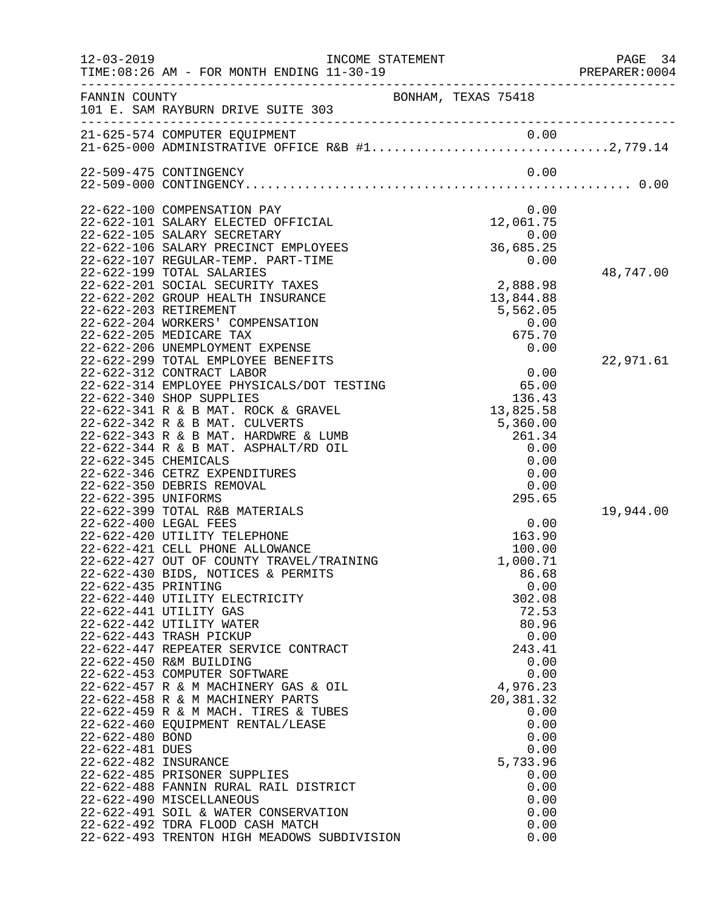| Account | Description | Amount | Total |
|---|---|---|---|
| 21-625-574 | COMPUTER EQUIPMENT | 0.00 | |
| 21-625-000 | ADMINISTRATIVE OFFICE R&B #1 | | 2,779.14 |
| 22-509-475 | CONTINGENCY | 0.00 | |
| 22-509-000 | CONTINGENCY | | 0.00 |
| 22-622-100 | COMPENSATION PAY | 0.00 | |
| 22-622-101 | SALARY ELECTED OFFICIAL | 12,061.75 | |
| 22-622-105 | SALARY SECRETARY | 0.00 | |
| 22-622-106 | SALARY PRECINCT EMPLOYEES | 36,685.25 | |
| 22-622-107 | REGULAR-TEMP. PART-TIME | 0.00 | |
| 22-622-199 | TOTAL SALARIES | | 48,747.00 |
| 22-622-201 | SOCIAL SECURITY TAXES | 2,888.98 | |
| 22-622-202 | GROUP HEALTH INSURANCE | 13,844.88 | |
| 22-622-203 | RETIREMENT | 5,562.05 | |
| 22-622-204 | WORKERS' COMPENSATION | 0.00 | |
| 22-622-205 | MEDICARE TAX | 675.70 | |
| 22-622-206 | UNEMPLOYMENT EXPENSE | 0.00 | |
| 22-622-299 | TOTAL EMPLOYEE BENEFITS | | 22,971.61 |
| 22-622-312 | CONTRACT LABOR | 0.00 | |
| 22-622-314 | EMPLOYEE PHYSICALS/DOT TESTING | 65.00 | |
| 22-622-340 | SHOP SUPPLIES | 136.43 | |
| 22-622-341 | R & B MAT. ROCK & GRAVEL | 13,825.58 | |
| 22-622-342 | R & B MAT. CULVERTS | 5,360.00 | |
| 22-622-343 | R & B MAT. HARDWRE & LUMB | 261.34 | |
| 22-622-344 | R & B MAT. ASPHALT/RD OIL | 0.00 | |
| 22-622-345 | CHEMICALS | 0.00 | |
| 22-622-346 | CETRZ EXPENDITURES | 0.00 | |
| 22-622-350 | DEBRIS REMOVAL | 0.00 | |
| 22-622-395 | UNIFORMS | 295.65 | |
| 22-622-399 | TOTAL R&B MATERIALS | | 19,944.00 |
| 22-622-400 | LEGAL FEES | 0.00 | |
| 22-622-420 | UTILITY TELEPHONE | 163.90 | |
| 22-622-421 | CELL PHONE ALLOWANCE | 100.00 | |
| 22-622-427 | OUT OF COUNTY TRAVEL/TRAINING | 1,000.71 | |
| 22-622-430 | BIDS, NOTICES & PERMITS | 86.68 | |
| 22-622-435 | PRINTING | 0.00 | |
| 22-622-440 | UTILITY ELECTRICITY | 302.08 | |
| 22-622-441 | UTILITY GAS | 72.53 | |
| 22-622-442 | UTILITY WATER | 80.96 | |
| 22-622-443 | TRASH PICKUP | 0.00 | |
| 22-622-447 | REPEATER SERVICE CONTRACT | 243.41 | |
| 22-622-450 | R&M BUILDING | 0.00 | |
| 22-622-453 | COMPUTER SOFTWARE | 0.00 | |
| 22-622-457 | R & M MACHINERY GAS & OIL | 4,976.23 | |
| 22-622-458 | R & M MACHINERY PARTS | 20,381.32 | |
| 22-622-459 | R & M MACH. TIRES & TUBES | 0.00 | |
| 22-622-460 | EQUIPMENT RENTAL/LEASE | 0.00 | |
| 22-622-480 | BOND | 0.00 | |
| 22-622-481 | DUES | 0.00 | |
| 22-622-482 | INSURANCE | 5,733.96 | |
| 22-622-485 | PRISONER SUPPLIES | 0.00 | |
| 22-622-488 | FANNIN RURAL RAIL DISTRICT | 0.00 | |
| 22-622-490 | MISCELLANEOUS | 0.00 | |
| 22-622-491 | SOIL & WATER CONSERVATION | 0.00 | |
| 22-622-492 | TDRA FLOOD CASH MATCH | 0.00 | |
| 22-622-493 | TRENTON HIGH MEADOWS SUBDIVISION | 0.00 | |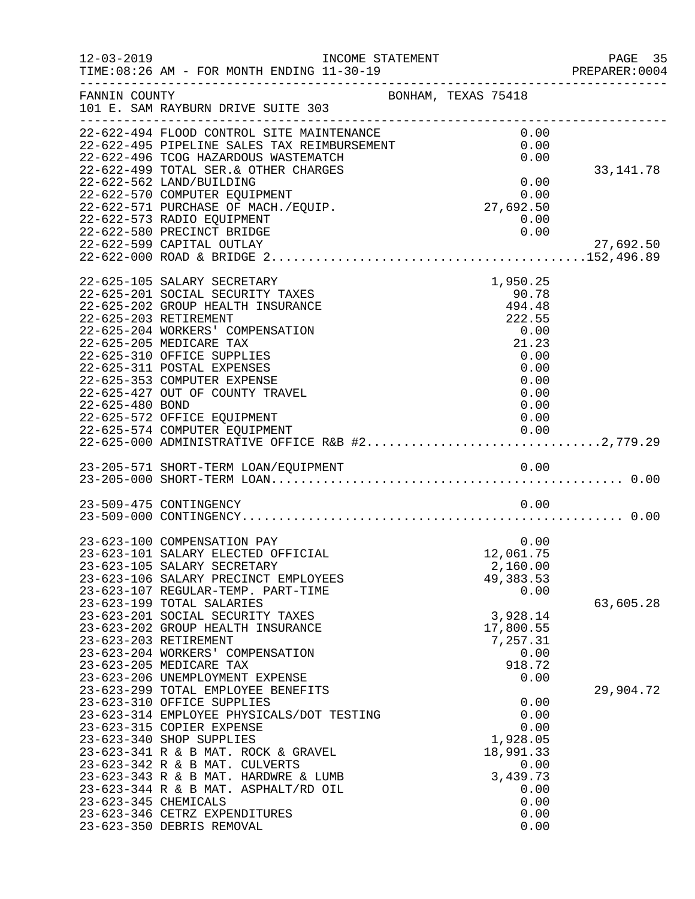FANNIN COUNTY BONHAM, TEXAS 75418
101 E. SAM RAYBURN DRIVE SUITE 303

| Account | Amount | Total |
|---|---|---|
| 22-622-494 FLOOD CONTROL SITE MAINTENANCE | 0.00 | |
| 22-622-495 PIPELINE SALES TAX REIMBURSEMENT | 0.00 | |
| 22-622-496 TCOG HAZARDOUS WASTEMATCH | 0.00 | |
| 22-622-499 TOTAL SER.& OTHER CHARGES | | 33,141.78 |
| 22-622-562 LAND/BUILDING | 0.00 | |
| 22-622-570 COMPUTER EQUIPMENT | 0.00 | |
| 22-622-571 PURCHASE OF MACH./EQUIP. | 27,692.50 | |
| 22-622-573 RADIO EQUIPMENT | 0.00 | |
| 22-622-580 PRECINCT BRIDGE | 0.00 | |
| 22-622-599 CAPITAL OUTLAY | | 27,692.50 |
| 22-622-000 ROAD & BRIDGE 2 | | 152,496.89 |
| | | |
| 22-625-105 SALARY SECRETARY | 1,950.25 | |
| 22-625-201 SOCIAL SECURITY TAXES | 90.78 | |
| 22-625-202 GROUP HEALTH INSURANCE | 494.48 | |
| 22-625-203 RETIREMENT | 222.55 | |
| 22-625-204 WORKERS' COMPENSATION | 0.00 | |
| 22-625-205 MEDICARE TAX | 21.23 | |
| 22-625-310 OFFICE SUPPLIES | 0.00 | |
| 22-625-311 POSTAL EXPENSES | 0.00 | |
| 22-625-353 COMPUTER EXPENSE | 0.00 | |
| 22-625-427 OUT OF COUNTY TRAVEL | 0.00 | |
| 22-625-480 BOND | 0.00 | |
| 22-625-572 OFFICE EQUIPMENT | 0.00 | |
| 22-625-574 COMPUTER EQUIPMENT | 0.00 | |
| 22-625-000 ADMINISTRATIVE OFFICE R&B #2 | | 2,779.29 |
| | | |
| 23-205-571 SHORT-TERM LOAN/EQUIPMENT | 0.00 | |
| 23-205-000 SHORT-TERM LOAN | | 0.00 |
| | | |
| 23-509-475 CONTINGENCY | 0.00 | |
| 23-509-000 CONTINGENCY | | 0.00 |
| | | |
| 23-623-100 COMPENSATION PAY | 0.00 | |
| 23-623-101 SALARY ELECTED OFFICIAL | 12,061.75 | |
| 23-623-105 SALARY SECRETARY | 2,160.00 | |
| 23-623-106 SALARY PRECINCT EMPLOYEES | 49,383.53 | |
| 23-623-107 REGULAR-TEMP. PART-TIME | 0.00 | |
| 23-623-199 TOTAL SALARIES | | 63,605.28 |
| 23-623-201 SOCIAL SECURITY TAXES | 3,928.14 | |
| 23-623-202 GROUP HEALTH INSURANCE | 17,800.55 | |
| 23-623-203 RETIREMENT | 7,257.31 | |
| 23-623-204 WORKERS' COMPENSATION | 0.00 | |
| 23-623-205 MEDICARE TAX | 918.72 | |
| 23-623-206 UNEMPLOYMENT EXPENSE | 0.00 | |
| 23-623-299 TOTAL EMPLOYEE BENEFITS | | 29,904.72 |
| 23-623-310 OFFICE SUPPLIES | 0.00 | |
| 23-623-314 EMPLOYEE PHYSICALS/DOT TESTING | 0.00 | |
| 23-623-315 COPIER EXPENSE | 0.00 | |
| 23-623-340 SHOP SUPPLIES | 1,928.05 | |
| 23-623-341 R & B MAT. ROCK & GRAVEL | 18,991.33 | |
| 23-623-342 R & B MAT. CULVERTS | 0.00 | |
| 23-623-343 R & B MAT. HARDWRE & LUMB | 3,439.73 | |
| 23-623-344 R & B MAT. ASPHALT/RD OIL | 0.00 | |
| 23-623-345 CHEMICALS | 0.00 | |
| 23-623-346 CETRZ EXPENDITURES | 0.00 | |
| 23-623-350 DEBRIS REMOVAL | 0.00 | |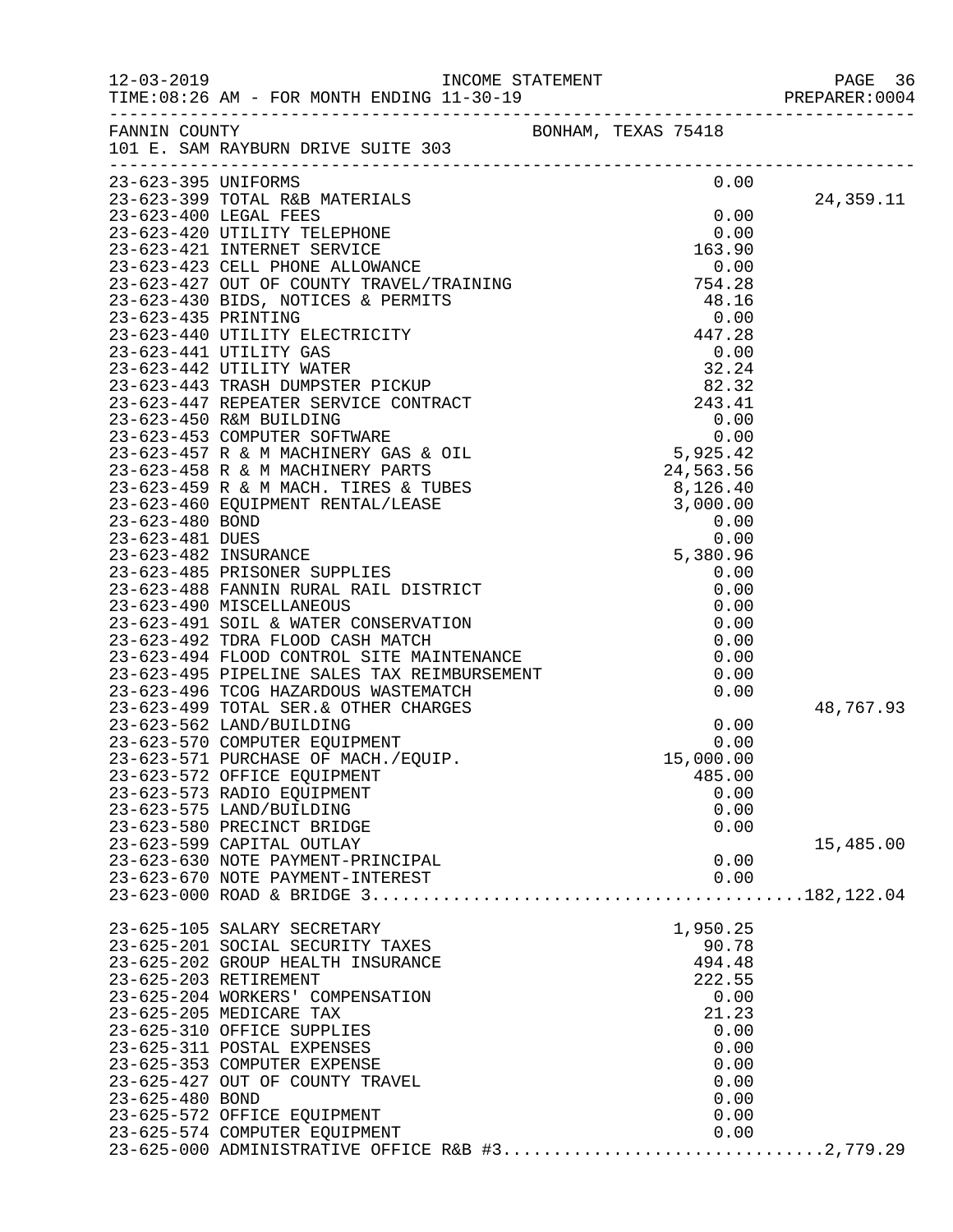12-03-2019 INCOME STATEMENT
TIME:08:26 AM - FOR MONTH ENDING 11-30-19

FANNIN COUNTY BONHAM, TEXAS 75418
101 E. SAM RAYBURN DRIVE SUITE 303

| Account | Description | Amount | Total |
|---|---|---|---|
| 23-623-395 | UNIFORMS | 0.00 | |
| 23-623-399 | TOTAL R&B MATERIALS | | 24,359.11 |
| 23-623-400 | LEGAL FEES | 0.00 | |
| 23-623-420 | UTILITY TELEPHONE | 0.00 | |
| 23-623-421 | INTERNET SERVICE | 163.90 | |
| 23-623-423 | CELL PHONE ALLOWANCE | 0.00 | |
| 23-623-427 | OUT OF COUNTY TRAVEL/TRAINING | 754.28 | |
| 23-623-430 | BIDS, NOTICES & PERMITS | 48.16 | |
| 23-623-435 | PRINTING | 0.00 | |
| 23-623-440 | UTILITY ELECTRICITY | 447.28 | |
| 23-623-441 | UTILITY GAS | 0.00 | |
| 23-623-442 | UTILITY WATER | 32.24 | |
| 23-623-443 | TRASH DUMPSTER PICKUP | 82.32 | |
| 23-623-447 | REPEATER SERVICE CONTRACT | 243.41 | |
| 23-623-450 | R&M BUILDING | 0.00 | |
| 23-623-453 | COMPUTER SOFTWARE | 0.00 | |
| 23-623-457 | R & M MACHINERY GAS & OIL | 5,925.42 | |
| 23-623-458 | R & M MACHINERY PARTS | 24,563.56 | |
| 23-623-459 | R & M MACH. TIRES & TUBES | 8,126.40 | |
| 23-623-460 | EQUIPMENT RENTAL/LEASE | 3,000.00 | |
| 23-623-480 | BOND | 0.00 | |
| 23-623-481 | DUES | 0.00 | |
| 23-623-482 | INSURANCE | 5,380.96 | |
| 23-623-485 | PRISONER SUPPLIES | 0.00 | |
| 23-623-488 | FANNIN RURAL RAIL DISTRICT | 0.00 | |
| 23-623-490 | MISCELLANEOUS | 0.00 | |
| 23-623-491 | SOIL & WATER CONSERVATION | 0.00 | |
| 23-623-492 | TDRA FLOOD CASH MATCH | 0.00 | |
| 23-623-494 | FLOOD CONTROL SITE MAINTENANCE | 0.00 | |
| 23-623-495 | PIPELINE SALES TAX REIMBURSEMENT | 0.00 | |
| 23-623-496 | TCOG HAZARDOUS WASTEMATCH | 0.00 | |
| 23-623-499 | TOTAL SER.& OTHER CHARGES | | 48,767.93 |
| 23-623-562 | LAND/BUILDING | 0.00 | |
| 23-623-570 | COMPUTER EQUIPMENT | 0.00 | |
| 23-623-571 | PURCHASE OF MACH./EQUIP. | 15,000.00 | |
| 23-623-572 | OFFICE EQUIPMENT | 485.00 | |
| 23-623-573 | RADIO EQUIPMENT | 0.00 | |
| 23-623-575 | LAND/BUILDING | 0.00 | |
| 23-623-580 | PRECINCT BRIDGE | 0.00 | |
| 23-623-599 | CAPITAL OUTLAY | | 15,485.00 |
| 23-623-630 | NOTE PAYMENT-PRINCIPAL | 0.00 | |
| 23-623-670 | NOTE PAYMENT-INTEREST | 0.00 | |
| 23-623-000 | ROAD & BRIDGE 3 | | 182,122.04 |
| 23-625-105 | SALARY SECRETARY | 1,950.25 | |
| 23-625-201 | SOCIAL SECURITY TAXES | 90.78 | |
| 23-625-202 | GROUP HEALTH INSURANCE | 494.48 | |
| 23-625-203 | RETIREMENT | 222.55 | |
| 23-625-204 | WORKERS' COMPENSATION | 0.00 | |
| 23-625-205 | MEDICARE TAX | 21.23 | |
| 23-625-310 | OFFICE SUPPLIES | 0.00 | |
| 23-625-311 | POSTAL EXPENSES | 0.00 | |
| 23-625-353 | COMPUTER EXPENSE | 0.00 | |
| 23-625-427 | OUT OF COUNTY TRAVEL | 0.00 | |
| 23-625-480 | BOND | 0.00 | |
| 23-625-572 | OFFICE EQUIPMENT | 0.00 | |
| 23-625-574 | COMPUTER EQUIPMENT | 0.00 | |
| 23-625-000 | ADMINISTRATIVE OFFICE R&B #3 | | 2,779.29 |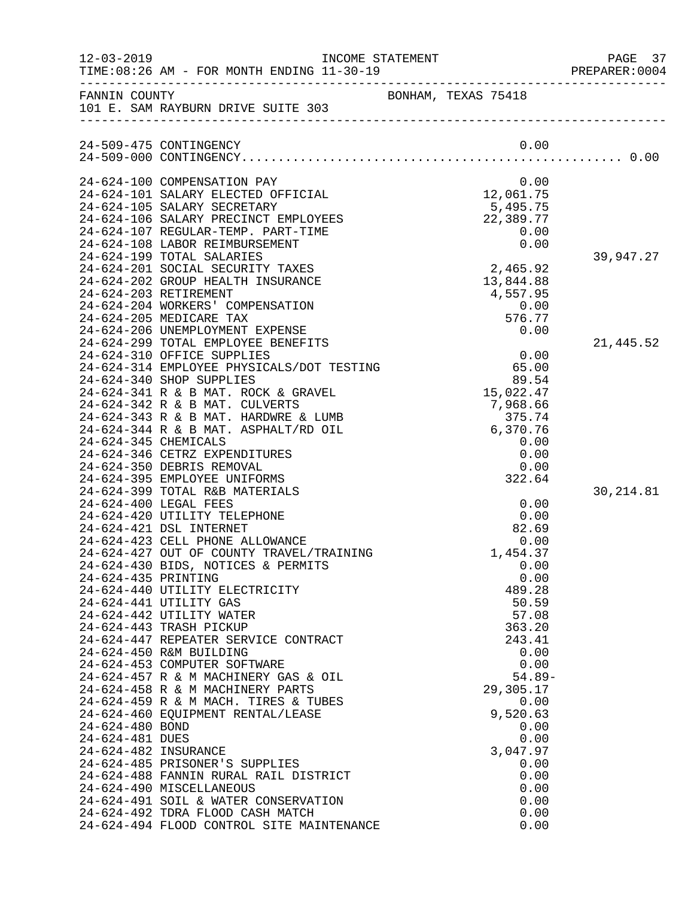FANNIN COUNTY — BONHAM, TEXAS 75418
101 E. SAM RAYBURN DRIVE SUITE 303

| Account | Description | Amount | Total |
|---|---|---|---|
| 24-509-475 | CONTINGENCY | 0.00 | |
| 24-509-000 | CONTINGENCY | | 0.00 |
| 24-624-100 | COMPENSATION PAY | 0.00 | |
| 24-624-101 | SALARY ELECTED OFFICIAL | 12,061.75 | |
| 24-624-105 | SALARY SECRETARY | 5,495.75 | |
| 24-624-106 | SALARY PRECINCT EMPLOYEES | 22,389.77 | |
| 24-624-107 | REGULAR-TEMP. PART-TIME | 0.00 | |
| 24-624-108 | LABOR REIMBURSEMENT | 0.00 | |
| 24-624-199 | TOTAL SALARIES | | 39,947.27 |
| 24-624-201 | SOCIAL SECURITY TAXES | 2,465.92 | |
| 24-624-202 | GROUP HEALTH INSURANCE | 13,844.88 | |
| 24-624-203 | RETIREMENT | 4,557.95 | |
| 24-624-204 | WORKERS' COMPENSATION | 0.00 | |
| 24-624-205 | MEDICARE TAX | 576.77 | |
| 24-624-206 | UNEMPLOYMENT EXPENSE | 0.00 | |
| 24-624-299 | TOTAL EMPLOYEE BENEFITS | | 21,445.52 |
| 24-624-310 | OFFICE SUPPLIES | 0.00 | |
| 24-624-314 | EMPLOYEE PHYSICALS/DOT TESTING | 65.00 | |
| 24-624-340 | SHOP SUPPLIES | 89.54 | |
| 24-624-341 | R & B MAT. ROCK & GRAVEL | 15,022.47 | |
| 24-624-342 | R & B MAT. CULVERTS | 7,968.66 | |
| 24-624-343 | R & B MAT. HARDWRE & LUMB | 375.74 | |
| 24-624-344 | R & B MAT. ASPHALT/RD OIL | 6,370.76 | |
| 24-624-345 | CHEMICALS | 0.00 | |
| 24-624-346 | CETRZ EXPENDITURES | 0.00 | |
| 24-624-350 | DEBRIS REMOVAL | 0.00 | |
| 24-624-395 | EMPLOYEE UNIFORMS | 322.64 | |
| 24-624-399 | TOTAL R&B MATERIALS | | 30,214.81 |
| 24-624-400 | LEGAL FEES | 0.00 | |
| 24-624-420 | UTILITY TELEPHONE | 0.00 | |
| 24-624-421 | DSL INTERNET | 82.69 | |
| 24-624-423 | CELL PHONE ALLOWANCE | 0.00 | |
| 24-624-427 | OUT OF COUNTY TRAVEL/TRAINING | 1,454.37 | |
| 24-624-430 | BIDS, NOTICES & PERMITS | 0.00 | |
| 24-624-435 | PRINTING | 0.00 | |
| 24-624-440 | UTILITY ELECTRICITY | 489.28 | |
| 24-624-441 | UTILITY GAS | 50.59 | |
| 24-624-442 | UTILITY WATER | 57.08 | |
| 24-624-443 | TRASH PICKUP | 363.20 | |
| 24-624-447 | REPEATER SERVICE CONTRACT | 243.41 | |
| 24-624-450 | R&M BUILDING | 0.00 | |
| 24-624-453 | COMPUTER SOFTWARE | 0.00 | |
| 24-624-457 | R & M MACHINERY GAS & OIL | 54.89- | |
| 24-624-458 | R & M MACHINERY PARTS | 29,305.17 | |
| 24-624-459 | R & M MACH. TIRES & TUBES | 0.00 | |
| 24-624-460 | EQUIPMENT RENTAL/LEASE | 9,520.63 | |
| 24-624-480 | BOND | 0.00 | |
| 24-624-481 | DUES | 0.00 | |
| 24-624-482 | INSURANCE | 3,047.97 | |
| 24-624-485 | PRISONER'S SUPPLIES | 0.00 | |
| 24-624-488 | FANNIN RURAL RAIL DISTRICT | 0.00 | |
| 24-624-490 | MISCELLANEOUS | 0.00 | |
| 24-624-491 | SOIL & WATER CONSERVATION | 0.00 | |
| 24-624-492 | TDRA FLOOD CASH MATCH | 0.00 | |
| 24-624-494 | FLOOD CONTROL SITE MAINTENANCE | 0.00 | |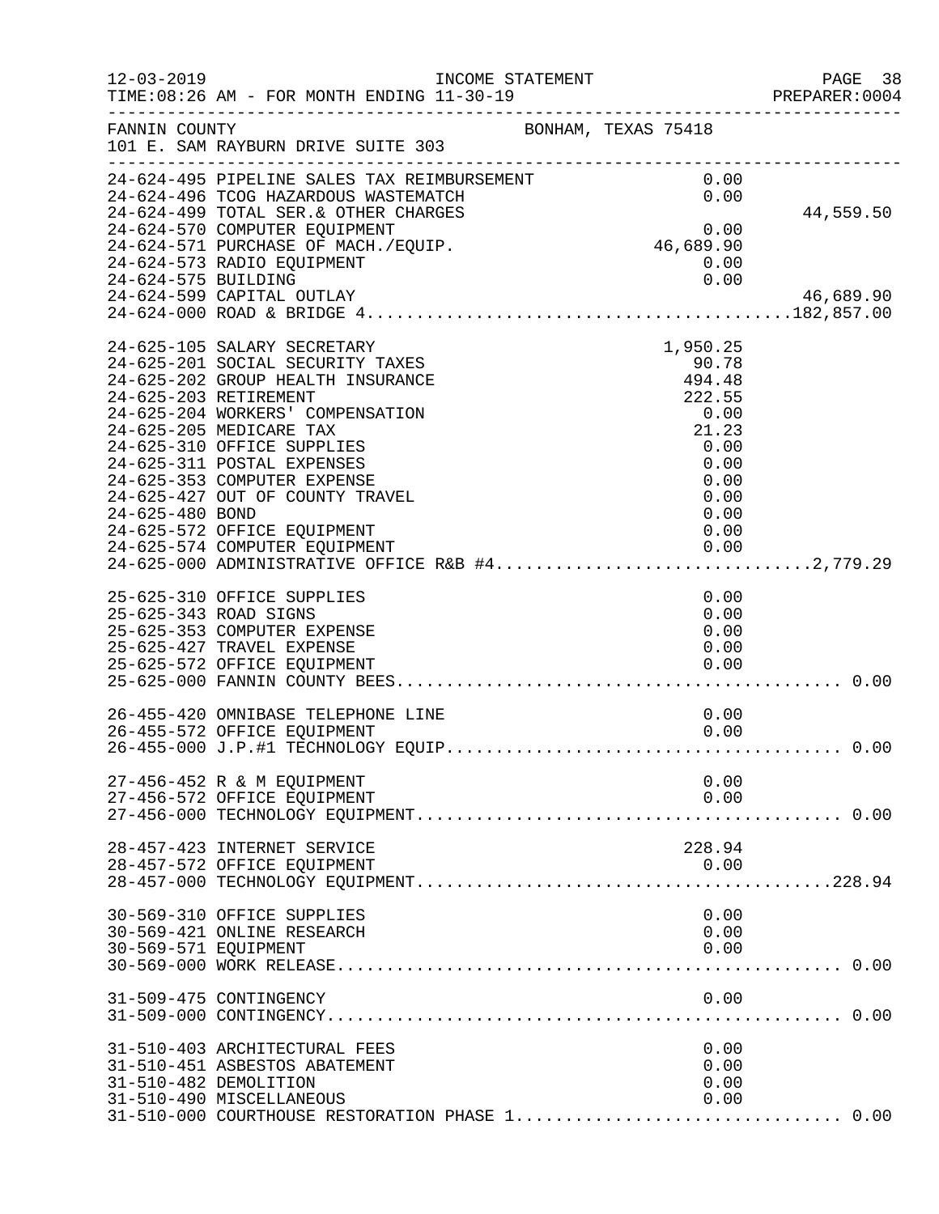12-03-2019 INCOME STATEMENT
TIME:08:26 AM - FOR MONTH ENDING 11-30-19

FANNIN COUNTY BONHAM, TEXAS 75418
101 E. SAM RAYBURN DRIVE SUITE 303

| Account | Description | Amount | Total |
|---|---|---|---|
| 24-624-495 | PIPELINE SALES TAX REIMBURSEMENT | 0.00 | |
| 24-624-496 | TCOG HAZARDOUS WASTEMATCH | 0.00 | |
| 24-624-499 | TOTAL SER.& OTHER CHARGES | | 44,559.50 |
| 24-624-570 | COMPUTER EQUIPMENT | 0.00 | |
| 24-624-571 | PURCHASE OF MACH./EQUIP. | 46,689.90 | |
| 24-624-573 | RADIO EQUIPMENT | 0.00 | |
| 24-624-575 | BUILDING | 0.00 | |
| 24-624-599 | CAPITAL OUTLAY | | 46,689.90 |
| 24-624-000 | ROAD & BRIDGE 4 | | 182,857.00 |
| 24-625-105 | SALARY SECRETARY | 1,950.25 | |
| 24-625-201 | SOCIAL SECURITY TAXES | 90.78 | |
| 24-625-202 | GROUP HEALTH INSURANCE | 494.48 | |
| 24-625-203 | RETIREMENT | 222.55 | |
| 24-625-204 | WORKERS' COMPENSATION | 0.00 | |
| 24-625-205 | MEDICARE TAX | 21.23 | |
| 24-625-310 | OFFICE SUPPLIES | 0.00 | |
| 24-625-311 | POSTAL EXPENSES | 0.00 | |
| 24-625-353 | COMPUTER EXPENSE | 0.00 | |
| 24-625-427 | OUT OF COUNTY TRAVEL | 0.00 | |
| 24-625-480 | BOND | 0.00 | |
| 24-625-572 | OFFICE EQUIPMENT | 0.00 | |
| 24-625-574 | COMPUTER EQUIPMENT | 0.00 | |
| 24-625-000 | ADMINISTRATIVE OFFICE R&B #4 | | 2,779.29 |
| 25-625-310 | OFFICE SUPPLIES | 0.00 | |
| 25-625-343 | ROAD SIGNS | 0.00 | |
| 25-625-353 | COMPUTER EXPENSE | 0.00 | |
| 25-625-427 | TRAVEL EXPENSE | 0.00 | |
| 25-625-572 | OFFICE EQUIPMENT | 0.00 | |
| 25-625-000 | FANNIN COUNTY BEES | | 0.00 |
| 26-455-420 | OMNIBASE TELEPHONE LINE | 0.00 | |
| 26-455-572 | OFFICE EQUIPMENT | 0.00 | |
| 26-455-000 | J.P.#1 TECHNOLOGY EQUIP | | 0.00 |
| 27-456-452 | R & M EQUIPMENT | 0.00 | |
| 27-456-572 | OFFICE EQUIPMENT | 0.00 | |
| 27-456-000 | TECHNOLOGY EQUIPMENT | | 0.00 |
| 28-457-423 | INTERNET SERVICE | 228.94 | |
| 28-457-572 | OFFICE EQUIPMENT | 0.00 | |
| 28-457-000 | TECHNOLOGY EQUIPMENT | | 228.94 |
| 30-569-310 | OFFICE SUPPLIES | 0.00 | |
| 30-569-421 | ONLINE RESEARCH | 0.00 | |
| 30-569-571 | EQUIPMENT | 0.00 | |
| 30-569-000 | WORK RELEASE | | 0.00 |
| 31-509-475 | CONTINGENCY | 0.00 | |
| 31-509-000 | CONTINGENCY | | 0.00 |
| 31-510-403 | ARCHITECTURAL FEES | 0.00 | |
| 31-510-451 | ASBESTOS ABATEMENT | 0.00 | |
| 31-510-482 | DEMOLITION | 0.00 | |
| 31-510-490 | MISCELLANEOUS | 0.00 | |
| 31-510-000 | COURTHOUSE RESTORATION PHASE 1 | | 0.00 |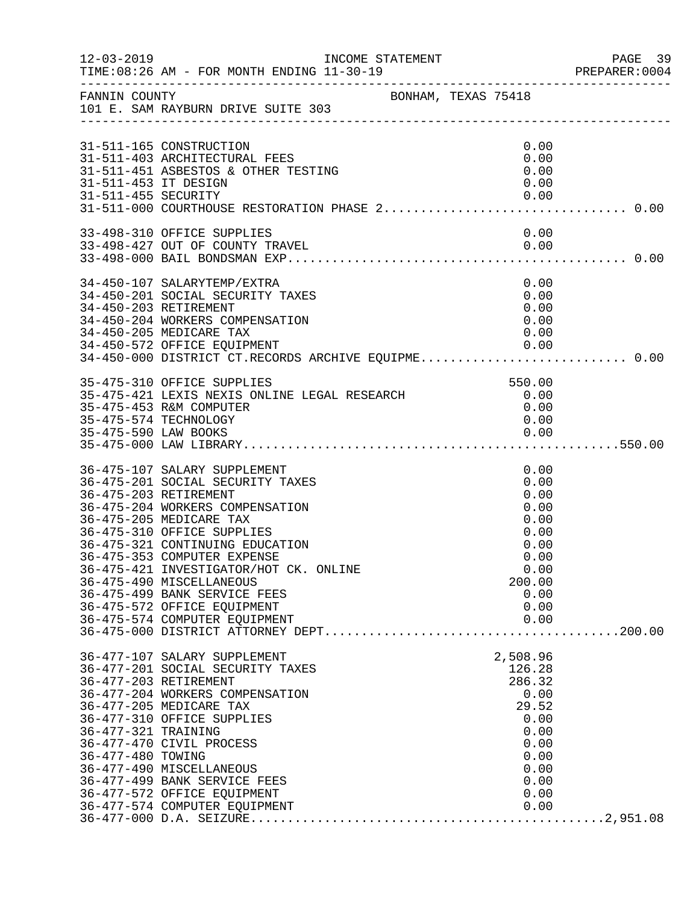INCOME STATEMENT

12-03-2019 TIME:08:26 AM - FOR MONTH ENDING 11-30-19 PREPARER:0004

FANNIN COUNTY BONHAM, TEXAS 75418
101 E. SAM RAYBURN DRIVE SUITE 303

| Account | Description | Amount | Total |
|---|---|---|---|
| 31-511-165 | CONSTRUCTION | 0.00 | |
| 31-511-403 | ARCHITECTURAL FEES | 0.00 | |
| 31-511-451 | ASBESTOS & OTHER TESTING | 0.00 | |
| 31-511-453 | IT DESIGN | 0.00 | |
| 31-511-455 | SECURITY | 0.00 | |
| 31-511-000 | COURTHOUSE RESTORATION PHASE 2 | | 0.00 |
| 33-498-310 | OFFICE SUPPLIES | 0.00 | |
| 33-498-427 | OUT OF COUNTY TRAVEL | 0.00 | |
| 33-498-000 | BAIL BONDSMAN EXP | | 0.00 |
| 34-450-107 | SALARYTEMP/EXTRA | 0.00 | |
| 34-450-201 | SOCIAL SECURITY TAXES | 0.00 | |
| 34-450-203 | RETIREMENT | 0.00 | |
| 34-450-204 | WORKERS COMPENSATION | 0.00 | |
| 34-450-205 | MEDICARE TAX | 0.00 | |
| 34-450-572 | OFFICE EQUIPMENT | 0.00 | |
| 34-450-000 | DISTRICT CT.RECORDS ARCHIVE EQUIPME | | 0.00 |
| 35-475-310 | OFFICE SUPPLIES | 550.00 | |
| 35-475-421 | LEXIS NEXIS ONLINE LEGAL RESEARCH | 0.00 | |
| 35-475-453 | R&M COMPUTER | 0.00 | |
| 35-475-574 | TECHNOLOGY | 0.00 | |
| 35-475-590 | LAW BOOKS | 0.00 | |
| 35-475-000 | LAW LIBRARY | | 550.00 |
| 36-475-107 | SALARY SUPPLEMENT | 0.00 | |
| 36-475-201 | SOCIAL SECURITY TAXES | 0.00 | |
| 36-475-203 | RETIREMENT | 0.00 | |
| 36-475-204 | WORKERS COMPENSATION | 0.00 | |
| 36-475-205 | MEDICARE TAX | 0.00 | |
| 36-475-310 | OFFICE SUPPLIES | 0.00 | |
| 36-475-321 | CONTINUING EDUCATION | 0.00 | |
| 36-475-353 | COMPUTER EXPENSE | 0.00 | |
| 36-475-421 | INVESTIGATOR/HOT CK. ONLINE | 0.00 | |
| 36-475-490 | MISCELLANEOUS | 200.00 | |
| 36-475-499 | BANK SERVICE FEES | 0.00 | |
| 36-475-572 | OFFICE EQUIPMENT | 0.00 | |
| 36-475-574 | COMPUTER EQUIPMENT | 0.00 | |
| 36-475-000 | DISTRICT ATTORNEY DEPT | | 200.00 |
| 36-477-107 | SALARY SUPPLEMENT | 2,508.96 | |
| 36-477-201 | SOCIAL SECURITY TAXES | 126.28 | |
| 36-477-203 | RETIREMENT | 286.32 | |
| 36-477-204 | WORKERS COMPENSATION | 0.00 | |
| 36-477-205 | MEDICARE TAX | 29.52 | |
| 36-477-310 | OFFICE SUPPLIES | 0.00 | |
| 36-477-321 | TRAINING | 0.00 | |
| 36-477-470 | CIVIL PROCESS | 0.00 | |
| 36-477-480 | TOWING | 0.00 | |
| 36-477-490 | MISCELLANEOUS | 0.00 | |
| 36-477-499 | BANK SERVICE FEES | 0.00 | |
| 36-477-572 | OFFICE EQUIPMENT | 0.00 | |
| 36-477-574 | COMPUTER EQUIPMENT | 0.00 | |
| 36-477-000 | D.A. SEIZURE | | 2,951.08 |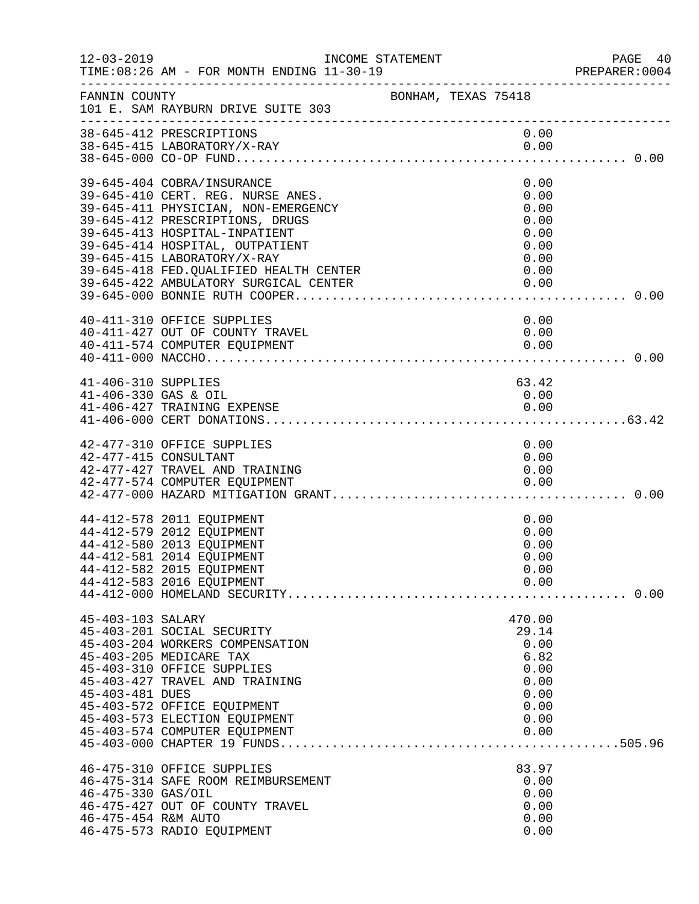FANNIN COUNTY — BONHAM, TEXAS 75418
101 E. SAM RAYBURN DRIVE SUITE 303

| Account | Description | Amount | Total |
|---|---|---|---|
| 38-645-412 | PRESCRIPTIONS | 0.00 | |
| 38-645-415 | LABORATORY/X-RAY | 0.00 | |
| 38-645-000 | CO-OP FUND | | 0.00 |
| 39-645-404 | COBRA/INSURANCE | 0.00 | |
| 39-645-410 | CERT. REG. NURSE ANES. | 0.00 | |
| 39-645-411 | PHYSICIAN, NON-EMERGENCY | 0.00 | |
| 39-645-412 | PRESCRIPTIONS, DRUGS | 0.00 | |
| 39-645-413 | HOSPITAL-INPATIENT | 0.00 | |
| 39-645-414 | HOSPITAL, OUTPATIENT | 0.00 | |
| 39-645-415 | LABORATORY/X-RAY | 0.00 | |
| 39-645-418 | FED.QUALIFIED HEALTH CENTER | 0.00 | |
| 39-645-422 | AMBULATORY SURGICAL CENTER | 0.00 | |
| 39-645-000 | BONNIE RUTH COOPER | | 0.00 |
| 40-411-310 | OFFICE SUPPLIES | 0.00 | |
| 40-411-427 | OUT OF COUNTY TRAVEL | 0.00 | |
| 40-411-574 | COMPUTER EQUIPMENT | 0.00 | |
| 40-411-000 | NACCHO | | 0.00 |
| 41-406-310 | SUPPLIES | 63.42 | |
| 41-406-330 | GAS & OIL | 0.00 | |
| 41-406-427 | TRAINING EXPENSE | 0.00 | |
| 41-406-000 | CERT DONATIONS | | 63.42 |
| 42-477-310 | OFFICE SUPPLIES | 0.00 | |
| 42-477-415 | CONSULTANT | 0.00 | |
| 42-477-427 | TRAVEL AND TRAINING | 0.00 | |
| 42-477-574 | COMPUTER EQUIPMENT | 0.00 | |
| 42-477-000 | HAZARD MITIGATION GRANT | | 0.00 |
| 44-412-578 | 2011 EQUIPMENT | 0.00 | |
| 44-412-579 | 2012 EQUIPMENT | 0.00 | |
| 44-412-580 | 2013 EQUIPMENT | 0.00 | |
| 44-412-581 | 2014 EQUIPMENT | 0.00 | |
| 44-412-582 | 2015 EQUIPMENT | 0.00 | |
| 44-412-583 | 2016 EQUIPMENT | 0.00 | |
| 44-412-000 | HOMELAND SECURITY | | 0.00 |
| 45-403-103 | SALARY | 470.00 | |
| 45-403-201 | SOCIAL SECURITY | 29.14 | |
| 45-403-204 | WORKERS COMPENSATION | 0.00 | |
| 45-403-205 | MEDICARE TAX | 6.82 | |
| 45-403-310 | OFFICE SUPPLIES | 0.00 | |
| 45-403-427 | TRAVEL AND TRAINING | 0.00 | |
| 45-403-481 | DUES | 0.00 | |
| 45-403-572 | OFFICE EQUIPMENT | 0.00 | |
| 45-403-573 | ELECTION EQUIPMENT | 0.00 | |
| 45-403-574 | COMPUTER EQUIPMENT | 0.00 | |
| 45-403-000 | CHAPTER 19 FUNDS | | 505.96 |
| 46-475-310 | OFFICE SUPPLIES | 83.97 | |
| 46-475-314 | SAFE ROOM REIMBURSEMENT | 0.00 | |
| 46-475-330 | GAS/OIL | 0.00 | |
| 46-475-427 | OUT OF COUNTY TRAVEL | 0.00 | |
| 46-475-454 | R&M AUTO | 0.00 | |
| 46-475-573 | RADIO EQUIPMENT | 0.00 | |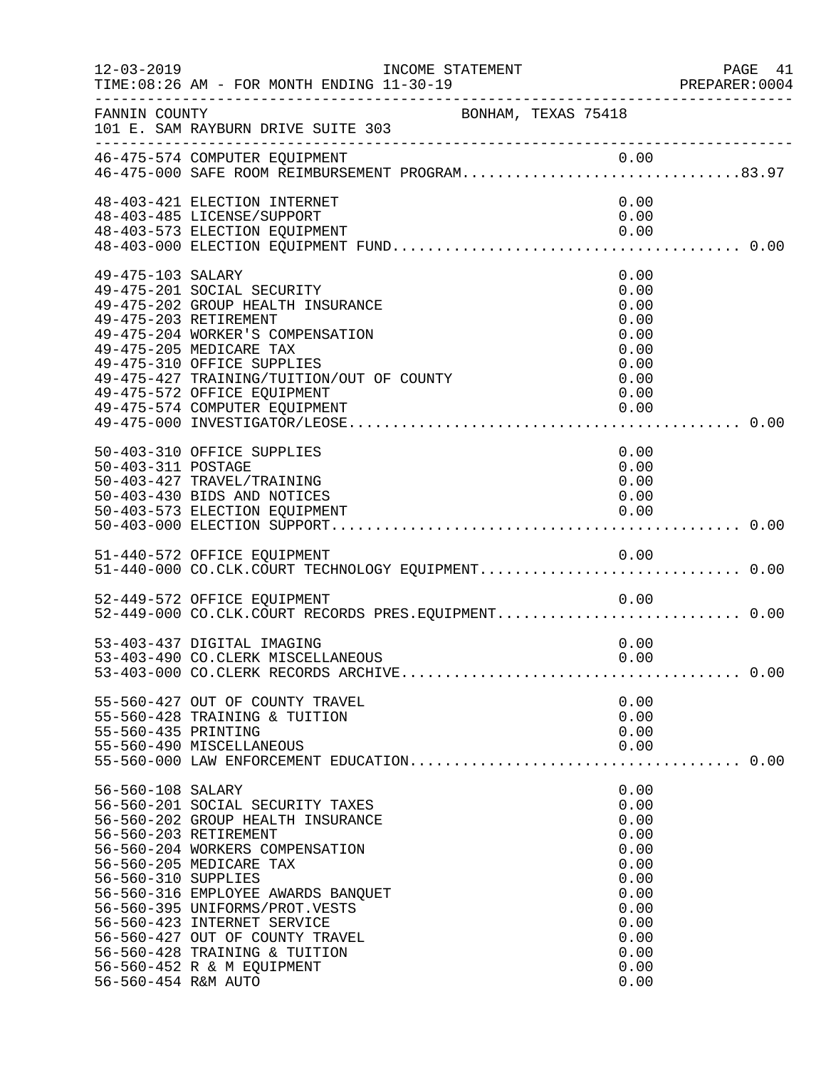FANNIN COUNTY BONHAM, TEXAS 75418
101 E. SAM RAYBURN DRIVE SUITE 303

INCOME STATEMENT — FOR MONTH ENDING 11-30-19

| Account | Description | Amount | Total |
|---|---|---|---|
| 46-475-574 | COMPUTER EQUIPMENT | 0.00 | |
| 46-475-000 | SAFE ROOM REIMBURSEMENT PROGRAM | | 83.97 |
| 48-403-421 | ELECTION INTERNET | 0.00 | |
| 48-403-485 | LICENSE/SUPPORT | 0.00 | |
| 48-403-573 | ELECTION EQUIPMENT | 0.00 | |
| 48-403-000 | ELECTION EQUIPMENT FUND | | 0.00 |
| 49-475-103 | SALARY | 0.00 | |
| 49-475-201 | SOCIAL SECURITY | 0.00 | |
| 49-475-202 | GROUP HEALTH INSURANCE | 0.00 | |
| 49-475-203 | RETIREMENT | 0.00 | |
| 49-475-204 | WORKER'S COMPENSATION | 0.00 | |
| 49-475-205 | MEDICARE TAX | 0.00 | |
| 49-475-310 | OFFICE SUPPLIES | 0.00 | |
| 49-475-427 | TRAINING/TUITION/OUT OF COUNTY | 0.00 | |
| 49-475-572 | OFFICE EQUIPMENT | 0.00 | |
| 49-475-574 | COMPUTER EQUIPMENT | 0.00 | |
| 49-475-000 | INVESTIGATOR/LEOSE | | 0.00 |
| 50-403-310 | OFFICE SUPPLIES | 0.00 | |
| 50-403-311 | POSTAGE | 0.00 | |
| 50-403-427 | TRAVEL/TRAINING | 0.00 | |
| 50-403-430 | BIDS AND NOTICES | 0.00 | |
| 50-403-573 | ELECTION EQUIPMENT | 0.00 | |
| 50-403-000 | ELECTION SUPPORT | | 0.00 |
| 51-440-572 | OFFICE EQUIPMENT | 0.00 | |
| 51-440-000 | CO.CLK.COURT TECHNOLOGY EQUIPMENT | | 0.00 |
| 52-449-572 | OFFICE EQUIPMENT | 0.00 | |
| 52-449-000 | CO.CLK.COURT RECORDS PRES.EQUIPMENT | | 0.00 |
| 53-403-437 | DIGITAL IMAGING | 0.00 | |
| 53-403-490 | CO.CLERK MISCELLANEOUS | 0.00 | |
| 53-403-000 | CO.CLERK RECORDS ARCHIVE | | 0.00 |
| 55-560-427 | OUT OF COUNTY TRAVEL | 0.00 | |
| 55-560-428 | TRAINING & TUITION | 0.00 | |
| 55-560-435 | PRINTING | 0.00 | |
| 55-560-490 | MISCELLANEOUS | 0.00 | |
| 55-560-000 | LAW ENFORCEMENT EDUCATION | | 0.00 |
| 56-560-108 | SALARY | 0.00 | |
| 56-560-201 | SOCIAL SECURITY TAXES | 0.00 | |
| 56-560-202 | GROUP HEALTH INSURANCE | 0.00 | |
| 56-560-203 | RETIREMENT | 0.00 | |
| 56-560-204 | WORKERS COMPENSATION | 0.00 | |
| 56-560-205 | MEDICARE TAX | 0.00 | |
| 56-560-310 | SUPPLIES | 0.00 | |
| 56-560-316 | EMPLOYEE AWARDS BANQUET | 0.00 | |
| 56-560-395 | UNIFORMS/PROT.VESTS | 0.00 | |
| 56-560-423 | INTERNET SERVICE | 0.00 | |
| 56-560-427 | OUT OF COUNTY TRAVEL | 0.00 | |
| 56-560-428 | TRAINING & TUITION | 0.00 | |
| 56-560-452 | R & M EQUIPMENT | 0.00 | |
| 56-560-454 | R&M AUTO | 0.00 | |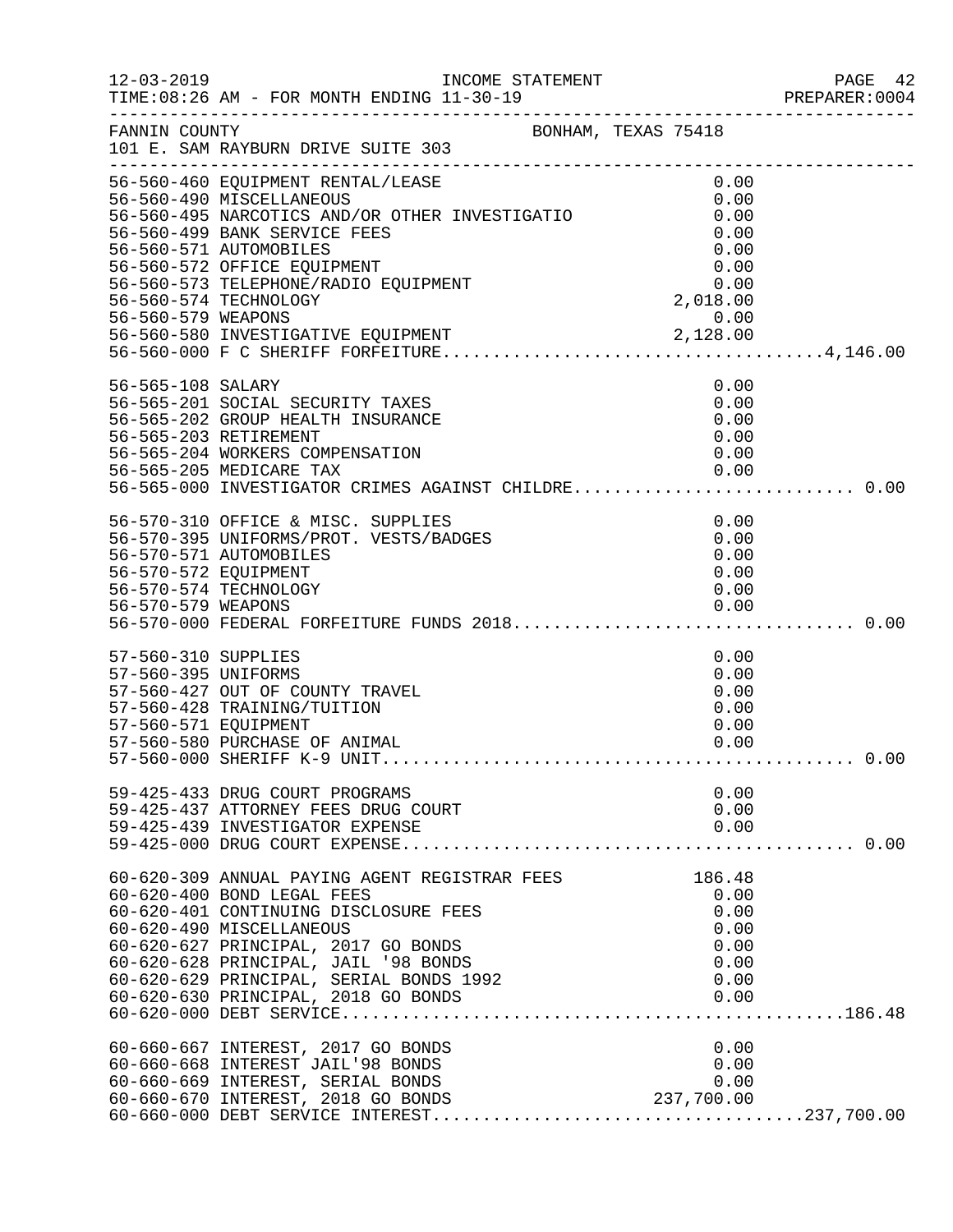FANNIN COUNTY BONHAM, TEXAS 75418
101 E. SAM RAYBURN DRIVE SUITE 303

INCOME STATEMENT
TIME:08:26 AM - FOR MONTH ENDING 11-30-19

| Account | Description | Amount | Total |
|---|---|---|---|
| 56-560-460 | EQUIPMENT RENTAL/LEASE | 0.00 | |
| 56-560-490 | MISCELLANEOUS | 0.00 | |
| 56-560-495 | NARCOTICS AND/OR OTHER INVESTIGATIO | 0.00 | |
| 56-560-499 | BANK SERVICE FEES | 0.00 | |
| 56-560-571 | AUTOMOBILES | 0.00 | |
| 56-560-572 | OFFICE EQUIPMENT | 0.00 | |
| 56-560-573 | TELEPHONE/RADIO EQUIPMENT | 0.00 | |
| 56-560-574 | TECHNOLOGY | 2,018.00 | |
| 56-560-579 | WEAPONS | 0.00 | |
| 56-560-580 | INVESTIGATIVE EQUIPMENT | 2,128.00 | |
| 56-560-000 | F C SHERIFF FORFEITURE | | 4,146.00 |
| 56-565-108 | SALARY | 0.00 | |
| 56-565-201 | SOCIAL SECURITY TAXES | 0.00 | |
| 56-565-202 | GROUP HEALTH INSURANCE | 0.00 | |
| 56-565-203 | RETIREMENT | 0.00 | |
| 56-565-204 | WORKERS COMPENSATION | 0.00 | |
| 56-565-205 | MEDICARE TAX | 0.00 | |
| 56-565-000 | INVESTIGATOR CRIMES AGAINST CHILDRE | | 0.00 |
| 56-570-310 | OFFICE & MISC. SUPPLIES | 0.00 | |
| 56-570-395 | UNIFORMS/PROT. VESTS/BADGES | 0.00 | |
| 56-570-571 | AUTOMOBILES | 0.00 | |
| 56-570-572 | EQUIPMENT | 0.00 | |
| 56-570-574 | TECHNOLOGY | 0.00 | |
| 56-570-579 | WEAPONS | 0.00 | |
| 56-570-000 | FEDERAL FORFEITURE FUNDS 2018 | | 0.00 |
| 57-560-310 | SUPPLIES | 0.00 | |
| 57-560-395 | UNIFORMS | 0.00 | |
| 57-560-427 | OUT OF COUNTY TRAVEL | 0.00 | |
| 57-560-428 | TRAINING/TUITION | 0.00 | |
| 57-560-571 | EQUIPMENT | 0.00 | |
| 57-560-580 | PURCHASE OF ANIMAL | 0.00 | |
| 57-560-000 | SHERIFF K-9 UNIT | | 0.00 |
| 59-425-433 | DRUG COURT PROGRAMS | 0.00 | |
| 59-425-437 | ATTORNEY FEES DRUG COURT | 0.00 | |
| 59-425-439 | INVESTIGATOR EXPENSE | 0.00 | |
| 59-425-000 | DRUG COURT EXPENSE | | 0.00 |
| 60-620-309 | ANNUAL PAYING AGENT REGISTRAR FEES | 186.48 | |
| 60-620-400 | BOND LEGAL FEES | 0.00 | |
| 60-620-401 | CONTINUING DISCLOSURE FEES | 0.00 | |
| 60-620-490 | MISCELLANEOUS | 0.00 | |
| 60-620-627 | PRINCIPAL, 2017 GO BONDS | 0.00 | |
| 60-620-628 | PRINCIPAL, JAIL '98 BONDS | 0.00 | |
| 60-620-629 | PRINCIPAL, SERIAL BONDS 1992 | 0.00 | |
| 60-620-630 | PRINCIPAL, 2018 GO BONDS | 0.00 | |
| 60-620-000 | DEBT SERVICE | | 186.48 |
| 60-660-667 | INTEREST, 2017 GO BONDS | 0.00 | |
| 60-660-668 | INTEREST JAIL'98 BONDS | 0.00 | |
| 60-660-669 | INTEREST, SERIAL BONDS | 0.00 | |
| 60-660-670 | INTEREST, 2018 GO BONDS | 237,700.00 | |
| 60-660-000 | DEBT SERVICE INTEREST | | 237,700.00 |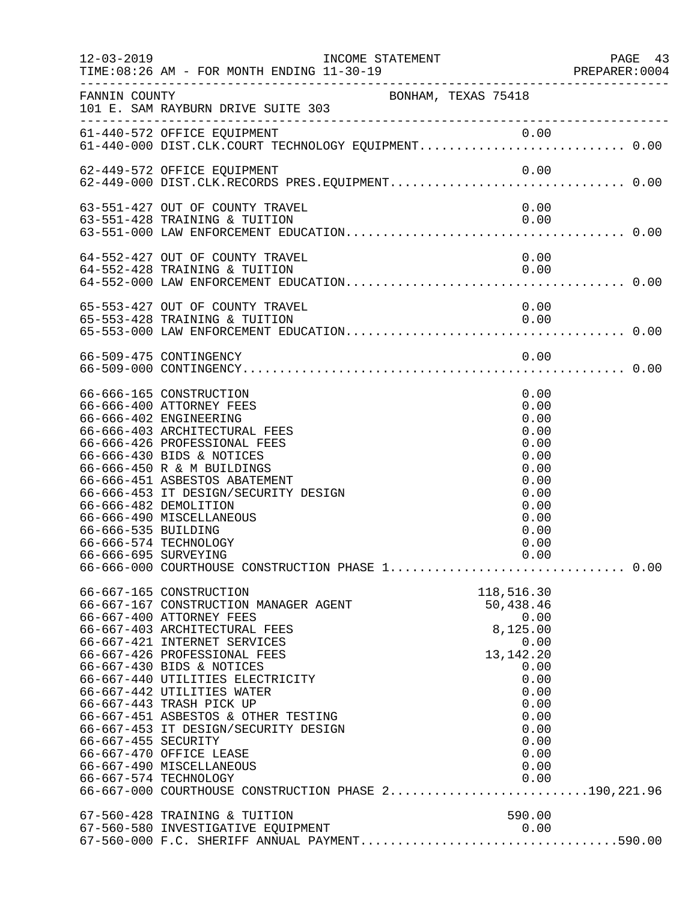INCOME STATEMENT

12-03-2019 TIME:08:26 AM - FOR MONTH ENDING 11-30-19 PREPARER:0004

FANNIN COUNTY BONHAM, TEXAS 75418
101 E. SAM RAYBURN DRIVE SUITE 303

| Account | Description | Amount | Total |
|---|---|---|---|
| 61-440-572 | OFFICE EQUIPMENT | 0.00 | |
| 61-440-000 | DIST.CLK.COURT TECHNOLOGY EQUIPMENT | | 0.00 |
| 62-449-572 | OFFICE EQUIPMENT | 0.00 | |
| 62-449-000 | DIST.CLK.RECORDS PRES.EQUIPMENT | | 0.00 |
| 63-551-427 | OUT OF COUNTY TRAVEL | 0.00 | |
| 63-551-428 | TRAINING & TUITION | 0.00 | |
| 63-551-000 | LAW ENFORCEMENT EDUCATION | | 0.00 |
| 64-552-427 | OUT OF COUNTY TRAVEL | 0.00 | |
| 64-552-428 | TRAINING & TUITION | 0.00 | |
| 64-552-000 | LAW ENFORCEMENT EDUCATION | | 0.00 |
| 65-553-427 | OUT OF COUNTY TRAVEL | 0.00 | |
| 65-553-428 | TRAINING & TUITION | 0.00 | |
| 65-553-000 | LAW ENFORCEMENT EDUCATION | | 0.00 |
| 66-509-475 | CONTINGENCY | 0.00 | |
| 66-509-000 | CONTINGENCY | | 0.00 |
| 66-666-165 | CONSTRUCTION | 0.00 | |
| 66-666-400 | ATTORNEY FEES | 0.00 | |
| 66-666-402 | ENGINEERING | 0.00 | |
| 66-666-403 | ARCHITECTURAL FEES | 0.00 | |
| 66-666-426 | PROFESSIONAL FEES | 0.00 | |
| 66-666-430 | BIDS & NOTICES | 0.00 | |
| 66-666-450 | R & M BUILDINGS | 0.00 | |
| 66-666-451 | ASBESTOS ABATEMENT | 0.00 | |
| 66-666-453 | IT DESIGN/SECURITY DESIGN | 0.00 | |
| 66-666-482 | DEMOLITION | 0.00 | |
| 66-666-490 | MISCELLANEOUS | 0.00 | |
| 66-666-535 | BUILDING | 0.00 | |
| 66-666-574 | TECHNOLOGY | 0.00 | |
| 66-666-695 | SURVEYING | 0.00 | |
| 66-666-000 | COURTHOUSE CONSTRUCTION PHASE 1 | | 0.00 |
| 66-667-165 | CONSTRUCTION | 118,516.30 | |
| 66-667-167 | CONSTRUCTION MANAGER AGENT | 50,438.46 | |
| 66-667-400 | ATTORNEY FEES | 0.00 | |
| 66-667-403 | ARCHITECTURAL FEES | 8,125.00 | |
| 66-667-421 | INTERNET SERVICES | 0.00 | |
| 66-667-426 | PROFESSIONAL FEES | 13,142.20 | |
| 66-667-430 | BIDS & NOTICES | 0.00 | |
| 66-667-440 | UTILITIES ELECTRICITY | 0.00 | |
| 66-667-442 | UTILITIES WATER | 0.00 | |
| 66-667-443 | TRASH PICK UP | 0.00 | |
| 66-667-451 | ASBESTOS & OTHER TESTING | 0.00 | |
| 66-667-453 | IT DESIGN/SECURITY DESIGN | 0.00 | |
| 66-667-455 | SECURITY | 0.00 | |
| 66-667-470 | OFFICE LEASE | 0.00 | |
| 66-667-490 | MISCELLANEOUS | 0.00 | |
| 66-667-574 | TECHNOLOGY | 0.00 | |
| 66-667-000 | COURTHOUSE CONSTRUCTION PHASE 2 | | 190,221.96 |
| 67-560-428 | TRAINING & TUITION | 590.00 | |
| 67-560-580 | INVESTIGATIVE EQUIPMENT | 0.00 | |
| 67-560-000 | F.C. SHERIFF ANNUAL PAYMENT | | 590.00 |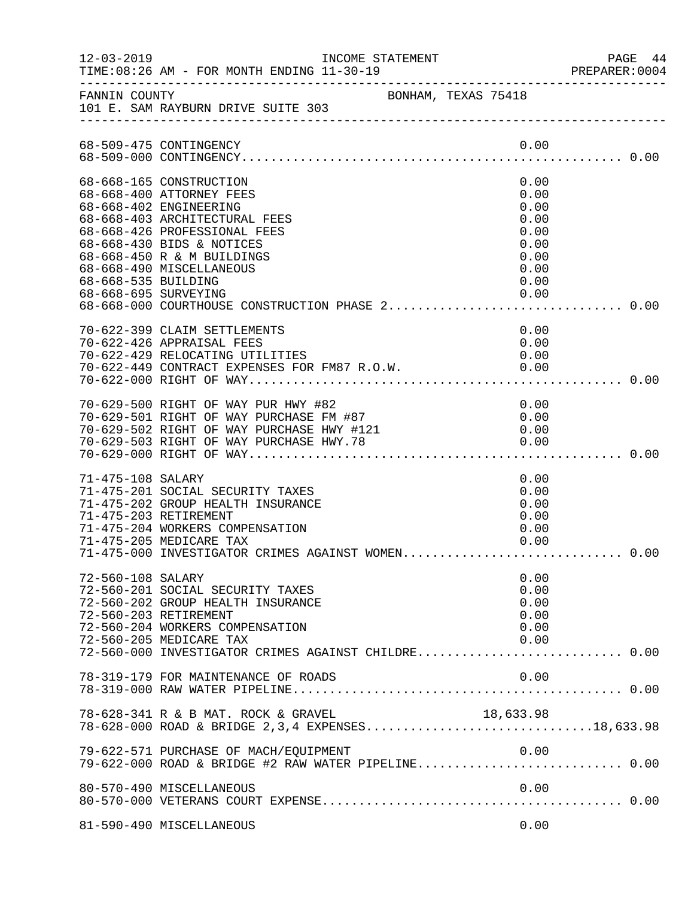FANNIN COUNTY BONHAM, TEXAS 75418
101 E. SAM RAYBURN DRIVE SUITE 303

```
68-509-475 CONTINGENCY                                          0.00
68-509-000 CONTINGENCY.................................................... 0.00

68-668-165 CONSTRUCTION                                         0.00
68-668-400 ATTORNEY FEES                                        0.00
68-668-402 ENGINEERING                                          0.00
68-668-403 ARCHITECTURAL FEES                                   0.00
68-668-426 PROFESSIONAL FEES                                    0.00
68-668-430 BIDS & NOTICES                                       0.00
68-668-450 R & M BUILDINGS                                      0.00
68-668-490 MISCELLANEOUS                                        0.00
68-668-535 BUILDING                                             0.00
68-668-695 SURVEYING                                            0.00
68-668-000 COURTHOUSE CONSTRUCTION PHASE 2............................... 0.00

70-622-399 CLAIM SETTLEMENTS                                    0.00
70-622-426 APPRAISAL FEES                                       0.00
70-622-429 RELOCATING UTILITIES                                 0.00
70-622-449 CONTRACT EXPENSES FOR FM87 R.O.W.                    0.00
70-622-000 RIGHT OF WAY................................................... 0.00

70-629-500 RIGHT OF WAY PUR HWY #82                             0.00
70-629-501 RIGHT OF WAY PURCHASE FM #87                         0.00
70-629-502 RIGHT OF WAY PURCHASE HWY #121                       0.00
70-629-503 RIGHT OF WAY PURCHASE HWY.78                         0.00
70-629-000 RIGHT OF WAY................................................... 0.00

71-475-108 SALARY                                               0.00
71-475-201 SOCIAL SECURITY TAXES                                0.00
71-475-202 GROUP HEALTH INSURANCE                               0.00
71-475-203 RETIREMENT                                           0.00
71-475-204 WORKERS COMPENSATION                                 0.00
71-475-205 MEDICARE TAX                                         0.00
71-475-000 INVESTIGATOR CRIMES AGAINST WOMEN............................. 0.00

72-560-108 SALARY                                               0.00
72-560-201 SOCIAL SECURITY TAXES                                0.00
72-560-202 GROUP HEALTH INSURANCE                               0.00
72-560-203 RETIREMENT                                           0.00
72-560-204 WORKERS COMPENSATION                                 0.00
72-560-205 MEDICARE TAX                                         0.00
72-560-000 INVESTIGATOR CRIMES AGAINST CHILDRE........................... 0.00

78-319-179 FOR MAINTENANCE OF ROADS                             0.00
78-319-000 RAW WATER PIPELINE............................................. 0.00

78-628-341 R & B MAT. ROCK & GRAVEL                        18,633.98
78-628-000 ROAD & BRIDGE 2,3,4 EXPENSES..............................18,633.98

79-622-571 PURCHASE OF MACH/EQUIPMENT                           0.00
79-622-000 ROAD & BRIDGE #2 RAW WATER PIPELINE........................... 0.00

80-570-490 MISCELLANEOUS                                        0.00
80-570-000 VETERANS COURT EXPENSE......................................... 0.00

81-590-490 MISCELLANEOUS                                        0.00
```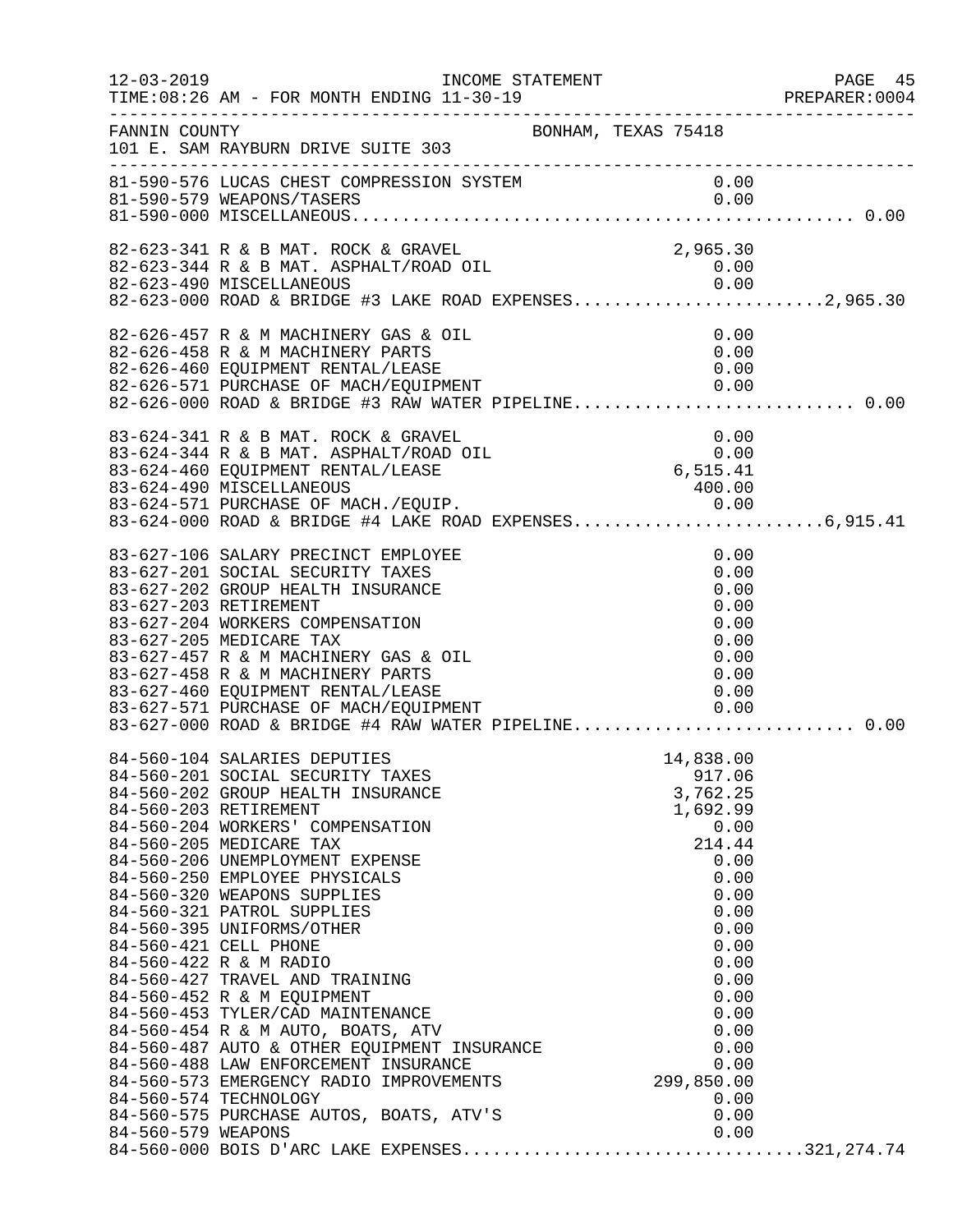FANNIN COUNTY — BONHAM, TEXAS 75418
101 E. SAM RAYBURN DRIVE SUITE 303

INCOME STATEMENT — TIME: 08:26 AM - FOR MONTH ENDING 11-30-19

| Account | Description | Amount | Total |
|---|---|---|---|
| 81-590-576 | LUCAS CHEST COMPRESSION SYSTEM | 0.00 | |
| 81-590-579 | WEAPONS/TASERS | 0.00 | |
| 81-590-000 | MISCELLANEOUS | | 0.00 |
| 82-623-341 | R & B MAT. ROCK & GRAVEL | 2,965.30 | |
| 82-623-344 | R & B MAT. ASPHALT/ROAD OIL | 0.00 | |
| 82-623-490 | MISCELLANEOUS | 0.00 | |
| 82-623-000 | ROAD & BRIDGE #3 LAKE ROAD EXPENSES | | 2,965.30 |
| 82-626-457 | R & M MACHINERY GAS & OIL | 0.00 | |
| 82-626-458 | R & M MACHINERY PARTS | 0.00 | |
| 82-626-460 | EQUIPMENT RENTAL/LEASE | 0.00 | |
| 82-626-571 | PURCHASE OF MACH/EQUIPMENT | 0.00 | |
| 82-626-000 | ROAD & BRIDGE #3 RAW WATER PIPELINE | | 0.00 |
| 83-624-341 | R & B MAT. ROCK & GRAVEL | 0.00 | |
| 83-624-344 | R & B MAT. ASPHALT/ROAD OIL | 0.00 | |
| 83-624-460 | EQUIPMENT RENTAL/LEASE | 6,515.41 | |
| 83-624-490 | MISCELLANEOUS | 400.00 | |
| 83-624-571 | PURCHASE OF MACH./EQUIP. | 0.00 | |
| 83-624-000 | ROAD & BRIDGE #4 LAKE ROAD EXPENSES | | 6,915.41 |
| 83-627-106 | SALARY PRECINCT EMPLOYEE | 0.00 | |
| 83-627-201 | SOCIAL SECURITY TAXES | 0.00 | |
| 83-627-202 | GROUP HEALTH INSURANCE | 0.00 | |
| 83-627-203 | RETIREMENT | 0.00 | |
| 83-627-204 | WORKERS COMPENSATION | 0.00 | |
| 83-627-205 | MEDICARE TAX | 0.00 | |
| 83-627-457 | R & M MACHINERY GAS & OIL | 0.00 | |
| 83-627-458 | R & M MACHINERY PARTS | 0.00 | |
| 83-627-460 | EQUIPMENT RENTAL/LEASE | 0.00 | |
| 83-627-571 | PURCHASE OF MACH/EQUIPMENT | 0.00 | |
| 83-627-000 | ROAD & BRIDGE #4 RAW WATER PIPELINE | | 0.00 |
| 84-560-104 | SALARIES DEPUTIES | 14,838.00 | |
| 84-560-201 | SOCIAL SECURITY TAXES | 917.06 | |
| 84-560-202 | GROUP HEALTH INSURANCE | 3,762.25 | |
| 84-560-203 | RETIREMENT | 1,692.99 | |
| 84-560-204 | WORKERS' COMPENSATION | 0.00 | |
| 84-560-205 | MEDICARE TAX | 214.44 | |
| 84-560-206 | UNEMPLOYMENT EXPENSE | 0.00 | |
| 84-560-250 | EMPLOYEE PHYSICALS | 0.00 | |
| 84-560-320 | WEAPONS SUPPLIES | 0.00 | |
| 84-560-321 | PATROL SUPPLIES | 0.00 | |
| 84-560-395 | UNIFORMS/OTHER | 0.00 | |
| 84-560-421 | CELL PHONE | 0.00 | |
| 84-560-422 | R & M RADIO | 0.00 | |
| 84-560-427 | TRAVEL AND TRAINING | 0.00 | |
| 84-560-452 | R & M EQUIPMENT | 0.00 | |
| 84-560-453 | TYLER/CAD MAINTENANCE | 0.00 | |
| 84-560-454 | R & M AUTO, BOATS, ATV | 0.00 | |
| 84-560-487 | AUTO & OTHER EQUIPMENT INSURANCE | 0.00 | |
| 84-560-488 | LAW ENFORCEMENT INSURANCE | 0.00 | |
| 84-560-573 | EMERGENCY RADIO IMPROVEMENTS | 299,850.00 | |
| 84-560-574 | TECHNOLOGY | 0.00 | |
| 84-560-575 | PURCHASE AUTOS, BOATS, ATV'S | 0.00 | |
| 84-560-579 | WEAPONS | 0.00 | |
| 84-560-000 | BOIS D'ARC LAKE EXPENSES | | 321,274.74 |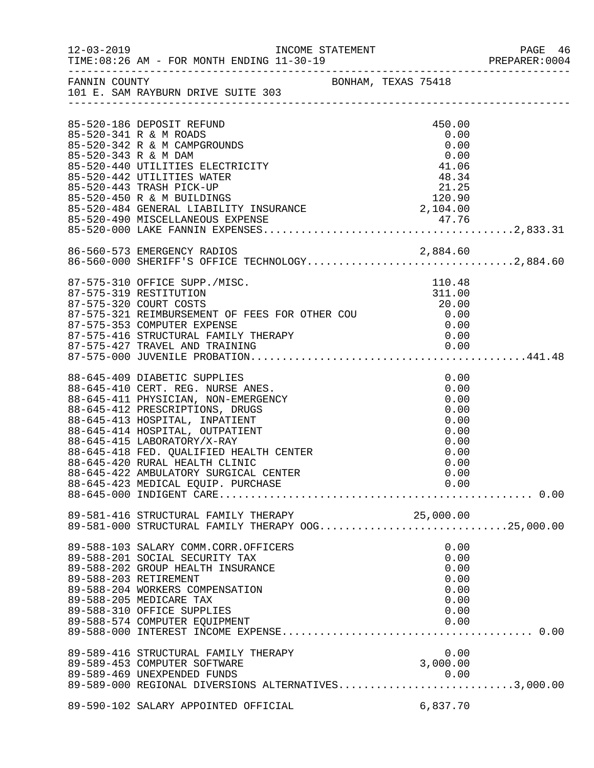FANNIN COUNTY BONHAM, TEXAS 75418
101 E. SAM RAYBURN DRIVE SUITE 303

| Account | Description | Amount | Total |
|---|---|---|---|
| 85-520-186 | DEPOSIT REFUND | 450.00 | |
| 85-520-341 | R & M ROADS | 0.00 | |
| 85-520-342 | R & M CAMPGROUNDS | 0.00 | |
| 85-520-343 | R & M DAM | 0.00 | |
| 85-520-440 | UTILITIES ELECTRICITY | 41.06 | |
| 85-520-442 | UTILITIES WATER | 48.34 | |
| 85-520-443 | TRASH PICK-UP | 21.25 | |
| 85-520-450 | R & M BUILDINGS | 120.90 | |
| 85-520-484 | GENERAL LIABILITY INSURANCE | 2,104.00 | |
| 85-520-490 | MISCELLANEOUS EXPENSE | 47.76 | |
| 85-520-000 | LAKE FANNIN EXPENSES | | 2,833.31 |
| 86-560-573 | EMERGENCY RADIOS | 2,884.60 | |
| 86-560-000 | SHERIFF'S OFFICE TECHNOLOGY | | 2,884.60 |
| 87-575-310 | OFFICE SUPP./MISC. | 110.48 | |
| 87-575-319 | RESTITUTION | 311.00 | |
| 87-575-320 | COURT COSTS | 20.00 | |
| 87-575-321 | REIMBURSEMENT OF FEES FOR OTHER COU | 0.00 | |
| 87-575-353 | COMPUTER EXPENSE | 0.00 | |
| 87-575-416 | STRUCTURAL FAMILY THERAPY | 0.00 | |
| 87-575-427 | TRAVEL AND TRAINING | 0.00 | |
| 87-575-000 | JUVENILE PROBATION | | 441.48 |
| 88-645-409 | DIABETIC SUPPLIES | 0.00 | |
| 88-645-410 | CERT. REG. NURSE ANES. | 0.00 | |
| 88-645-411 | PHYSICIAN, NON-EMERGENCY | 0.00 | |
| 88-645-412 | PRESCRIPTIONS, DRUGS | 0.00 | |
| 88-645-413 | HOSPITAL, INPATIENT | 0.00 | |
| 88-645-414 | HOSPITAL, OUTPATIENT | 0.00 | |
| 88-645-415 | LABORATORY/X-RAY | 0.00 | |
| 88-645-418 | FED. QUALIFIED HEALTH CENTER | 0.00 | |
| 88-645-420 | RURAL HEALTH CLINIC | 0.00 | |
| 88-645-422 | AMBULATORY SURGICAL CENTER | 0.00 | |
| 88-645-423 | MEDICAL EQUIP. PURCHASE | 0.00 | |
| 88-645-000 | INDIGENT CARE | | 0.00 |
| 89-581-416 | STRUCTURAL FAMILY THERAPY | 25,000.00 | |
| 89-581-000 | STRUCTURAL FAMILY THERAPY OOG | | 25,000.00 |
| 89-588-103 | SALARY COMM.CORR.OFFICERS | 0.00 | |
| 89-588-201 | SOCIAL SECURITY TAX | 0.00 | |
| 89-588-202 | GROUP HEALTH INSURANCE | 0.00 | |
| 89-588-203 | RETIREMENT | 0.00 | |
| 89-588-204 | WORKERS COMPENSATION | 0.00 | |
| 89-588-205 | MEDICARE TAX | 0.00 | |
| 89-588-310 | OFFICE SUPPLIES | 0.00 | |
| 89-588-574 | COMPUTER EQUIPMENT | 0.00 | |
| 89-588-000 | INTEREST INCOME EXPENSE | | 0.00 |
| 89-589-416 | STRUCTURAL FAMILY THERAPY | 0.00 | |
| 89-589-453 | COMPUTER SOFTWARE | 3,000.00 | |
| 89-589-469 | UNEXPENDED FUNDS | 0.00 | |
| 89-589-000 | REGIONAL DIVERSIONS ALTERNATIVES | | 3,000.00 |
| 89-590-102 | SALARY APPOINTED OFFICIAL | 6,837.70 | |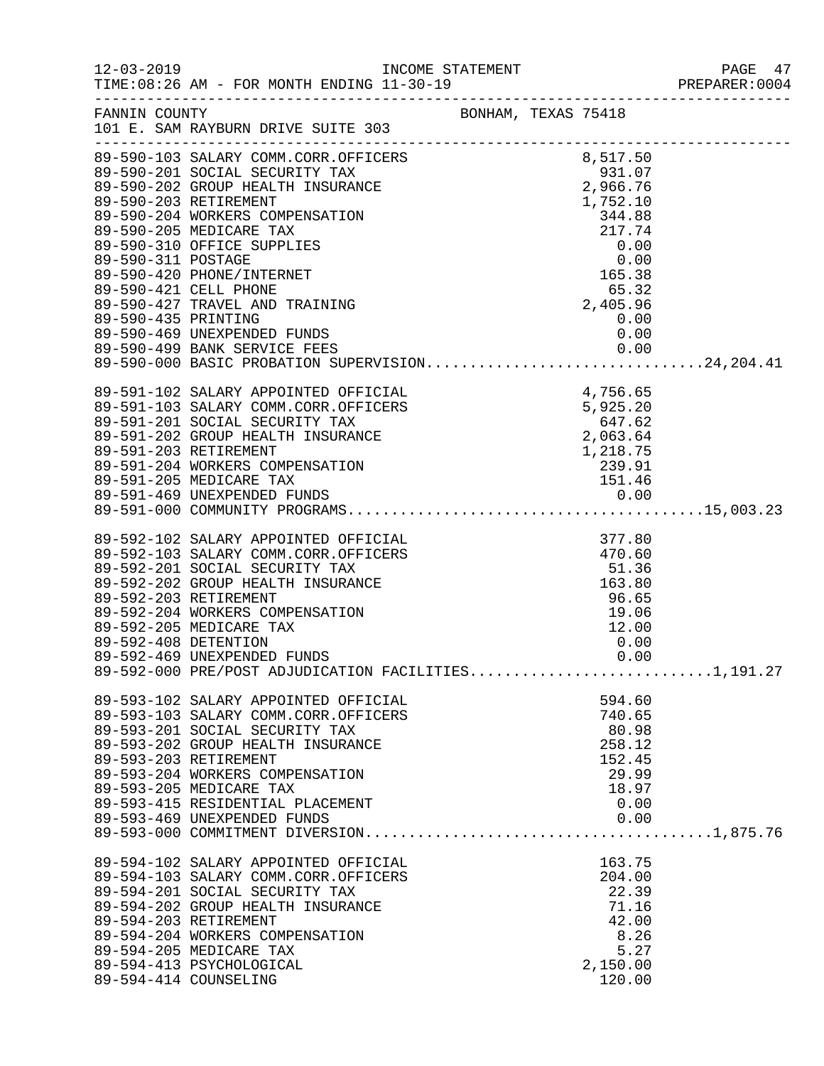12-03-2019 INCOME STATEMENT PAGE 47
TIME:08:26 AM - FOR MONTH ENDING 11-30-19 PREPARER:0004

FANNIN COUNTY BONHAM, TEXAS 75418
101 E. SAM RAYBURN DRIVE SUITE 303

| Account | Description | Amount | Total |
|---|---|---|---|
| 89-590-103 | SALARY COMM.CORR.OFFICERS | 8,517.50 | |
| 89-590-201 | SOCIAL SECURITY TAX | 931.07 | |
| 89-590-202 | GROUP HEALTH INSURANCE | 2,966.76 | |
| 89-590-203 | RETIREMENT | 1,752.10 | |
| 89-590-204 | WORKERS COMPENSATION | 344.88 | |
| 89-590-205 | MEDICARE TAX | 217.74 | |
| 89-590-310 | OFFICE SUPPLIES | 0.00 | |
| 89-590-311 | POSTAGE | 0.00 | |
| 89-590-420 | PHONE/INTERNET | 165.38 | |
| 89-590-421 | CELL PHONE | 65.32 | |
| 89-590-427 | TRAVEL AND TRAINING | 2,405.96 | |
| 89-590-435 | PRINTING | 0.00 | |
| 89-590-469 | UNEXPENDED FUNDS | 0.00 | |
| 89-590-499 | BANK SERVICE FEES | 0.00 | |
| 89-590-000 | BASIC PROBATION SUPERVISION | | 24,204.41 |
| 89-591-102 | SALARY APPOINTED OFFICIAL | 4,756.65 | |
| 89-591-103 | SALARY COMM.CORR.OFFICERS | 5,925.20 | |
| 89-591-201 | SOCIAL SECURITY TAX | 647.62 | |
| 89-591-202 | GROUP HEALTH INSURANCE | 2,063.64 | |
| 89-591-203 | RETIREMENT | 1,218.75 | |
| 89-591-204 | WORKERS COMPENSATION | 239.91 | |
| 89-591-205 | MEDICARE TAX | 151.46 | |
| 89-591-469 | UNEXPENDED FUNDS | 0.00 | |
| 89-591-000 | COMMUNITY PROGRAMS | | 15,003.23 |
| 89-592-102 | SALARY APPOINTED OFFICIAL | 377.80 | |
| 89-592-103 | SALARY COMM.CORR.OFFICERS | 470.60 | |
| 89-592-201 | SOCIAL SECURITY TAX | 51.36 | |
| 89-592-202 | GROUP HEALTH INSURANCE | 163.80 | |
| 89-592-203 | RETIREMENT | 96.65 | |
| 89-592-204 | WORKERS COMPENSATION | 19.06 | |
| 89-592-205 | MEDICARE TAX | 12.00 | |
| 89-592-408 | DETENTION | 0.00 | |
| 89-592-469 | UNEXPENDED FUNDS | 0.00 | |
| 89-592-000 | PRE/POST ADJUDICATION FACILITIES | | 1,191.27 |
| 89-593-102 | SALARY APPOINTED OFFICIAL | 594.60 | |
| 89-593-103 | SALARY COMM.CORR.OFFICERS | 740.65 | |
| 89-593-201 | SOCIAL SECURITY TAX | 80.98 | |
| 89-593-202 | GROUP HEALTH INSURANCE | 258.12 | |
| 89-593-203 | RETIREMENT | 152.45 | |
| 89-593-204 | WORKERS COMPENSATION | 29.99 | |
| 89-593-205 | MEDICARE TAX | 18.97 | |
| 89-593-415 | RESIDENTIAL PLACEMENT | 0.00 | |
| 89-593-469 | UNEXPENDED FUNDS | 0.00 | |
| 89-593-000 | COMMITMENT DIVERSION | | 1,875.76 |
| 89-594-102 | SALARY APPOINTED OFFICIAL | 163.75 | |
| 89-594-103 | SALARY COMM.CORR.OFFICERS | 204.00 | |
| 89-594-201 | SOCIAL SECURITY TAX | 22.39 | |
| 89-594-202 | GROUP HEALTH INSURANCE | 71.16 | |
| 89-594-203 | RETIREMENT | 42.00 | |
| 89-594-204 | WORKERS COMPENSATION | 8.26 | |
| 89-594-205 | MEDICARE TAX | 5.27 | |
| 89-594-413 | PSYCHOLOGICAL | 2,150.00 | |
| 89-594-414 | COUNSELING | 120.00 | |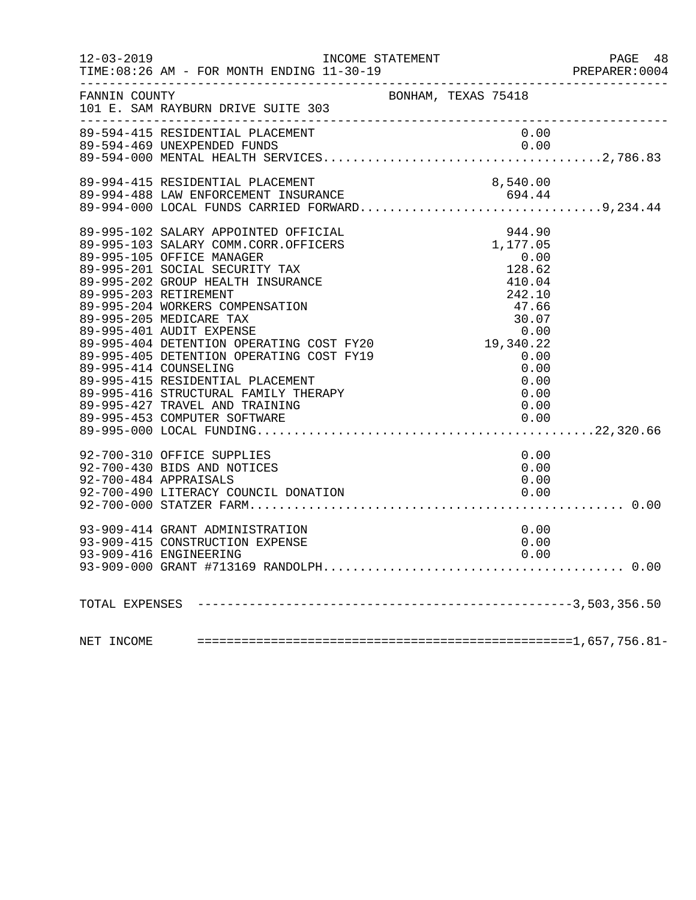FANNIN COUNTY  
101 E. SAM RAYBURN DRIVE SUITE 303  
BONHAM, TEXAS 75418

INCOME STATEMENT  
TIME:08:26 AM - FOR MONTH ENDING 11-30-19

| Account | Description | Amount | Total |
|---|---|---|---|
| 89-594-415 | RESIDENTIAL PLACEMENT | 0.00 | |
| 89-594-469 | UNEXPENDED FUNDS | 0.00 | |
| 89-594-000 | MENTAL HEALTH SERVICES | | 2,786.83 |
| 89-994-415 | RESIDENTIAL PLACEMENT | 8,540.00 | |
| 89-994-488 | LAW ENFORCEMENT INSURANCE | 694.44 | |
| 89-994-000 | LOCAL FUNDS CARRIED FORWARD | | 9,234.44 |
| 89-995-102 | SALARY APPOINTED OFFICIAL | 944.90 | |
| 89-995-103 | SALARY COMM.CORR.OFFICERS | 1,177.05 | |
| 89-995-105 | OFFICE MANAGER | 0.00 | |
| 89-995-201 | SOCIAL SECURITY TAX | 128.62 | |
| 89-995-202 | GROUP HEALTH INSURANCE | 410.04 | |
| 89-995-203 | RETIREMENT | 242.10 | |
| 89-995-204 | WORKERS COMPENSATION | 47.66 | |
| 89-995-205 | MEDICARE TAX | 30.07 | |
| 89-995-401 | AUDIT EXPENSE | 0.00 | |
| 89-995-404 | DETENTION OPERATING COST FY20 | 19,340.22 | |
| 89-995-405 | DETENTION OPERATING COST FY19 | 0.00 | |
| 89-995-414 | COUNSELING | 0.00 | |
| 89-995-415 | RESIDENTIAL PLACEMENT | 0.00 | |
| 89-995-416 | STRUCTURAL FAMILY THERAPY | 0.00 | |
| 89-995-427 | TRAVEL AND TRAINING | 0.00 | |
| 89-995-453 | COMPUTER SOFTWARE | 0.00 | |
| 89-995-000 | LOCAL FUNDING | | 22,320.66 |
| 92-700-310 | OFFICE SUPPLIES | 0.00 | |
| 92-700-430 | BIDS AND NOTICES | 0.00 | |
| 92-700-484 | APPRAISALS | 0.00 | |
| 92-700-490 | LITERACY COUNCIL DONATION | 0.00 | |
| 92-700-000 | STATZER FARM | | 0.00 |
| 93-909-414 | GRANT ADMINISTRATION | 0.00 | |
| 93-909-415 | CONSTRUCTION EXPENSE | 0.00 | |
| 93-909-416 | ENGINEERING | 0.00 | |
| 93-909-000 | GRANT #713169 RANDOLPH | | 0.00 |

TOTAL EXPENSES: 3,503,356.50

NET INCOME: 1,657,756.81-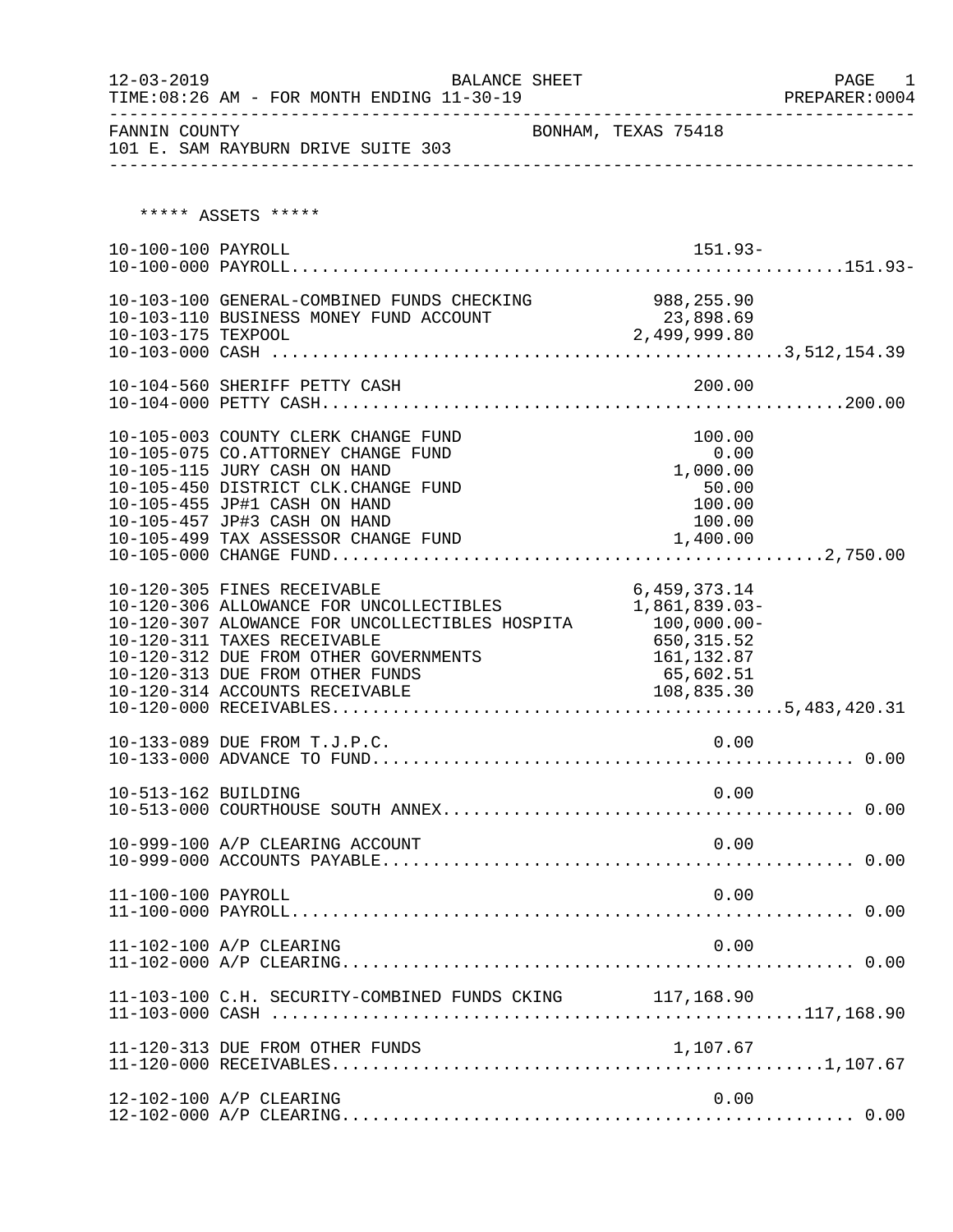FANNIN COUNTY — BONHAM, TEXAS 75418
101 E. SAM RAYBURN DRIVE SUITE 303

BALANCE SHEET — FOR MONTH ENDING 11-30-19

***** ASSETS *****

| Account | Description | Amount | Total |
|---|---|---|---|
| 10-100-100 | PAYROLL | 151.93- | |
| 10-100-000 | PAYROLL | | 151.93- |
| 10-103-100 | GENERAL-COMBINED FUNDS CHECKING | 988,255.90 | |
| 10-103-110 | BUSINESS MONEY FUND ACCOUNT | 23,898.69 | |
| 10-103-175 | TEXPOOL | 2,499,999.80 | |
| 10-103-000 | CASH | | 3,512,154.39 |
| 10-104-560 | SHERIFF PETTY CASH | 200.00 | |
| 10-104-000 | PETTY CASH | | 200.00 |
| 10-105-003 | COUNTY CLERK CHANGE FUND | 100.00 | |
| 10-105-075 | CO.ATTORNEY CHANGE FUND | 0.00 | |
| 10-105-115 | JURY CASH ON HAND | 1,000.00 | |
| 10-105-450 | DISTRICT CLK.CHANGE FUND | 50.00 | |
| 10-105-455 | JP#1 CASH ON HAND | 100.00 | |
| 10-105-457 | JP#3 CASH ON HAND | 100.00 | |
| 10-105-499 | TAX ASSESSOR CHANGE FUND | 1,400.00 | |
| 10-105-000 | CHANGE FUND | | 2,750.00 |
| 10-120-305 | FINES RECEIVABLE | 6,459,373.14 | |
| 10-120-306 | ALLOWANCE FOR UNCOLLECTIBLES | 1,861,839.03- | |
| 10-120-307 | ALOWANCE FOR UNCOLLECTIBLES HOSPITA | 100,000.00- | |
| 10-120-311 | TAXES RECEIVABLE | 650,315.52 | |
| 10-120-312 | DUE FROM OTHER GOVERNMENTS | 161,132.87 | |
| 10-120-313 | DUE FROM OTHER FUNDS | 65,602.51 | |
| 10-120-314 | ACCOUNTS RECEIVABLE | 108,835.30 | |
| 10-120-000 | RECEIVABLES | | 5,483,420.31 |
| 10-133-089 | DUE FROM T.J.P.C. | 0.00 | |
| 10-133-000 | ADVANCE TO FUND | | 0.00 |
| 10-513-162 | BUILDING | 0.00 | |
| 10-513-000 | COURTHOUSE SOUTH ANNEX | | 0.00 |
| 10-999-100 | A/P CLEARING ACCOUNT | 0.00 | |
| 10-999-000 | ACCOUNTS PAYABLE | | 0.00 |
| 11-100-100 | PAYROLL | 0.00 | |
| 11-100-000 | PAYROLL | | 0.00 |
| 11-102-100 | A/P CLEARING | 0.00 | |
| 11-102-000 | A/P CLEARING | | 0.00 |
| 11-103-100 | C.H. SECURITY-COMBINED FUNDS CKING | 117,168.90 | |
| 11-103-000 | CASH | | 117,168.90 |
| 11-120-313 | DUE FROM OTHER FUNDS | 1,107.67 | |
| 11-120-000 | RECEIVABLES | | 1,107.67 |
| 12-102-100 | A/P CLEARING | 0.00 | |
| 12-102-000 | A/P CLEARING | | 0.00 |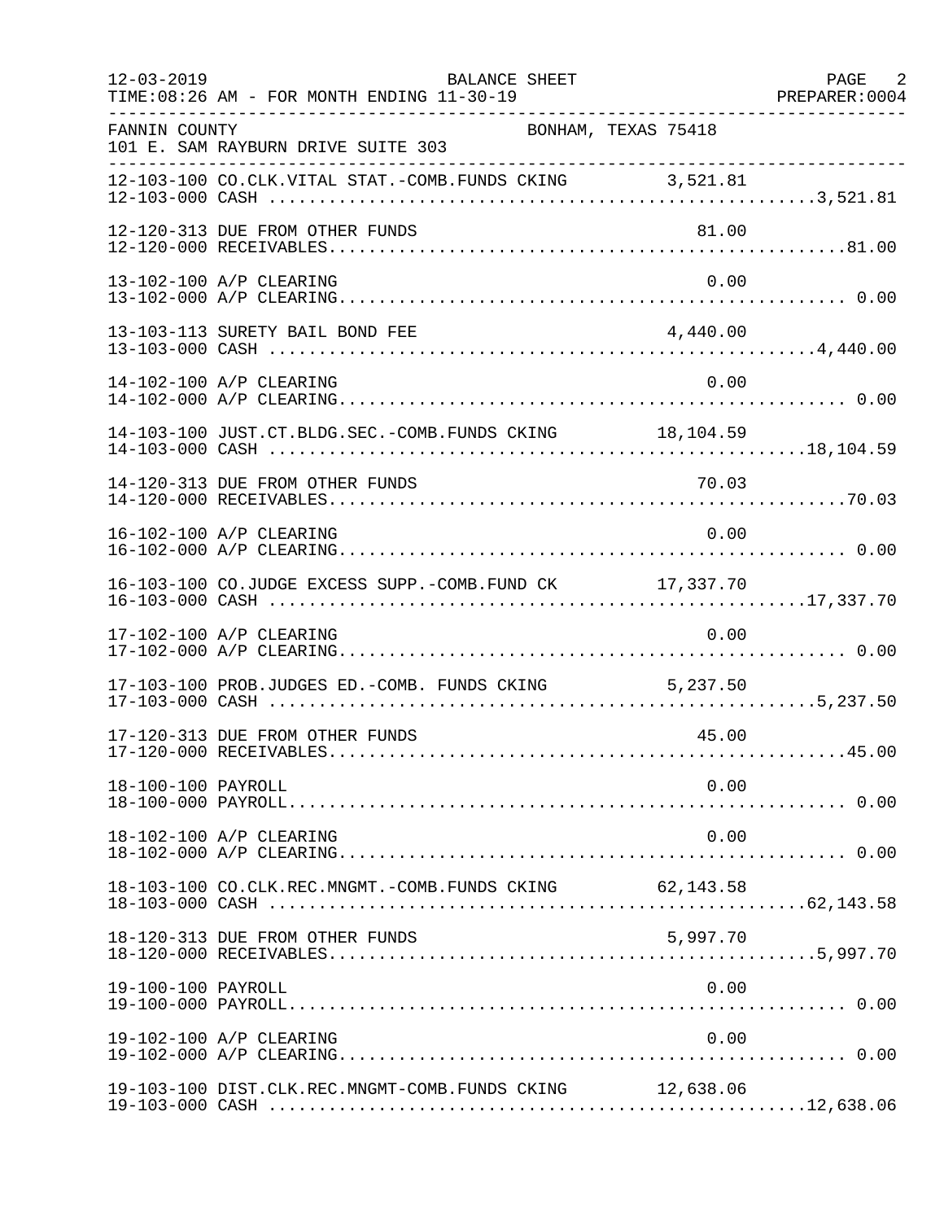FANNIN COUNTY BONHAM, TEXAS 75418
101 E. SAM RAYBURN DRIVE SUITE 303

BALANCE SHEET
FOR MONTH ENDING 11-30-19

| Account | Description | Detail | Total |
|---|---|---|---|
| 12-103-100 | CO.CLK.VITAL STAT.-COMB.FUNDS CKING | 3,521.81 | |
| 12-103-000 | CASH | | 3,521.81 |
| 12-120-313 | DUE FROM OTHER FUNDS | 81.00 | |
| 12-120-000 | RECEIVABLES | | 81.00 |
| 13-102-100 | A/P CLEARING | 0.00 | |
| 13-102-000 | A/P CLEARING | | 0.00 |
| 13-103-113 | SURETY BAIL BOND FEE | 4,440.00 | |
| 13-103-000 | CASH | | 4,440.00 |
| 14-102-100 | A/P CLEARING | 0.00 | |
| 14-102-000 | A/P CLEARING | | 0.00 |
| 14-103-100 | JUST.CT.BLDG.SEC.-COMB.FUNDS CKING | 18,104.59 | |
| 14-103-000 | CASH | | 18,104.59 |
| 14-120-313 | DUE FROM OTHER FUNDS | 70.03 | |
| 14-120-000 | RECEIVABLES | | 70.03 |
| 16-102-100 | A/P CLEARING | 0.00 | |
| 16-102-000 | A/P CLEARING | | 0.00 |
| 16-103-100 | CO.JUDGE EXCESS SUPP.-COMB.FUND CK | 17,337.70 | |
| 16-103-000 | CASH | | 17,337.70 |
| 17-102-100 | A/P CLEARING | 0.00 | |
| 17-102-000 | A/P CLEARING | | 0.00 |
| 17-103-100 | PROB.JUDGES ED.-COMB. FUNDS CKING | 5,237.50 | |
| 17-103-000 | CASH | | 5,237.50 |
| 17-120-313 | DUE FROM OTHER FUNDS | 45.00 | |
| 17-120-000 | RECEIVABLES | | 45.00 |
| 18-100-100 | PAYROLL | 0.00 | |
| 18-100-000 | PAYROLL | | 0.00 |
| 18-102-100 | A/P CLEARING | 0.00 | |
| 18-102-000 | A/P CLEARING | | 0.00 |
| 18-103-100 | CO.CLK.REC.MNGMT.-COMB.FUNDS CKING | 62,143.58 | |
| 18-103-000 | CASH | | 62,143.58 |
| 18-120-313 | DUE FROM OTHER FUNDS | 5,997.70 | |
| 18-120-000 | RECEIVABLES | | 5,997.70 |
| 19-100-100 | PAYROLL | 0.00 | |
| 19-100-000 | PAYROLL | | 0.00 |
| 19-102-100 | A/P CLEARING | 0.00 | |
| 19-102-000 | A/P CLEARING | | 0.00 |
| 19-103-100 | DIST.CLK.REC.MNGMT-COMB.FUNDS CKING | 12,638.06 | |
| 19-103-000 | CASH | | 12,638.06 |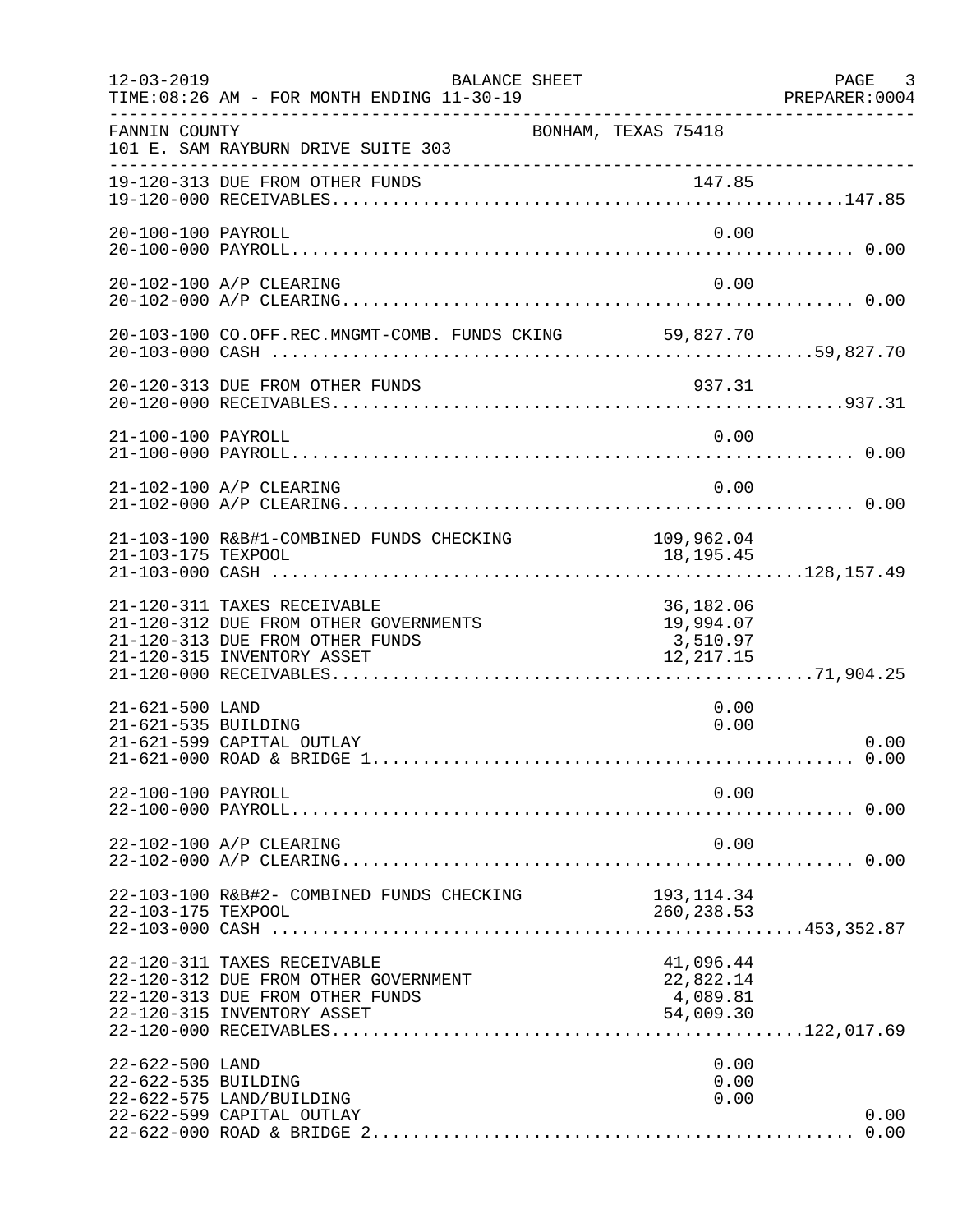FANNIN COUNTY — BONHAM, TEXAS 75418
101 E. SAM RAYBURN DRIVE SUITE 303

BALANCE SHEET — FOR MONTH ENDING 11-30-19

| Account | Description | Detail | Total |
|---|---|---|---|
| 19-120-313 | DUE FROM OTHER FUNDS | 147.85 | |
| 19-120-000 | RECEIVABLES | | 147.85 |
| 20-100-100 | PAYROLL | 0.00 | |
| 20-100-000 | PAYROLL | | 0.00 |
| 20-102-100 | A/P CLEARING | 0.00 | |
| 20-102-000 | A/P CLEARING | | 0.00 |
| 20-103-100 | CO.OFF.REC.MNGMT-COMB. FUNDS CKING | 59,827.70 | |
| 20-103-000 | CASH | | 59,827.70 |
| 20-120-313 | DUE FROM OTHER FUNDS | 937.31 | |
| 20-120-000 | RECEIVABLES | | 937.31 |
| 21-100-100 | PAYROLL | 0.00 | |
| 21-100-000 | PAYROLL | | 0.00 |
| 21-102-100 | A/P CLEARING | 0.00 | |
| 21-102-000 | A/P CLEARING | | 0.00 |
| 21-103-100 | R&B#1-COMBINED FUNDS CHECKING | 109,962.04 | |
| 21-103-175 | TEXPOOL | 18,195.45 | |
| 21-103-000 | CASH | | 128,157.49 |
| 21-120-311 | TAXES RECEIVABLE | 36,182.06 | |
| 21-120-312 | DUE FROM OTHER GOVERNMENTS | 19,994.07 | |
| 21-120-313 | DUE FROM OTHER FUNDS | 3,510.97 | |
| 21-120-315 | INVENTORY ASSET | 12,217.15 | |
| 21-120-000 | RECEIVABLES | | 71,904.25 |
| 21-621-500 | LAND | 0.00 | |
| 21-621-535 | BUILDING | 0.00 | |
| 21-621-599 | CAPITAL OUTLAY | | 0.00 |
| 21-621-000 | ROAD & BRIDGE 1 | | 0.00 |
| 22-100-100 | PAYROLL | 0.00 | |
| 22-100-000 | PAYROLL | | 0.00 |
| 22-102-100 | A/P CLEARING | 0.00 | |
| 22-102-000 | A/P CLEARING | | 0.00 |
| 22-103-100 | R&B#2- COMBINED FUNDS CHECKING | 193,114.34 | |
| 22-103-175 | TEXPOOL | 260,238.53 | |
| 22-103-000 | CASH | | 453,352.87 |
| 22-120-311 | TAXES RECEIVABLE | 41,096.44 | |
| 22-120-312 | DUE FROM OTHER GOVERNMENT | 22,822.14 | |
| 22-120-313 | DUE FROM OTHER FUNDS | 4,089.81 | |
| 22-120-315 | INVENTORY ASSET | 54,009.30 | |
| 22-120-000 | RECEIVABLES | | 122,017.69 |
| 22-622-500 | LAND | 0.00 | |
| 22-622-535 | BUILDING | 0.00 | |
| 22-622-575 | LAND/BUILDING | 0.00 | |
| 22-622-599 | CAPITAL OUTLAY | | 0.00 |
| 22-622-000 | ROAD & BRIDGE 2 | | 0.00 |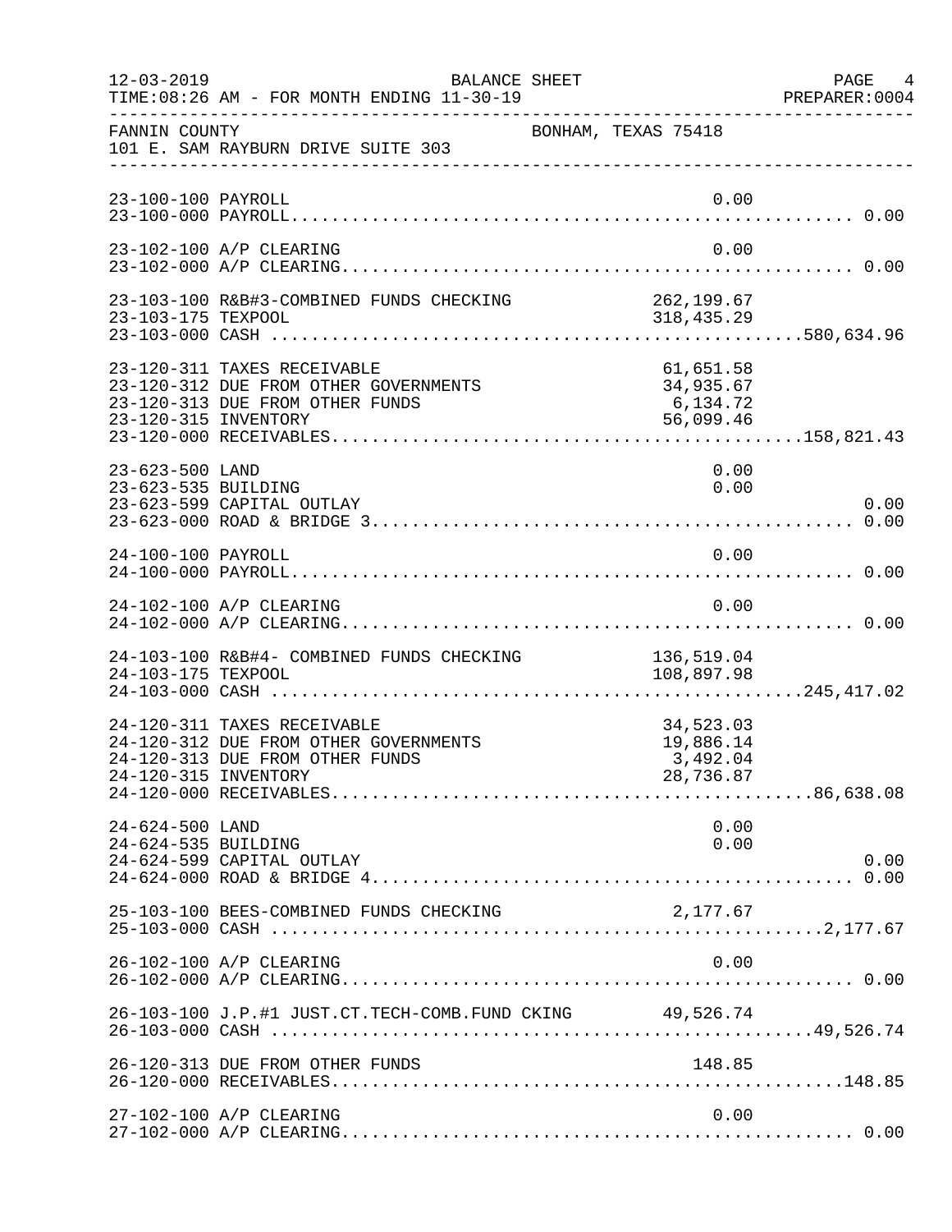FANNIN COUNTY — BONHAM, TEXAS 75418
101 E. SAM RAYBURN DRIVE SUITE 303

BALANCE SHEET — FOR MONTH ENDING 11-30-19

| Account | Description | Detail | Total |
|---|---|---|---|
| 23-100-100 | PAYROLL | 0.00 | |
| 23-100-000 | PAYROLL | | 0.00 |
| 23-102-100 | A/P CLEARING | 0.00 | |
| 23-102-000 | A/P CLEARING | | 0.00 |
| 23-103-100 | R&B#3-COMBINED FUNDS CHECKING | 262,199.67 | |
| 23-103-175 | TEXPOOL | 318,435.29 | |
| 23-103-000 | CASH | | 580,634.96 |
| 23-120-311 | TAXES RECEIVABLE | 61,651.58 | |
| 23-120-312 | DUE FROM OTHER GOVERNMENTS | 34,935.67 | |
| 23-120-313 | DUE FROM OTHER FUNDS | 6,134.72 | |
| 23-120-315 | INVENTORY | 56,099.46 | |
| 23-120-000 | RECEIVABLES | | 158,821.43 |
| 23-623-500 | LAND | 0.00 | |
| 23-623-535 | BUILDING | 0.00 | |
| 23-623-599 | CAPITAL OUTLAY | | 0.00 |
| 23-623-000 | ROAD & BRIDGE 3 | | 0.00 |
| 24-100-100 | PAYROLL | 0.00 | |
| 24-100-000 | PAYROLL | | 0.00 |
| 24-102-100 | A/P CLEARING | 0.00 | |
| 24-102-000 | A/P CLEARING | | 0.00 |
| 24-103-100 | R&B#4- COMBINED FUNDS CHECKING | 136,519.04 | |
| 24-103-175 | TEXPOOL | 108,897.98 | |
| 24-103-000 | CASH | | 245,417.02 |
| 24-120-311 | TAXES RECEIVABLE | 34,523.03 | |
| 24-120-312 | DUE FROM OTHER GOVERNMENTS | 19,886.14 | |
| 24-120-313 | DUE FROM OTHER FUNDS | 3,492.04 | |
| 24-120-315 | INVENTORY | 28,736.87 | |
| 24-120-000 | RECEIVABLES | | 86,638.08 |
| 24-624-500 | LAND | 0.00 | |
| 24-624-535 | BUILDING | 0.00 | |
| 24-624-599 | CAPITAL OUTLAY | | 0.00 |
| 24-624-000 | ROAD & BRIDGE 4 | | 0.00 |
| 25-103-100 | BEES-COMBINED FUNDS CHECKING | 2,177.67 | |
| 25-103-000 | CASH | | 2,177.67 |
| 26-102-100 | A/P CLEARING | 0.00 | |
| 26-102-000 | A/P CLEARING | | 0.00 |
| 26-103-100 | J.P.#1 JUST.CT.TECH-COMB.FUND CKING | 49,526.74 | |
| 26-103-000 | CASH | | 49,526.74 |
| 26-120-313 | DUE FROM OTHER FUNDS | 148.85 | |
| 26-120-000 | RECEIVABLES | | 148.85 |
| 27-102-100 | A/P CLEARING | 0.00 | |
| 27-102-000 | A/P CLEARING | | 0.00 |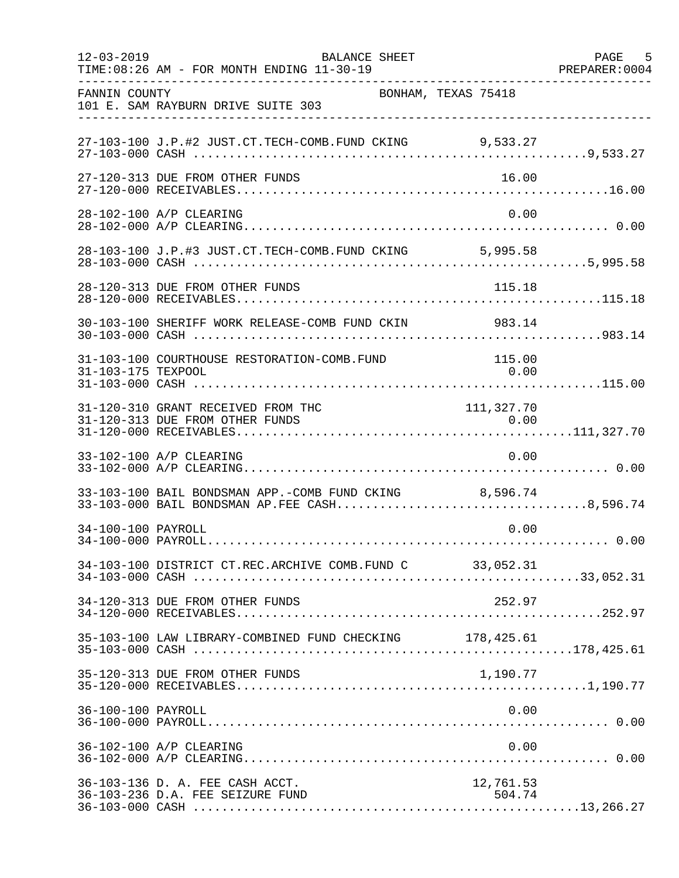FANNIN COUNTY — BONHAM, TEXAS 75418
101 E. SAM RAYBURN DRIVE SUITE 303

BALANCE SHEET
TIME:08:26 AM - FOR MONTH ENDING 11-30-19

| Account | Description | Detail | Total |
|---|---|---|---|
| 27-103-100 | J.P.#2 JUST.CT.TECH-COMB.FUND CKING | 9,533.27 | |
| 27-103-000 | CASH | | 9,533.27 |
| 27-120-313 | DUE FROM OTHER FUNDS | 16.00 | |
| 27-120-000 | RECEIVABLES | | 16.00 |
| 28-102-100 | A/P CLEARING | 0.00 | |
| 28-102-000 | A/P CLEARING | | 0.00 |
| 28-103-100 | J.P.#3 JUST.CT.TECH-COMB.FUND CKING | 5,995.58 | |
| 28-103-000 | CASH | | 5,995.58 |
| 28-120-313 | DUE FROM OTHER FUNDS | 115.18 | |
| 28-120-000 | RECEIVABLES | | 115.18 |
| 30-103-100 | SHERIFF WORK RELEASE-COMB FUND CKIN | 983.14 | |
| 30-103-000 | CASH | | 983.14 |
| 31-103-100 | COURTHOUSE RESTORATION-COMB.FUND | 115.00 | |
| 31-103-175 | TEXPOOL | 0.00 | |
| 31-103-000 | CASH | | 115.00 |
| 31-120-310 | GRANT RECEIVED FROM THC | 111,327.70 | |
| 31-120-313 | DUE FROM OTHER FUNDS | 0.00 | |
| 31-120-000 | RECEIVABLES | | 111,327.70 |
| 33-102-100 | A/P CLEARING | 0.00 | |
| 33-102-000 | A/P CLEARING | | 0.00 |
| 33-103-100 | BAIL BONDSMAN APP.-COMB FUND CKING | 8,596.74 | |
| 33-103-000 | BAIL BONDSMAN AP.FEE CASH | | 8,596.74 |
| 34-100-100 | PAYROLL | 0.00 | |
| 34-100-000 | PAYROLL | | 0.00 |
| 34-103-100 | DISTRICT CT.REC.ARCHIVE COMB.FUND C | 33,052.31 | |
| 34-103-000 | CASH | | 33,052.31 |
| 34-120-313 | DUE FROM OTHER FUNDS | 252.97 | |
| 34-120-000 | RECEIVABLES | | 252.97 |
| 35-103-100 | LAW LIBRARY-COMBINED FUND CHECKING | 178,425.61 | |
| 35-103-000 | CASH | | 178,425.61 |
| 35-120-313 | DUE FROM OTHER FUNDS | 1,190.77 | |
| 35-120-000 | RECEIVABLES | | 1,190.77 |
| 36-100-100 | PAYROLL | 0.00 | |
| 36-100-000 | PAYROLL | | 0.00 |
| 36-102-100 | A/P CLEARING | 0.00 | |
| 36-102-000 | A/P CLEARING | | 0.00 |
| 36-103-136 | D. A. FEE CASH ACCT. | 12,761.53 | |
| 36-103-236 | D.A. FEE SEIZURE FUND | 504.74 | |
| 36-103-000 | CASH | | 13,266.27 |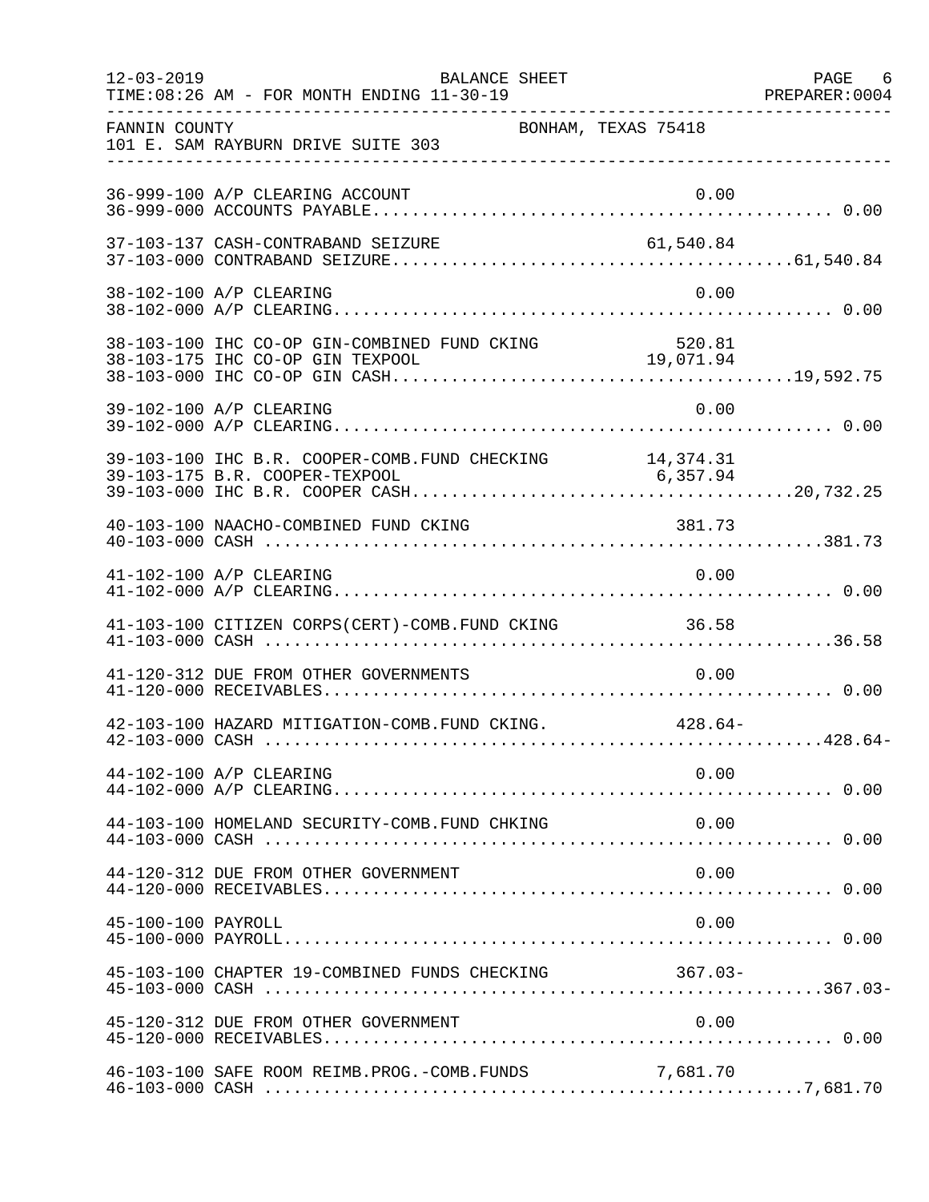FANNIN COUNTY — BONHAM, TEXAS 75418
101 E. SAM RAYBURN DRIVE SUITE 303

BALANCE SHEET
TIME:08:26 AM - FOR MONTH ENDING 11-30-19

| Account | Description | Detail | Total |
|---|---|---|---|
| 36-999-100 | A/P CLEARING ACCOUNT | 0.00 | |
| 36-999-000 | ACCOUNTS PAYABLE | | 0.00 |
| 37-103-137 | CASH-CONTRABAND SEIZURE | 61,540.84 | |
| 37-103-000 | CONTRABAND SEIZURE | | 61,540.84 |
| 38-102-100 | A/P CLEARING | 0.00 | |
| 38-102-000 | A/P CLEARING | | 0.00 |
| 38-103-100 | IHC CO-OP GIN-COMBINED FUND CKING | 520.81 | |
| 38-103-175 | IHC CO-OP GIN TEXPOOL | 19,071.94 | |
| 38-103-000 | IHC CO-OP GIN CASH | | 19,592.75 |
| 39-102-100 | A/P CLEARING | 0.00 | |
| 39-102-000 | A/P CLEARING | | 0.00 |
| 39-103-100 | IHC B.R. COOPER-COMB.FUND CHECKING | 14,374.31 | |
| 39-103-175 | B.R. COOPER-TEXPOOL | 6,357.94 | |
| 39-103-000 | IHC B.R. COOPER CASH | | 20,732.25 |
| 40-103-100 | NAACHO-COMBINED FUND CKING | 381.73 | |
| 40-103-000 | CASH | | 381.73 |
| 41-102-100 | A/P CLEARING | 0.00 | |
| 41-102-000 | A/P CLEARING | | 0.00 |
| 41-103-100 | CITIZEN CORPS(CERT)-COMB.FUND CKING | 36.58 | |
| 41-103-000 | CASH | | 36.58 |
| 41-120-312 | DUE FROM OTHER GOVERNMENTS | 0.00 | |
| 41-120-000 | RECEIVABLES | | 0.00 |
| 42-103-100 | HAZARD MITIGATION-COMB.FUND CKING. | 428.64- | |
| 42-103-000 | CASH | | 428.64- |
| 44-102-100 | A/P CLEARING | 0.00 | |
| 44-102-000 | A/P CLEARING | | 0.00 |
| 44-103-100 | HOMELAND SECURITY-COMB.FUND CHKING | 0.00 | |
| 44-103-000 | CASH | | 0.00 |
| 44-120-312 | DUE FROM OTHER GOVERNMENT | 0.00 | |
| 44-120-000 | RECEIVABLES | | 0.00 |
| 45-100-100 | PAYROLL | 0.00 | |
| 45-100-000 | PAYROLL | | 0.00 |
| 45-103-100 | CHAPTER 19-COMBINED FUNDS CHECKING | 367.03- | |
| 45-103-000 | CASH | | 367.03- |
| 45-120-312 | DUE FROM OTHER GOVERNMENT | 0.00 | |
| 45-120-000 | RECEIVABLES | | 0.00 |
| 46-103-100 | SAFE ROOM REIMB.PROG.-COMB.FUNDS | 7,681.70 | |
| 46-103-000 | CASH | | 7,681.70 |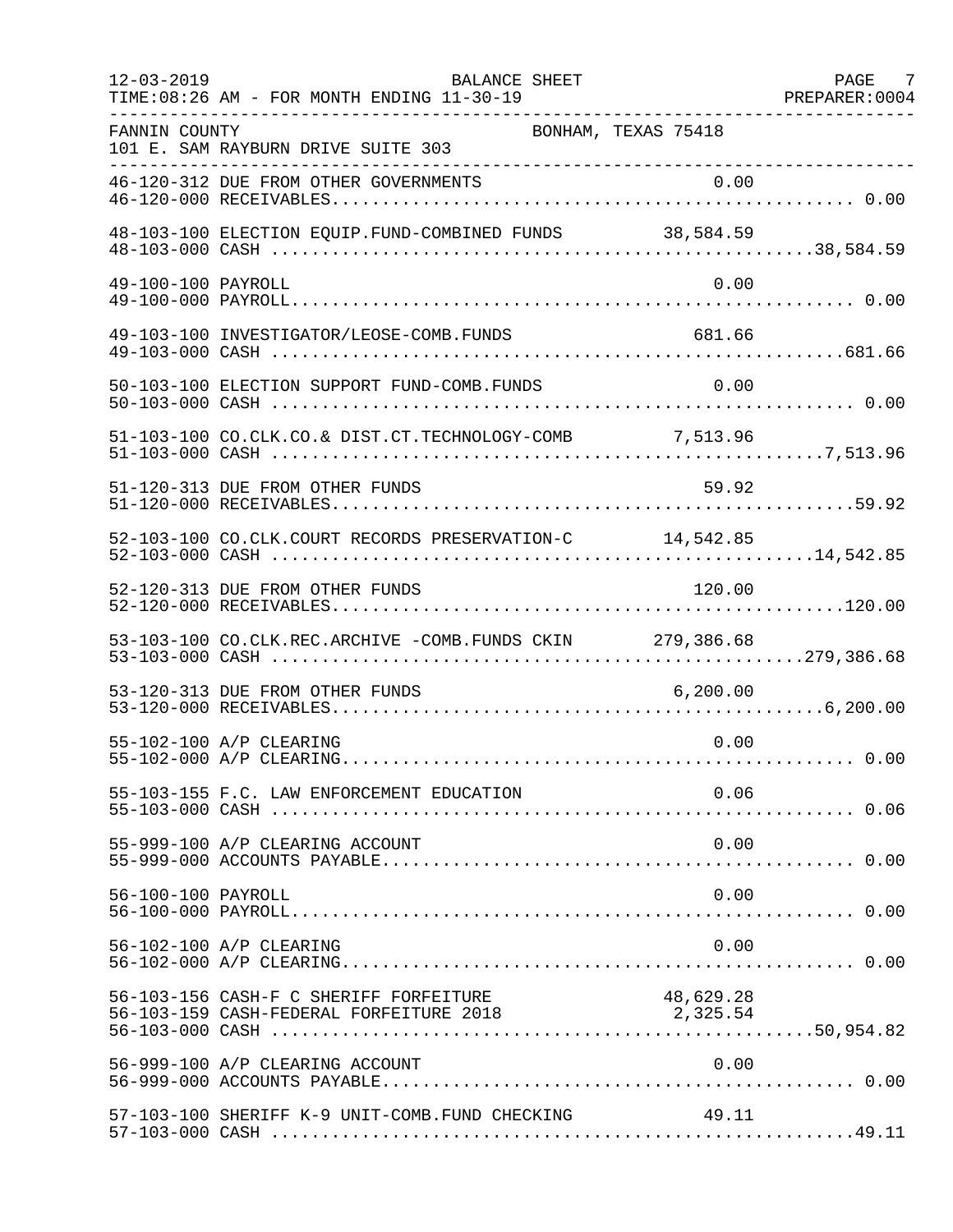FANNIN COUNTY BONHAM, TEXAS 75418
101 E. SAM RAYBURN DRIVE SUITE 303

BALANCE SHEET
FOR MONTH ENDING 11-30-19

| Account | Description | Amount | Total |
|---|---|---|---|
| 46-120-312 | DUE FROM OTHER GOVERNMENTS | 0.00 | |
| 46-120-000 | RECEIVABLES | | 0.00 |
| 48-103-100 | ELECTION EQUIP.FUND-COMBINED FUNDS | 38,584.59 | |
| 48-103-000 | CASH | | 38,584.59 |
| 49-100-100 | PAYROLL | 0.00 | |
| 49-100-000 | PAYROLL | | 0.00 |
| 49-103-100 | INVESTIGATOR/LEOSE-COMB.FUNDS | 681.66 | |
| 49-103-000 | CASH | | 681.66 |
| 50-103-100 | ELECTION SUPPORT FUND-COMB.FUNDS | 0.00 | |
| 50-103-000 | CASH | | 0.00 |
| 51-103-100 | CO.CLK.CO.& DIST.CT.TECHNOLOGY-COMB | 7,513.96 | |
| 51-103-000 | CASH | | 7,513.96 |
| 51-120-313 | DUE FROM OTHER FUNDS | 59.92 | |
| 51-120-000 | RECEIVABLES | | 59.92 |
| 52-103-100 | CO.CLK.COURT RECORDS PRESERVATION-C | 14,542.85 | |
| 52-103-000 | CASH | | 14,542.85 |
| 52-120-313 | DUE FROM OTHER FUNDS | 120.00 | |
| 52-120-000 | RECEIVABLES | | 120.00 |
| 53-103-100 | CO.CLK.REC.ARCHIVE -COMB.FUNDS CKIN | 279,386.68 | |
| 53-103-000 | CASH | | 279,386.68 |
| 53-120-313 | DUE FROM OTHER FUNDS | 6,200.00 | |
| 53-120-000 | RECEIVABLES | | 6,200.00 |
| 55-102-100 | A/P CLEARING | 0.00 | |
| 55-102-000 | A/P CLEARING | | 0.00 |
| 55-103-155 | F.C. LAW ENFORCEMENT EDUCATION | 0.06 | |
| 55-103-000 | CASH | | 0.06 |
| 55-999-100 | A/P CLEARING ACCOUNT | 0.00 | |
| 55-999-000 | ACCOUNTS PAYABLE | | 0.00 |
| 56-100-100 | PAYROLL | 0.00 | |
| 56-100-000 | PAYROLL | | 0.00 |
| 56-102-100 | A/P CLEARING | 0.00 | |
| 56-102-000 | A/P CLEARING | | 0.00 |
| 56-103-156 | CASH-F C SHERIFF FORFEITURE | 48,629.28 | |
| 56-103-159 | CASH-FEDERAL FORFEITURE 2018 | 2,325.54 | |
| 56-103-000 | CASH | | 50,954.82 |
| 56-999-100 | A/P CLEARING ACCOUNT | 0.00 | |
| 56-999-000 | ACCOUNTS PAYABLE | | 0.00 |
| 57-103-100 | SHERIFF K-9 UNIT-COMB.FUND CHECKING | 49.11 | |
| 57-103-000 | CASH | | 49.11 |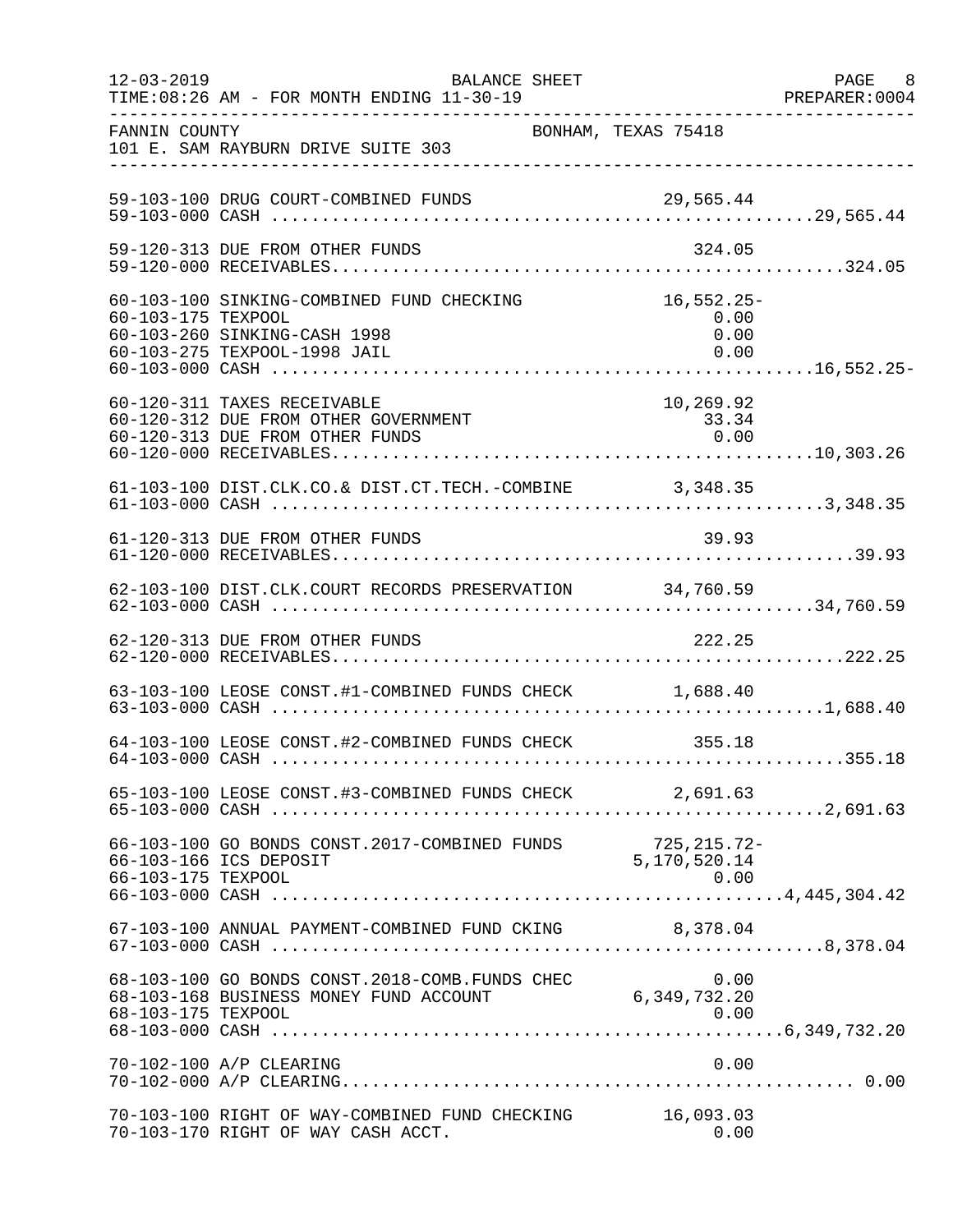FANNIN COUNTY — BONHAM, TEXAS 75418
101 E. SAM RAYBURN DRIVE SUITE 303

BALANCE SHEET
TIME:08:26 AM - FOR MONTH ENDING 11-30-19

| Account | Description | Detail | Total |
|---|---|---|---|
| 59-103-100 | DRUG COURT-COMBINED FUNDS | 29,565.44 | |
| 59-103-000 | CASH | | 29,565.44 |
| 59-120-313 | DUE FROM OTHER FUNDS | 324.05 | |
| 59-120-000 | RECEIVABLES | | 324.05 |
| 60-103-100 | SINKING-COMBINED FUND CHECKING | 16,552.25- | |
| 60-103-175 | TEXPOOL | 0.00 | |
| 60-103-260 | SINKING-CASH 1998 | 0.00 | |
| 60-103-275 | TEXPOOL-1998 JAIL | 0.00 | |
| 60-103-000 | CASH | | 16,552.25- |
| 60-120-311 | TAXES RECEIVABLE | 10,269.92 | |
| 60-120-312 | DUE FROM OTHER GOVERNMENT | 33.34 | |
| 60-120-313 | DUE FROM OTHER FUNDS | 0.00 | |
| 60-120-000 | RECEIVABLES | | 10,303.26 |
| 61-103-100 | DIST.CLK.CO.& DIST.CT.TECH.-COMBINE | 3,348.35 | |
| 61-103-000 | CASH | | 3,348.35 |
| 61-120-313 | DUE FROM OTHER FUNDS | 39.93 | |
| 61-120-000 | RECEIVABLES | | 39.93 |
| 62-103-100 | DIST.CLK.COURT RECORDS PRESERVATION | 34,760.59 | |
| 62-103-000 | CASH | | 34,760.59 |
| 62-120-313 | DUE FROM OTHER FUNDS | 222.25 | |
| 62-120-000 | RECEIVABLES | | 222.25 |
| 63-103-100 | LEOSE CONST.#1-COMBINED FUNDS CHECK | 1,688.40 | |
| 63-103-000 | CASH | | 1,688.40 |
| 64-103-100 | LEOSE CONST.#2-COMBINED FUNDS CHECK | 355.18 | |
| 64-103-000 | CASH | | 355.18 |
| 65-103-100 | LEOSE CONST.#3-COMBINED FUNDS CHECK | 2,691.63 | |
| 65-103-000 | CASH | | 2,691.63 |
| 66-103-100 | GO BONDS CONST.2017-COMBINED FUNDS | 725,215.72- | |
| 66-103-166 | ICS DEPOSIT | 5,170,520.14 | |
| 66-103-175 | TEXPOOL | 0.00 | |
| 66-103-000 | CASH | | 4,445,304.42 |
| 67-103-100 | ANNUAL PAYMENT-COMBINED FUND CKING | 8,378.04 | |
| 67-103-000 | CASH | | 8,378.04 |
| 68-103-100 | GO BONDS CONST.2018-COMB.FUNDS CHEC | 0.00 | |
| 68-103-168 | BUSINESS MONEY FUND ACCOUNT | 6,349,732.20 | |
| 68-103-175 | TEXPOOL | 0.00 | |
| 68-103-000 | CASH | | 6,349,732.20 |
| 70-102-100 | A/P CLEARING | 0.00 | |
| 70-102-000 | A/P CLEARING | | 0.00 |
| 70-103-100 | RIGHT OF WAY-COMBINED FUND CHECKING | 16,093.03 | |
| 70-103-170 | RIGHT OF WAY CASH ACCT. | 0.00 | |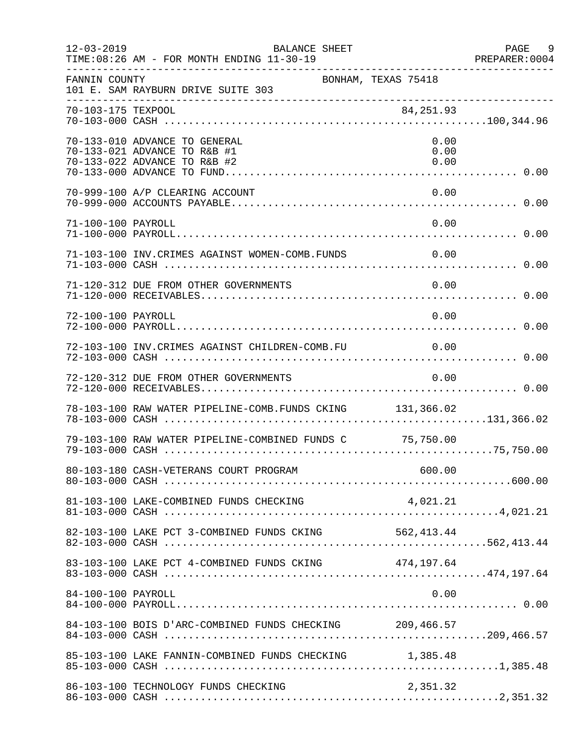FANNIN COUNTY — BONHAM, TEXAS 75418
101 E. SAM RAYBURN DRIVE SUITE 303

BALANCE SHEET — FOR MONTH ENDING 11-30-19

| Account | Description | Detail | Total |
|---|---|---|---|
| 70-103-175 | TEXPOOL | 84,251.93 | |
| 70-103-000 | CASH | | 100,344.96 |
| 70-133-010 | ADVANCE TO GENERAL | 0.00 | |
| 70-133-021 | ADVANCE TO R&B #1 | 0.00 | |
| 70-133-022 | ADVANCE TO R&B #2 | 0.00 | |
| 70-133-000 | ADVANCE TO FUND | | 0.00 |
| 70-999-100 | A/P CLEARING ACCOUNT | 0.00 | |
| 70-999-000 | ACCOUNTS PAYABLE | | 0.00 |
| 71-100-100 | PAYROLL | 0.00 | |
| 71-100-000 | PAYROLL | | 0.00 |
| 71-103-100 | INV.CRIMES AGAINST WOMEN-COMB.FUNDS | 0.00 | |
| 71-103-000 | CASH | | 0.00 |
| 71-120-312 | DUE FROM OTHER GOVERNMENTS | 0.00 | |
| 71-120-000 | RECEIVABLES | | 0.00 |
| 72-100-100 | PAYROLL | 0.00 | |
| 72-100-000 | PAYROLL | | 0.00 |
| 72-103-100 | INV.CRIMES AGAINST CHILDREN-COMB.FU | 0.00 | |
| 72-103-000 | CASH | | 0.00 |
| 72-120-312 | DUE FROM OTHER GOVERNMENTS | 0.00 | |
| 72-120-000 | RECEIVABLES | | 0.00 |
| 78-103-100 | RAW WATER PIPELINE-COMB.FUNDS CKING | 131,366.02 | |
| 78-103-000 | CASH | | 131,366.02 |
| 79-103-100 | RAW WATER PIPELINE-COMBINED FUNDS C | 75,750.00 | |
| 79-103-000 | CASH | | 75,750.00 |
| 80-103-180 | CASH-VETERANS COURT PROGRAM | 600.00 | |
| 80-103-000 | CASH | | 600.00 |
| 81-103-100 | LAKE-COMBINED FUNDS CHECKING | 4,021.21 | |
| 81-103-000 | CASH | | 4,021.21 |
| 82-103-100 | LAKE PCT 3-COMBINED FUNDS CKING | 562,413.44 | |
| 82-103-000 | CASH | | 562,413.44 |
| 83-103-100 | LAKE PCT 4-COMBINED FUNDS CKING | 474,197.64 | |
| 83-103-000 | CASH | | 474,197.64 |
| 84-100-100 | PAYROLL | 0.00 | |
| 84-100-000 | PAYROLL | | 0.00 |
| 84-103-100 | BOIS D'ARC-COMBINED FUNDS CHECKING | 209,466.57 | |
| 84-103-000 | CASH | | 209,466.57 |
| 85-103-100 | LAKE FANNIN-COMBINED FUNDS CHECKING | 1,385.48 | |
| 85-103-000 | CASH | | 1,385.48 |
| 86-103-100 | TECHNOLOGY FUNDS CHECKING | 2,351.32 | |
| 86-103-000 | CASH | | 2,351.32 |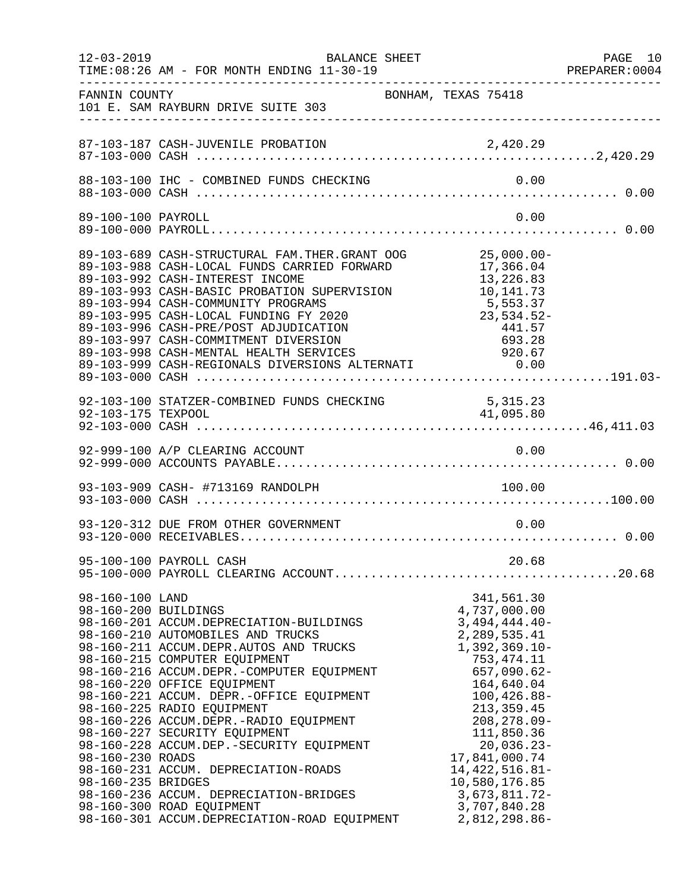FANNIN COUNTY BONHAM, TEXAS 75418
101 E. SAM RAYBURN DRIVE SUITE 303

BALANCE SHEET — FOR MONTH ENDING 11-30-19

| Account | Description | Amount | Total |
|---|---|---|---|
| 87-103-187 | CASH-JUVENILE PROBATION | 2,420.29 | |
| 87-103-000 | CASH | | 2,420.29 |
| 88-103-100 | IHC - COMBINED FUNDS CHECKING | 0.00 | |
| 88-103-000 | CASH | | 0.00 |
| 89-100-100 | PAYROLL | 0.00 | |
| 89-100-000 | PAYROLL | | 0.00 |
| 89-103-689 | CASH-STRUCTURAL FAM.THER.GRANT OOG | 25,000.00- | |
| 89-103-988 | CASH-LOCAL FUNDS CARRIED FORWARD | 17,366.04 | |
| 89-103-992 | CASH-INTEREST INCOME | 13,226.83 | |
| 89-103-993 | CASH-BASIC PROBATION SUPERVISION | 10,141.73 | |
| 89-103-994 | CASH-COMMUNITY PROGRAMS | 5,553.37 | |
| 89-103-995 | CASH-LOCAL FUNDING FY 2020 | 23,534.52- | |
| 89-103-996 | CASH-PRE/POST ADJUDICATION | 441.57 | |
| 89-103-997 | CASH-COMMITMENT DIVERSION | 693.28 | |
| 89-103-998 | CASH-MENTAL HEALTH SERVICES | 920.67 | |
| 89-103-999 | CASH-REGIONALS DIVERSIONS ALTERNATI | 0.00 | |
| 89-103-000 | CASH | | 191.03- |
| 92-103-100 | STATZER-COMBINED FUNDS CHECKING | 5,315.23 | |
| 92-103-175 | TEXPOOL | 41,095.80 | |
| 92-103-000 | CASH | | 46,411.03 |
| 92-999-100 | A/P CLEARING ACCOUNT | 0.00 | |
| 92-999-000 | ACCOUNTS PAYABLE | | 0.00 |
| 93-103-909 | CASH- #713169 RANDOLPH | 100.00 | |
| 93-103-000 | CASH | | 100.00 |
| 93-120-312 | DUE FROM OTHER GOVERNMENT | 0.00 | |
| 93-120-000 | RECEIVABLES | | 0.00 |
| 95-100-100 | PAYROLL CASH | 20.68 | |
| 95-100-000 | PAYROLL CLEARING ACCOUNT | | 20.68 |
| 98-160-100 | LAND | 341,561.30 | |
| 98-160-200 | BUILDINGS | 4,737,000.00 | |
| 98-160-201 | ACCUM.DEPRECIATION-BUILDINGS | 3,494,444.40- | |
| 98-160-210 | AUTOMOBILES AND TRUCKS | 2,289,535.41 | |
| 98-160-211 | ACCUM.DEPR.AUTOS AND TRUCKS | 1,392,369.10- | |
| 98-160-215 | COMPUTER EQUIPMENT | 753,474.11 | |
| 98-160-216 | ACCUM.DEPR.-COMPUTER EQUIPMENT | 657,090.62- | |
| 98-160-220 | OFFICE EQUIPMENT | 164,640.04 | |
| 98-160-221 | ACCUM. DEPR.-OFFICE EQUIPMENT | 100,426.88- | |
| 98-160-225 | RADIO EQUIPMENT | 213,359.45 | |
| 98-160-226 | ACCUM.DEPR.-RADIO EQUIPMENT | 208,278.09- | |
| 98-160-227 | SECURITY EQUIPMENT | 111,850.36 | |
| 98-160-228 | ACCUM.DEP.-SECURITY EQUIPMENT | 20,036.23- | |
| 98-160-230 | ROADS | 17,841,000.74 | |
| 98-160-231 | ACCUM. DEPRECIATION-ROADS | 14,422,516.81- | |
| 98-160-235 | BRIDGES | 10,580,176.85 | |
| 98-160-236 | ACCUM. DEPRECIATION-BRIDGES | 3,673,811.72- | |
| 98-160-300 | ROAD EQUIPMENT | 3,707,840.28 | |
| 98-160-301 | ACCUM.DEPRECIATION-ROAD EQUIPMENT | 2,812,298.86- | |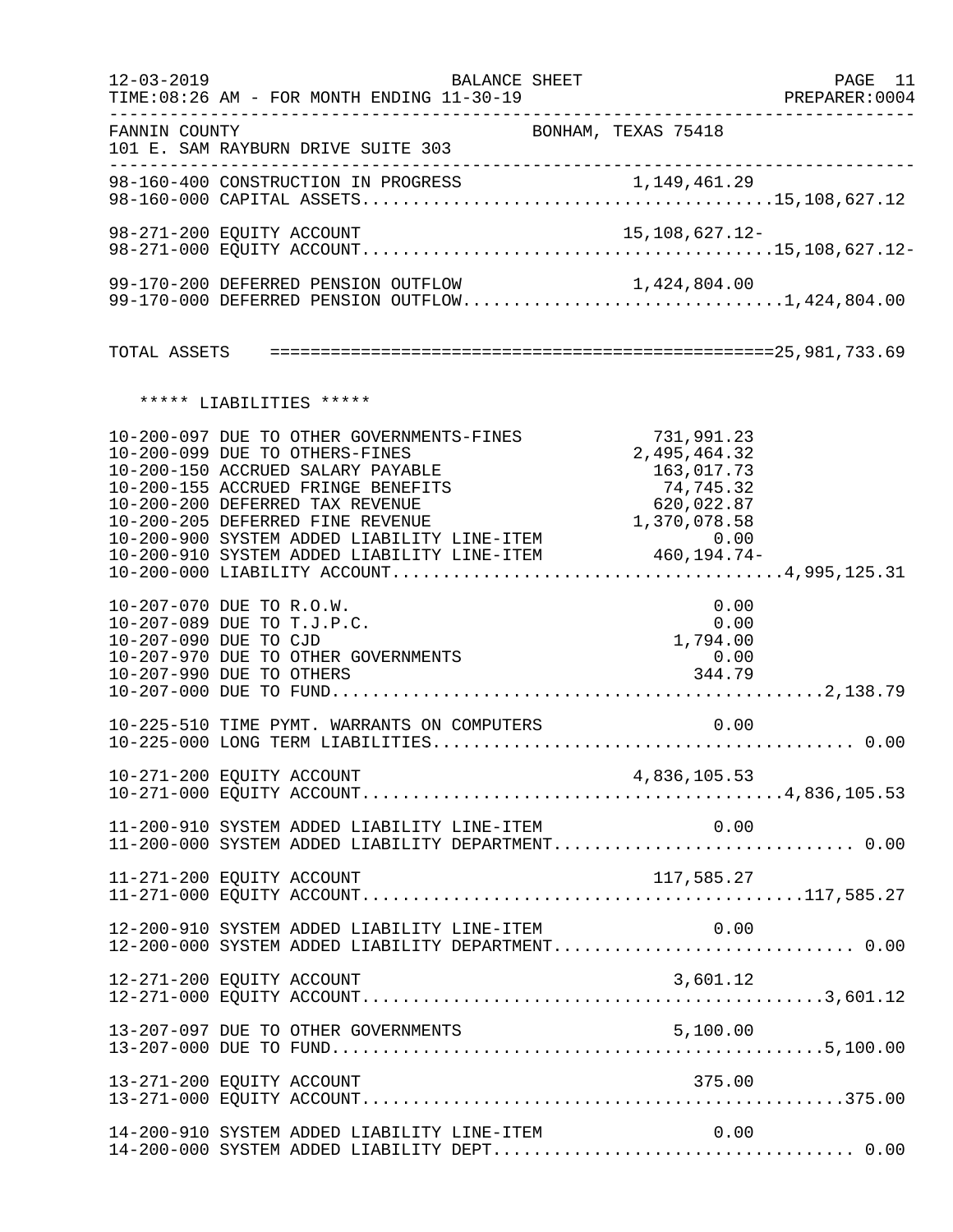FANNIN COUNTY BONHAM, TEXAS 75418
101 E. SAM RAYBURN DRIVE SUITE 303

BALANCE SHEET
TIME:08:26 AM - FOR MONTH ENDING 11-30-19

| Account | Description | Amount | Total |
|---|---|---|---|
| 98-160-400 | CONSTRUCTION IN PROGRESS | 1,149,461.29 | |
| 98-160-000 | CAPITAL ASSETS | | 15,108,627.12 |
| 98-271-200 | EQUITY ACCOUNT | 15,108,627.12- | |
| 98-271-000 | EQUITY ACCOUNT | | 15,108,627.12- |
| 99-170-200 | DEFERRED PENSION OUTFLOW | 1,424,804.00 | |
| 99-170-000 | DEFERRED PENSION OUTFLOW | | 1,424,804.00 |
| | TOTAL ASSETS | | 25,981,733.69 |

***** LIABILITIES *****

| Account | Description | Amount | Total |
|---|---|---|---|
| 10-200-097 | DUE TO OTHER GOVERNMENTS-FINES | 731,991.23 | |
| 10-200-099 | DUE TO OTHERS-FINES | 2,495,464.32 | |
| 10-200-150 | ACCRUED SALARY PAYABLE | 163,017.73 | |
| 10-200-155 | ACCRUED FRINGE BENEFITS | 74,745.32 | |
| 10-200-200 | DEFERRED TAX REVENUE | 620,022.87 | |
| 10-200-205 | DEFERRED FINE REVENUE | 1,370,078.58 | |
| 10-200-900 | SYSTEM ADDED LIABILITY LINE-ITEM | 0.00 | |
| 10-200-910 | SYSTEM ADDED LIABILITY LINE-ITEM | 460,194.74- | |
| 10-200-000 | LIABILITY ACCOUNT | | 4,995,125.31 |
| 10-207-070 | DUE TO R.O.W. | 0.00 | |
| 10-207-089 | DUE TO T.J.P.C. | 0.00 | |
| 10-207-090 | DUE TO CJD | 1,794.00 | |
| 10-207-970 | DUE TO OTHER GOVERNMENTS | 0.00 | |
| 10-207-990 | DUE TO OTHERS | 344.79 | |
| 10-207-000 | DUE TO FUND | | 2,138.79 |
| 10-225-510 | TIME PYMT. WARRANTS ON COMPUTERS | 0.00 | |
| 10-225-000 | LONG TERM LIABILITIES | | 0.00 |
| 10-271-200 | EQUITY ACCOUNT | 4,836,105.53 | |
| 10-271-000 | EQUITY ACCOUNT | | 4,836,105.53 |
| 11-200-910 | SYSTEM ADDED LIABILITY LINE-ITEM | 0.00 | |
| 11-200-000 | SYSTEM ADDED LIABILITY DEPARTMENT | | 0.00 |
| 11-271-200 | EQUITY ACCOUNT | 117,585.27 | |
| 11-271-000 | EQUITY ACCOUNT | | 117,585.27 |
| 12-200-910 | SYSTEM ADDED LIABILITY LINE-ITEM | 0.00 | |
| 12-200-000 | SYSTEM ADDED LIABILITY DEPARTMENT | | 0.00 |
| 12-271-200 | EQUITY ACCOUNT | 3,601.12 | |
| 12-271-000 | EQUITY ACCOUNT | | 3,601.12 |
| 13-207-097 | DUE TO OTHER GOVERNMENTS | 5,100.00 | |
| 13-207-000 | DUE TO FUND | | 5,100.00 |
| 13-271-200 | EQUITY ACCOUNT | 375.00 | |
| 13-271-000 | EQUITY ACCOUNT | | 375.00 |
| 14-200-910 | SYSTEM ADDED LIABILITY LINE-ITEM | 0.00 | |
| 14-200-000 | SYSTEM ADDED LIABILITY DEPT | | 0.00 |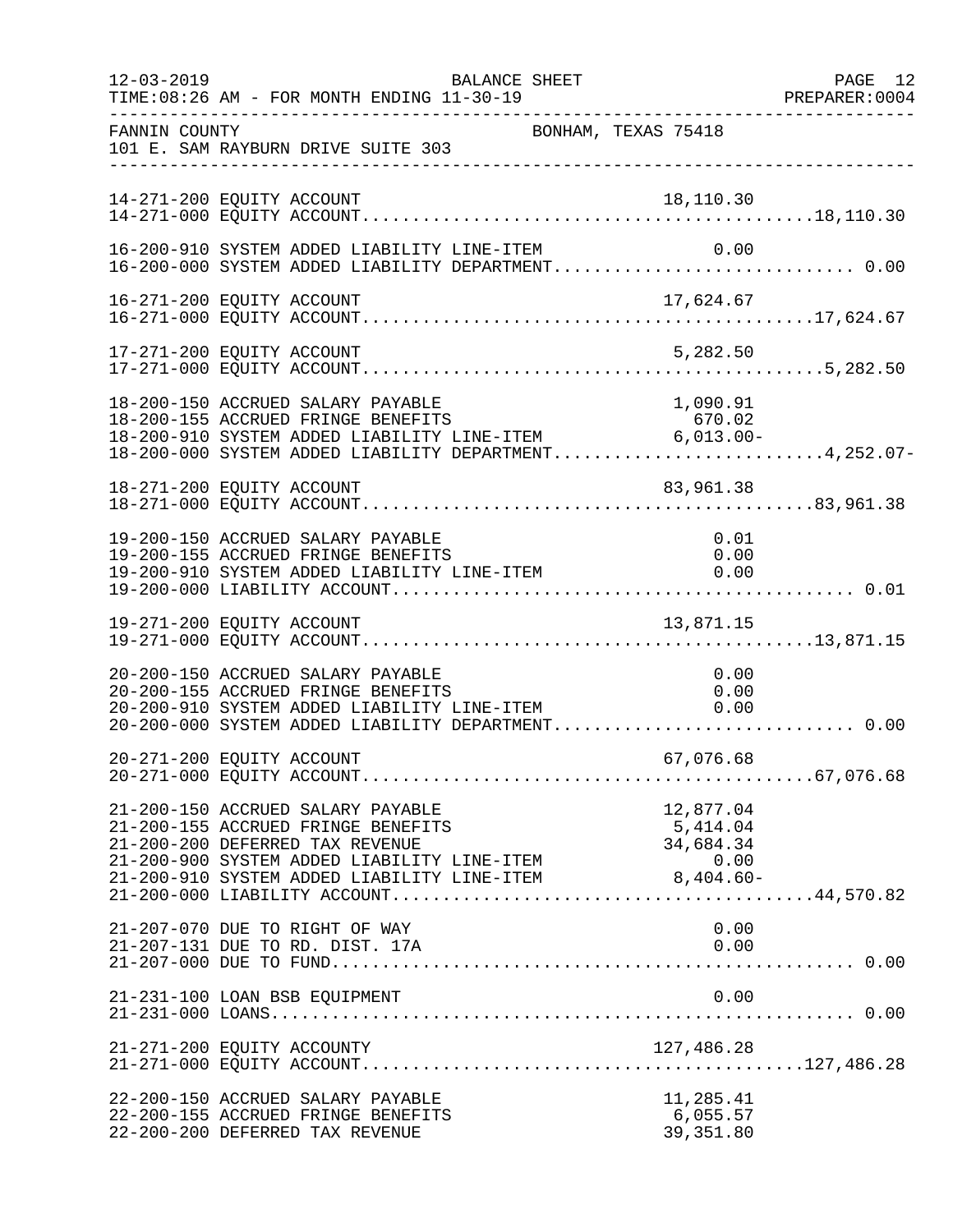FANNIN COUNTY — BONHAM, TEXAS 75418
101 E. SAM RAYBURN DRIVE SUITE 303

BALANCE SHEET — FOR MONTH ENDING 11-30-19

| Account | Description | Line Amount | Total |
|---|---|---|---|
| 14-271-200 | EQUITY ACCOUNT | 18,110.30 | |
| 14-271-000 | EQUITY ACCOUNT | | 18,110.30 |
| 16-200-910 | SYSTEM ADDED LIABILITY LINE-ITEM | 0.00 | |
| 16-200-000 | SYSTEM ADDED LIABILITY DEPARTMENT | | 0.00 |
| 16-271-200 | EQUITY ACCOUNT | 17,624.67 | |
| 16-271-000 | EQUITY ACCOUNT | | 17,624.67 |
| 17-271-200 | EQUITY ACCOUNT | 5,282.50 | |
| 17-271-000 | EQUITY ACCOUNT | | 5,282.50 |
| 18-200-150 | ACCRUED SALARY PAYABLE | 1,090.91 | |
| 18-200-155 | ACCRUED FRINGE BENEFITS | 670.02 | |
| 18-200-910 | SYSTEM ADDED LIABILITY LINE-ITEM | 6,013.00- | |
| 18-200-000 | SYSTEM ADDED LIABILITY DEPARTMENT | | 4,252.07- |
| 18-271-200 | EQUITY ACCOUNT | 83,961.38 | |
| 18-271-000 | EQUITY ACCOUNT | | 83,961.38 |
| 19-200-150 | ACCRUED SALARY PAYABLE | 0.01 | |
| 19-200-155 | ACCRUED FRINGE BENEFITS | 0.00 | |
| 19-200-910 | SYSTEM ADDED LIABILITY LINE-ITEM | 0.00 | |
| 19-200-000 | LIABILITY ACCOUNT | | 0.01 |
| 19-271-200 | EQUITY ACCOUNT | 13,871.15 | |
| 19-271-000 | EQUITY ACCOUNT | | 13,871.15 |
| 20-200-150 | ACCRUED SALARY PAYABLE | 0.00 | |
| 20-200-155 | ACCRUED FRINGE BENEFITS | 0.00 | |
| 20-200-910 | SYSTEM ADDED LIABILITY LINE-ITEM | 0.00 | |
| 20-200-000 | SYSTEM ADDED LIABILITY DEPARTMENT | | 0.00 |
| 20-271-200 | EQUITY ACCOUNT | 67,076.68 | |
| 20-271-000 | EQUITY ACCOUNT | | 67,076.68 |
| 21-200-150 | ACCRUED SALARY PAYABLE | 12,877.04 | |
| 21-200-155 | ACCRUED FRINGE BENEFITS | 5,414.04 | |
| 21-200-200 | DEFERRED TAX REVENUE | 34,684.34 | |
| 21-200-900 | SYSTEM ADDED LIABILITY LINE-ITEM | 0.00 | |
| 21-200-910 | SYSTEM ADDED LIABILITY LINE-ITEM | 8,404.60- | |
| 21-200-000 | LIABILITY ACCOUNT | | 44,570.82 |
| 21-207-070 | DUE TO RIGHT OF WAY | 0.00 | |
| 21-207-131 | DUE TO RD. DIST. 17A | 0.00 | |
| 21-207-000 | DUE TO FUND | | 0.00 |
| 21-231-100 | LOAN BSB EQUIPMENT | 0.00 | |
| 21-231-000 | LOANS | | 0.00 |
| 21-271-200 | EQUITY ACCOUNTY | 127,486.28 | |
| 21-271-000 | EQUITY ACCOUNT | | 127,486.28 |
| 22-200-150 | ACCRUED SALARY PAYABLE | 11,285.41 | |
| 22-200-155 | ACCRUED FRINGE BENEFITS | 6,055.57 | |
| 22-200-200 | DEFERRED TAX REVENUE | 39,351.80 | |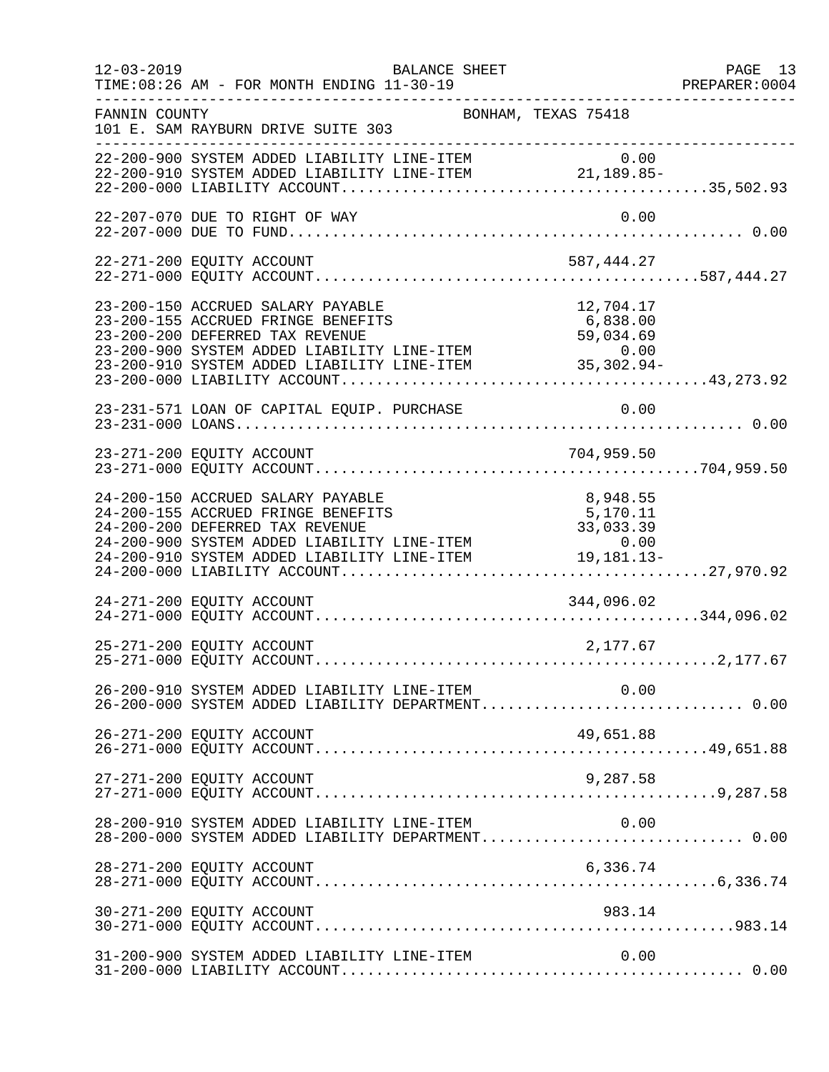FANNIN COUNTY BONHAM, TEXAS 75418
101 E. SAM RAYBURN DRIVE SUITE 303

BALANCE SHEET — FOR MONTH ENDING 11-30-19

| Account | Description | Line Item | Total |
|---|---|---|---|
| 22-200-900 | SYSTEM ADDED LIABILITY LINE-ITEM | 0.00 | |
| 22-200-910 | SYSTEM ADDED LIABILITY LINE-ITEM | 21,189.85- | |
| 22-200-000 | LIABILITY ACCOUNT | | 35,502.93 |
| 22-207-070 | DUE TO RIGHT OF WAY | 0.00 | |
| 22-207-000 | DUE TO FUND | | 0.00 |
| 22-271-200 | EQUITY ACCOUNT | 587,444.27 | |
| 22-271-000 | EQUITY ACCOUNT | | 587,444.27 |
| 23-200-150 | ACCRUED SALARY PAYABLE | 12,704.17 | |
| 23-200-155 | ACCRUED FRINGE BENEFITS | 6,838.00 | |
| 23-200-200 | DEFERRED TAX REVENUE | 59,034.69 | |
| 23-200-900 | SYSTEM ADDED LIABILITY LINE-ITEM | 0.00 | |
| 23-200-910 | SYSTEM ADDED LIABILITY LINE-ITEM | 35,302.94- | |
| 23-200-000 | LIABILITY ACCOUNT | | 43,273.92 |
| 23-231-571 | LOAN OF CAPITAL EQUIP. PURCHASE | 0.00 | |
| 23-231-000 | LOANS | | 0.00 |
| 23-271-200 | EQUITY ACCOUNT | 704,959.50 | |
| 23-271-000 | EQUITY ACCOUNT | | 704,959.50 |
| 24-200-150 | ACCRUED SALARY PAYABLE | 8,948.55 | |
| 24-200-155 | ACCRUED FRINGE BENEFITS | 5,170.11 | |
| 24-200-200 | DEFERRED TAX REVENUE | 33,033.39 | |
| 24-200-900 | SYSTEM ADDED LIABILITY LINE-ITEM | 0.00 | |
| 24-200-910 | SYSTEM ADDED LIABILITY LINE-ITEM | 19,181.13- | |
| 24-200-000 | LIABILITY ACCOUNT | | 27,970.92 |
| 24-271-200 | EQUITY ACCOUNT | 344,096.02 | |
| 24-271-000 | EQUITY ACCOUNT | | 344,096.02 |
| 25-271-200 | EQUITY ACCOUNT | 2,177.67 | |
| 25-271-000 | EQUITY ACCOUNT | | 2,177.67 |
| 26-200-910 | SYSTEM ADDED LIABILITY LINE-ITEM | 0.00 | |
| 26-200-000 | SYSTEM ADDED LIABILITY DEPARTMENT | | 0.00 |
| 26-271-200 | EQUITY ACCOUNT | 49,651.88 | |
| 26-271-000 | EQUITY ACCOUNT | | 49,651.88 |
| 27-271-200 | EQUITY ACCOUNT | 9,287.58 | |
| 27-271-000 | EQUITY ACCOUNT | | 9,287.58 |
| 28-200-910 | SYSTEM ADDED LIABILITY LINE-ITEM | 0.00 | |
| 28-200-000 | SYSTEM ADDED LIABILITY DEPARTMENT | | 0.00 |
| 28-271-200 | EQUITY ACCOUNT | 6,336.74 | |
| 28-271-000 | EQUITY ACCOUNT | | 6,336.74 |
| 30-271-200 | EQUITY ACCOUNT | 983.14 | |
| 30-271-000 | EQUITY ACCOUNT | | 983.14 |
| 31-200-900 | SYSTEM ADDED LIABILITY LINE-ITEM | 0.00 | |
| 31-200-000 | LIABILITY ACCOUNT | | 0.00 |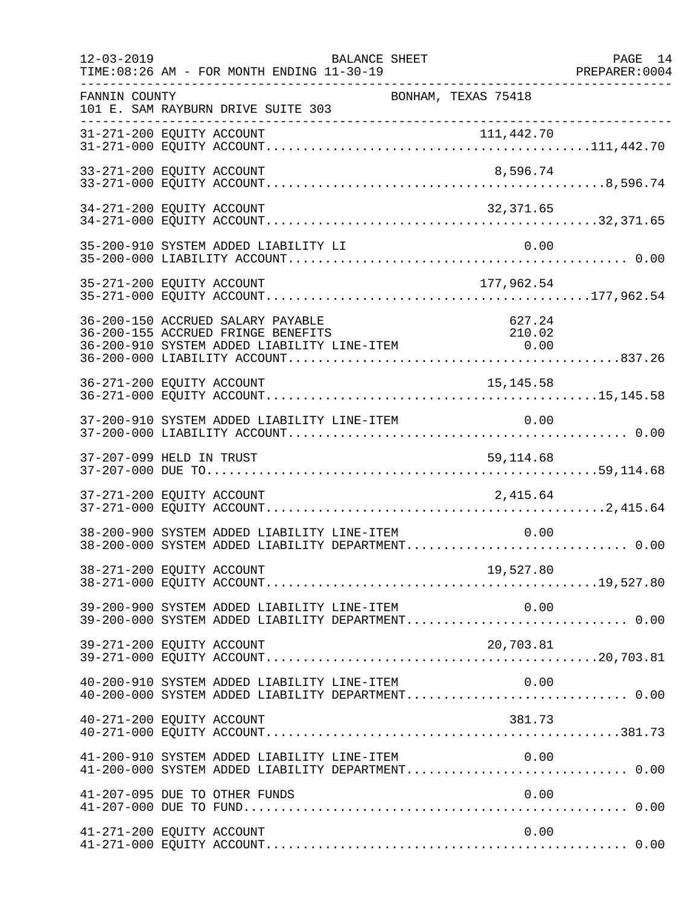FANNIN COUNTY  
101 E. SAM RAYBURN DRIVE SUITE 303  
BONHAM, TEXAS 75418

BALANCE SHEET  
TIME:08:26 AM - FOR MONTH ENDING 11-30-19

| Account | Description | Amount | Total |
|---|---|---|---|
| 31-271-200 | EQUITY ACCOUNT | 111,442.70 | |
| 31-271-000 | EQUITY ACCOUNT | | 111,442.70 |
| 33-271-200 | EQUITY ACCOUNT | 8,596.74 | |
| 33-271-000 | EQUITY ACCOUNT | | 8,596.74 |
| 34-271-200 | EQUITY ACCOUNT | 32,371.65 | |
| 34-271-000 | EQUITY ACCOUNT | | 32,371.65 |
| 35-200-910 | SYSTEM ADDED LIABILITY LI | 0.00 | |
| 35-200-000 | LIABILITY ACCOUNT | | 0.00 |
| 35-271-200 | EQUITY ACCOUNT | 177,962.54 | |
| 35-271-000 | EQUITY ACCOUNT | | 177,962.54 |
| 36-200-150 | ACCRUED SALARY PAYABLE | 627.24 | |
| 36-200-155 | ACCRUED FRINGE BENEFITS | 210.02 | |
| 36-200-910 | SYSTEM ADDED LIABILITY LINE-ITEM | 0.00 | |
| 36-200-000 | LIABILITY ACCOUNT | | 837.26 |
| 36-271-200 | EQUITY ACCOUNT | 15,145.58 | |
| 36-271-000 | EQUITY ACCOUNT | | 15,145.58 |
| 37-200-910 | SYSTEM ADDED LIABILITY LINE-ITEM | 0.00 | |
| 37-200-000 | LIABILITY ACCOUNT | | 0.00 |
| 37-207-099 | HELD IN TRUST | 59,114.68 | |
| 37-207-000 | DUE TO | | 59,114.68 |
| 37-271-200 | EQUITY ACCOUNT | 2,415.64 | |
| 37-271-000 | EQUITY ACCOUNT | | 2,415.64 |
| 38-200-900 | SYSTEM ADDED LIABILITY LINE-ITEM | 0.00 | |
| 38-200-000 | SYSTEM ADDED LIABILITY DEPARTMENT | | 0.00 |
| 38-271-200 | EQUITY ACCOUNT | 19,527.80 | |
| 38-271-000 | EQUITY ACCOUNT | | 19,527.80 |
| 39-200-900 | SYSTEM ADDED LIABILITY LINE-ITEM | 0.00 | |
| 39-200-000 | SYSTEM ADDED LIABILITY DEPARTMENT | | 0.00 |
| 39-271-200 | EQUITY ACCOUNT | 20,703.81 | |
| 39-271-000 | EQUITY ACCOUNT | | 20,703.81 |
| 40-200-910 | SYSTEM ADDED LIABILITY LINE-ITEM | 0.00 | |
| 40-200-000 | SYSTEM ADDED LIABILITY DEPARTMENT | | 0.00 |
| 40-271-200 | EQUITY ACCOUNT | 381.73 | |
| 40-271-000 | EQUITY ACCOUNT | | 381.73 |
| 41-200-910 | SYSTEM ADDED LIABILITY LINE-ITEM | 0.00 | |
| 41-200-000 | SYSTEM ADDED LIABILITY DEPARTMENT | | 0.00 |
| 41-207-095 | DUE TO OTHER FUNDS | 0.00 | |
| 41-207-000 | DUE TO FUND | | 0.00 |
| 41-271-200 | EQUITY ACCOUNT | 0.00 | |
| 41-271-000 | EQUITY ACCOUNT | | 0.00 |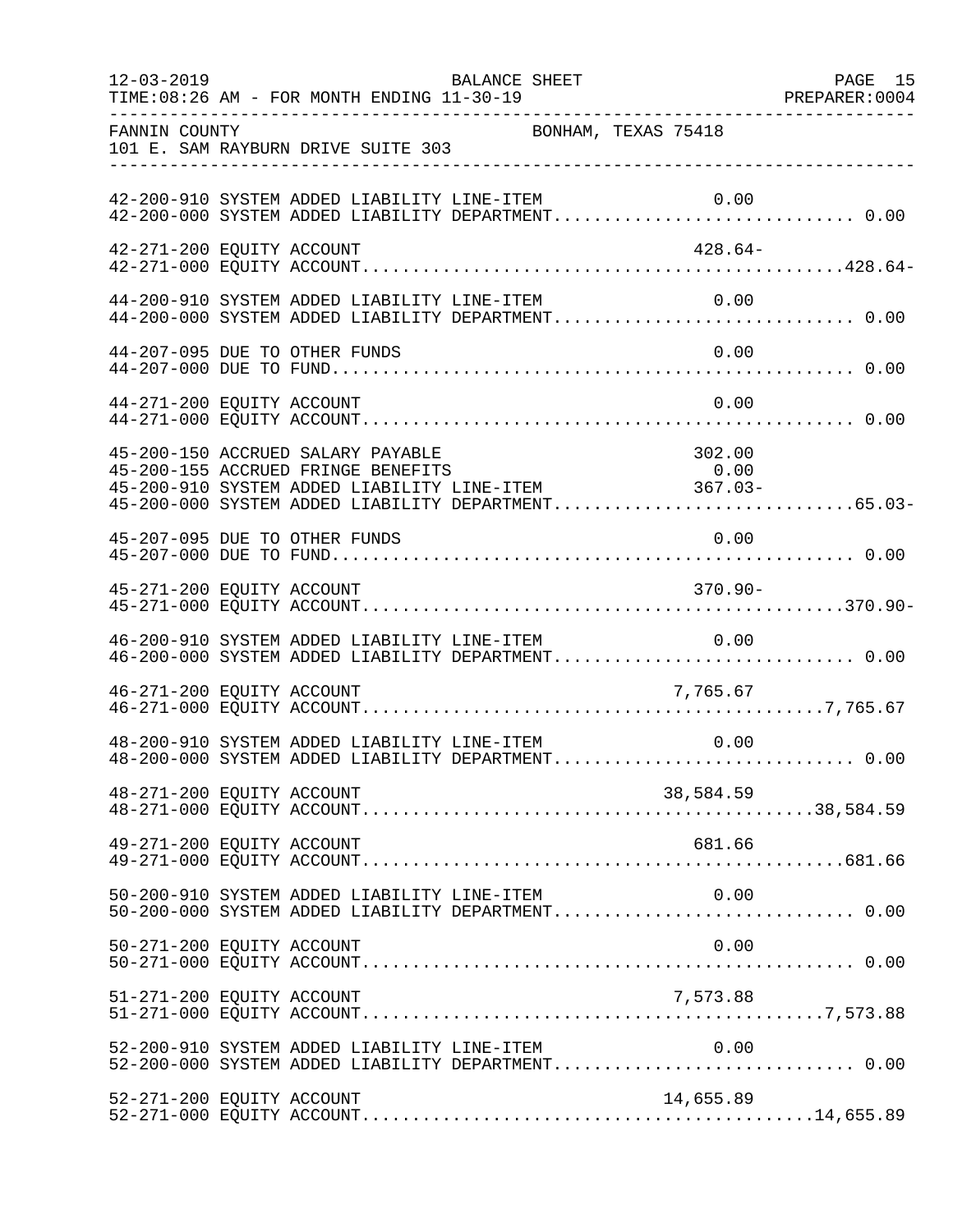FANNIN COUNTY BONHAM, TEXAS 75418
101 E. SAM RAYBURN DRIVE SUITE 303

BALANCE SHEET
TIME:08:26 AM - FOR MONTH ENDING 11-30-19

| Account | Description | Line-Item Amount | Department Total |
|---|---|---|---|
| 42-200-910 | SYSTEM ADDED LIABILITY LINE-ITEM | 0.00 | |
| 42-200-000 | SYSTEM ADDED LIABILITY DEPARTMENT | | 0.00 |
| 42-271-200 | EQUITY ACCOUNT | 428.64- | |
| 42-271-000 | EQUITY ACCOUNT | | 428.64- |
| 44-200-910 | SYSTEM ADDED LIABILITY LINE-ITEM | 0.00 | |
| 44-200-000 | SYSTEM ADDED LIABILITY DEPARTMENT | | 0.00 |
| 44-207-095 | DUE TO OTHER FUNDS | 0.00 | |
| 44-207-000 | DUE TO FUND | | 0.00 |
| 44-271-200 | EQUITY ACCOUNT | 0.00 | |
| 44-271-000 | EQUITY ACCOUNT | | 0.00 |
| 45-200-150 | ACCRUED SALARY PAYABLE | 302.00 | |
| 45-200-155 | ACCRUED FRINGE BENEFITS | 0.00 | |
| 45-200-910 | SYSTEM ADDED LIABILITY LINE-ITEM | 367.03- | |
| 45-200-000 | SYSTEM ADDED LIABILITY DEPARTMENT | | 65.03- |
| 45-207-095 | DUE TO OTHER FUNDS | 0.00 | |
| 45-207-000 | DUE TO FUND | | 0.00 |
| 45-271-200 | EQUITY ACCOUNT | 370.90- | |
| 45-271-000 | EQUITY ACCOUNT | | 370.90- |
| 46-200-910 | SYSTEM ADDED LIABILITY LINE-ITEM | 0.00 | |
| 46-200-000 | SYSTEM ADDED LIABILITY DEPARTMENT | | 0.00 |
| 46-271-200 | EQUITY ACCOUNT | 7,765.67 | |
| 46-271-000 | EQUITY ACCOUNT | | 7,765.67 |
| 48-200-910 | SYSTEM ADDED LIABILITY LINE-ITEM | 0.00 | |
| 48-200-000 | SYSTEM ADDED LIABILITY DEPARTMENT | | 0.00 |
| 48-271-200 | EQUITY ACCOUNT | 38,584.59 | |
| 48-271-000 | EQUITY ACCOUNT | | 38,584.59 |
| 49-271-200 | EQUITY ACCOUNT | 681.66 | |
| 49-271-000 | EQUITY ACCOUNT | | 681.66 |
| 50-200-910 | SYSTEM ADDED LIABILITY LINE-ITEM | 0.00 | |
| 50-200-000 | SYSTEM ADDED LIABILITY DEPARTMENT | | 0.00 |
| 50-271-200 | EQUITY ACCOUNT | 0.00 | |
| 50-271-000 | EQUITY ACCOUNT | | 0.00 |
| 51-271-200 | EQUITY ACCOUNT | 7,573.88 | |
| 51-271-000 | EQUITY ACCOUNT | | 7,573.88 |
| 52-200-910 | SYSTEM ADDED LIABILITY LINE-ITEM | 0.00 | |
| 52-200-000 | SYSTEM ADDED LIABILITY DEPARTMENT | | 0.00 |
| 52-271-200 | EQUITY ACCOUNT | 14,655.89 | |
| 52-271-000 | EQUITY ACCOUNT | | 14,655.89 |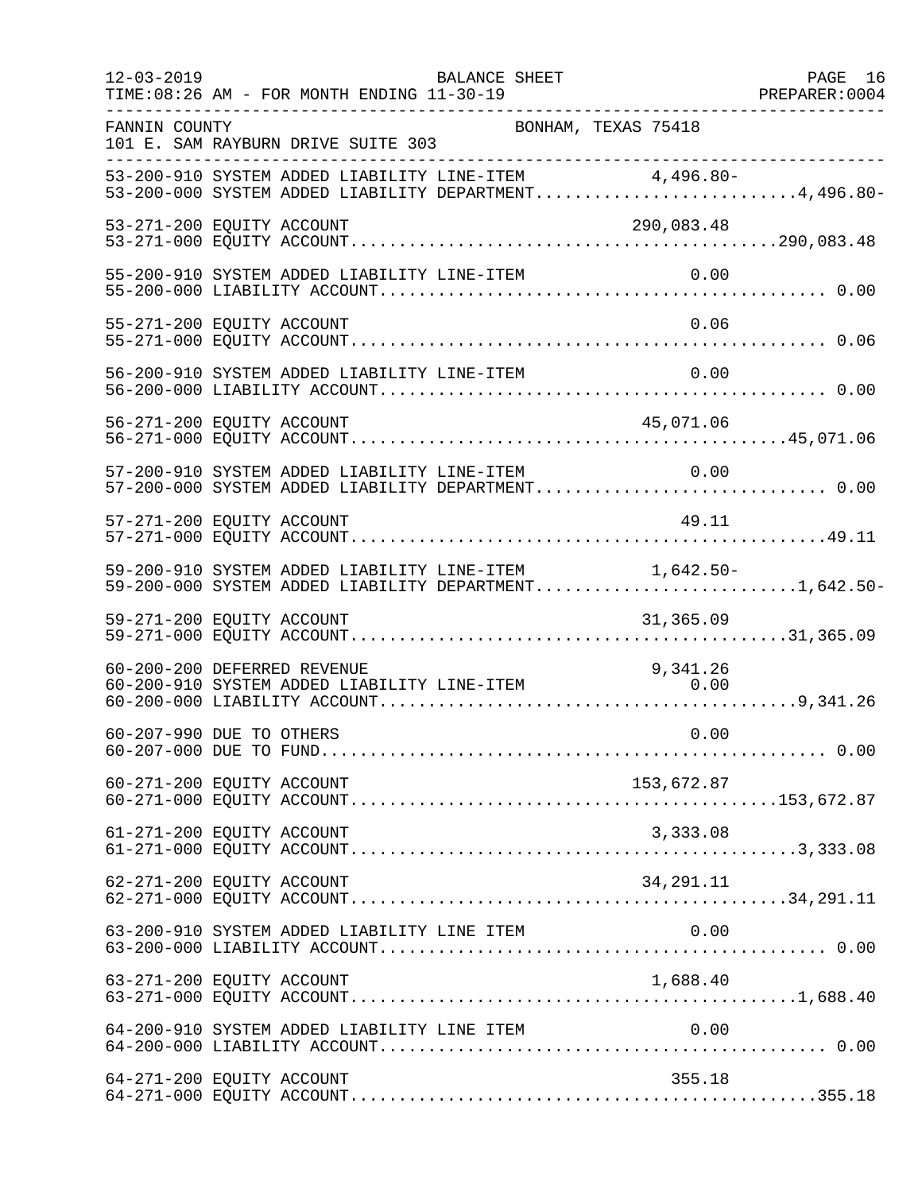FANNIN COUNTY BONHAM, TEXAS 75418
101 E. SAM RAYBURN DRIVE SUITE 303

| Account | Description | Line Amount | Total |
|---|---|---|---|
| 53-200-910 | SYSTEM ADDED LIABILITY LINE-ITEM | 4,496.80- | |
| 53-200-000 | SYSTEM ADDED LIABILITY DEPARTMENT | | 4,496.80- |
| 53-271-200 | EQUITY ACCOUNT | 290,083.48 | |
| 53-271-000 | EQUITY ACCOUNT | | 290,083.48 |
| 55-200-910 | SYSTEM ADDED LIABILITY LINE-ITEM | 0.00 | |
| 55-200-000 | LIABILITY ACCOUNT | | 0.00 |
| 55-271-200 | EQUITY ACCOUNT | 0.06 | |
| 55-271-000 | EQUITY ACCOUNT | | 0.06 |
| 56-200-910 | SYSTEM ADDED LIABILITY LINE-ITEM | 0.00 | |
| 56-200-000 | LIABILITY ACCOUNT | | 0.00 |
| 56-271-200 | EQUITY ACCOUNT | 45,071.06 | |
| 56-271-000 | EQUITY ACCOUNT | | 45,071.06 |
| 57-200-910 | SYSTEM ADDED LIABILITY LINE-ITEM | 0.00 | |
| 57-200-000 | SYSTEM ADDED LIABILITY DEPARTMENT | | 0.00 |
| 57-271-200 | EQUITY ACCOUNT | 49.11 | |
| 57-271-000 | EQUITY ACCOUNT | | 49.11 |
| 59-200-910 | SYSTEM ADDED LIABILITY LINE-ITEM | 1,642.50- | |
| 59-200-000 | SYSTEM ADDED LIABILITY DEPARTMENT | | 1,642.50- |
| 59-271-200 | EQUITY ACCOUNT | 31,365.09 | |
| 59-271-000 | EQUITY ACCOUNT | | 31,365.09 |
| 60-200-200 | DEFERRED REVENUE | 9,341.26 | |
| 60-200-910 | SYSTEM ADDED LIABILITY LINE-ITEM | 0.00 | |
| 60-200-000 | LIABILITY ACCOUNT | | 9,341.26 |
| 60-207-990 | DUE TO OTHERS | 0.00 | |
| 60-207-000 | DUE TO FUND | | 0.00 |
| 60-271-200 | EQUITY ACCOUNT | 153,672.87 | |
| 60-271-000 | EQUITY ACCOUNT | | 153,672.87 |
| 61-271-200 | EQUITY ACCOUNT | 3,333.08 | |
| 61-271-000 | EQUITY ACCOUNT | | 3,333.08 |
| 62-271-200 | EQUITY ACCOUNT | 34,291.11 | |
| 62-271-000 | EQUITY ACCOUNT | | 34,291.11 |
| 63-200-910 | SYSTEM ADDED LIABILITY LINE ITEM | 0.00 | |
| 63-200-000 | LIABILITY ACCOUNT | | 0.00 |
| 63-271-200 | EQUITY ACCOUNT | 1,688.40 | |
| 63-271-000 | EQUITY ACCOUNT | | 1,688.40 |
| 64-200-910 | SYSTEM ADDED LIABILITY LINE ITEM | 0.00 | |
| 64-200-000 | LIABILITY ACCOUNT | | 0.00 |
| 64-271-200 | EQUITY ACCOUNT | 355.18 | |
| 64-271-000 | EQUITY ACCOUNT | | 355.18 |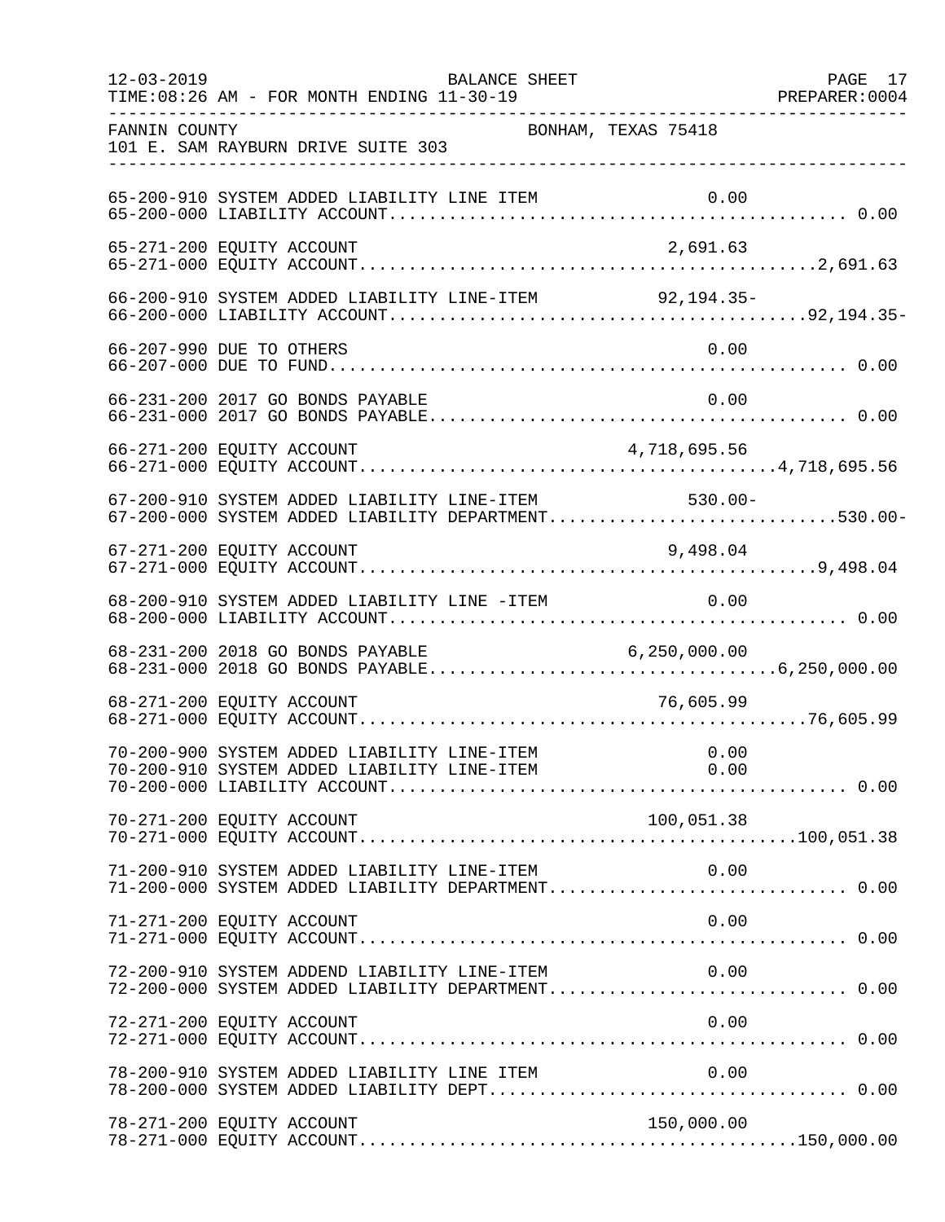FANNIN COUNTY BONHAM, TEXAS 75418
101 E. SAM RAYBURN DRIVE SUITE 303

| Account | Description | Line Item | Total |
|---|---|---|---|
| 65-200-910 | SYSTEM ADDED LIABILITY LINE ITEM | 0.00 | |
| 65-200-000 | LIABILITY ACCOUNT | | 0.00 |
| 65-271-200 | EQUITY ACCOUNT | 2,691.63 | |
| 65-271-000 | EQUITY ACCOUNT | | 2,691.63 |
| 66-200-910 | SYSTEM ADDED LIABILITY LINE-ITEM | 92,194.35- | |
| 66-200-000 | LIABILITY ACCOUNT | | 92,194.35- |
| 66-207-990 | DUE TO OTHERS | 0.00 | |
| 66-207-000 | DUE TO FUND | | 0.00 |
| 66-231-200 | 2017 GO BONDS PAYABLE | 0.00 | |
| 66-231-000 | 2017 GO BONDS PAYABLE | | 0.00 |
| 66-271-200 | EQUITY ACCOUNT | 4,718,695.56 | |
| 66-271-000 | EQUITY ACCOUNT | | 4,718,695.56 |
| 67-200-910 | SYSTEM ADDED LIABILITY LINE-ITEM | 530.00- | |
| 67-200-000 | SYSTEM ADDED LIABILITY DEPARTMENT | | 530.00- |
| 67-271-200 | EQUITY ACCOUNT | 9,498.04 | |
| 67-271-000 | EQUITY ACCOUNT | | 9,498.04 |
| 68-200-910 | SYSTEM ADDED LIABILITY LINE -ITEM | 0.00 | |
| 68-200-000 | LIABILITY ACCOUNT | | 0.00 |
| 68-231-200 | 2018 GO BONDS PAYABLE | 6,250,000.00 | |
| 68-231-000 | 2018 GO BONDS PAYABLE | | 6,250,000.00 |
| 68-271-200 | EQUITY ACCOUNT | 76,605.99 | |
| 68-271-000 | EQUITY ACCOUNT | | 76,605.99 |
| 70-200-900 | SYSTEM ADDED LIABILITY LINE-ITEM | 0.00 | |
| 70-200-910 | SYSTEM ADDED LIABILITY LINE-ITEM | 0.00 | |
| 70-200-000 | LIABILITY ACCOUNT | | 0.00 |
| 70-271-200 | EQUITY ACCOUNT | 100,051.38 | |
| 70-271-000 | EQUITY ACCOUNT | | 100,051.38 |
| 71-200-910 | SYSTEM ADDED LIABILITY LINE-ITEM | 0.00 | |
| 71-200-000 | SYSTEM ADDED LIABILITY DEPARTMENT | | 0.00 |
| 71-271-200 | EQUITY ACCOUNT | 0.00 | |
| 71-271-000 | EQUITY ACCOUNT | | 0.00 |
| 72-200-910 | SYSTEM ADDEND LIABILITY LINE-ITEM | 0.00 | |
| 72-200-000 | SYSTEM ADDED LIABILITY DEPARTMENT | | 0.00 |
| 72-271-200 | EQUITY ACCOUNT | 0.00 | |
| 72-271-000 | EQUITY ACCOUNT | | 0.00 |
| 78-200-910 | SYSTEM ADDED LIABILITY LINE ITEM | 0.00 | |
| 78-200-000 | SYSTEM ADDED LIABILITY DEPT | | 0.00 |
| 78-271-200 | EQUITY ACCOUNT | 150,000.00 | |
| 78-271-000 | EQUITY ACCOUNT | | 150,000.00 |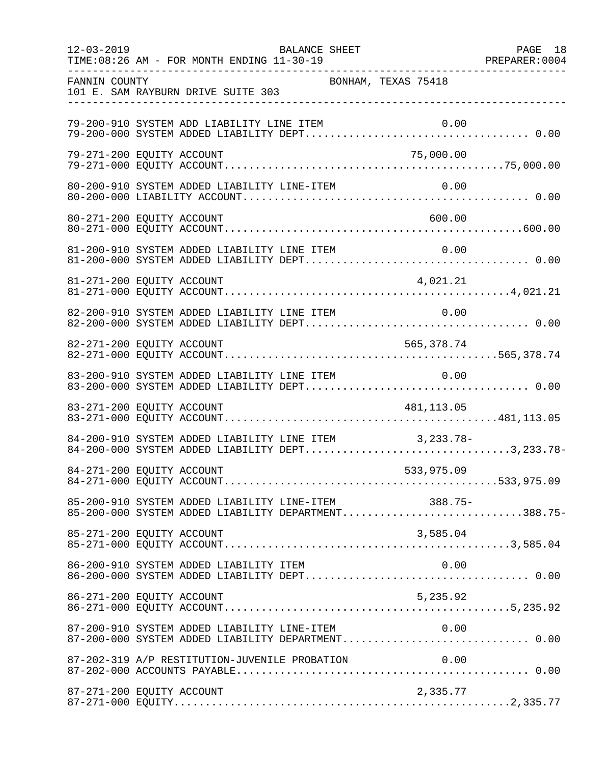FANNIN COUNTY BONHAM, TEXAS 75418
101 E. SAM RAYBURN DRIVE SUITE 303

| Account | Description | Line Item Amount | Total |
|---|---|---|---|
| 79-200-910 | SYSTEM ADD LIABILITY LINE ITEM | 0.00 | |
| 79-200-000 | SYSTEM ADDED LIABILITY DEPT | | 0.00 |
| 79-271-200 | EQUITY ACCOUNT | 75,000.00 | |
| 79-271-000 | EQUITY ACCOUNT | | 75,000.00 |
| 80-200-910 | SYSTEM ADDED LIABILITY LINE-ITEM | 0.00 | |
| 80-200-000 | LIABILITY ACCOUNT | | 0.00 |
| 80-271-200 | EQUITY ACCOUNT | 600.00 | |
| 80-271-000 | EQUITY ACCOUNT | | 600.00 |
| 81-200-910 | SYSTEM ADDED LIABILITY LINE ITEM | 0.00 | |
| 81-200-000 | SYSTEM ADDED LIABILITY DEPT | | 0.00 |
| 81-271-200 | EQUITY ACCOUNT | 4,021.21 | |
| 81-271-000 | EQUITY ACCOUNT | | 4,021.21 |
| 82-200-910 | SYSTEM ADDED LIABILITY LINE ITEM | 0.00 | |
| 82-200-000 | SYSTEM ADDED LIABILITY DEPT | | 0.00 |
| 82-271-200 | EQUITY ACCOUNT | 565,378.74 | |
| 82-271-000 | EQUITY ACCOUNT | | 565,378.74 |
| 83-200-910 | SYSTEM ADDED LIABILITY LINE ITEM | 0.00 | |
| 83-200-000 | SYSTEM ADDED LIABILITY DEPT | | 0.00 |
| 83-271-200 | EQUITY ACCOUNT | 481,113.05 | |
| 83-271-000 | EQUITY ACCOUNT | | 481,113.05 |
| 84-200-910 | SYSTEM ADDED LIABILITY LINE ITEM | 3,233.78- | |
| 84-200-000 | SYSTEM ADDED LIABILITY DEPT | | 3,233.78- |
| 84-271-200 | EQUITY ACCOUNT | 533,975.09 | |
| 84-271-000 | EQUITY ACCOUNT | | 533,975.09 |
| 85-200-910 | SYSTEM ADDED LIABILITY LINE-ITEM | 388.75- | |
| 85-200-000 | SYSTEM ADDED LIABILITY DEPARTMENT | | 388.75- |
| 85-271-200 | EQUITY ACCOUNT | 3,585.04 | |
| 85-271-000 | EQUITY ACCOUNT | | 3,585.04 |
| 86-200-910 | SYSTEM ADDED LIABILITY ITEM | 0.00 | |
| 86-200-000 | SYSTEM ADDED LIABILITY DEPT | | 0.00 |
| 86-271-200 | EQUITY ACCOUNT | 5,235.92 | |
| 86-271-000 | EQUITY ACCOUNT | | 5,235.92 |
| 87-200-910 | SYSTEM ADDED LIABILITY LINE-ITEM | 0.00 | |
| 87-200-000 | SYSTEM ADDED LIABILITY DEPARTMENT | | 0.00 |
| 87-202-319 | A/P RESTITUTION-JUVENILE PROBATION | 0.00 | |
| 87-202-000 | ACCOUNTS PAYABLE | | 0.00 |
| 87-271-200 | EQUITY ACCOUNT | 2,335.77 | |
| 87-271-000 | EQUITY | | 2,335.77 |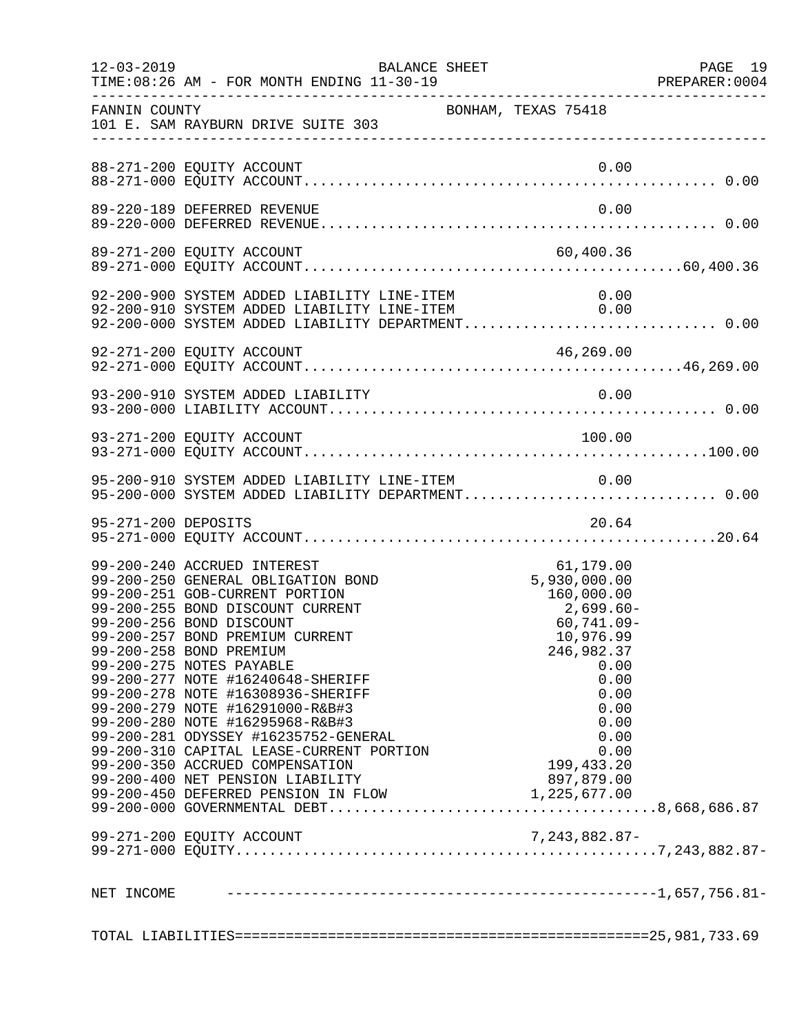FANNIN COUNTY BONHAM, TEXAS 75418
101 E. SAM RAYBURN DRIVE SUITE 303

| | | |
|---|---|---|
| 88-271-200 EQUITY ACCOUNT | 0.00 | |
| 88-271-000 EQUITY ACCOUNT | | 0.00 |
| 89-220-189 DEFERRED REVENUE | 0.00 | |
| 89-220-000 DEFERRED REVENUE | | 0.00 |
| 89-271-200 EQUITY ACCOUNT | 60,400.36 | |
| 89-271-000 EQUITY ACCOUNT | | 60,400.36 |
| 92-200-900 SYSTEM ADDED LIABILITY LINE-ITEM | 0.00 | |
| 92-200-910 SYSTEM ADDED LIABILITY LINE-ITEM | 0.00 | |
| 92-200-000 SYSTEM ADDED LIABILITY DEPARTMENT | | 0.00 |
| 92-271-200 EQUITY ACCOUNT | 46,269.00 | |
| 92-271-000 EQUITY ACCOUNT | | 46,269.00 |
| 93-200-910 SYSTEM ADDED LIABILITY | 0.00 | |
| 93-200-000 LIABILITY ACCOUNT | | 0.00 |
| 93-271-200 EQUITY ACCOUNT | 100.00 | |
| 93-271-000 EQUITY ACCOUNT | | 100.00 |
| 95-200-910 SYSTEM ADDED LIABILITY LINE-ITEM | 0.00 | |
| 95-200-000 SYSTEM ADDED LIABILITY DEPARTMENT | | 0.00 |
| 95-271-200 DEPOSITS | 20.64 | |
| 95-271-000 EQUITY ACCOUNT | | 20.64 |
| 99-200-240 ACCRUED INTEREST | 61,179.00 | |
| 99-200-250 GENERAL OBLIGATION BOND | 5,930,000.00 | |
| 99-200-251 GOB-CURRENT PORTION | 160,000.00 | |
| 99-200-255 BOND DISCOUNT CURRENT | 2,699.60- | |
| 99-200-256 BOND DISCOUNT | 60,741.09- | |
| 99-200-257 BOND PREMIUM CURRENT | 10,976.99 | |
| 99-200-258 BOND PREMIUM | 246,982.37 | |
| 99-200-275 NOTES PAYABLE | 0.00 | |
| 99-200-277 NOTE #16240648-SHERIFF | 0.00 | |
| 99-200-278 NOTE #16308936-SHERIFF | 0.00 | |
| 99-200-279 NOTE #16291000-R&B#3 | 0.00 | |
| 99-200-280 NOTE #16295968-R&B#3 | 0.00 | |
| 99-200-281 ODYSSEY #16235752-GENERAL | 0.00 | |
| 99-200-310 CAPITAL LEASE-CURRENT PORTION | 0.00 | |
| 99-200-350 ACCRUED COMPENSATION | 199,433.20 | |
| 99-200-400 NET PENSION LIABILITY | 897,879.00 | |
| 99-200-450 DEFERRED PENSION IN FLOW | 1,225,677.00 | |
| 99-200-000 GOVERNMENTAL DEBT | | 8,668,686.87 |
| 99-271-200 EQUITY ACCOUNT | 7,243,882.87- | |
| 99-271-000 EQUITY | | 7,243,882.87- |
| NET INCOME | | 1,657,756.81- |
| TOTAL LIABILITIES | | 25,981,733.69 |